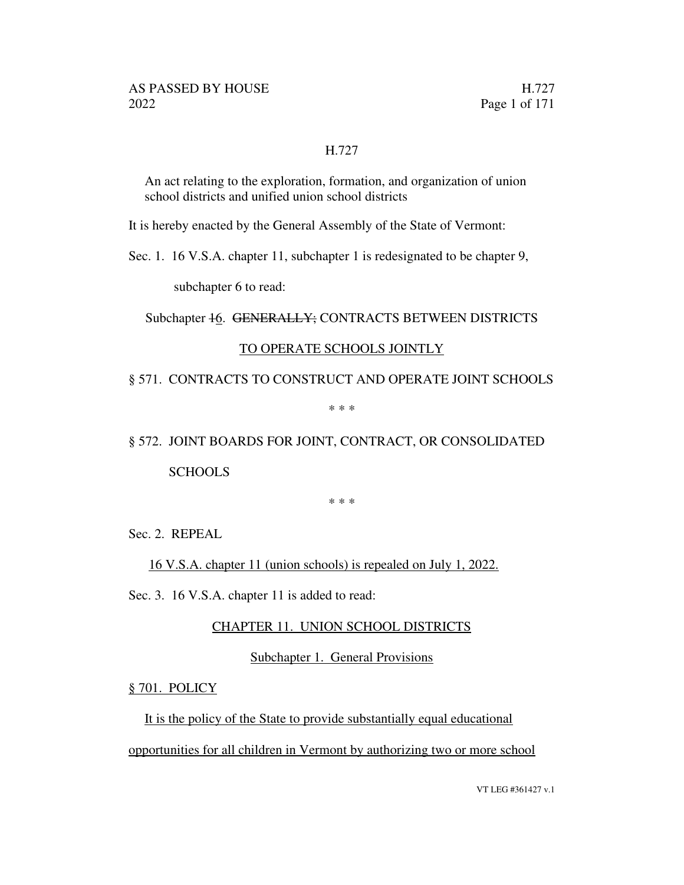# H.727

An act relating to the exploration, formation, and organization of union school districts and unified union school districts

It is hereby enacted by the General Assembly of the State of Vermont:

Sec. 1. 16 V.S.A. chapter 11, subchapter 1 is redesignated to be chapter 9, subchapter 6 to read:

Subchapter ~~1~~<u>6</u>. ~~GENERALLY;~~ CONTRACTS BETWEEN DISTRICTS <u>TO OPERATE SCHOOLS JOINTLY</u>

§ 571. CONTRACTS TO CONSTRUCT AND OPERATE JOINT SCHOOLS

\* \* \*

§ 572. JOINT BOARDS FOR JOINT, CONTRACT, OR CONSOLIDATED SCHOOLS

\* \* \*

Sec. 2. REPEAL

<u>16 V.S.A. chapter 11 (union schools) is repealed on July 1, 2022.</u>

Sec. 3. 16 V.S.A. chapter 11 is added to read:

<u>CHAPTER 11. UNION SCHOOL DISTRICTS</u>

<u>Subchapter 1. General Provisions</u>

<u>§ 701. POLICY</u>

<u>It is the policy of the State to provide substantially equal educational opportunities for all children in Vermont by authorizing two or more school</u>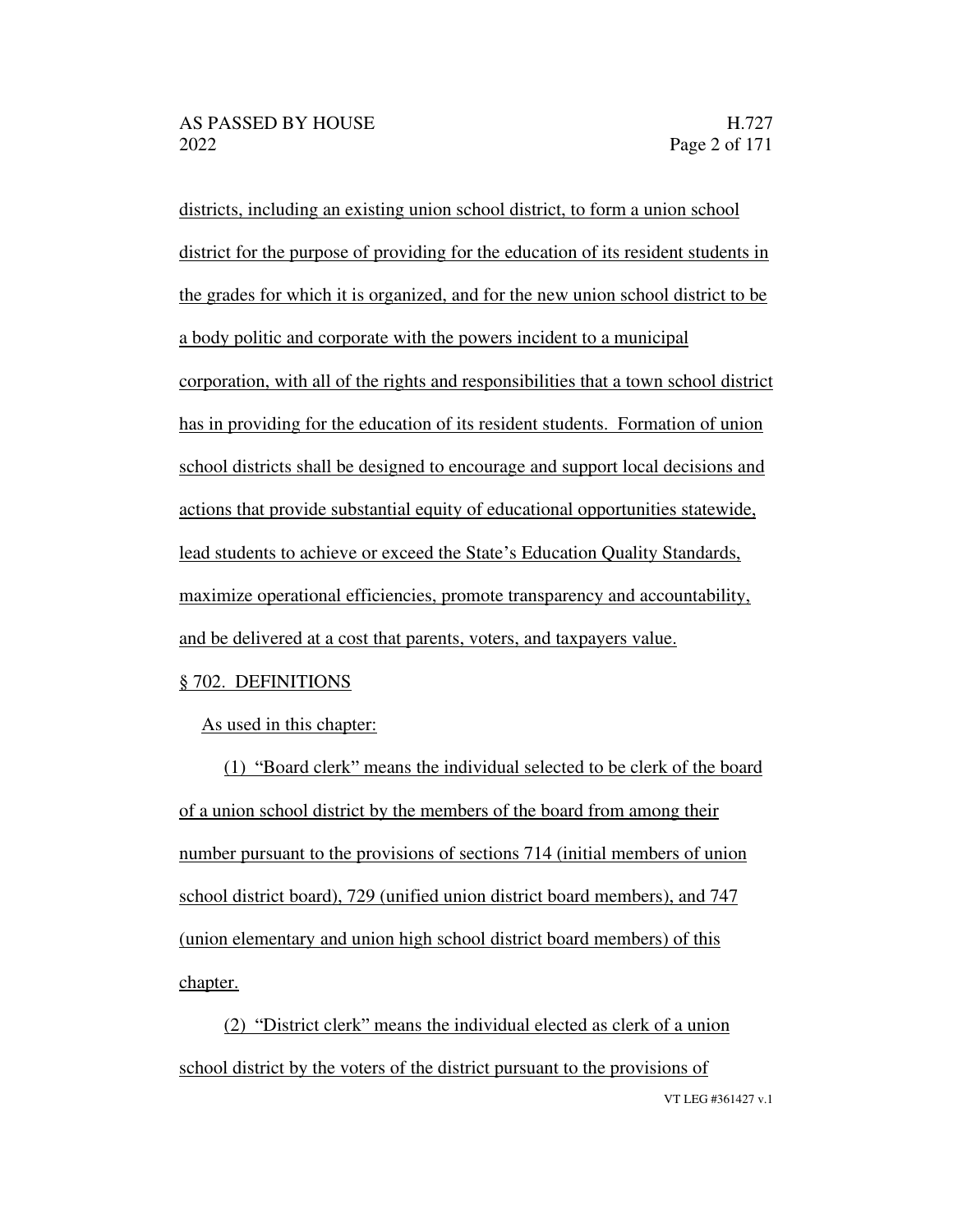districts, including an existing union school district, to form a union school district for the purpose of providing for the education of its resident students in the grades for which it is organized, and for the new union school district to be a body politic and corporate with the powers incident to a municipal corporation, with all of the rights and responsibilities that a town school district has in providing for the education of its resident students. Formation of union school districts shall be designed to encourage and support local decisions and actions that provide substantial equity of educational opportunities statewide, lead students to achieve or exceed the State's Education Quality Standards, maximize operational efficiencies, promote transparency and accountability, and be delivered at a cost that parents, voters, and taxpayers value.

§ 702. DEFINITIONS

As used in this chapter:

(1) "Board clerk" means the individual selected to be clerk of the board of a union school district by the members of the board from among their number pursuant to the provisions of sections 714 (initial members of union school district board), 729 (unified union district board members), and 747 (union elementary and union high school district board members) of this chapter.

(2) "District clerk" means the individual elected as clerk of a union school district by the voters of the district pursuant to the provisions of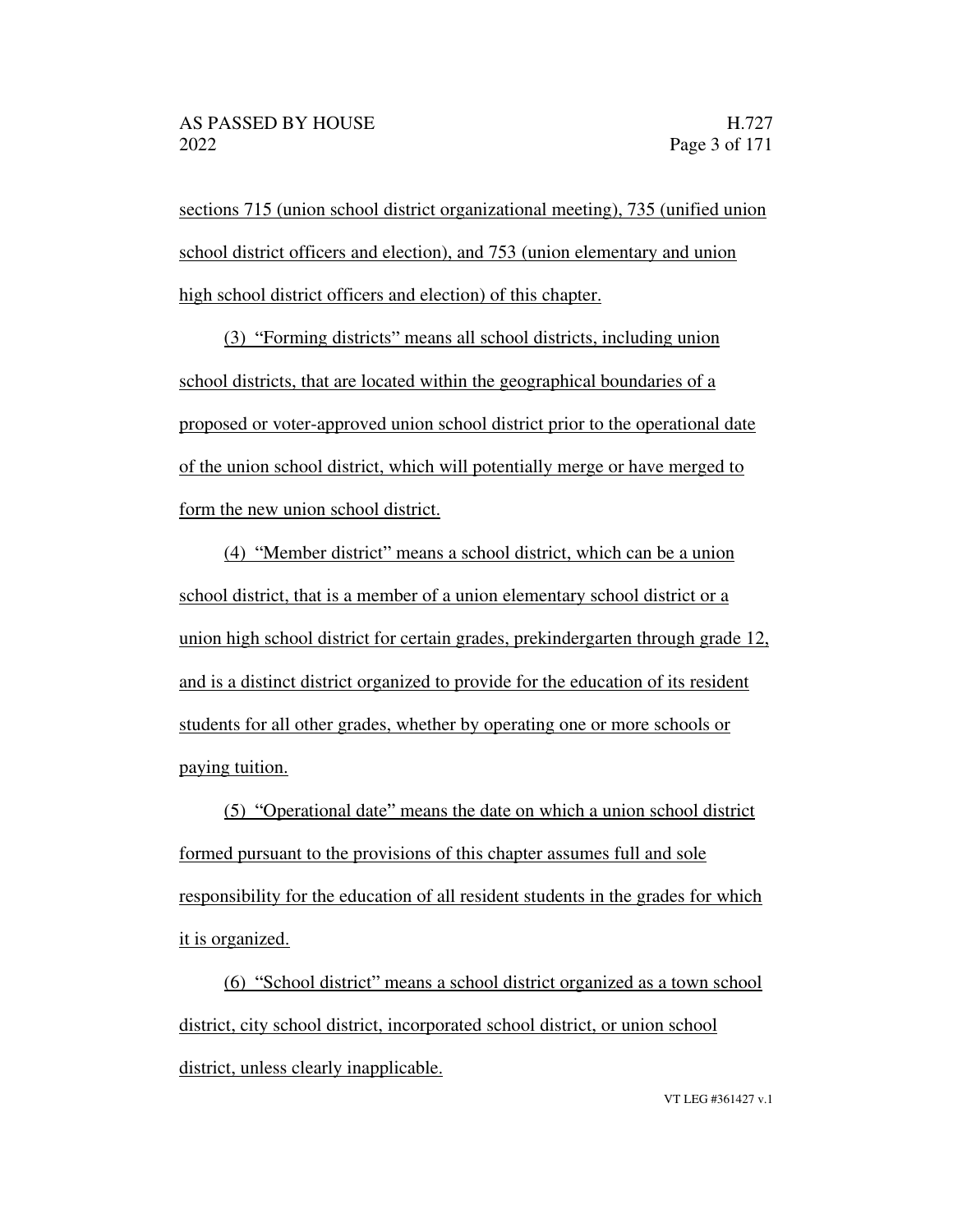sections 715 (union school district organizational meeting), 735 (unified union school district officers and election), and 753 (union elementary and union high school district officers and election) of this chapter.

(3) "Forming districts" means all school districts, including union school districts, that are located within the geographical boundaries of a proposed or voter-approved union school district prior to the operational date of the union school district, which will potentially merge or have merged to form the new union school district.

(4) "Member district" means a school district, which can be a union school district, that is a member of a union elementary school district or a union high school district for certain grades, prekindergarten through grade 12, and is a distinct district organized to provide for the education of its resident students for all other grades, whether by operating one or more schools or paying tuition.

(5) "Operational date" means the date on which a union school district formed pursuant to the provisions of this chapter assumes full and sole responsibility for the education of all resident students in the grades for which it is organized.

(6) "School district" means a school district organized as a town school district, city school district, incorporated school district, or union school district, unless clearly inapplicable.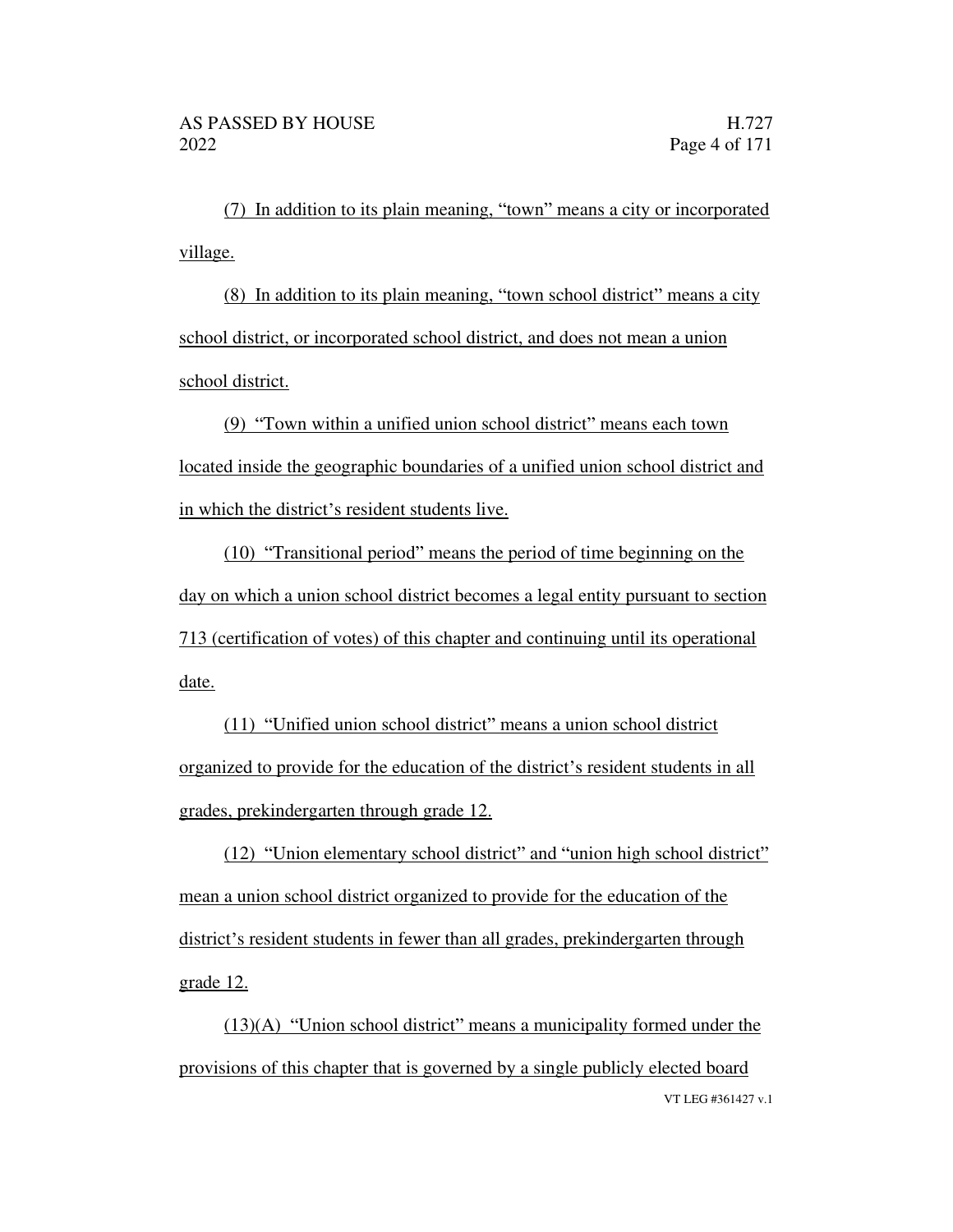(7) In addition to its plain meaning, "town" means a city or incorporated village.

(8) In addition to its plain meaning, "town school district" means a city school district, or incorporated school district, and does not mean a union school district.

(9) "Town within a unified union school district" means each town located inside the geographic boundaries of a unified union school district and in which the district's resident students live.

(10) "Transitional period" means the period of time beginning on the day on which a union school district becomes a legal entity pursuant to section 713 (certification of votes) of this chapter and continuing until its operational date.

(11) "Unified union school district" means a union school district organized to provide for the education of the district's resident students in all grades, prekindergarten through grade 12.

(12) "Union elementary school district" and "union high school district" mean a union school district organized to provide for the education of the district's resident students in fewer than all grades, prekindergarten through grade 12.

(13)(A) "Union school district" means a municipality formed under the provisions of this chapter that is governed by a single publicly elected board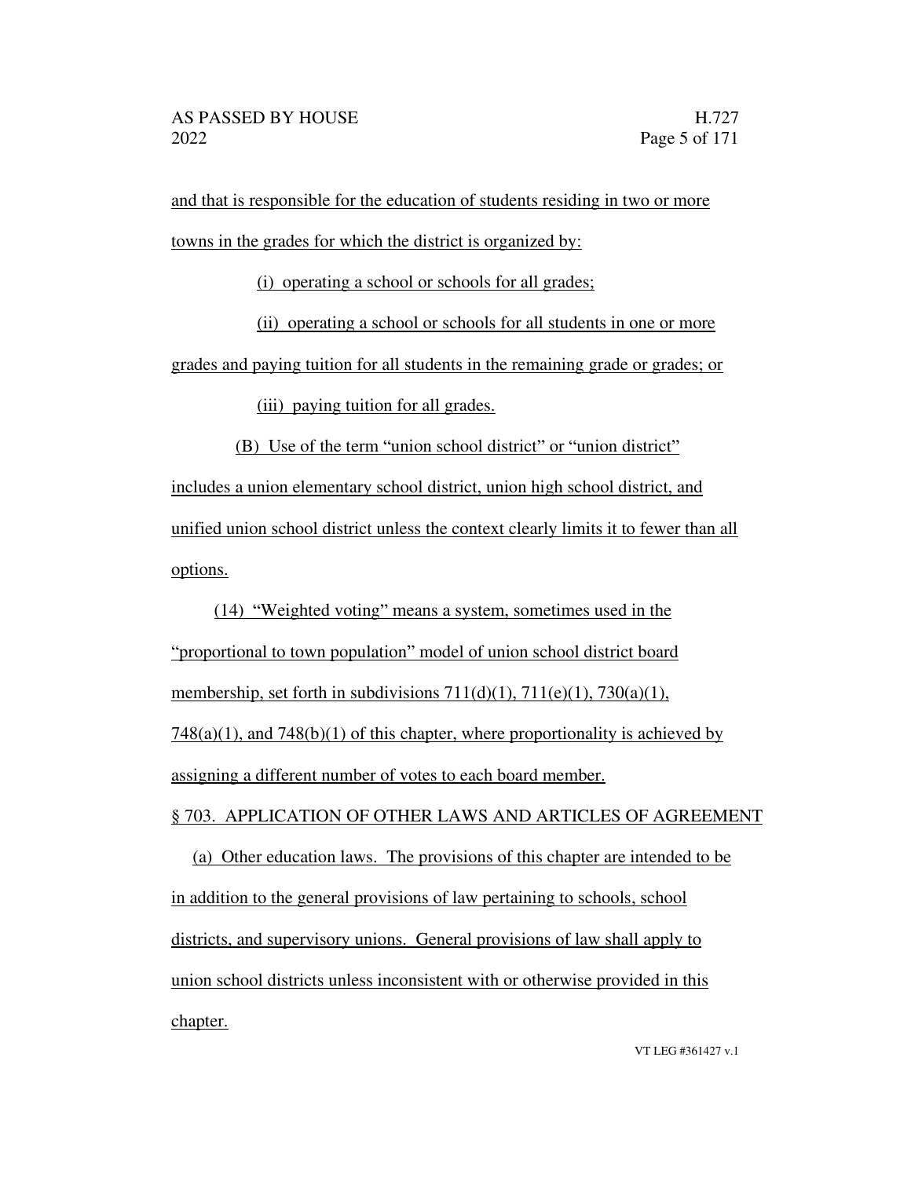and that is responsible for the education of students residing in two or more towns in the grades for which the district is organized by:

(i) operating a school or schools for all grades;

(ii) operating a school or schools for all students in one or more grades and paying tuition for all students in the remaining grade or grades; or

(iii) paying tuition for all grades.

(B) Use of the term "union school district" or "union district" includes a union elementary school district, union high school district, and unified union school district unless the context clearly limits it to fewer than all options.

(14) "Weighted voting" means a system, sometimes used in the "proportional to town population" model of union school district board membership, set forth in subdivisions 711(d)(1), 711(e)(1), 730(a)(1), 748(a)(1), and 748(b)(1) of this chapter, where proportionality is achieved by assigning a different number of votes to each board member.

§ 703. APPLICATION OF OTHER LAWS AND ARTICLES OF AGREEMENT

(a) Other education laws. The provisions of this chapter are intended to be in addition to the general provisions of law pertaining to schools, school districts, and supervisory unions. General provisions of law shall apply to union school districts unless inconsistent with or otherwise provided in this chapter.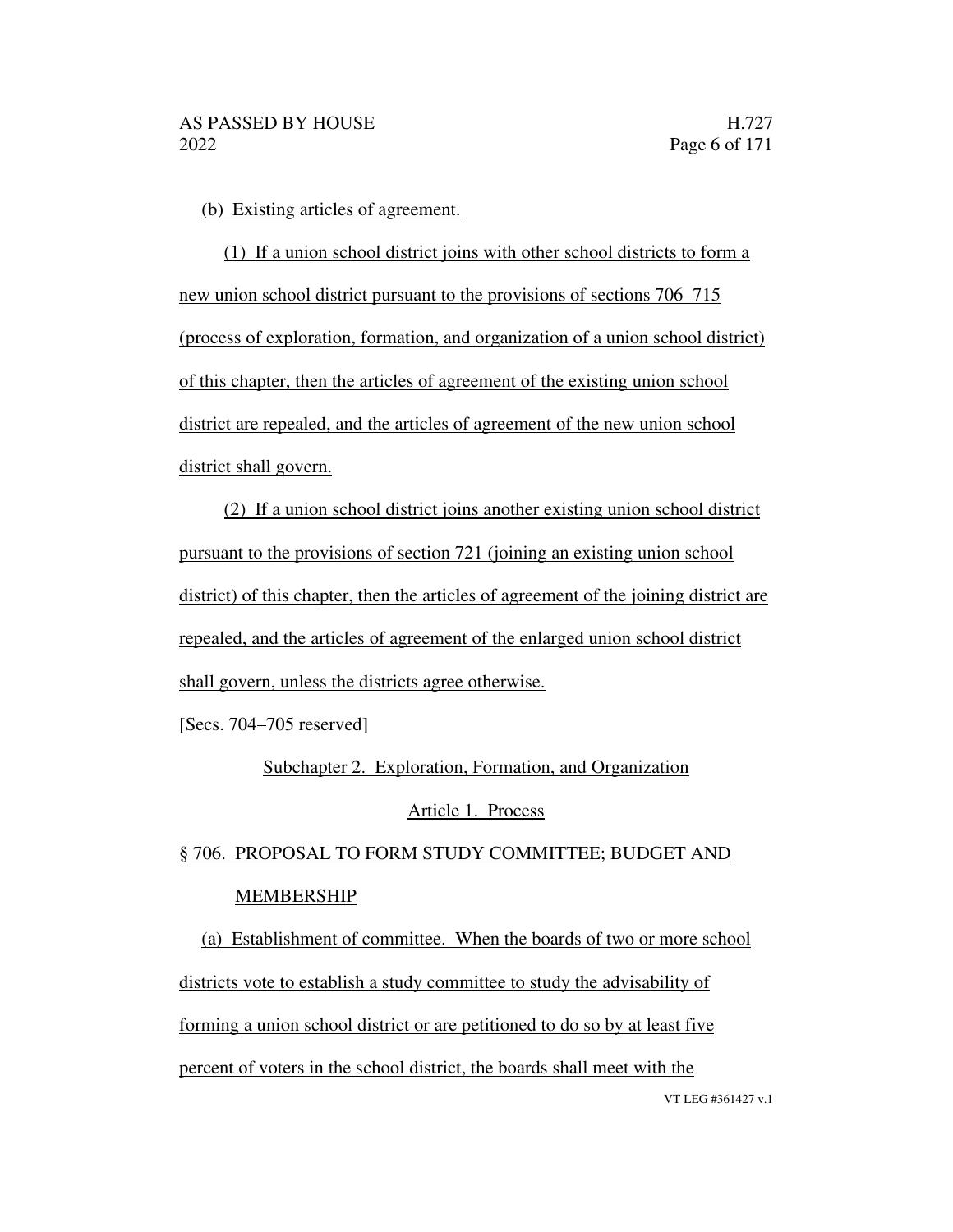(b) Existing articles of agreement.

(1) If a union school district joins with other school districts to form a new union school district pursuant to the provisions of sections 706–715 (process of exploration, formation, and organization of a union school district) of this chapter, then the articles of agreement of the existing union school district are repealed, and the articles of agreement of the new union school district shall govern.

(2) If a union school district joins another existing union school district pursuant to the provisions of section 721 (joining an existing union school district) of this chapter, then the articles of agreement of the joining district are repealed, and the articles of agreement of the enlarged union school district shall govern, unless the districts agree otherwise.

[Secs. 704–705 reserved]

## Subchapter 2. Exploration, Formation, and Organization

### Article 1. Process

### § 706. PROPOSAL TO FORM STUDY COMMITTEE; BUDGET AND MEMBERSHIP

(a) Establishment of committee. When the boards of two or more school districts vote to establish a study committee to study the advisability of forming a union school district or are petitioned to do so by at least five percent of voters in the school district, the boards shall meet with the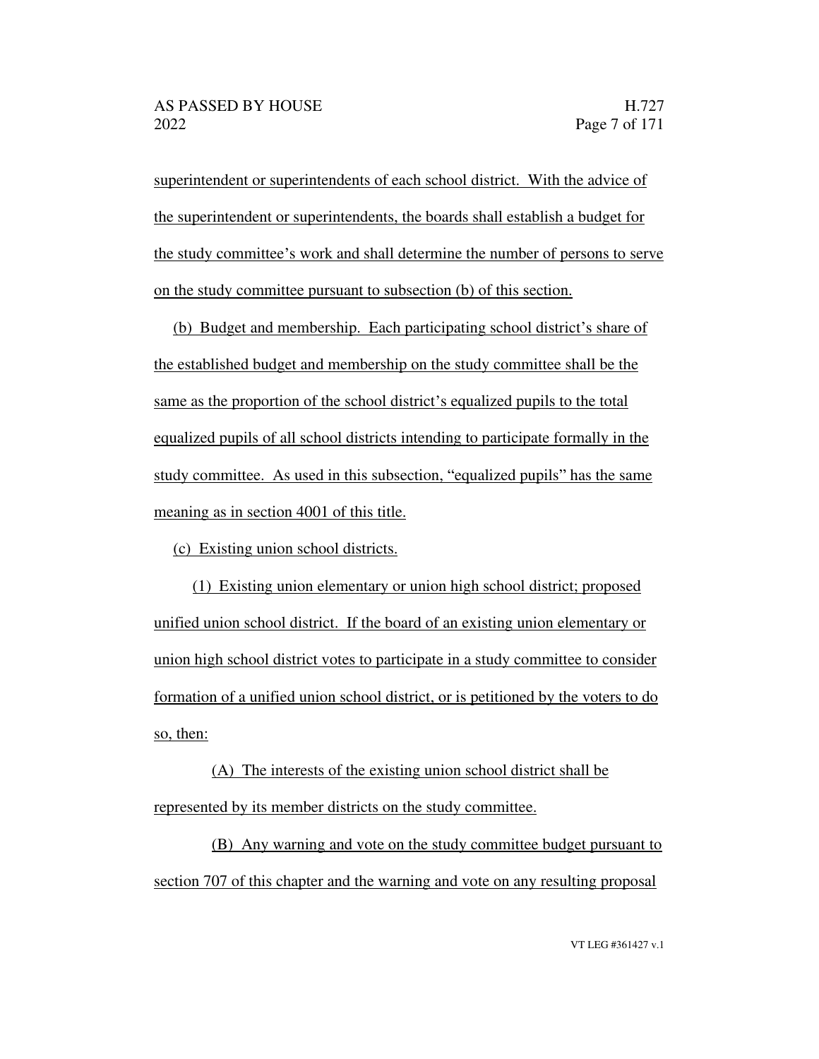superintendent or superintendents of each school district. With the advice of the superintendent or superintendents, the boards shall establish a budget for the study committee's work and shall determine the number of persons to serve on the study committee pursuant to subsection (b) of this section.

(b) Budget and membership. Each participating school district's share of the established budget and membership on the study committee shall be the same as the proportion of the school district's equalized pupils to the total equalized pupils of all school districts intending to participate formally in the study committee. As used in this subsection, "equalized pupils" has the same meaning as in section 4001 of this title.

(c) Existing union school districts.

(1) Existing union elementary or union high school district; proposed unified union school district. If the board of an existing union elementary or union high school district votes to participate in a study committee to consider formation of a unified union school district, or is petitioned by the voters to do so, then:

(A) The interests of the existing union school district shall be represented by its member districts on the study committee.

(B) Any warning and vote on the study committee budget pursuant to section 707 of this chapter and the warning and vote on any resulting proposal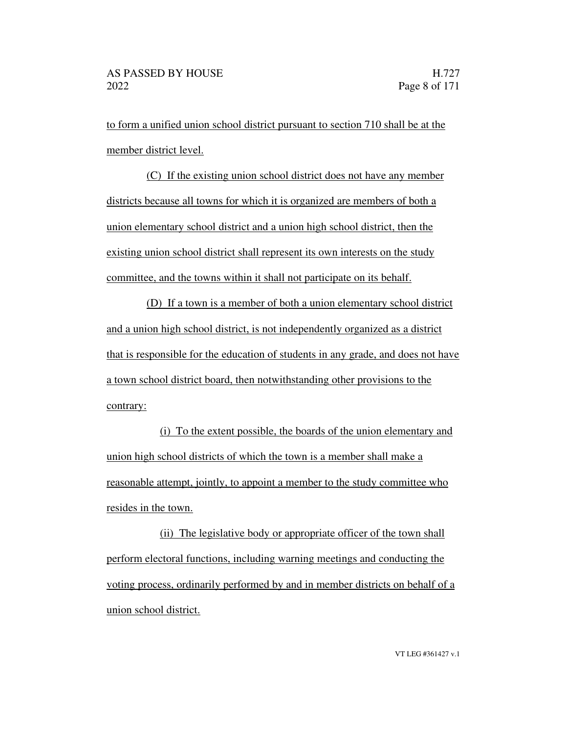to form a unified union school district pursuant to section 710 shall be at the member district level.

(C) If the existing union school district does not have any member districts because all towns for which it is organized are members of both a union elementary school district and a union high school district, then the existing union school district shall represent its own interests on the study committee, and the towns within it shall not participate on its behalf.

(D) If a town is a member of both a union elementary school district and a union high school district, is not independently organized as a district that is responsible for the education of students in any grade, and does not have a town school district board, then notwithstanding other provisions to the contrary:

(i) To the extent possible, the boards of the union elementary and union high school districts of which the town is a member shall make a reasonable attempt, jointly, to appoint a member to the study committee who resides in the town.

(ii) The legislative body or appropriate officer of the town shall perform electoral functions, including warning meetings and conducting the voting process, ordinarily performed by and in member districts on behalf of a union school district.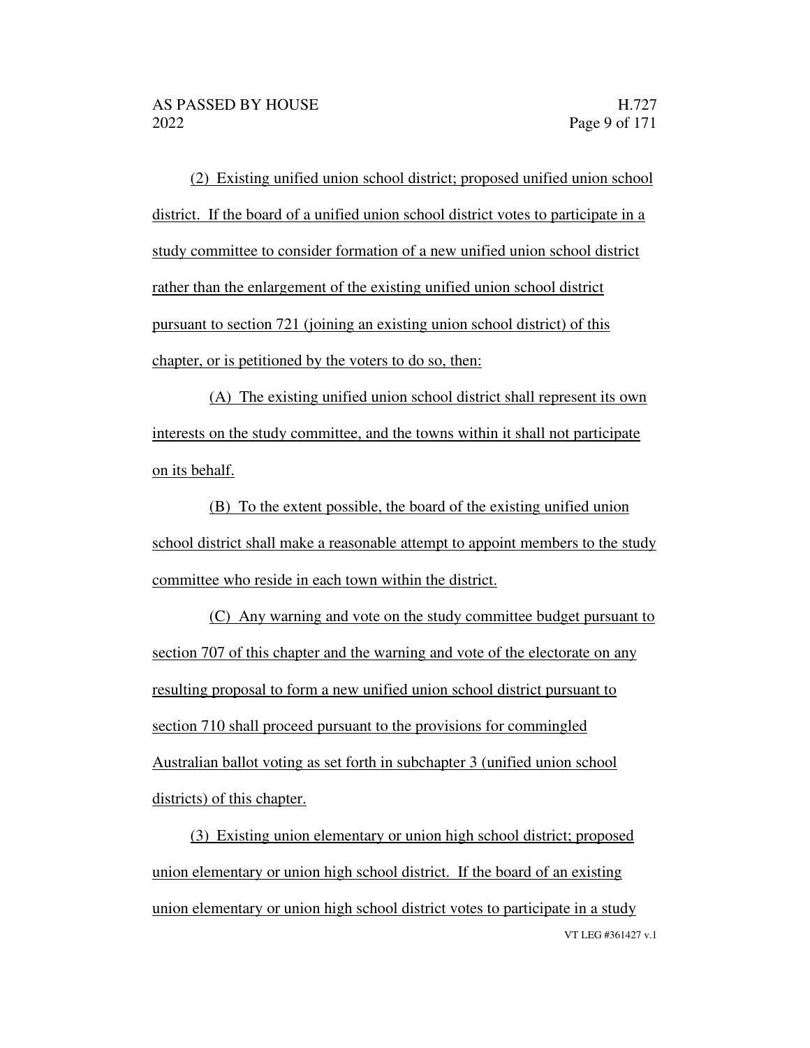(2) Existing unified union school district; proposed unified union school district. If the board of a unified union school district votes to participate in a study committee to consider formation of a new unified union school district rather than the enlargement of the existing unified union school district pursuant to section 721 (joining an existing union school district) of this chapter, or is petitioned by the voters to do so, then:

(A) The existing unified union school district shall represent its own interests on the study committee, and the towns within it shall not participate on its behalf.

(B) To the extent possible, the board of the existing unified union school district shall make a reasonable attempt to appoint members to the study committee who reside in each town within the district.

(C) Any warning and vote on the study committee budget pursuant to section 707 of this chapter and the warning and vote of the electorate on any resulting proposal to form a new unified union school district pursuant to section 710 shall proceed pursuant to the provisions for commingled Australian ballot voting as set forth in subchapter 3 (unified union school districts) of this chapter.

(3) Existing union elementary or union high school district; proposed union elementary or union high school district. If the board of an existing union elementary or union high school district votes to participate in a study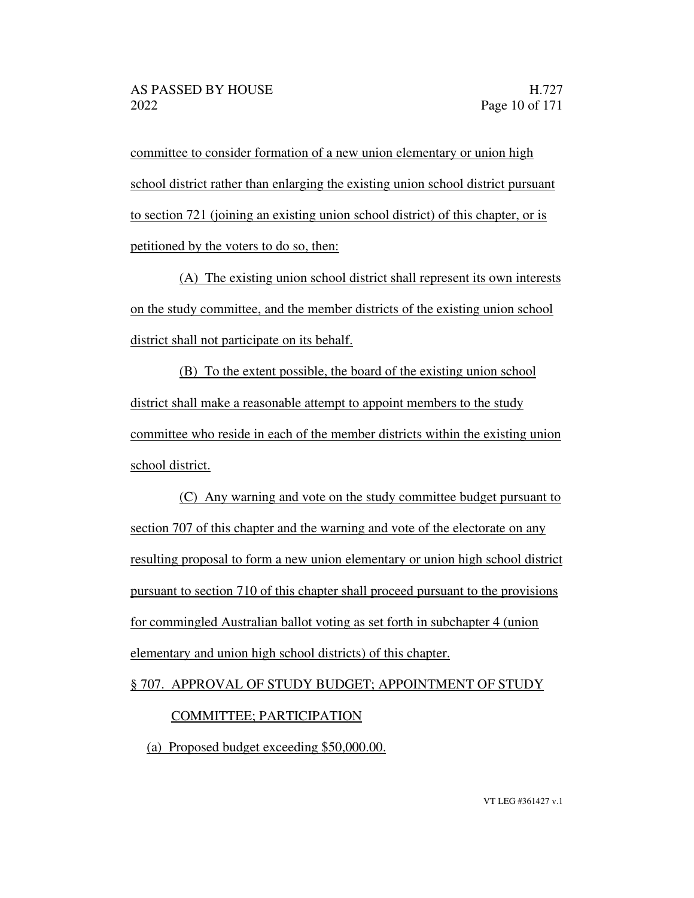committee to consider formation of a new union elementary or union high school district rather than enlarging the existing union school district pursuant to section 721 (joining an existing union school district) of this chapter, or is petitioned by the voters to do so, then:

(A) The existing union school district shall represent its own interests on the study committee, and the member districts of the existing union school district shall not participate on its behalf.

(B) To the extent possible, the board of the existing union school district shall make a reasonable attempt to appoint members to the study committee who reside in each of the member districts within the existing union school district.

(C) Any warning and vote on the study committee budget pursuant to section 707 of this chapter and the warning and vote of the electorate on any resulting proposal to form a new union elementary or union high school district pursuant to section 710 of this chapter shall proceed pursuant to the provisions for commingled Australian ballot voting as set forth in subchapter 4 (union elementary and union high school districts) of this chapter.

§ 707. APPROVAL OF STUDY BUDGET; APPOINTMENT OF STUDY COMMITTEE; PARTICIPATION

(a) Proposed budget exceeding $50,000.00.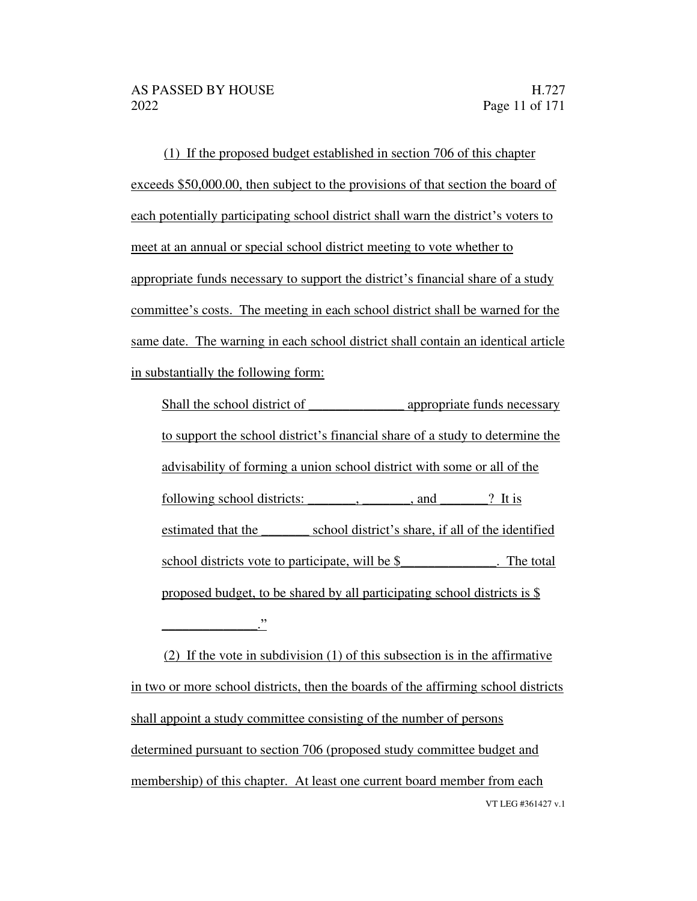(1) If the proposed budget established in section 706 of this chapter exceeds $50,000.00, then subject to the provisions of that section the board of each potentially participating school district shall warn the district's voters to meet at an annual or special school district meeting to vote whether to appropriate funds necessary to support the district's financial share of a study committee's costs. The meeting in each school district shall be warned for the same date. The warning in each school district shall contain an identical article in substantially the following form:

> Shall the school district of ______________ appropriate funds necessary to support the school district's financial share of a study to determine the advisability of forming a union school district with some or all of the following school districts: _______, _______, and _______? It is estimated that the _______ school district's share, if all of the identified school districts vote to participate, will be $______________. The total proposed budget, to be shared by all participating school districts is $ ______________."

(2) If the vote in subdivision (1) of this subsection is in the affirmative in two or more school districts, then the boards of the affirming school districts shall appoint a study committee consisting of the number of persons determined pursuant to section 706 (proposed study committee budget and membership) of this chapter. At least one current board member from each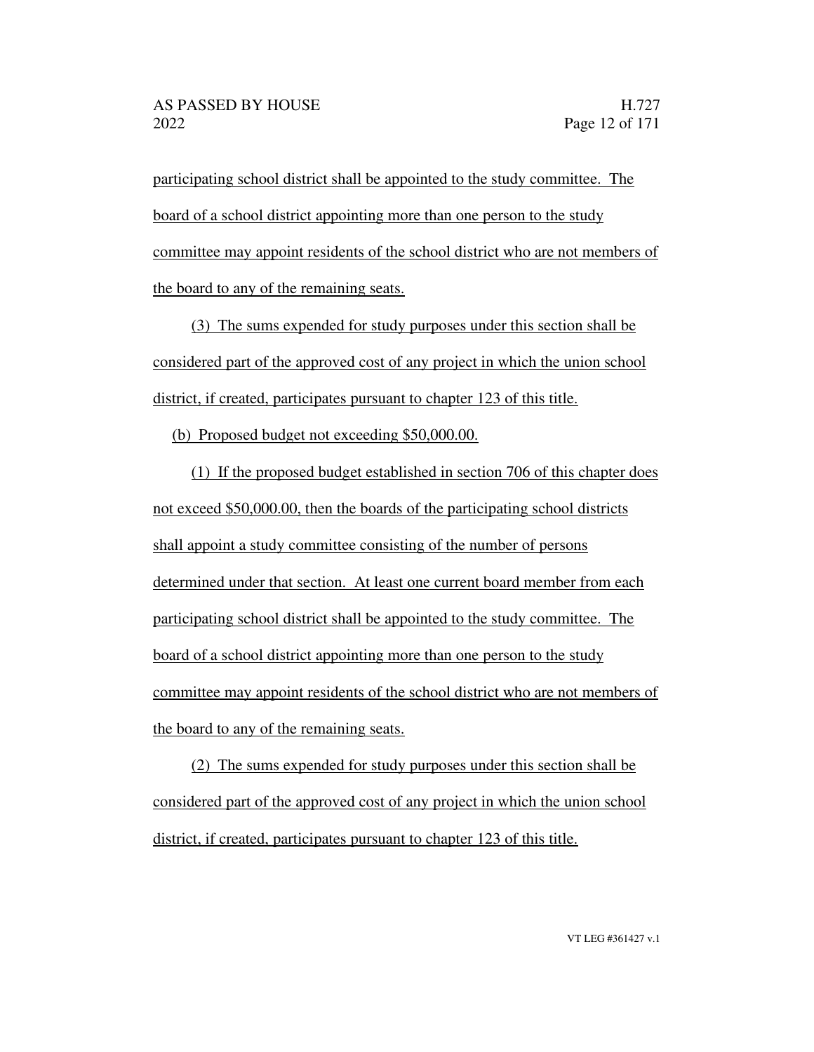participating school district shall be appointed to the study committee. The board of a school district appointing more than one person to the study committee may appoint residents of the school district who are not members of the board to any of the remaining seats.

(3) The sums expended for study purposes under this section shall be considered part of the approved cost of any project in which the union school district, if created, participates pursuant to chapter 123 of this title.

(b) Proposed budget not exceeding $50,000.00.

(1) If the proposed budget established in section 706 of this chapter does not exceed $50,000.00, then the boards of the participating school districts shall appoint a study committee consisting of the number of persons determined under that section. At least one current board member from each participating school district shall be appointed to the study committee. The board of a school district appointing more than one person to the study committee may appoint residents of the school district who are not members of the board to any of the remaining seats.

(2) The sums expended for study purposes under this section shall be considered part of the approved cost of any project in which the union school district, if created, participates pursuant to chapter 123 of this title.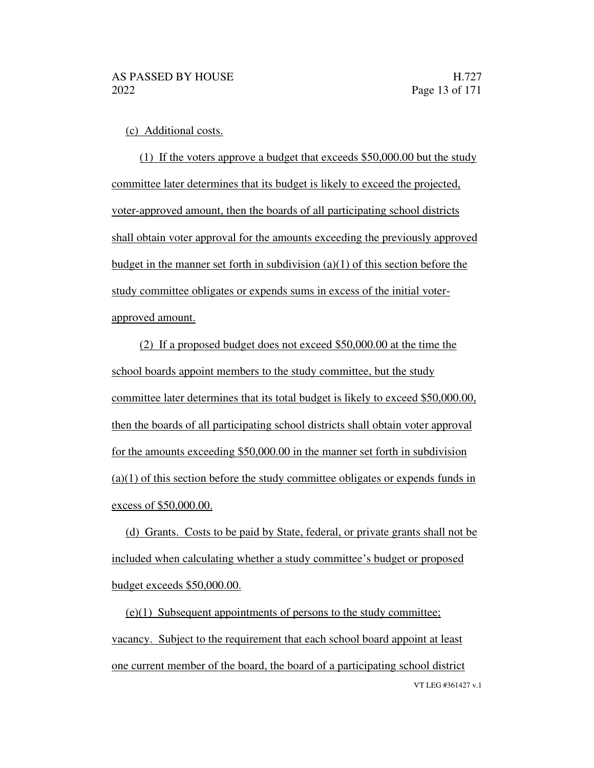(c) Additional costs.

(1) If the voters approve a budget that exceeds $50,000.00 but the study committee later determines that its budget is likely to exceed the projected, voter-approved amount, then the boards of all participating school districts shall obtain voter approval for the amounts exceeding the previously approved budget in the manner set forth in subdivision (a)(1) of this section before the study committee obligates or expends sums in excess of the initial voter-approved amount.

(2) If a proposed budget does not exceed $50,000.00 at the time the school boards appoint members to the study committee, but the study committee later determines that its total budget is likely to exceed $50,000.00, then the boards of all participating school districts shall obtain voter approval for the amounts exceeding $50,000.00 in the manner set forth in subdivision (a)(1) of this section before the study committee obligates or expends funds in excess of $50,000.00.

(d) Grants. Costs to be paid by State, federal, or private grants shall not be included when calculating whether a study committee's budget or proposed budget exceeds $50,000.00.

(e)(1) Subsequent appointments of persons to the study committee; vacancy. Subject to the requirement that each school board appoint at least one current member of the board, the board of a participating school district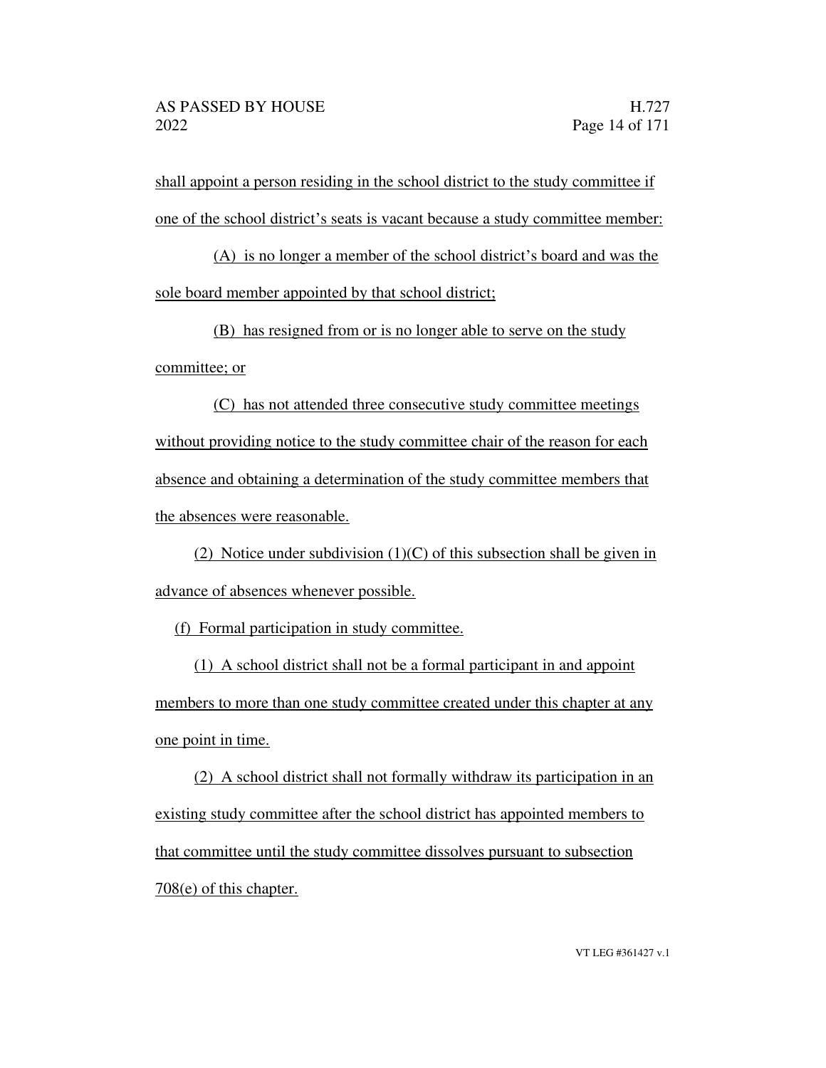shall appoint a person residing in the school district to the study committee if one of the school district's seats is vacant because a study committee member:

(A) is no longer a member of the school district's board and was the sole board member appointed by that school district;

(B) has resigned from or is no longer able to serve on the study committee; or

(C) has not attended three consecutive study committee meetings without providing notice to the study committee chair of the reason for each absence and obtaining a determination of the study committee members that the absences were reasonable.

(2) Notice under subdivision (1)(C) of this subsection shall be given in advance of absences whenever possible.

(f) Formal participation in study committee.

(1) A school district shall not be a formal participant in and appoint members to more than one study committee created under this chapter at any one point in time.

(2) A school district shall not formally withdraw its participation in an existing study committee after the school district has appointed members to that committee until the study committee dissolves pursuant to subsection 708(e) of this chapter.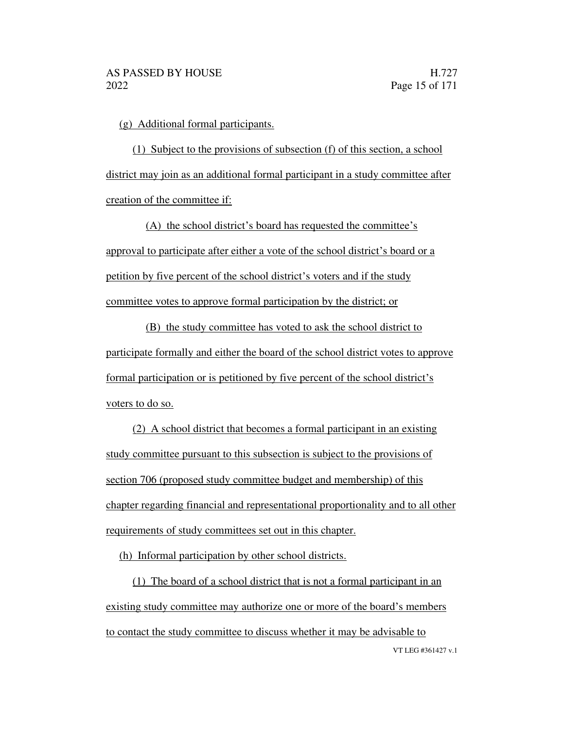(g) Additional formal participants.

(1) Subject to the provisions of subsection (f) of this section, a school district may join as an additional formal participant in a study committee after creation of the committee if:

(A) the school district's board has requested the committee's approval to participate after either a vote of the school district's board or a petition by five percent of the school district's voters and if the study committee votes to approve formal participation by the district; or

(B) the study committee has voted to ask the school district to participate formally and either the board of the school district votes to approve formal participation or is petitioned by five percent of the school district's voters to do so.

(2) A school district that becomes a formal participant in an existing study committee pursuant to this subsection is subject to the provisions of section 706 (proposed study committee budget and membership) of this chapter regarding financial and representational proportionality and to all other requirements of study committees set out in this chapter.

(h) Informal participation by other school districts.

(1) The board of a school district that is not a formal participant in an existing study committee may authorize one or more of the board's members to contact the study committee to discuss whether it may be advisable to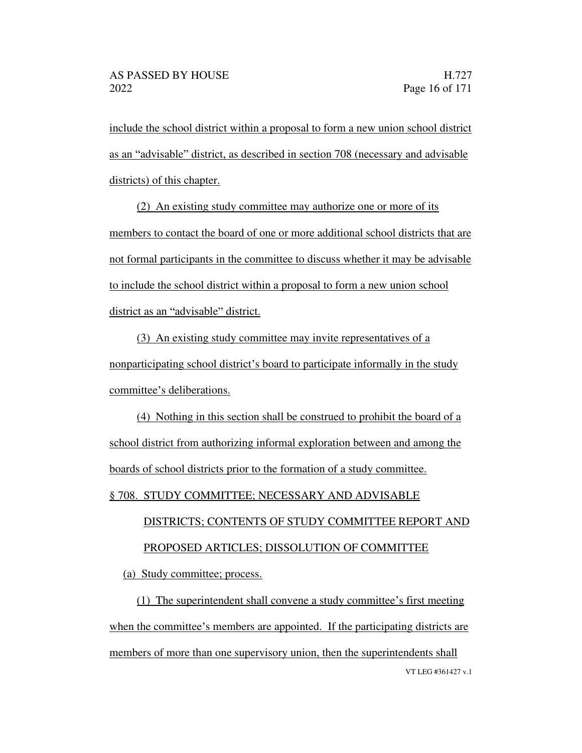include the school district within a proposal to form a new union school district as an "advisable" district, as described in section 708 (necessary and advisable districts) of this chapter.

(2) An existing study committee may authorize one or more of its members to contact the board of one or more additional school districts that are not formal participants in the committee to discuss whether it may be advisable to include the school district within a proposal to form a new union school district as an "advisable" district.

(3) An existing study committee may invite representatives of a nonparticipating school district's board to participate informally in the study committee's deliberations.

(4) Nothing in this section shall be construed to prohibit the board of a school district from authorizing informal exploration between and among the boards of school districts prior to the formation of a study committee.

§ 708. STUDY COMMITTEE; NECESSARY AND ADVISABLE DISTRICTS; CONTENTS OF STUDY COMMITTEE REPORT AND PROPOSED ARTICLES; DISSOLUTION OF COMMITTEE

(a) Study committee; process.

(1) The superintendent shall convene a study committee's first meeting when the committee's members are appointed. If the participating districts are members of more than one supervisory union, then the superintendents shall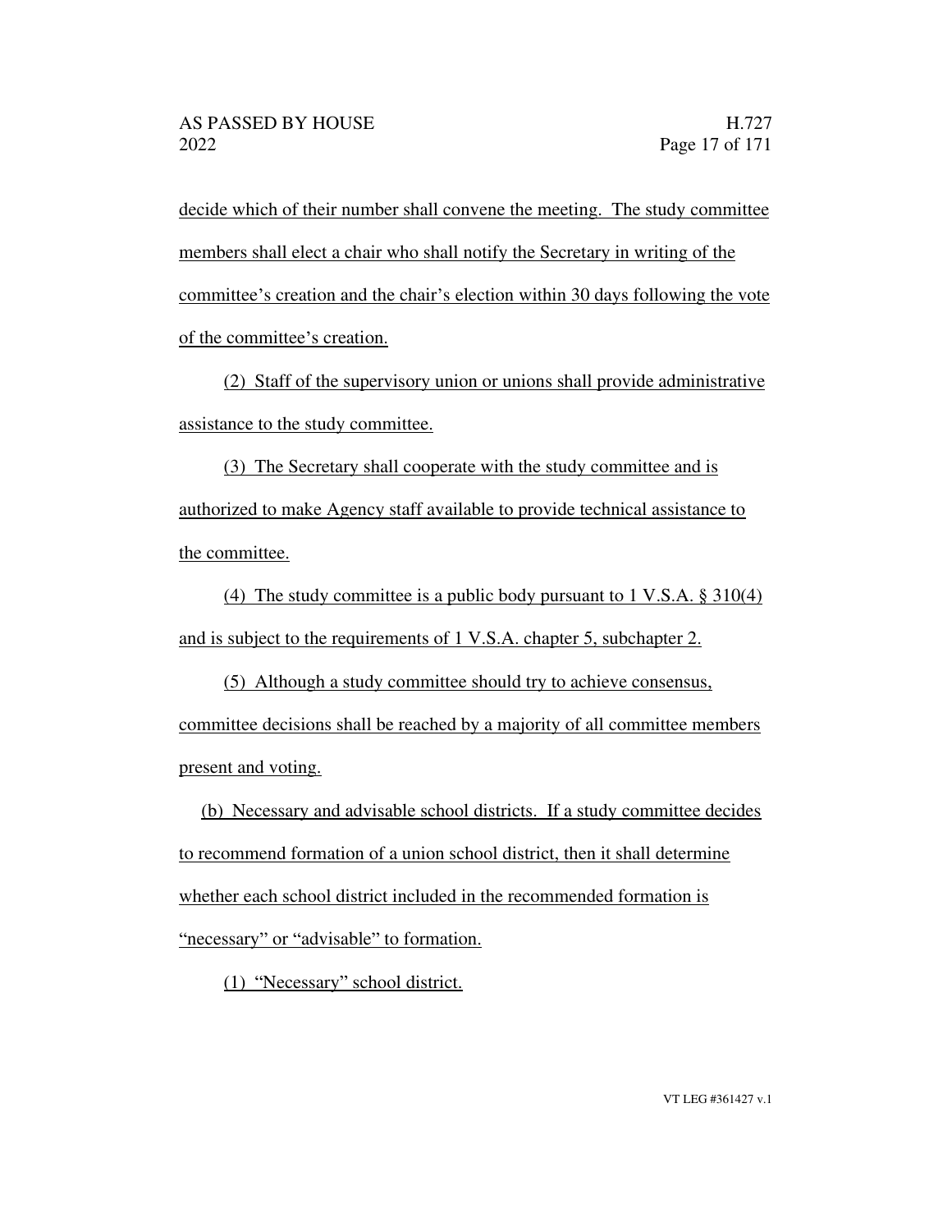decide which of their number shall convene the meeting. The study committee members shall elect a chair who shall notify the Secretary in writing of the committee's creation and the chair's election within 30 days following the vote of the committee's creation.

(2) Staff of the supervisory union or unions shall provide administrative assistance to the study committee.

(3) The Secretary shall cooperate with the study committee and is authorized to make Agency staff available to provide technical assistance to the committee.

(4) The study committee is a public body pursuant to 1 V.S.A. § 310(4) and is subject to the requirements of 1 V.S.A. chapter 5, subchapter 2.

(5) Although a study committee should try to achieve consensus, committee decisions shall be reached by a majority of all committee members present and voting.

(b) Necessary and advisable school districts. If a study committee decides to recommend formation of a union school district, then it shall determine whether each school district included in the recommended formation is "necessary" or "advisable" to formation.

(1) "Necessary" school district.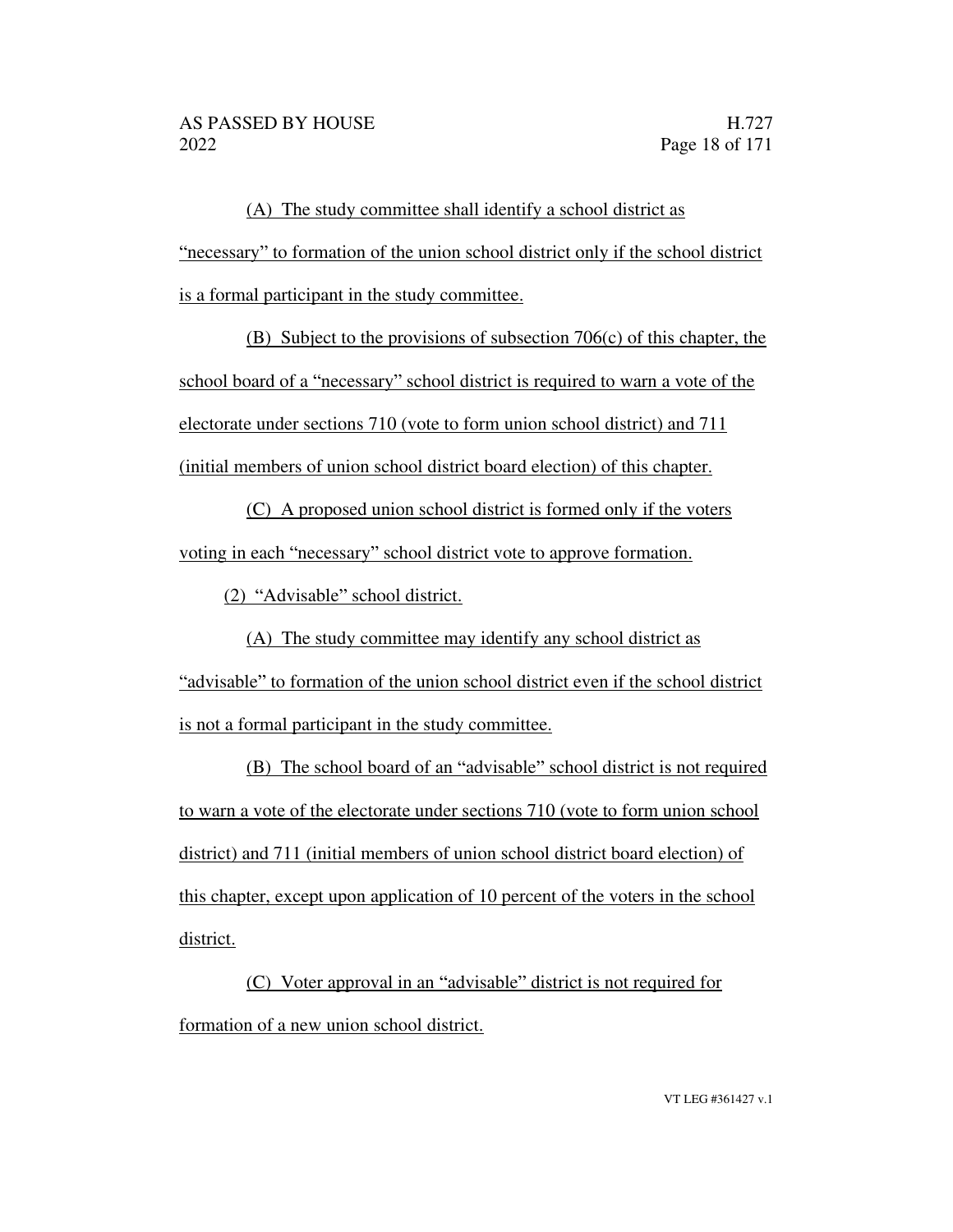(A) The study committee shall identify a school district as "necessary" to formation of the union school district only if the school district is a formal participant in the study committee.

(B) Subject to the provisions of subsection 706(c) of this chapter, the school board of a "necessary" school district is required to warn a vote of the electorate under sections 710 (vote to form union school district) and 711 (initial members of union school district board election) of this chapter.

(C) A proposed union school district is formed only if the voters voting in each "necessary" school district vote to approve formation.

(2) "Advisable" school district.

(A) The study committee may identify any school district as "advisable" to formation of the union school district even if the school district is not a formal participant in the study committee.

(B) The school board of an "advisable" school district is not required to warn a vote of the electorate under sections 710 (vote to form union school district) and 711 (initial members of union school district board election) of this chapter, except upon application of 10 percent of the voters in the school district.

(C) Voter approval in an "advisable" district is not required for formation of a new union school district.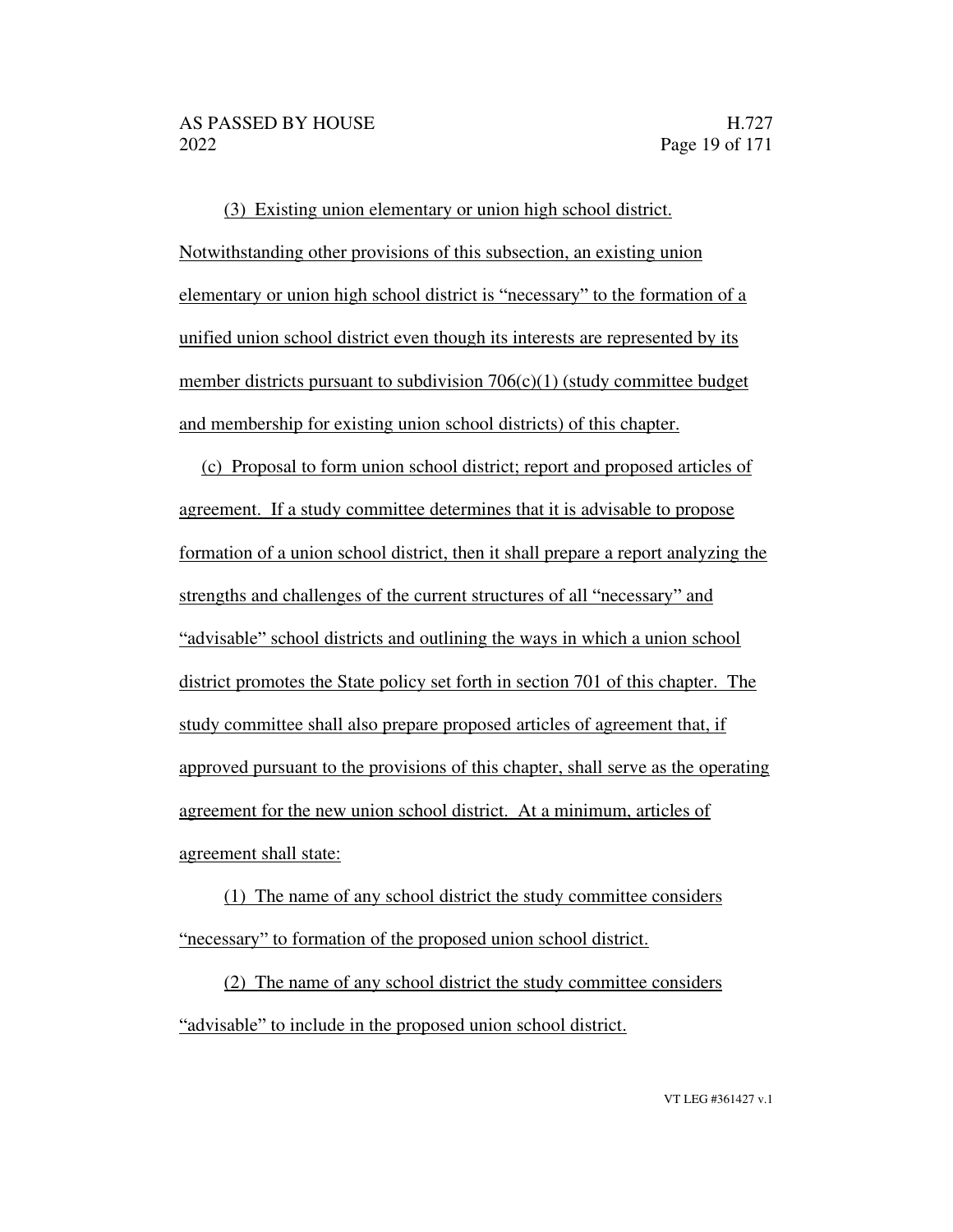(3) Existing union elementary or union high school district. Notwithstanding other provisions of this subsection, an existing union elementary or union high school district is "necessary" to the formation of a unified union school district even though its interests are represented by its member districts pursuant to subdivision 706(c)(1) (study committee budget and membership for existing union school districts) of this chapter.

(c) Proposal to form union school district; report and proposed articles of agreement. If a study committee determines that it is advisable to propose formation of a union school district, then it shall prepare a report analyzing the strengths and challenges of the current structures of all "necessary" and "advisable" school districts and outlining the ways in which a union school district promotes the State policy set forth in section 701 of this chapter. The study committee shall also prepare proposed articles of agreement that, if approved pursuant to the provisions of this chapter, shall serve as the operating agreement for the new union school district. At a minimum, articles of agreement shall state:

(1) The name of any school district the study committee considers "necessary" to formation of the proposed union school district.

(2) The name of any school district the study committee considers "advisable" to include in the proposed union school district.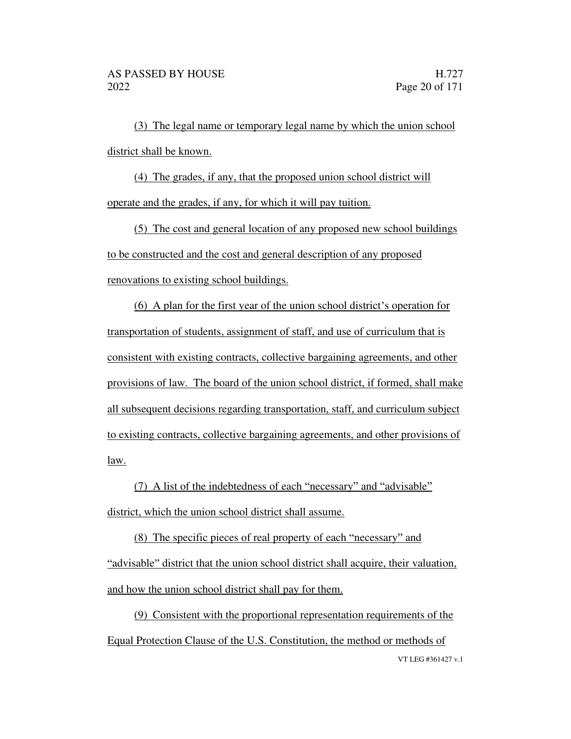(3) The legal name or temporary legal name by which the union school district shall be known.

(4) The grades, if any, that the proposed union school district will operate and the grades, if any, for which it will pay tuition.

(5) The cost and general location of any proposed new school buildings to be constructed and the cost and general description of any proposed renovations to existing school buildings.

(6) A plan for the first year of the union school district's operation for transportation of students, assignment of staff, and use of curriculum that is consistent with existing contracts, collective bargaining agreements, and other provisions of law. The board of the union school district, if formed, shall make all subsequent decisions regarding transportation, staff, and curriculum subject to existing contracts, collective bargaining agreements, and other provisions of law.

(7) A list of the indebtedness of each "necessary" and "advisable" district, which the union school district shall assume.

(8) The specific pieces of real property of each "necessary" and "advisable" district that the union school district shall acquire, their valuation, and how the union school district shall pay for them.

(9) Consistent with the proportional representation requirements of the Equal Protection Clause of the U.S. Constitution, the method or methods of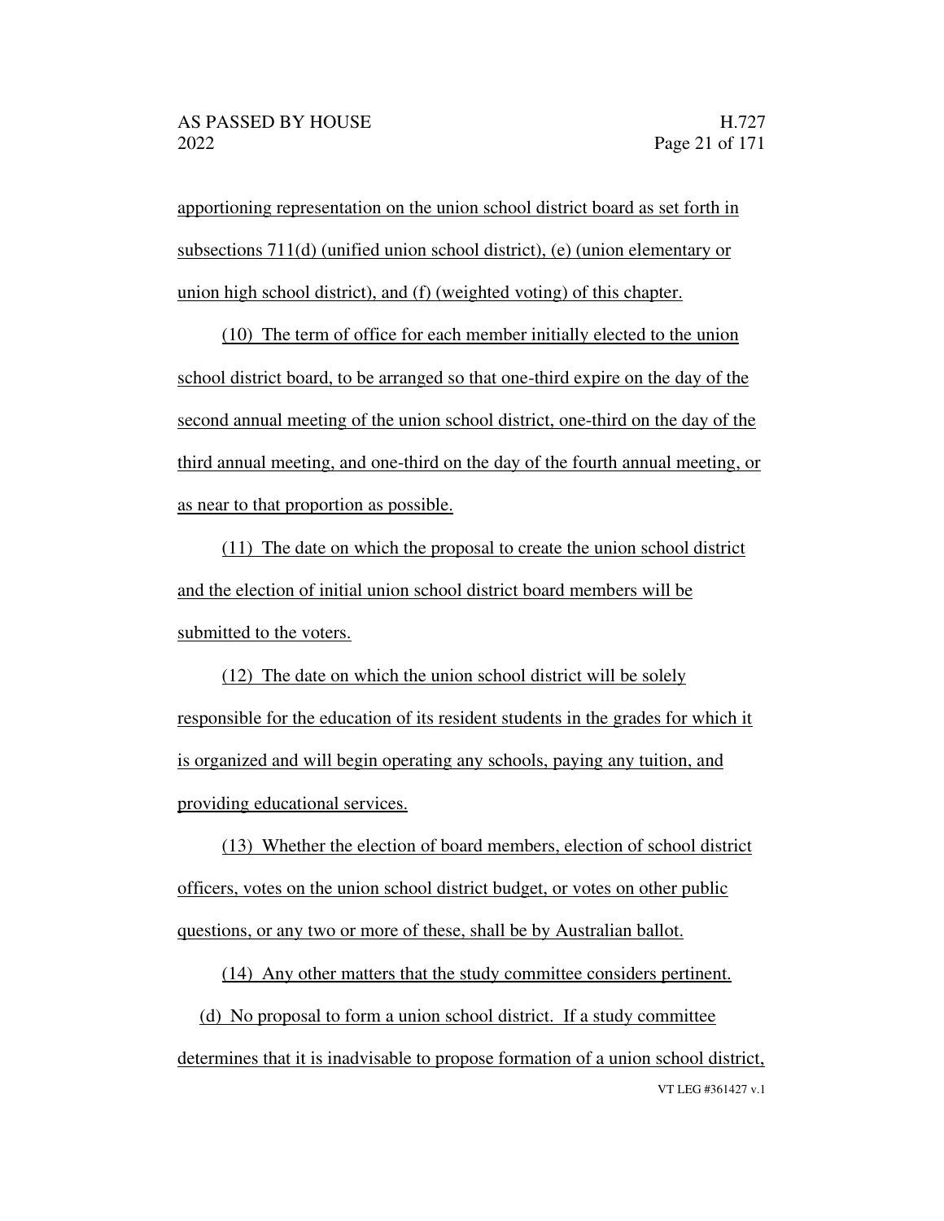apportioning representation on the union school district board as set forth in subsections 711(d) (unified union school district), (e) (union elementary or union high school district), and (f) (weighted voting) of this chapter.

(10) The term of office for each member initially elected to the union school district board, to be arranged so that one-third expire on the day of the second annual meeting of the union school district, one-third on the day of the third annual meeting, and one-third on the day of the fourth annual meeting, or as near to that proportion as possible.

(11) The date on which the proposal to create the union school district and the election of initial union school district board members will be submitted to the voters.

(12) The date on which the union school district will be solely responsible for the education of its resident students in the grades for which it is organized and will begin operating any schools, paying any tuition, and providing educational services.

(13) Whether the election of board members, election of school district officers, votes on the union school district budget, or votes on other public questions, or any two or more of these, shall be by Australian ballot.

(14) Any other matters that the study committee considers pertinent.

(d) No proposal to form a union school district. If a study committee determines that it is inadvisable to propose formation of a union school district,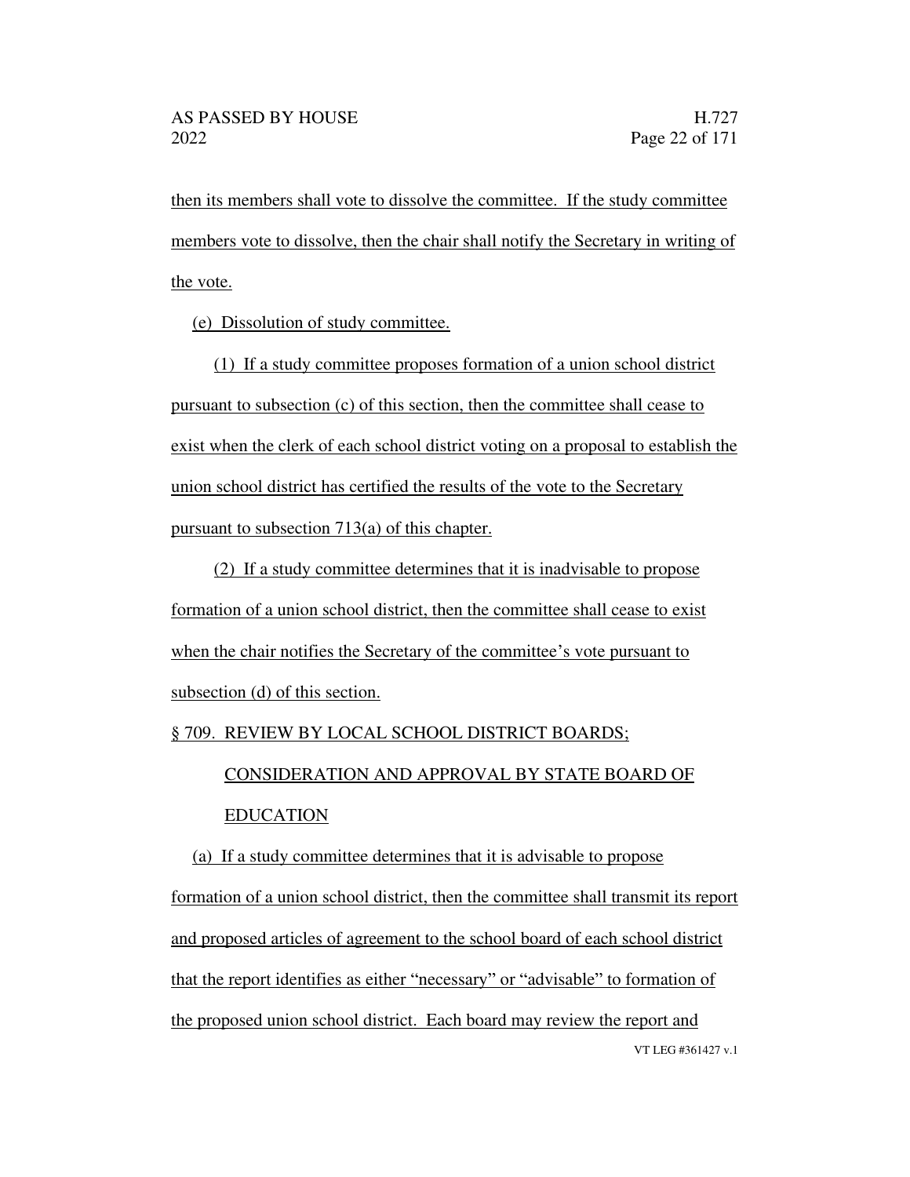then its members shall vote to dissolve the committee. If the study committee members vote to dissolve, then the chair shall notify the Secretary in writing of the vote.

(e) Dissolution of study committee.

(1) If a study committee proposes formation of a union school district pursuant to subsection (c) of this section, then the committee shall cease to exist when the clerk of each school district voting on a proposal to establish the union school district has certified the results of the vote to the Secretary pursuant to subsection 713(a) of this chapter.

(2) If a study committee determines that it is inadvisable to propose formation of a union school district, then the committee shall cease to exist when the chair notifies the Secretary of the committee's vote pursuant to subsection (d) of this section.

§ 709. REVIEW BY LOCAL SCHOOL DISTRICT BOARDS; CONSIDERATION AND APPROVAL BY STATE BOARD OF EDUCATION

(a) If a study committee determines that it is advisable to propose formation of a union school district, then the committee shall transmit its report and proposed articles of agreement to the school board of each school district that the report identifies as either "necessary" or "advisable" to formation of the proposed union school district. Each board may review the report and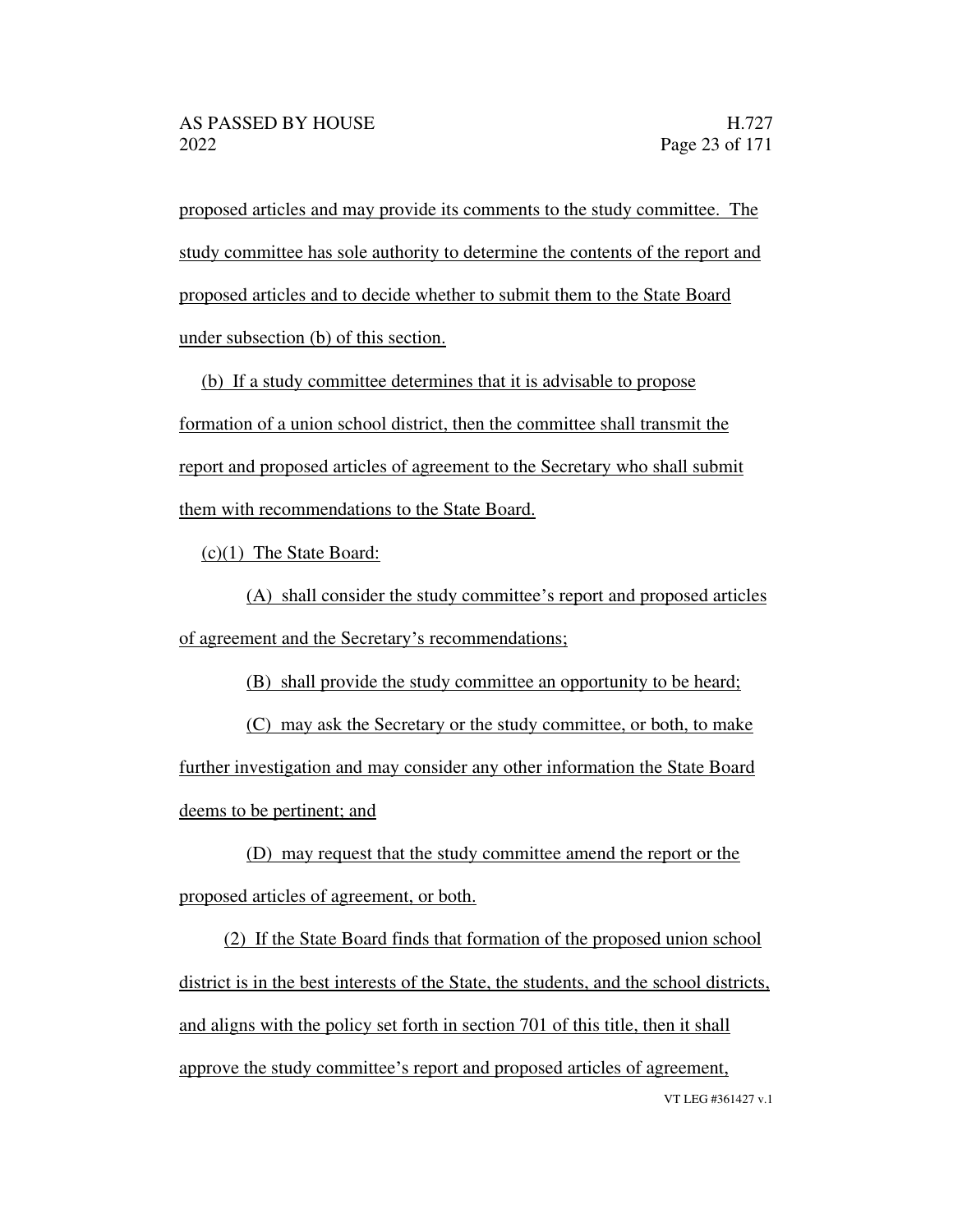proposed articles and may provide its comments to the study committee. The study committee has sole authority to determine the contents of the report and proposed articles and to decide whether to submit them to the State Board under subsection (b) of this section.

(b) If a study committee determines that it is advisable to propose formation of a union school district, then the committee shall transmit the report and proposed articles of agreement to the Secretary who shall submit them with recommendations to the State Board.

(c)(1) The State Board:

(A) shall consider the study committee's report and proposed articles of agreement and the Secretary's recommendations;

(B) shall provide the study committee an opportunity to be heard;

(C) may ask the Secretary or the study committee, or both, to make further investigation and may consider any other information the State Board deems to be pertinent; and

(D) may request that the study committee amend the report or the proposed articles of agreement, or both.

(2) If the State Board finds that formation of the proposed union school district is in the best interests of the State, the students, and the school districts, and aligns with the policy set forth in section 701 of this title, then it shall approve the study committee's report and proposed articles of agreement,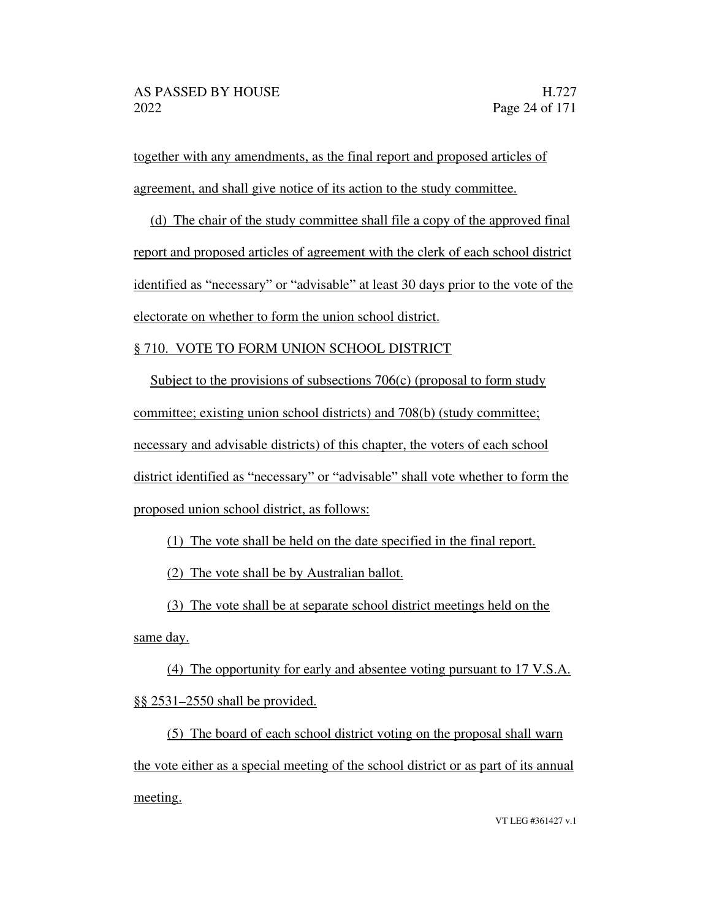together with any amendments, as the final report and proposed articles of agreement, and shall give notice of its action to the study committee.

(d) The chair of the study committee shall file a copy of the approved final report and proposed articles of agreement with the clerk of each school district identified as "necessary" or "advisable" at least 30 days prior to the vote of the electorate on whether to form the union school district.

§ 710. VOTE TO FORM UNION SCHOOL DISTRICT

Subject to the provisions of subsections 706(c) (proposal to form study committee; existing union school districts) and 708(b) (study committee; necessary and advisable districts) of this chapter, the voters of each school district identified as "necessary" or "advisable" shall vote whether to form the proposed union school district, as follows:

(1) The vote shall be held on the date specified in the final report.

(2) The vote shall be by Australian ballot.

(3) The vote shall be at separate school district meetings held on the same day.

(4) The opportunity for early and absentee voting pursuant to 17 V.S.A. §§ 2531–2550 shall be provided.

(5) The board of each school district voting on the proposal shall warn the vote either as a special meeting of the school district or as part of its annual meeting.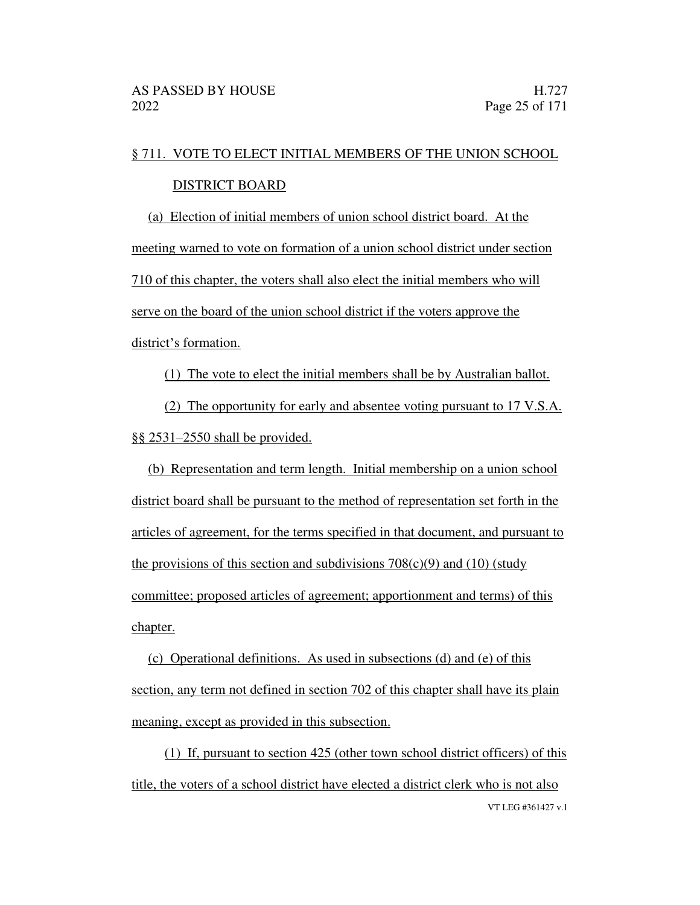§ 711. VOTE TO ELECT INITIAL MEMBERS OF THE UNION SCHOOL DISTRICT BOARD

(a) Election of initial members of union school district board. At the meeting warned to vote on formation of a union school district under section 710 of this chapter, the voters shall also elect the initial members who will serve on the board of the union school district if the voters approve the district's formation.

(1) The vote to elect the initial members shall be by Australian ballot.

(2) The opportunity for early and absentee voting pursuant to 17 V.S.A. §§ 2531–2550 shall be provided.

(b) Representation and term length. Initial membership on a union school district board shall be pursuant to the method of representation set forth in the articles of agreement, for the terms specified in that document, and pursuant to the provisions of this section and subdivisions 708(c)(9) and (10) (study committee; proposed articles of agreement; apportionment and terms) of this chapter.

(c) Operational definitions. As used in subsections (d) and (e) of this section, any term not defined in section 702 of this chapter shall have its plain meaning, except as provided in this subsection.

(1) If, pursuant to section 425 (other town school district officers) of this title, the voters of a school district have elected a district clerk who is not also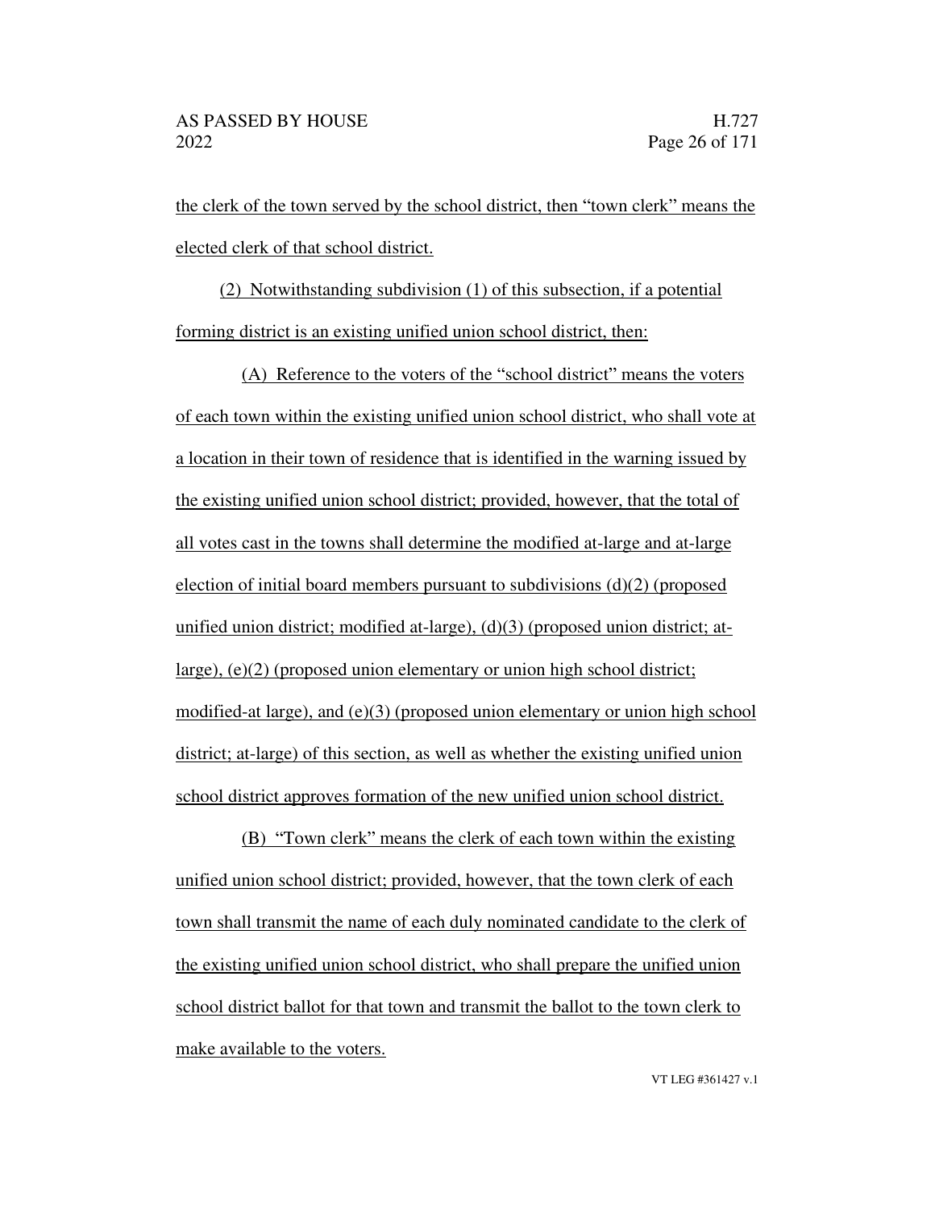the clerk of the town served by the school district, then "town clerk" means the elected clerk of that school district.

(2) Notwithstanding subdivision (1) of this subsection, if a potential forming district is an existing unified union school district, then:

(A) Reference to the voters of the "school district" means the voters of each town within the existing unified union school district, who shall vote at a location in their town of residence that is identified in the warning issued by the existing unified union school district; provided, however, that the total of all votes cast in the towns shall determine the modified at-large and at-large election of initial board members pursuant to subdivisions (d)(2) (proposed unified union district; modified at-large), (d)(3) (proposed union district; at-large), (e)(2) (proposed union elementary or union high school district; modified-at large), and (e)(3) (proposed union elementary or union high school district; at-large) of this section, as well as whether the existing unified union school district approves formation of the new unified union school district.

(B) "Town clerk" means the clerk of each town within the existing unified union school district; provided, however, that the town clerk of each town shall transmit the name of each duly nominated candidate to the clerk of the existing unified union school district, who shall prepare the unified union school district ballot for that town and transmit the ballot to the town clerk to make available to the voters.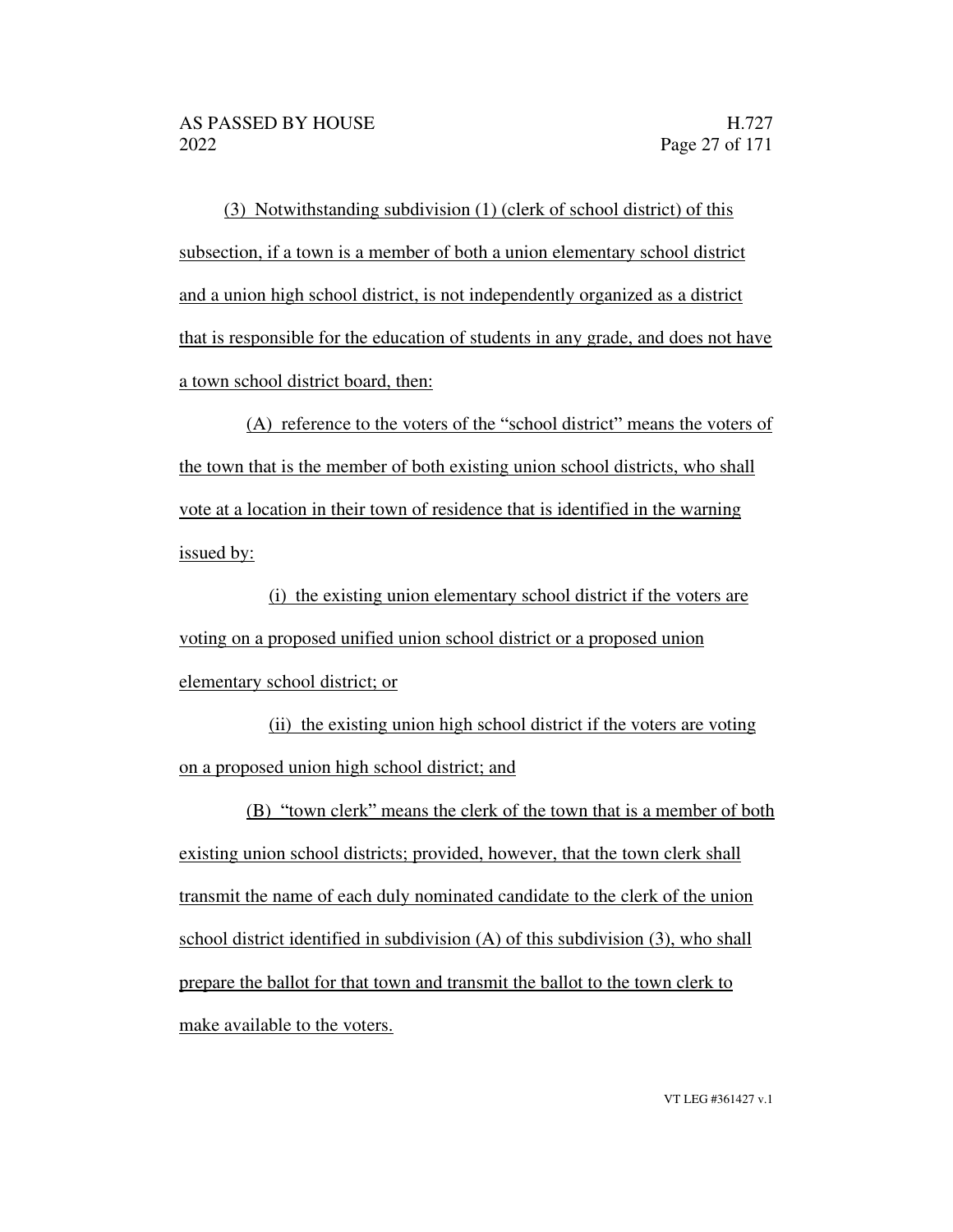(3) Notwithstanding subdivision (1) (clerk of school district) of this subsection, if a town is a member of both a union elementary school district and a union high school district, is not independently organized as a district that is responsible for the education of students in any grade, and does not have a town school district board, then:

(A) reference to the voters of the "school district" means the voters of the town that is the member of both existing union school districts, who shall vote at a location in their town of residence that is identified in the warning issued by:

(i) the existing union elementary school district if the voters are voting on a proposed unified union school district or a proposed union elementary school district; or

(ii) the existing union high school district if the voters are voting on a proposed union high school district; and

(B) "town clerk" means the clerk of the town that is a member of both existing union school districts; provided, however, that the town clerk shall transmit the name of each duly nominated candidate to the clerk of the union school district identified in subdivision (A) of this subdivision (3), who shall prepare the ballot for that town and transmit the ballot to the town clerk to make available to the voters.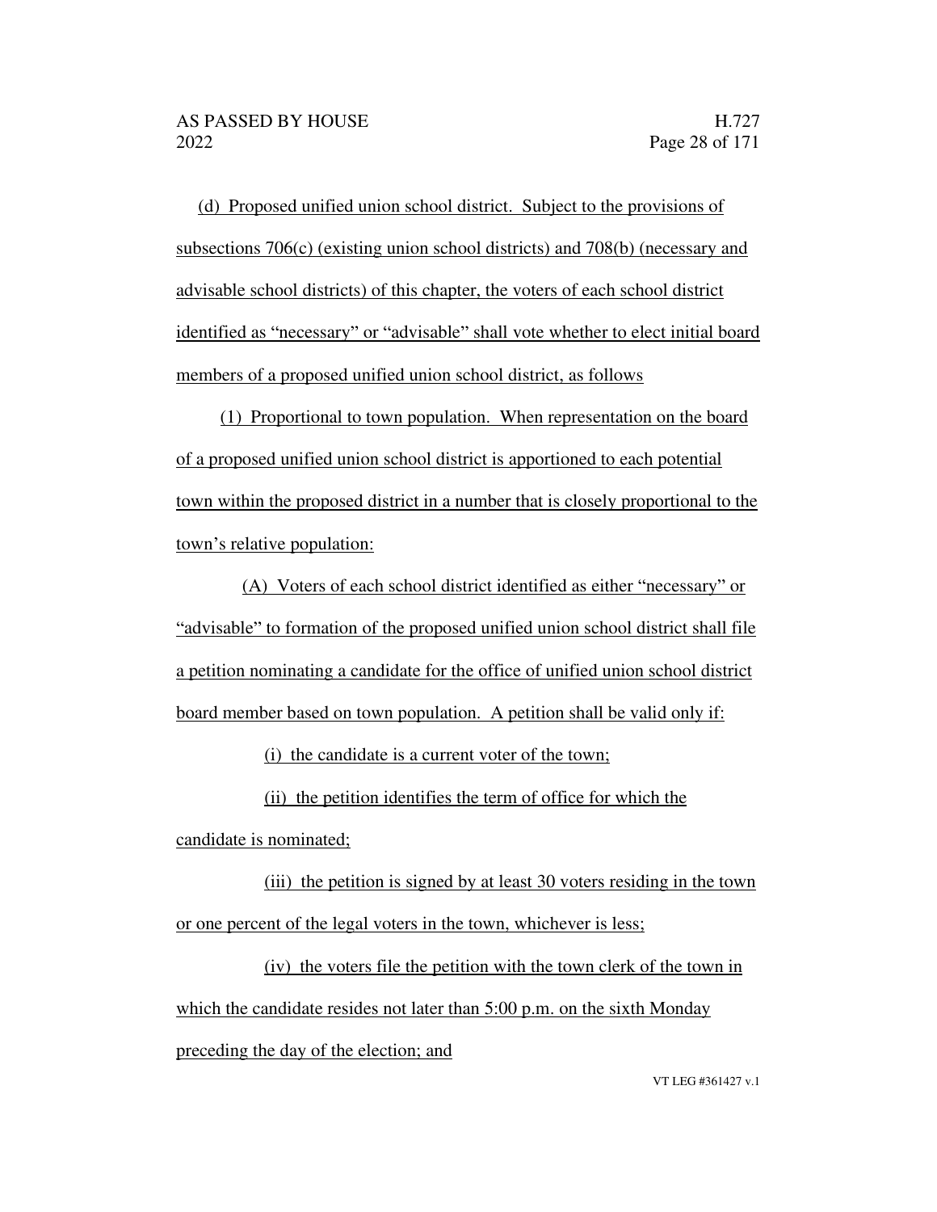(d) Proposed unified union school district. Subject to the provisions of subsections 706(c) (existing union school districts) and 708(b) (necessary and advisable school districts) of this chapter, the voters of each school district identified as "necessary" or "advisable" shall vote whether to elect initial board members of a proposed unified union school district, as follows

(1) Proportional to town population. When representation on the board of a proposed unified union school district is apportioned to each potential town within the proposed district in a number that is closely proportional to the town's relative population:

(A) Voters of each school district identified as either "necessary" or "advisable" to formation of the proposed unified union school district shall file a petition nominating a candidate for the office of unified union school district board member based on town population. A petition shall be valid only if:

(i) the candidate is a current voter of the town;

(ii) the petition identifies the term of office for which the candidate is nominated;

(iii) the petition is signed by at least 30 voters residing in the town or one percent of the legal voters in the town, whichever is less;

(iv) the voters file the petition with the town clerk of the town in which the candidate resides not later than 5:00 p.m. on the sixth Monday preceding the day of the election; and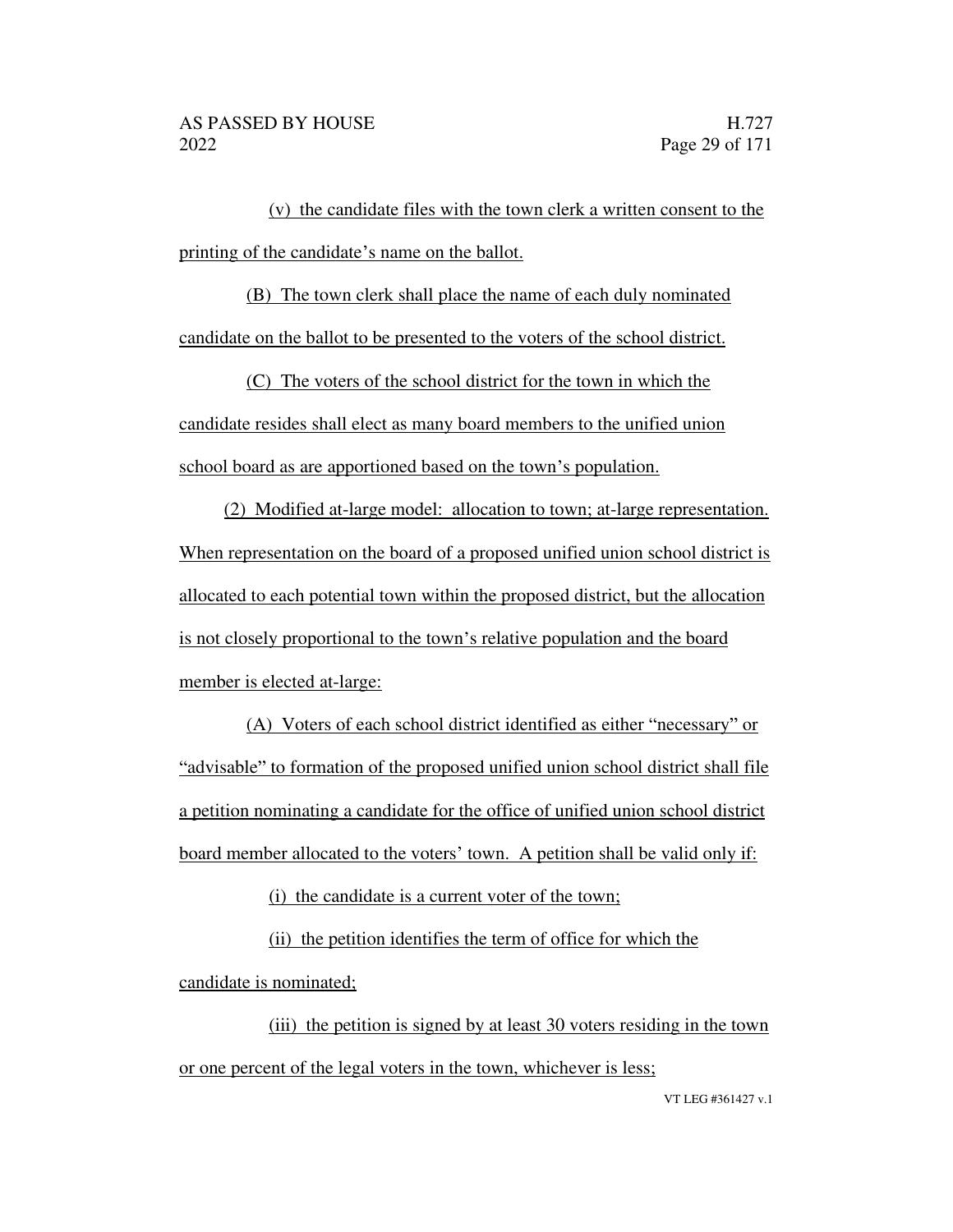(v) the candidate files with the town clerk a written consent to the printing of the candidate's name on the ballot.

(B) The town clerk shall place the name of each duly nominated candidate on the ballot to be presented to the voters of the school district.

(C) The voters of the school district for the town in which the candidate resides shall elect as many board members to the unified union school board as are apportioned based on the town's population.

(2) Modified at-large model: allocation to town; at-large representation. When representation on the board of a proposed unified union school district is allocated to each potential town within the proposed district, but the allocation is not closely proportional to the town's relative population and the board member is elected at-large:

(A) Voters of each school district identified as either "necessary" or "advisable" to formation of the proposed unified union school district shall file a petition nominating a candidate for the office of unified union school district board member allocated to the voters' town. A petition shall be valid only if:

(i) the candidate is a current voter of the town;

(ii) the petition identifies the term of office for which the candidate is nominated;

(iii) the petition is signed by at least 30 voters residing in the town or one percent of the legal voters in the town, whichever is less;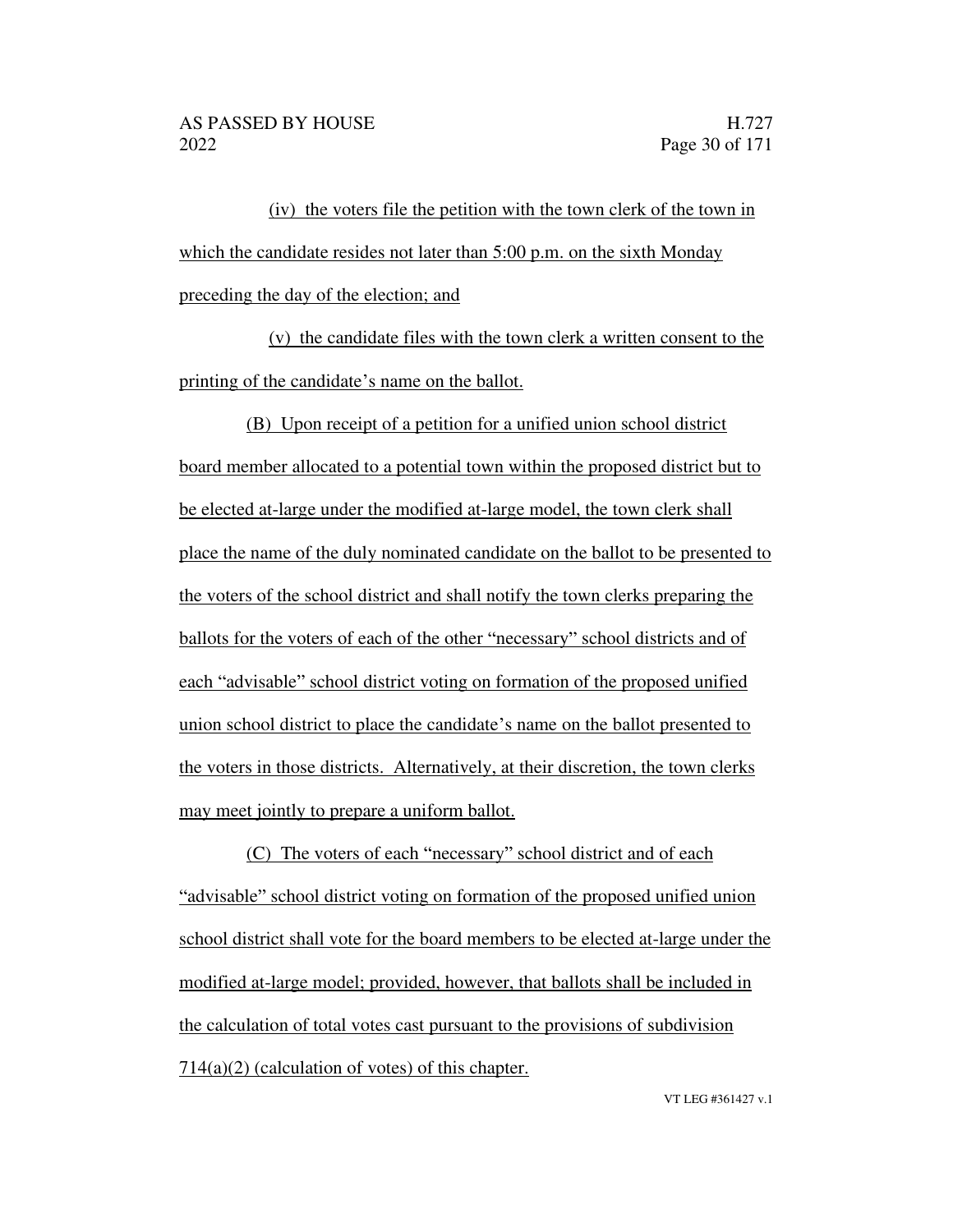(iv) the voters file the petition with the town clerk of the town in which the candidate resides not later than 5:00 p.m. on the sixth Monday preceding the day of the election; and

(v) the candidate files with the town clerk a written consent to the printing of the candidate's name on the ballot.

(B) Upon receipt of a petition for a unified union school district board member allocated to a potential town within the proposed district but to be elected at-large under the modified at-large model, the town clerk shall place the name of the duly nominated candidate on the ballot to be presented to the voters of the school district and shall notify the town clerks preparing the ballots for the voters of each of the other "necessary" school districts and of each "advisable" school district voting on formation of the proposed unified union school district to place the candidate's name on the ballot presented to the voters in those districts. Alternatively, at their discretion, the town clerks may meet jointly to prepare a uniform ballot.

(C) The voters of each "necessary" school district and of each "advisable" school district voting on formation of the proposed unified union school district shall vote for the board members to be elected at-large under the modified at-large model; provided, however, that ballots shall be included in the calculation of total votes cast pursuant to the provisions of subdivision 714(a)(2) (calculation of votes) of this chapter.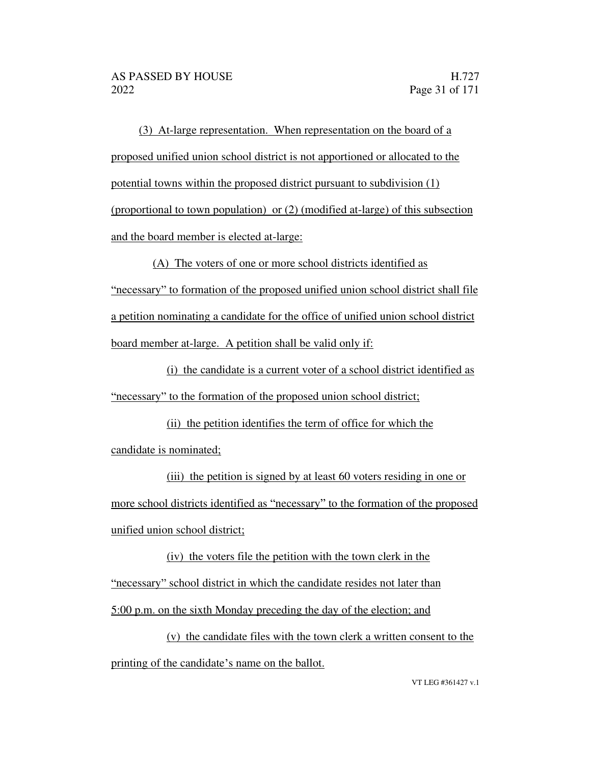(3) At-large representation. When representation on the board of a proposed unified union school district is not apportioned or allocated to the potential towns within the proposed district pursuant to subdivision (1) (proportional to town population) or (2) (modified at-large) of this subsection and the board member is elected at-large:

(A) The voters of one or more school districts identified as "necessary" to formation of the proposed unified union school district shall file a petition nominating a candidate for the office of unified union school district board member at-large. A petition shall be valid only if:

(i) the candidate is a current voter of a school district identified as "necessary" to the formation of the proposed union school district;

(ii) the petition identifies the term of office for which the candidate is nominated;

(iii) the petition is signed by at least 60 voters residing in one or more school districts identified as "necessary" to the formation of the proposed unified union school district;

(iv) the voters file the petition with the town clerk in the "necessary" school district in which the candidate resides not later than 5:00 p.m. on the sixth Monday preceding the day of the election; and

(v) the candidate files with the town clerk a written consent to the printing of the candidate's name on the ballot.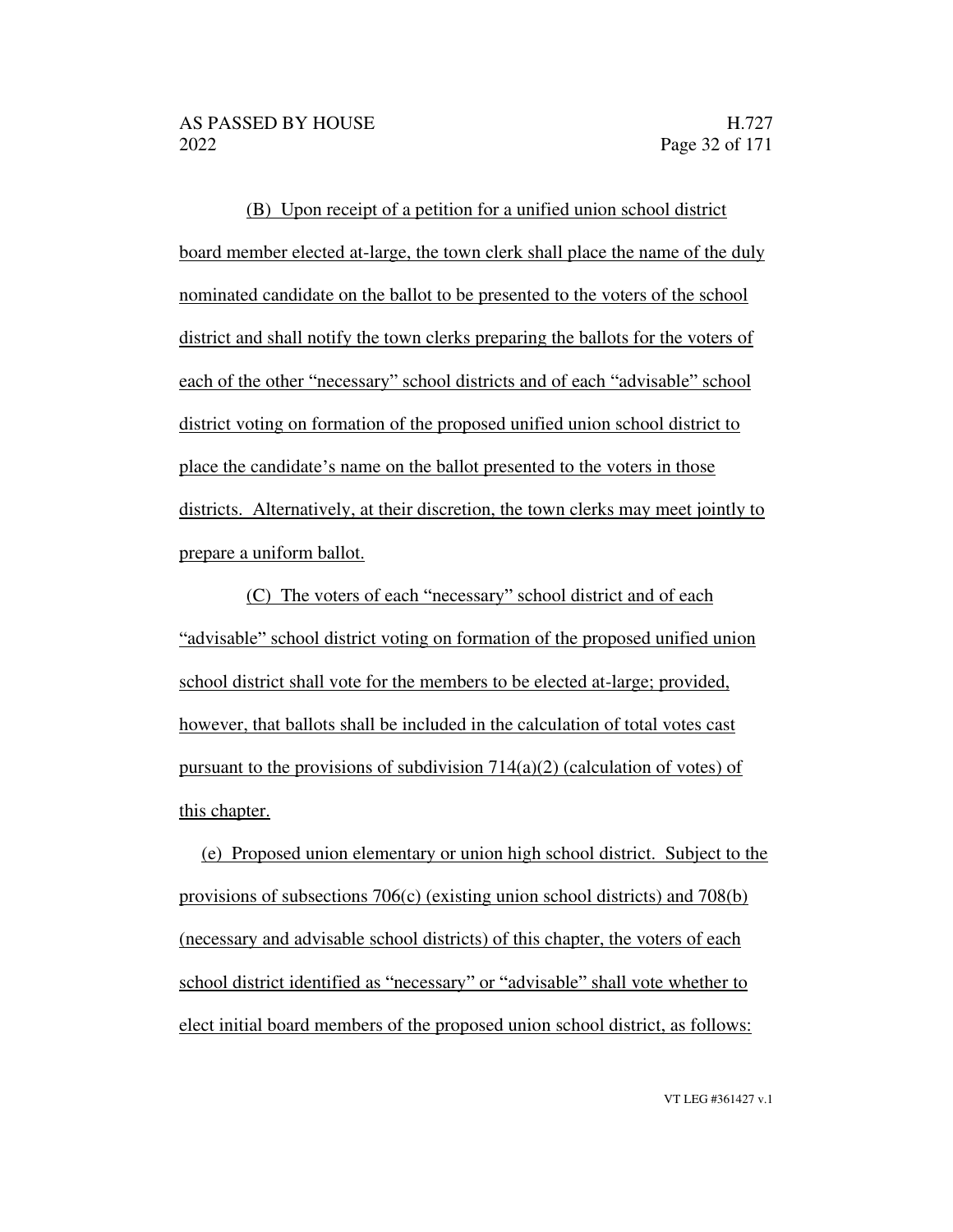(B) Upon receipt of a petition for a unified union school district board member elected at-large, the town clerk shall place the name of the duly nominated candidate on the ballot to be presented to the voters of the school district and shall notify the town clerks preparing the ballots for the voters of each of the other "necessary" school districts and of each "advisable" school district voting on formation of the proposed unified union school district to place the candidate's name on the ballot presented to the voters in those districts. Alternatively, at their discretion, the town clerks may meet jointly to prepare a uniform ballot.

(C) The voters of each "necessary" school district and of each "advisable" school district voting on formation of the proposed unified union school district shall vote for the members to be elected at-large; provided, however, that ballots shall be included in the calculation of total votes cast pursuant to the provisions of subdivision 714(a)(2) (calculation of votes) of this chapter.

(e) Proposed union elementary or union high school district. Subject to the provisions of subsections 706(c) (existing union school districts) and 708(b) (necessary and advisable school districts) of this chapter, the voters of each school district identified as "necessary" or "advisable" shall vote whether to elect initial board members of the proposed union school district, as follows: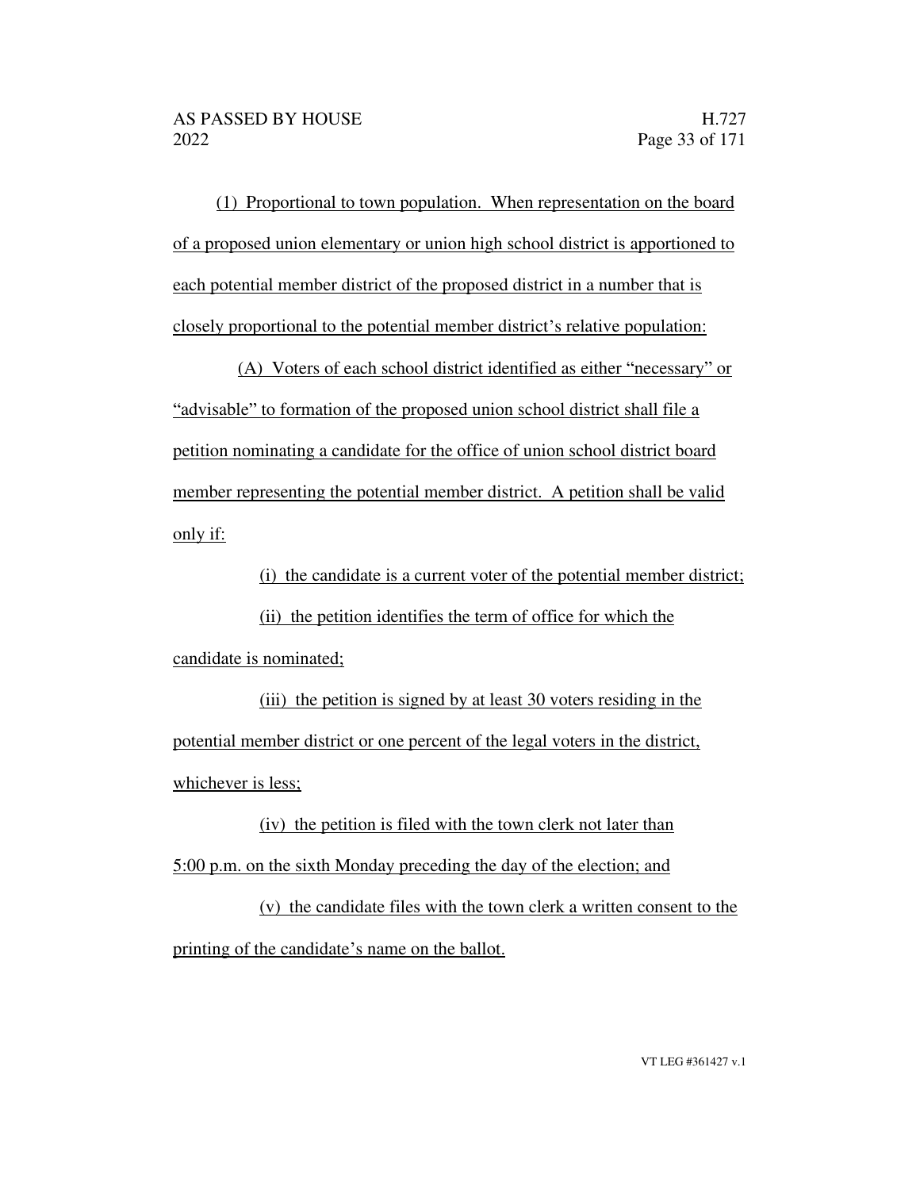(1) Proportional to town population. When representation on the board of a proposed union elementary or union high school district is apportioned to each potential member district of the proposed district in a number that is closely proportional to the potential member district's relative population:

(A) Voters of each school district identified as either "necessary" or "advisable" to formation of the proposed union school district shall file a petition nominating a candidate for the office of union school district board member representing the potential member district. A petition shall be valid only if:

(i) the candidate is a current voter of the potential member district;

(ii) the petition identifies the term of office for which the candidate is nominated;

(iii) the petition is signed by at least 30 voters residing in the potential member district or one percent of the legal voters in the district, whichever is less;

(iv) the petition is filed with the town clerk not later than 5:00 p.m. on the sixth Monday preceding the day of the election; and

(v) the candidate files with the town clerk a written consent to the printing of the candidate's name on the ballot.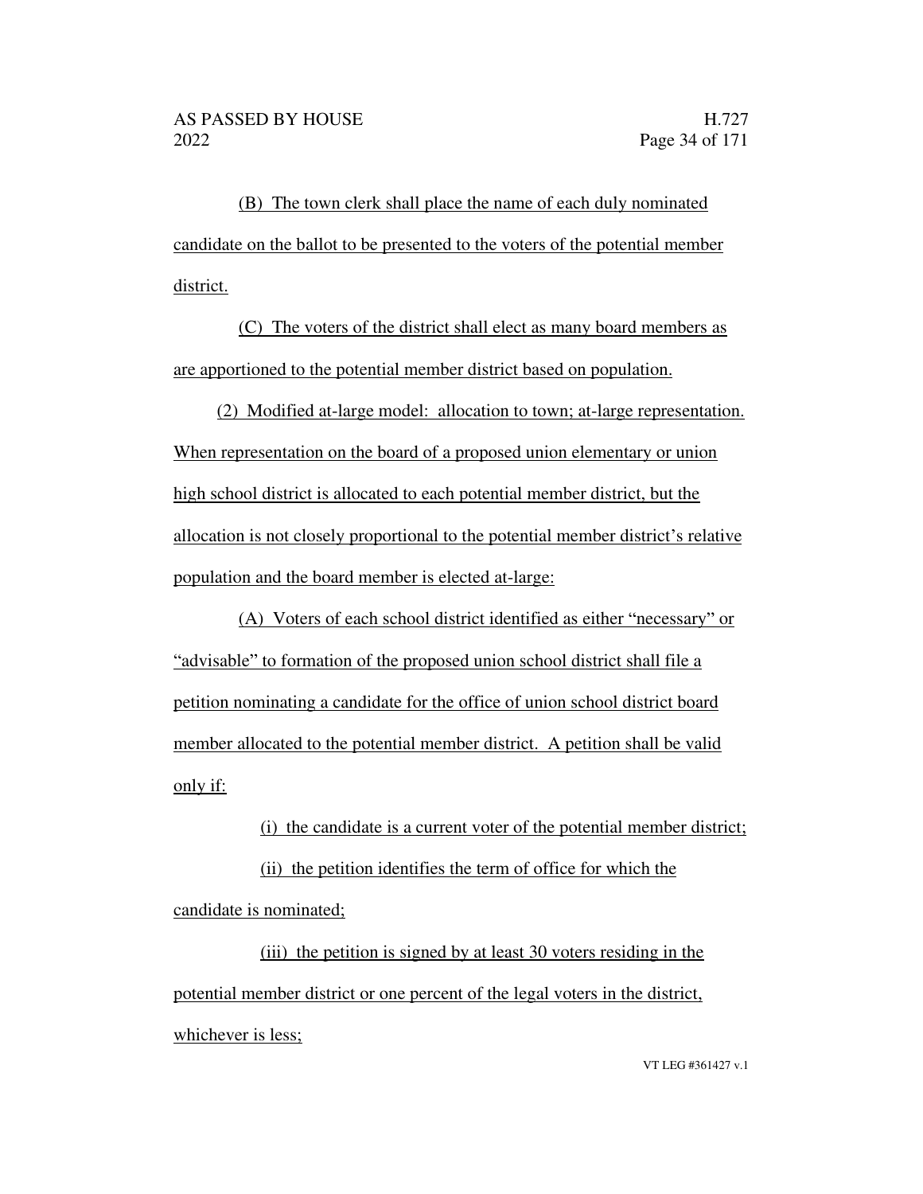(B) The town clerk shall place the name of each duly nominated candidate on the ballot to be presented to the voters of the potential member district.

(C) The voters of the district shall elect as many board members as are apportioned to the potential member district based on population.

(2) Modified at-large model: allocation to town; at-large representation. When representation on the board of a proposed union elementary or union high school district is allocated to each potential member district, but the allocation is not closely proportional to the potential member district's relative population and the board member is elected at-large:

(A) Voters of each school district identified as either "necessary" or "advisable" to formation of the proposed union school district shall file a petition nominating a candidate for the office of union school district board member allocated to the potential member district. A petition shall be valid only if:

(i) the candidate is a current voter of the potential member district;

(ii) the petition identifies the term of office for which the candidate is nominated;

(iii) the petition is signed by at least 30 voters residing in the potential member district or one percent of the legal voters in the district, whichever is less;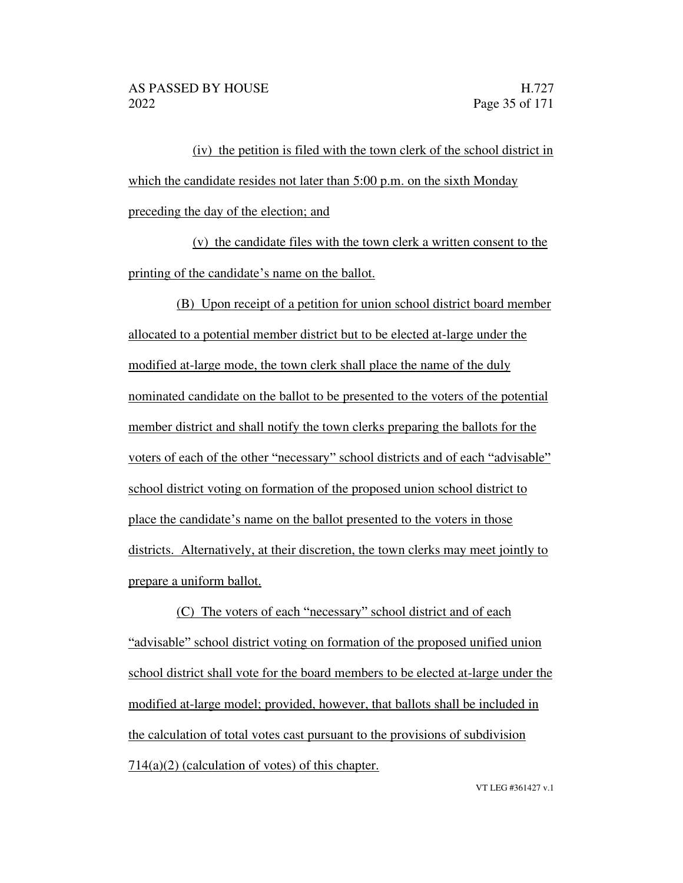(iv) the petition is filed with the town clerk of the school district in which the candidate resides not later than 5:00 p.m. on the sixth Monday preceding the day of the election; and

(v) the candidate files with the town clerk a written consent to the printing of the candidate's name on the ballot.

(B) Upon receipt of a petition for union school district board member allocated to a potential member district but to be elected at-large under the modified at-large mode, the town clerk shall place the name of the duly nominated candidate on the ballot to be presented to the voters of the potential member district and shall notify the town clerks preparing the ballots for the voters of each of the other "necessary" school districts and of each "advisable" school district voting on formation of the proposed union school district to place the candidate's name on the ballot presented to the voters in those districts. Alternatively, at their discretion, the town clerks may meet jointly to prepare a uniform ballot.

(C) The voters of each "necessary" school district and of each "advisable" school district voting on formation of the proposed unified union school district shall vote for the board members to be elected at-large under the modified at-large model; provided, however, that ballots shall be included in the calculation of total votes cast pursuant to the provisions of subdivision 714(a)(2) (calculation of votes) of this chapter.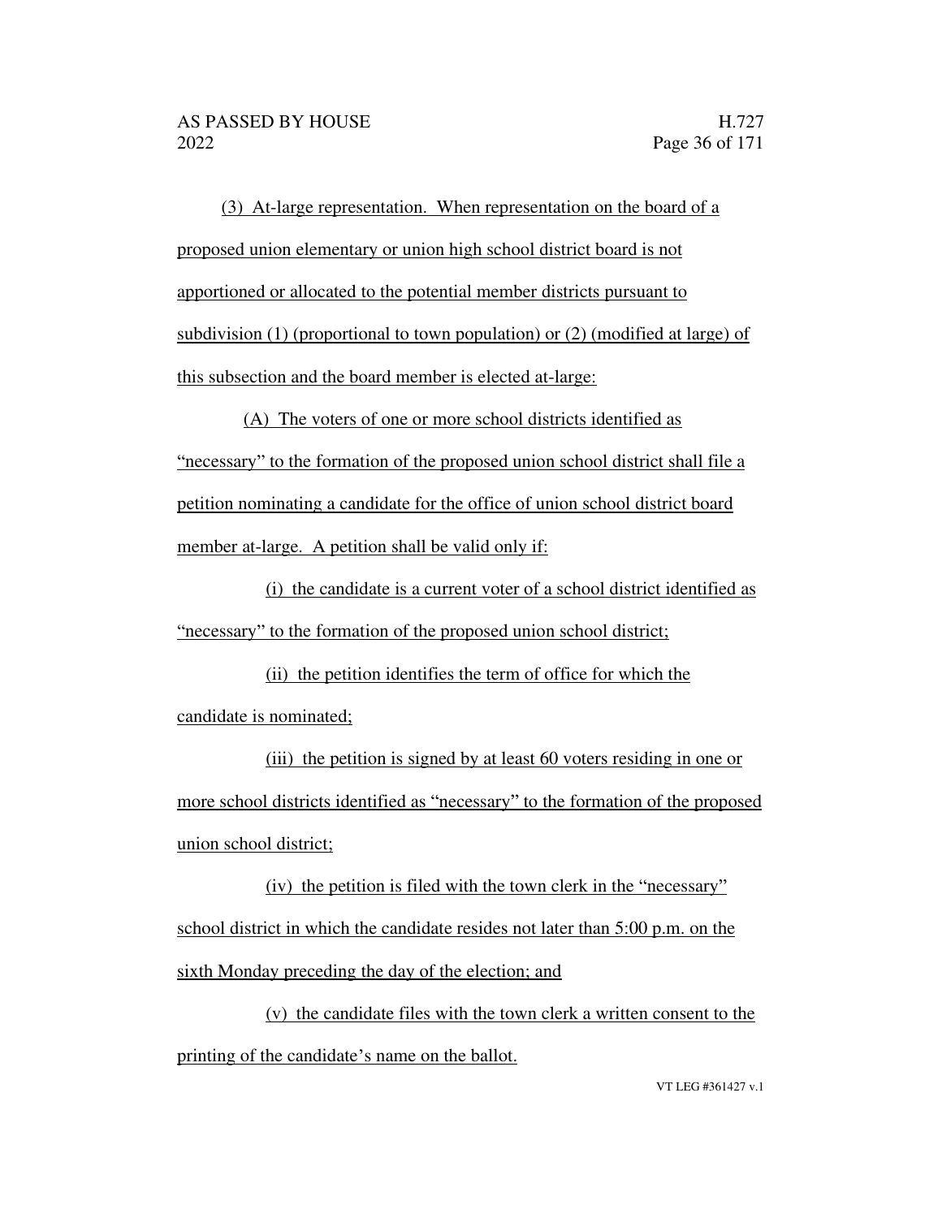(3) At-large representation. When representation on the board of a proposed union elementary or union high school district board is not apportioned or allocated to the potential member districts pursuant to subdivision (1) (proportional to town population) or (2) (modified at large) of this subsection and the board member is elected at-large:

(A) The voters of one or more school districts identified as "necessary" to the formation of the proposed union school district shall file a petition nominating a candidate for the office of union school district board member at-large. A petition shall be valid only if:

(i) the candidate is a current voter of a school district identified as "necessary" to the formation of the proposed union school district;

(ii) the petition identifies the term of office for which the candidate is nominated;

(iii) the petition is signed by at least 60 voters residing in one or more school districts identified as "necessary" to the formation of the proposed union school district;

(iv) the petition is filed with the town clerk in the "necessary" school district in which the candidate resides not later than 5:00 p.m. on the sixth Monday preceding the day of the election; and

(v) the candidate files with the town clerk a written consent to the printing of the candidate's name on the ballot.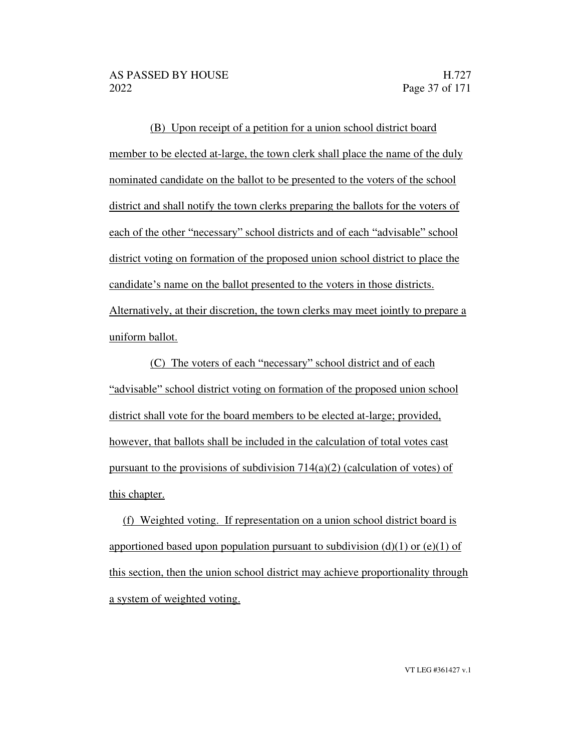(B) Upon receipt of a petition for a union school district board member to be elected at-large, the town clerk shall place the name of the duly nominated candidate on the ballot to be presented to the voters of the school district and shall notify the town clerks preparing the ballots for the voters of each of the other "necessary" school districts and of each "advisable" school district voting on formation of the proposed union school district to place the candidate's name on the ballot presented to the voters in those districts. Alternatively, at their discretion, the town clerks may meet jointly to prepare a uniform ballot.

(C) The voters of each "necessary" school district and of each "advisable" school district voting on formation of the proposed union school district shall vote for the board members to be elected at-large; provided, however, that ballots shall be included in the calculation of total votes cast pursuant to the provisions of subdivision 714(a)(2) (calculation of votes) of this chapter.

(f) Weighted voting. If representation on a union school district board is apportioned based upon population pursuant to subdivision (d)(1) or (e)(1) of this section, then the union school district may achieve proportionality through a system of weighted voting.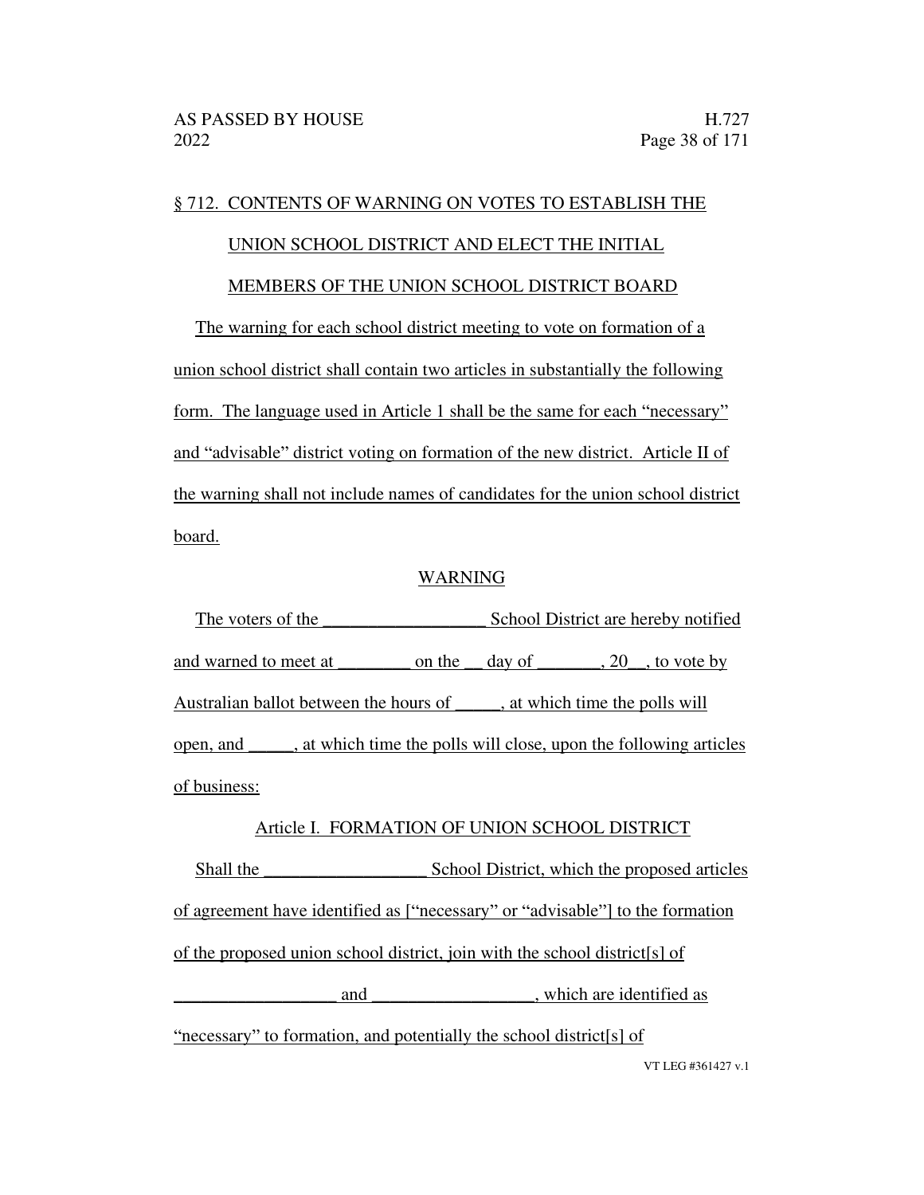§ 712. CONTENTS OF WARNING ON VOTES TO ESTABLISH THE UNION SCHOOL DISTRICT AND ELECT THE INITIAL MEMBERS OF THE UNION SCHOOL DISTRICT BOARD

The warning for each school district meeting to vote on formation of a union school district shall contain two articles in substantially the following form. The language used in Article 1 shall be the same for each "necessary" and "advisable" district voting on formation of the new district. Article II of the warning shall not include names of candidates for the union school district board.

WARNING

The voters of the __________________ School District are hereby notified and warned to meet at ________ on the __ day of _______, 20__, to vote by Australian ballot between the hours of _____, at which time the polls will open, and _____, at which time the polls will close, upon the following articles of business:

Article I. FORMATION OF UNION SCHOOL DISTRICT

Shall the __________________ School District, which the proposed articles of agreement have identified as ["necessary" or "advisable"] to the formation of the proposed union school district, join with the school district[s] of __________________ and __________________, which are identified as "necessary" to formation, and potentially the school district[s] of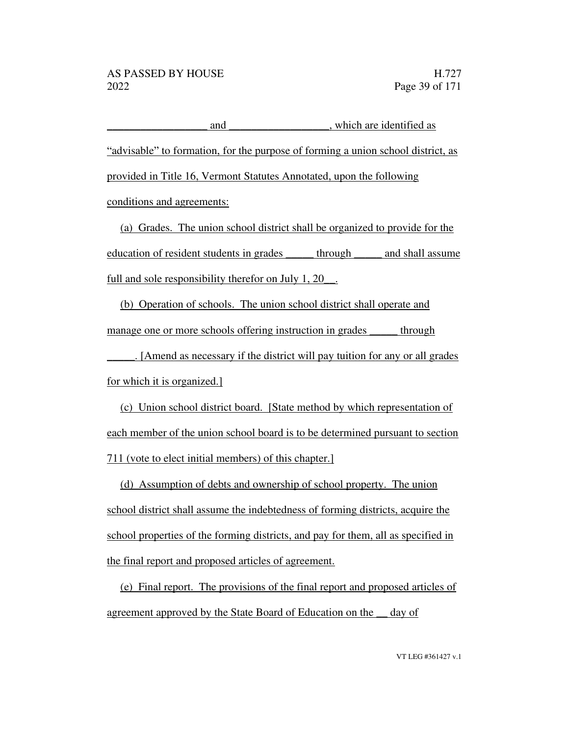__________________ and __________________, which are identified as "advisable" to formation, for the purpose of forming a union school district, as provided in Title 16, Vermont Statutes Annotated, upon the following conditions and agreements:

(a) Grades. The union school district shall be organized to provide for the education of resident students in grades _____ through _____ and shall assume full and sole responsibility therefor on July 1, 20__.

(b) Operation of schools. The union school district shall operate and manage one or more schools offering instruction in grades _____ through _____. [Amend as necessary if the district will pay tuition for any or all grades for which it is organized.]

(c) Union school district board. [State method by which representation of each member of the union school board is to be determined pursuant to section 711 (vote to elect initial members) of this chapter.]

(d) Assumption of debts and ownership of school property. The union school district shall assume the indebtedness of forming districts, acquire the school properties of the forming districts, and pay for them, all as specified in the final report and proposed articles of agreement.

(e) Final report. The provisions of the final report and proposed articles of agreement approved by the State Board of Education on the __ day of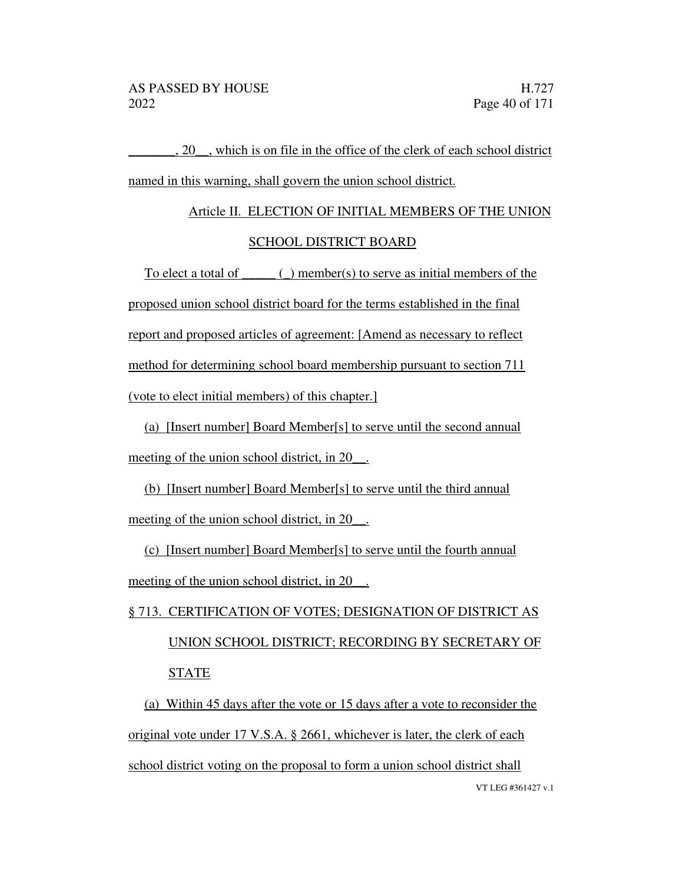_______, 20__, which is on file in the office of the clerk of each school district named in this warning, shall govern the union school district.

Article II. ELECTION OF INITIAL MEMBERS OF THE UNION SCHOOL DISTRICT BOARD

To elect a total of _____ (_) member(s) to serve as initial members of the proposed union school district board for the terms established in the final report and proposed articles of agreement: [Amend as necessary to reflect method for determining school board membership pursuant to section 711 (vote to elect initial members) of this chapter.]

(a) [Insert number] Board Member[s] to serve until the second annual meeting of the union school district, in 20__.

(b) [Insert number] Board Member[s] to serve until the third annual meeting of the union school district, in 20__.

(c) [Insert number] Board Member[s] to serve until the fourth annual meeting of the union school district, in 20__.

§ 713. CERTIFICATION OF VOTES; DESIGNATION OF DISTRICT AS UNION SCHOOL DISTRICT; RECORDING BY SECRETARY OF STATE

(a) Within 45 days after the vote or 15 days after a vote to reconsider the original vote under 17 V.S.A. § 2661, whichever is later, the clerk of each school district voting on the proposal to form a union school district shall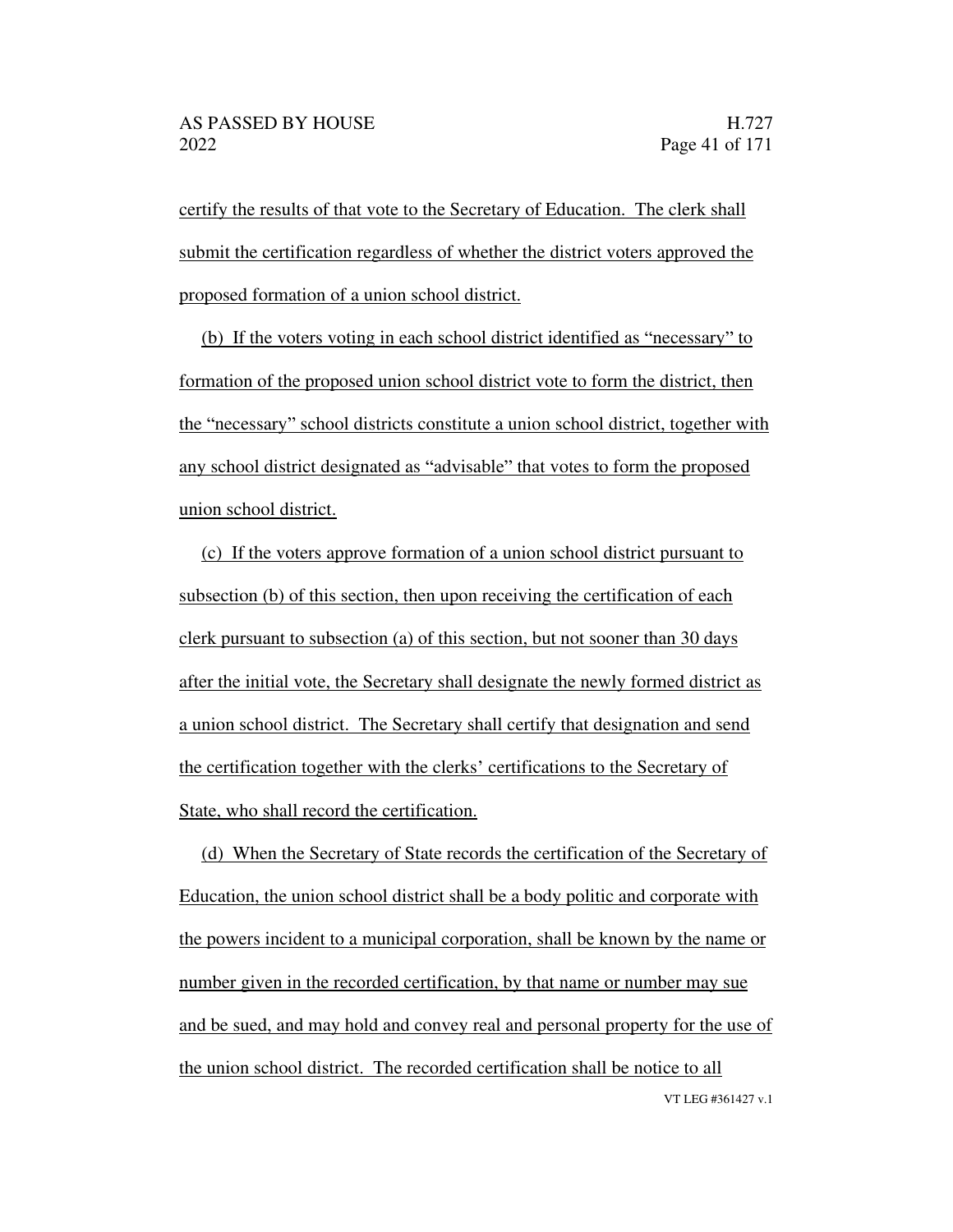certify the results of that vote to the Secretary of Education. The clerk shall submit the certification regardless of whether the district voters approved the proposed formation of a union school district.

(b) If the voters voting in each school district identified as "necessary" to formation of the proposed union school district vote to form the district, then the "necessary" school districts constitute a union school district, together with any school district designated as "advisable" that votes to form the proposed union school district.

(c) If the voters approve formation of a union school district pursuant to subsection (b) of this section, then upon receiving the certification of each clerk pursuant to subsection (a) of this section, but not sooner than 30 days after the initial vote, the Secretary shall designate the newly formed district as a union school district. The Secretary shall certify that designation and send the certification together with the clerks' certifications to the Secretary of State, who shall record the certification.

(d) When the Secretary of State records the certification of the Secretary of Education, the union school district shall be a body politic and corporate with the powers incident to a municipal corporation, shall be known by the name or number given in the recorded certification, by that name or number may sue and be sued, and may hold and convey real and personal property for the use of the union school district. The recorded certification shall be notice to all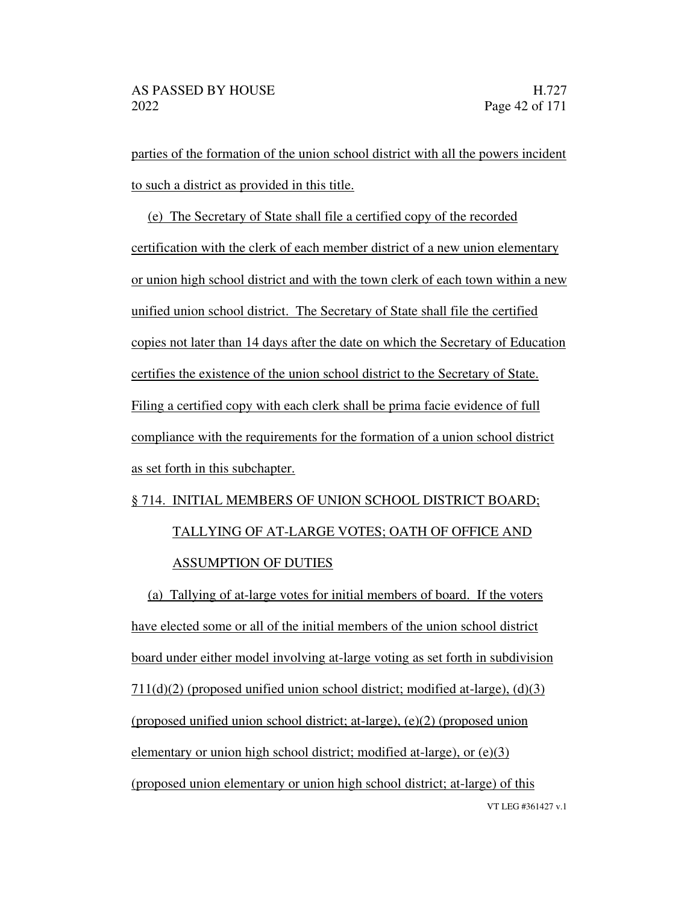parties of the formation of the union school district with all the powers incident to such a district as provided in this title.

(e) The Secretary of State shall file a certified copy of the recorded certification with the clerk of each member district of a new union elementary or union high school district and with the town clerk of each town within a new unified union school district. The Secretary of State shall file the certified copies not later than 14 days after the date on which the Secretary of Education certifies the existence of the union school district to the Secretary of State. Filing a certified copy with each clerk shall be prima facie evidence of full compliance with the requirements for the formation of a union school district as set forth in this subchapter.

§ 714. INITIAL MEMBERS OF UNION SCHOOL DISTRICT BOARD; TALLYING OF AT-LARGE VOTES; OATH OF OFFICE AND ASSUMPTION OF DUTIES

(a) Tallying of at-large votes for initial members of board. If the voters have elected some or all of the initial members of the union school district board under either model involving at-large voting as set forth in subdivision 711(d)(2) (proposed unified union school district; modified at-large), (d)(3) (proposed unified union school district; at-large), (e)(2) (proposed union elementary or union high school district; modified at-large), or (e)(3) (proposed union elementary or union high school district; at-large) of this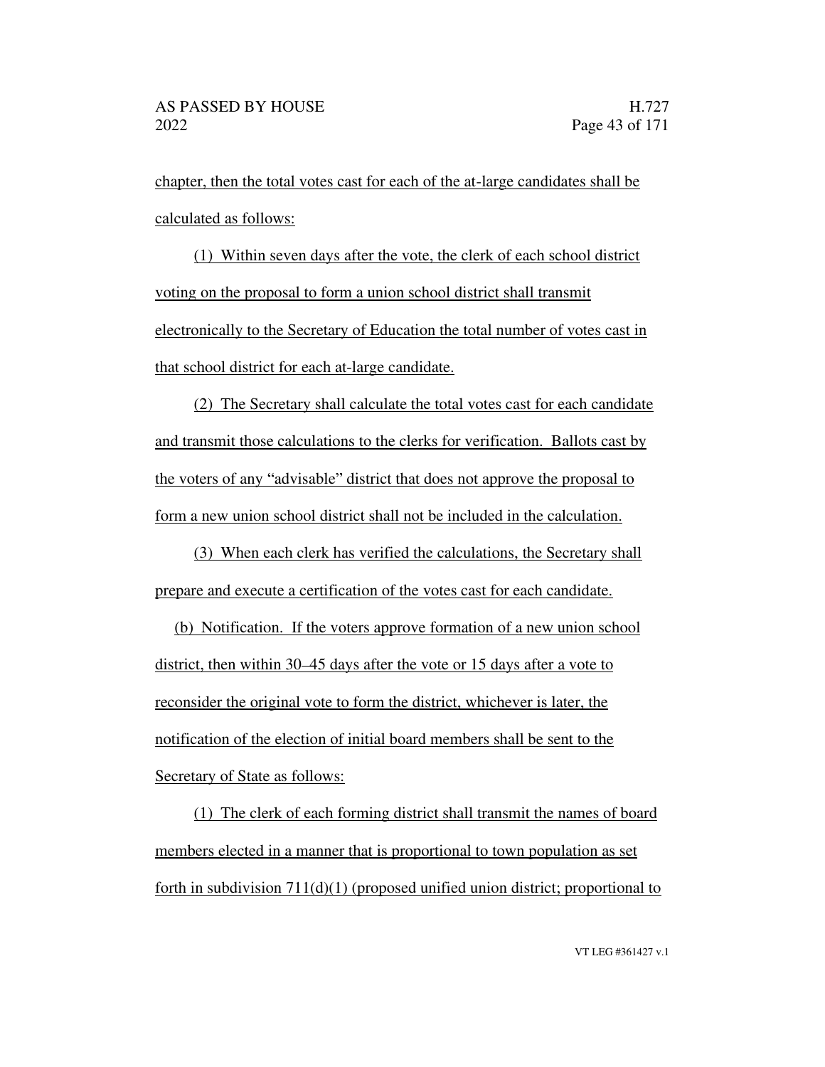chapter, then the total votes cast for each of the at-large candidates shall be calculated as follows:

(1) Within seven days after the vote, the clerk of each school district voting on the proposal to form a union school district shall transmit electronically to the Secretary of Education the total number of votes cast in that school district for each at-large candidate.

(2) The Secretary shall calculate the total votes cast for each candidate and transmit those calculations to the clerks for verification. Ballots cast by the voters of any "advisable" district that does not approve the proposal to form a new union school district shall not be included in the calculation.

(3) When each clerk has verified the calculations, the Secretary shall prepare and execute a certification of the votes cast for each candidate.

(b) Notification. If the voters approve formation of a new union school district, then within 30–45 days after the vote or 15 days after a vote to reconsider the original vote to form the district, whichever is later, the notification of the election of initial board members shall be sent to the Secretary of State as follows:

(1) The clerk of each forming district shall transmit the names of board members elected in a manner that is proportional to town population as set forth in subdivision 711(d)(1) (proposed unified union district; proportional to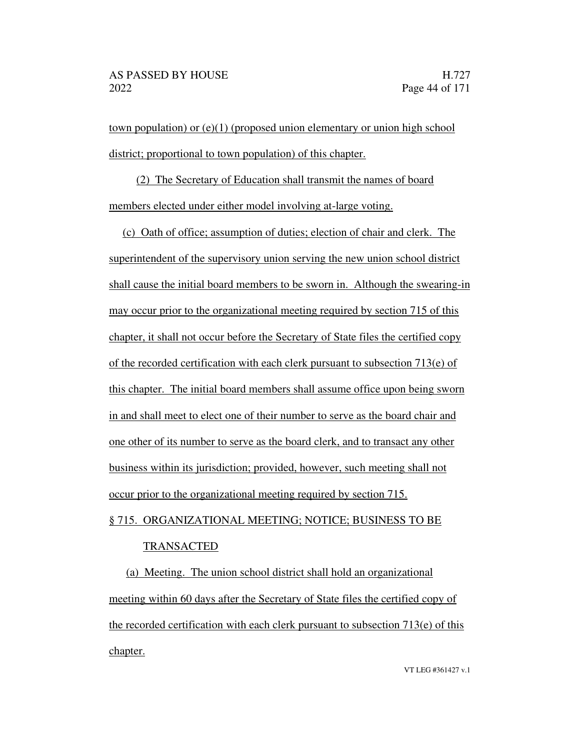town population) or (e)(1) (proposed union elementary or union high school district; proportional to town population) of this chapter.

(2) The Secretary of Education shall transmit the names of board members elected under either model involving at-large voting.

(c) Oath of office; assumption of duties; election of chair and clerk. The superintendent of the supervisory union serving the new union school district shall cause the initial board members to be sworn in. Although the swearing-in may occur prior to the organizational meeting required by section 715 of this chapter, it shall not occur before the Secretary of State files the certified copy of the recorded certification with each clerk pursuant to subsection 713(e) of this chapter. The initial board members shall assume office upon being sworn in and shall meet to elect one of their number to serve as the board chair and one other of its number to serve as the board clerk, and to transact any other business within its jurisdiction; provided, however, such meeting shall not occur prior to the organizational meeting required by section 715.

§ 715. ORGANIZATIONAL MEETING; NOTICE; BUSINESS TO BE TRANSACTED

(a) Meeting. The union school district shall hold an organizational meeting within 60 days after the Secretary of State files the certified copy of the recorded certification with each clerk pursuant to subsection 713(e) of this chapter.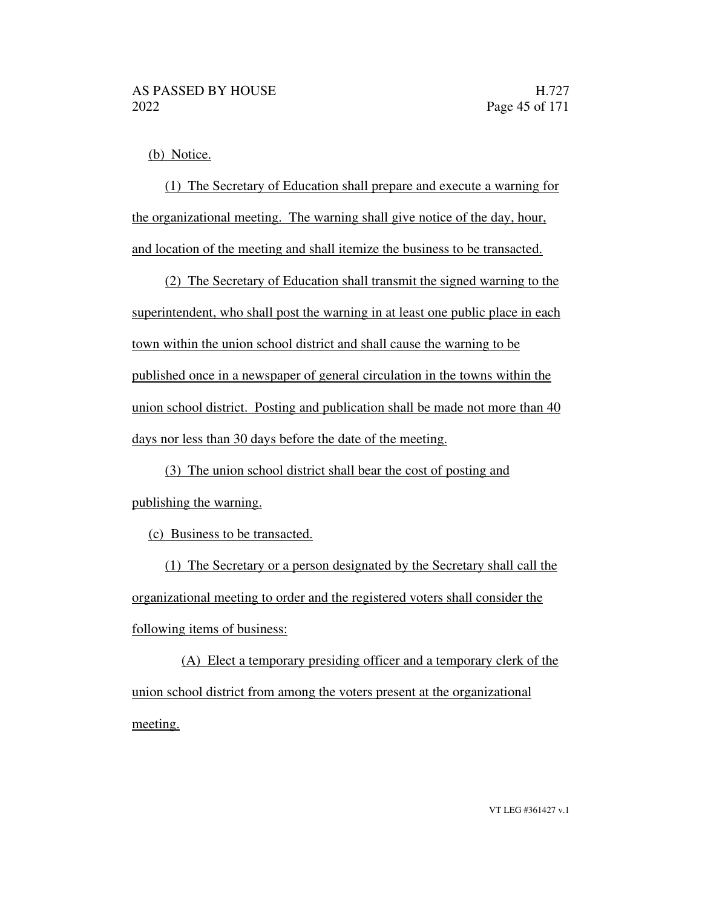(b) Notice.

(1) The Secretary of Education shall prepare and execute a warning for the organizational meeting. The warning shall give notice of the day, hour, and location of the meeting and shall itemize the business to be transacted.

(2) The Secretary of Education shall transmit the signed warning to the superintendent, who shall post the warning in at least one public place in each town within the union school district and shall cause the warning to be published once in a newspaper of general circulation in the towns within the union school district. Posting and publication shall be made not more than 40 days nor less than 30 days before the date of the meeting.

(3) The union school district shall bear the cost of posting and publishing the warning.

(c) Business to be transacted.

(1) The Secretary or a person designated by the Secretary shall call the organizational meeting to order and the registered voters shall consider the following items of business:

(A) Elect a temporary presiding officer and a temporary clerk of the union school district from among the voters present at the organizational meeting.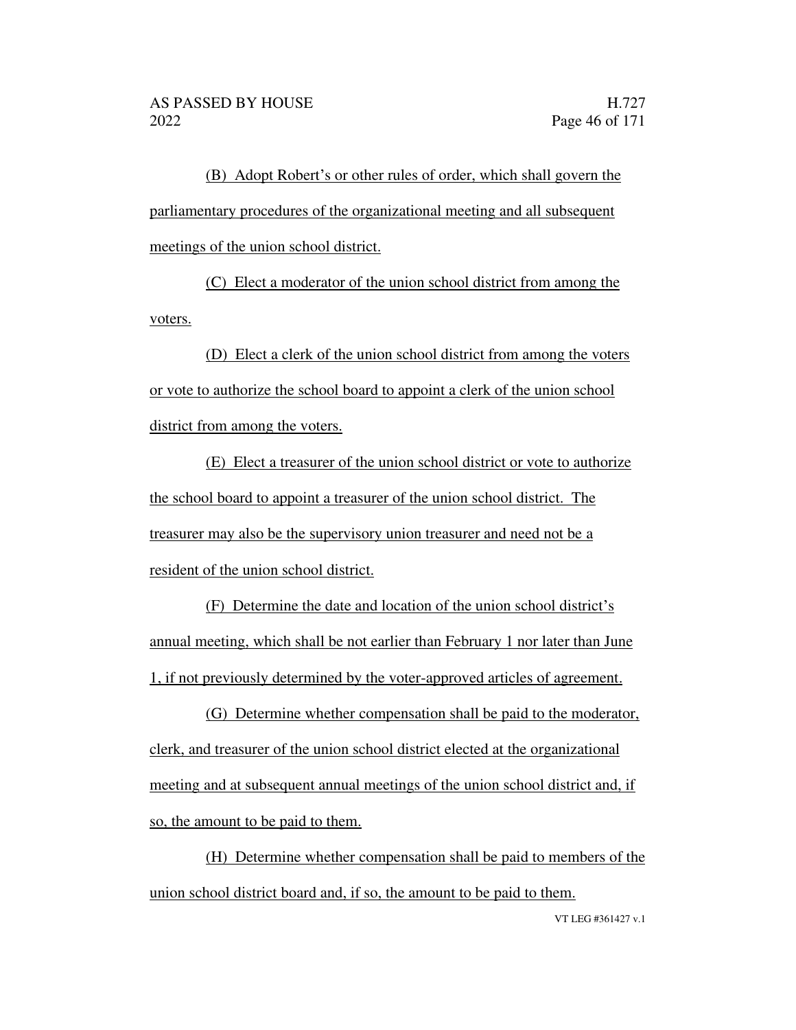(B) Adopt Robert's or other rules of order, which shall govern the parliamentary procedures of the organizational meeting and all subsequent meetings of the union school district.

(C) Elect a moderator of the union school district from among the voters.

(D) Elect a clerk of the union school district from among the voters or vote to authorize the school board to appoint a clerk of the union school district from among the voters.

(E) Elect a treasurer of the union school district or vote to authorize the school board to appoint a treasurer of the union school district. The treasurer may also be the supervisory union treasurer and need not be a resident of the union school district.

(F) Determine the date and location of the union school district's annual meeting, which shall be not earlier than February 1 nor later than June 1, if not previously determined by the voter-approved articles of agreement.

(G) Determine whether compensation shall be paid to the moderator, clerk, and treasurer of the union school district elected at the organizational meeting and at subsequent annual meetings of the union school district and, if so, the amount to be paid to them.

(H) Determine whether compensation shall be paid to members of the union school district board and, if so, the amount to be paid to them.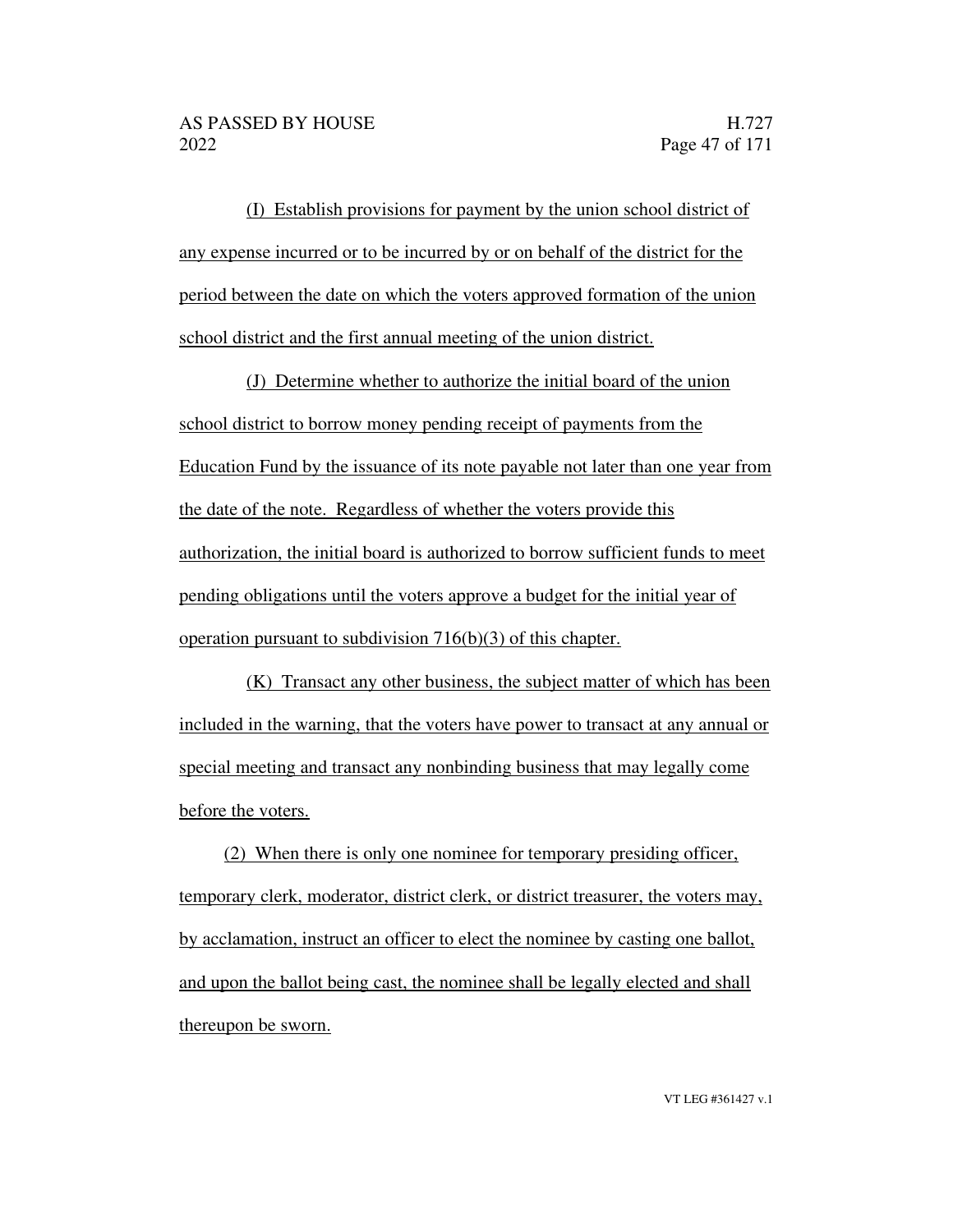(I) Establish provisions for payment by the union school district of any expense incurred or to be incurred by or on behalf of the district for the period between the date on which the voters approved formation of the union school district and the first annual meeting of the union district.

(J) Determine whether to authorize the initial board of the union school district to borrow money pending receipt of payments from the Education Fund by the issuance of its note payable not later than one year from the date of the note. Regardless of whether the voters provide this authorization, the initial board is authorized to borrow sufficient funds to meet pending obligations until the voters approve a budget for the initial year of operation pursuant to subdivision 716(b)(3) of this chapter.

(K) Transact any other business, the subject matter of which has been included in the warning, that the voters have power to transact at any annual or special meeting and transact any nonbinding business that may legally come before the voters.

(2) When there is only one nominee for temporary presiding officer, temporary clerk, moderator, district clerk, or district treasurer, the voters may, by acclamation, instruct an officer to elect the nominee by casting one ballot, and upon the ballot being cast, the nominee shall be legally elected and shall thereupon be sworn.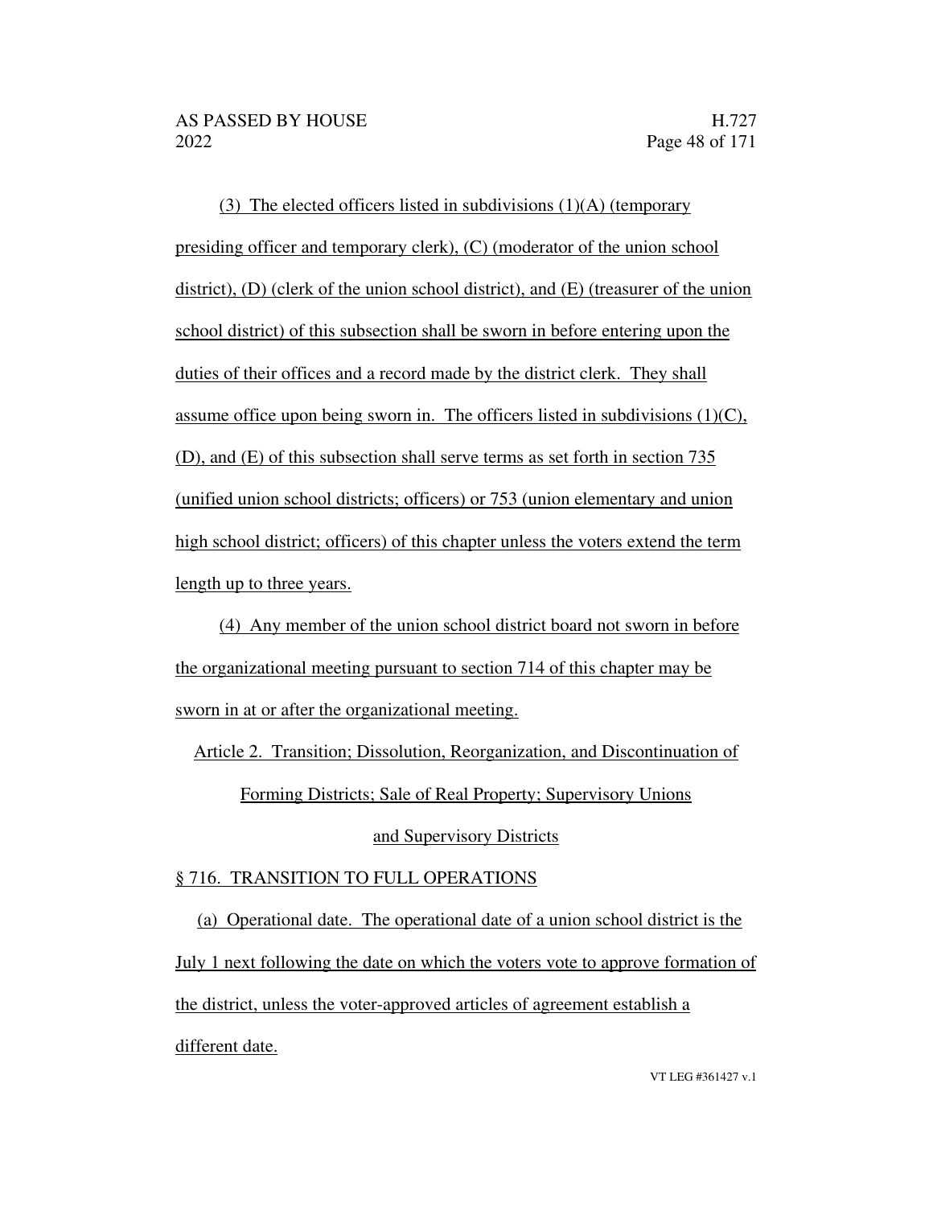(3) The elected officers listed in subdivisions (1)(A) (temporary presiding officer and temporary clerk), (C) (moderator of the union school district), (D) (clerk of the union school district), and (E) (treasurer of the union school district) of this subsection shall be sworn in before entering upon the duties of their offices and a record made by the district clerk. They shall assume office upon being sworn in. The officers listed in subdivisions (1)(C), (D), and (E) of this subsection shall serve terms as set forth in section 735 (unified union school districts; officers) or 753 (union elementary and union high school district; officers) of this chapter unless the voters extend the term length up to three years.

(4) Any member of the union school district board not sworn in before the organizational meeting pursuant to section 714 of this chapter may be sworn in at or after the organizational meeting.

Article 2. Transition; Dissolution, Reorganization, and Discontinuation of Forming Districts; Sale of Real Property; Supervisory Unions and Supervisory Districts

§ 716. TRANSITION TO FULL OPERATIONS

(a) Operational date. The operational date of a union school district is the July 1 next following the date on which the voters vote to approve formation of the district, unless the voter-approved articles of agreement establish a different date.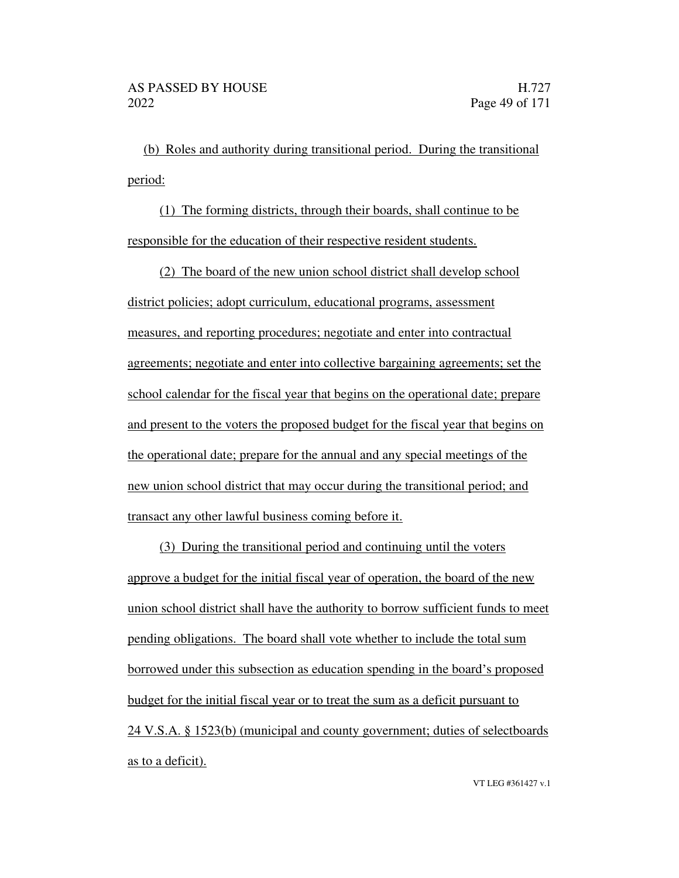(b) Roles and authority during transitional period. During the transitional period:

(1) The forming districts, through their boards, shall continue to be responsible for the education of their respective resident students.

(2) The board of the new union school district shall develop school district policies; adopt curriculum, educational programs, assessment measures, and reporting procedures; negotiate and enter into contractual agreements; negotiate and enter into collective bargaining agreements; set the school calendar for the fiscal year that begins on the operational date; prepare and present to the voters the proposed budget for the fiscal year that begins on the operational date; prepare for the annual and any special meetings of the new union school district that may occur during the transitional period; and transact any other lawful business coming before it.

(3) During the transitional period and continuing until the voters approve a budget for the initial fiscal year of operation, the board of the new union school district shall have the authority to borrow sufficient funds to meet pending obligations. The board shall vote whether to include the total sum borrowed under this subsection as education spending in the board's proposed budget for the initial fiscal year or to treat the sum as a deficit pursuant to 24 V.S.A. § 1523(b) (municipal and county government; duties of selectboards as to a deficit).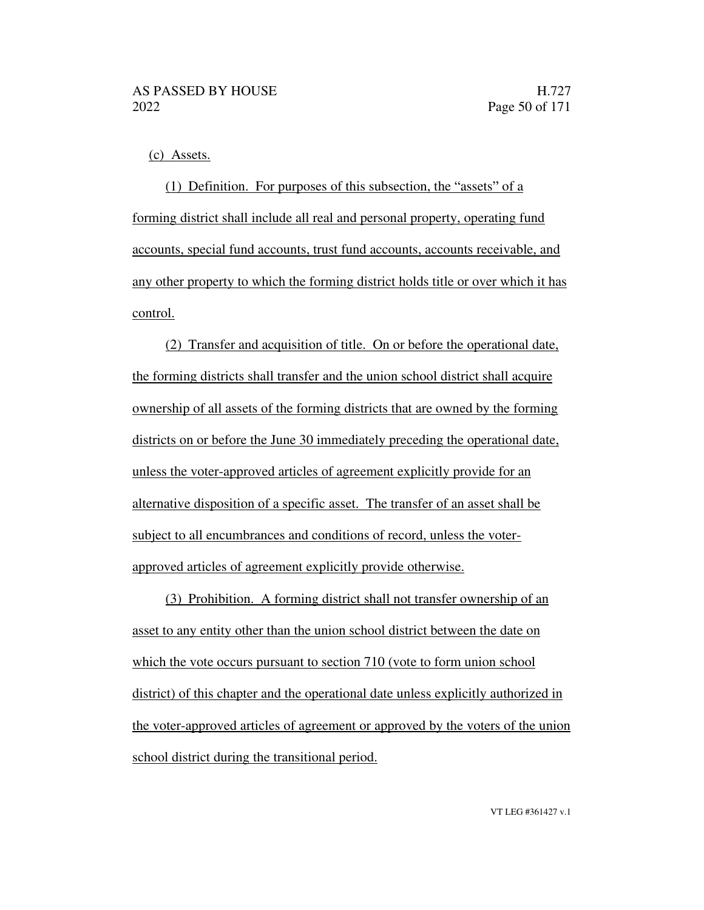(c) Assets.

(1) Definition. For purposes of this subsection, the "assets" of a forming district shall include all real and personal property, operating fund accounts, special fund accounts, trust fund accounts, accounts receivable, and any other property to which the forming district holds title or over which it has control.

(2) Transfer and acquisition of title. On or before the operational date, the forming districts shall transfer and the union school district shall acquire ownership of all assets of the forming districts that are owned by the forming districts on or before the June 30 immediately preceding the operational date, unless the voter-approved articles of agreement explicitly provide for an alternative disposition of a specific asset. The transfer of an asset shall be subject to all encumbrances and conditions of record, unless the voter-approved articles of agreement explicitly provide otherwise.

(3) Prohibition. A forming district shall not transfer ownership of an asset to any entity other than the union school district between the date on which the vote occurs pursuant to section 710 (vote to form union school district) of this chapter and the operational date unless explicitly authorized in the voter-approved articles of agreement or approved by the voters of the union school district during the transitional period.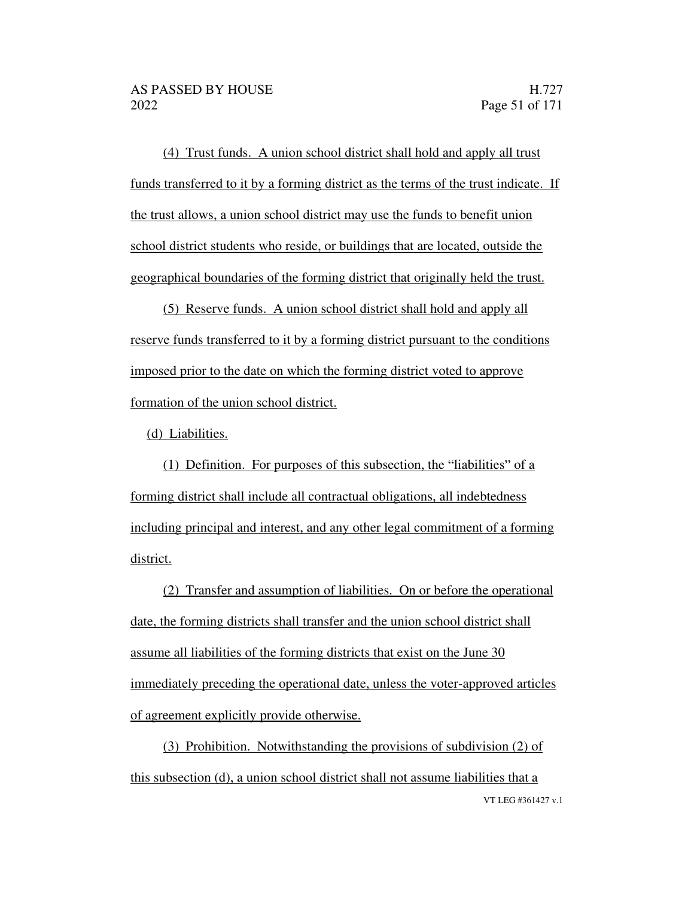(4) Trust funds. A union school district shall hold and apply all trust funds transferred to it by a forming district as the terms of the trust indicate. If the trust allows, a union school district may use the funds to benefit union school district students who reside, or buildings that are located, outside the geographical boundaries of the forming district that originally held the trust.

(5) Reserve funds. A union school district shall hold and apply all reserve funds transferred to it by a forming district pursuant to the conditions imposed prior to the date on which the forming district voted to approve formation of the union school district.

(d) Liabilities.

(1) Definition. For purposes of this subsection, the "liabilities" of a forming district shall include all contractual obligations, all indebtedness including principal and interest, and any other legal commitment of a forming district.

(2) Transfer and assumption of liabilities. On or before the operational date, the forming districts shall transfer and the union school district shall assume all liabilities of the forming districts that exist on the June 30 immediately preceding the operational date, unless the voter-approved articles of agreement explicitly provide otherwise.

(3) Prohibition. Notwithstanding the provisions of subdivision (2) of this subsection (d), a union school district shall not assume liabilities that a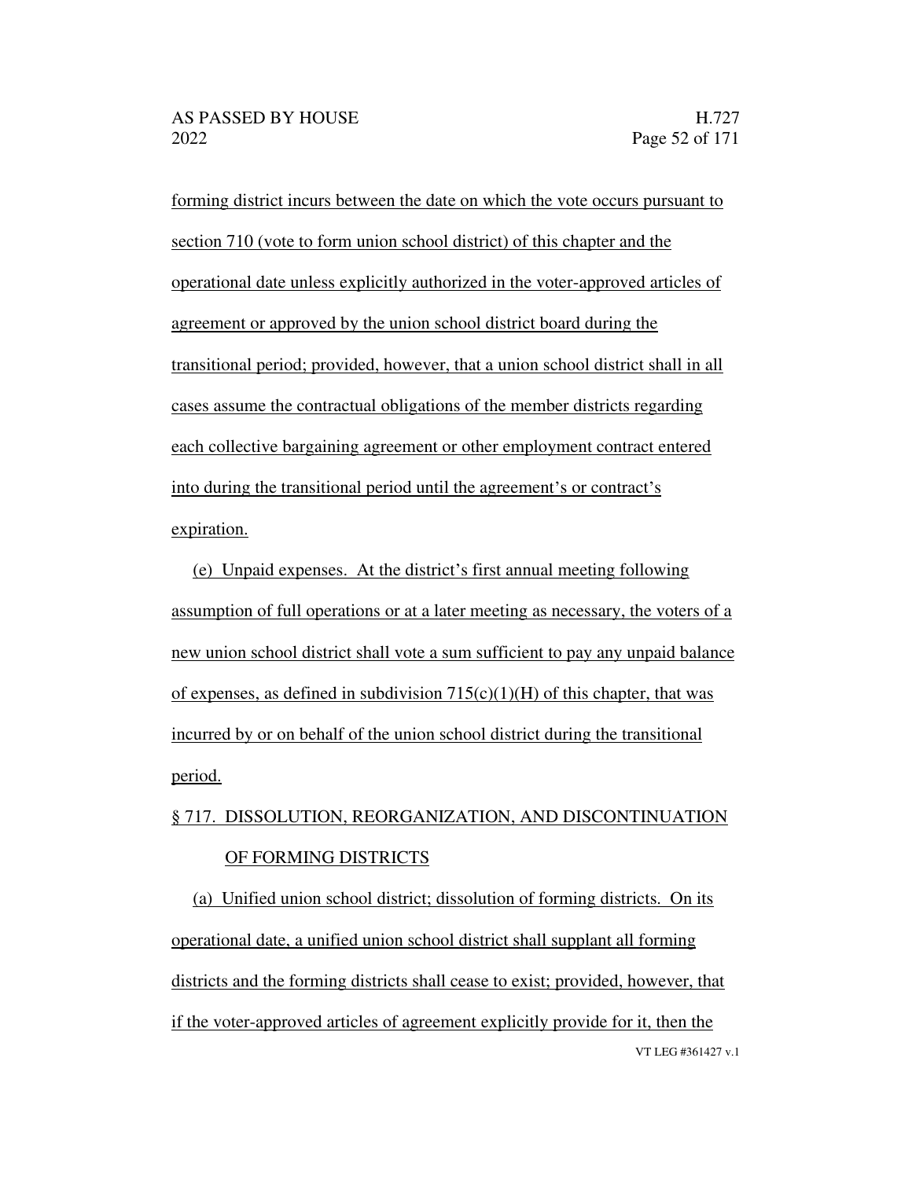forming district incurs between the date on which the vote occurs pursuant to section 710 (vote to form union school district) of this chapter and the operational date unless explicitly authorized in the voter-approved articles of agreement or approved by the union school district board during the transitional period; provided, however, that a union school district shall in all cases assume the contractual obligations of the member districts regarding each collective bargaining agreement or other employment contract entered into during the transitional period until the agreement's or contract's expiration.

(e) Unpaid expenses. At the district's first annual meeting following assumption of full operations or at a later meeting as necessary, the voters of a new union school district shall vote a sum sufficient to pay any unpaid balance of expenses, as defined in subdivision 715(c)(1)(H) of this chapter, that was incurred by or on behalf of the union school district during the transitional period.

§ 717. DISSOLUTION, REORGANIZATION, AND DISCONTINUATION OF FORMING DISTRICTS

(a) Unified union school district; dissolution of forming districts. On its operational date, a unified union school district shall supplant all forming districts and the forming districts shall cease to exist; provided, however, that if the voter-approved articles of agreement explicitly provide for it, then the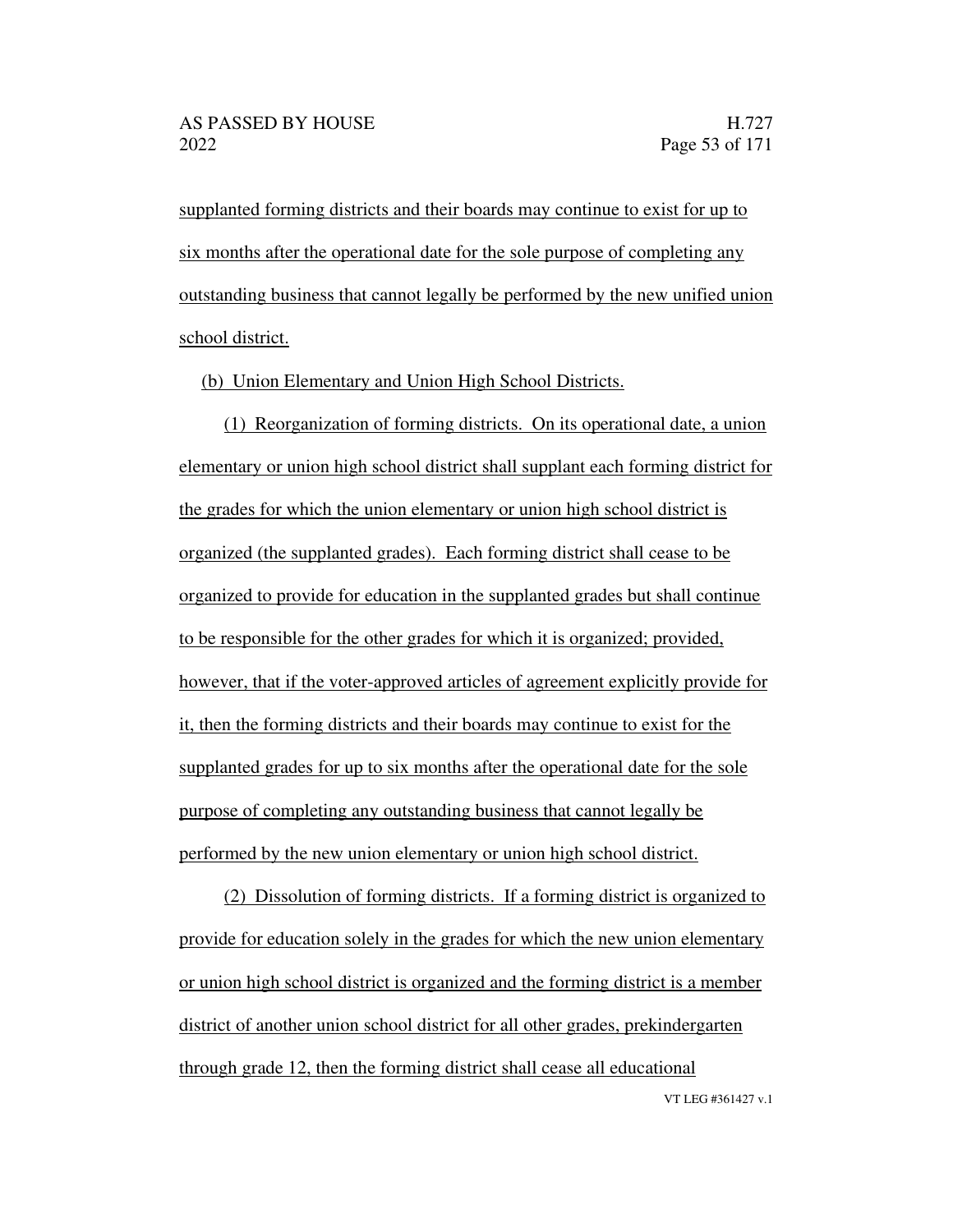supplanted forming districts and their boards may continue to exist for up to six months after the operational date for the sole purpose of completing any outstanding business that cannot legally be performed by the new unified union school district.

(b) Union Elementary and Union High School Districts.

(1) Reorganization of forming districts. On its operational date, a union elementary or union high school district shall supplant each forming district for the grades for which the union elementary or union high school district is organized (the supplanted grades). Each forming district shall cease to be organized to provide for education in the supplanted grades but shall continue to be responsible for the other grades for which it is organized; provided, however, that if the voter-approved articles of agreement explicitly provide for it, then the forming districts and their boards may continue to exist for the supplanted grades for up to six months after the operational date for the sole purpose of completing any outstanding business that cannot legally be performed by the new union elementary or union high school district.

(2) Dissolution of forming districts. If a forming district is organized to provide for education solely in the grades for which the new union elementary or union high school district is organized and the forming district is a member district of another union school district for all other grades, prekindergarten through grade 12, then the forming district shall cease all educational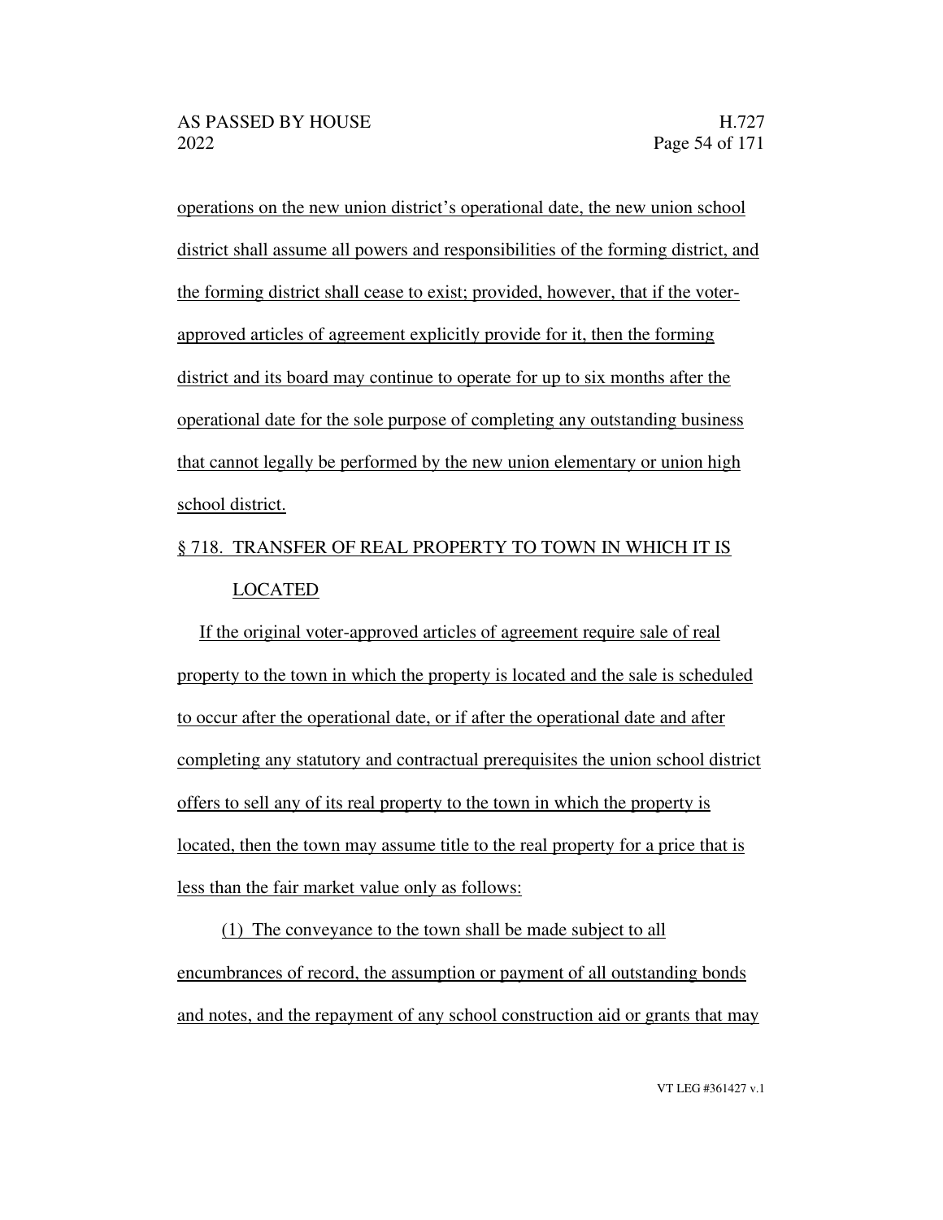operations on the new union district's operational date, the new union school district shall assume all powers and responsibilities of the forming district, and the forming district shall cease to exist; provided, however, that if the voter-approved articles of agreement explicitly provide for it, then the forming district and its board may continue to operate for up to six months after the operational date for the sole purpose of completing any outstanding business that cannot legally be performed by the new union elementary or union high school district.

§ 718. TRANSFER OF REAL PROPERTY TO TOWN IN WHICH IT IS LOCATED

If the original voter-approved articles of agreement require sale of real property to the town in which the property is located and the sale is scheduled to occur after the operational date, or if after the operational date and after completing any statutory and contractual prerequisites the union school district offers to sell any of its real property to the town in which the property is located, then the town may assume title to the real property for a price that is less than the fair market value only as follows:

(1) The conveyance to the town shall be made subject to all encumbrances of record, the assumption or payment of all outstanding bonds and notes, and the repayment of any school construction aid or grants that may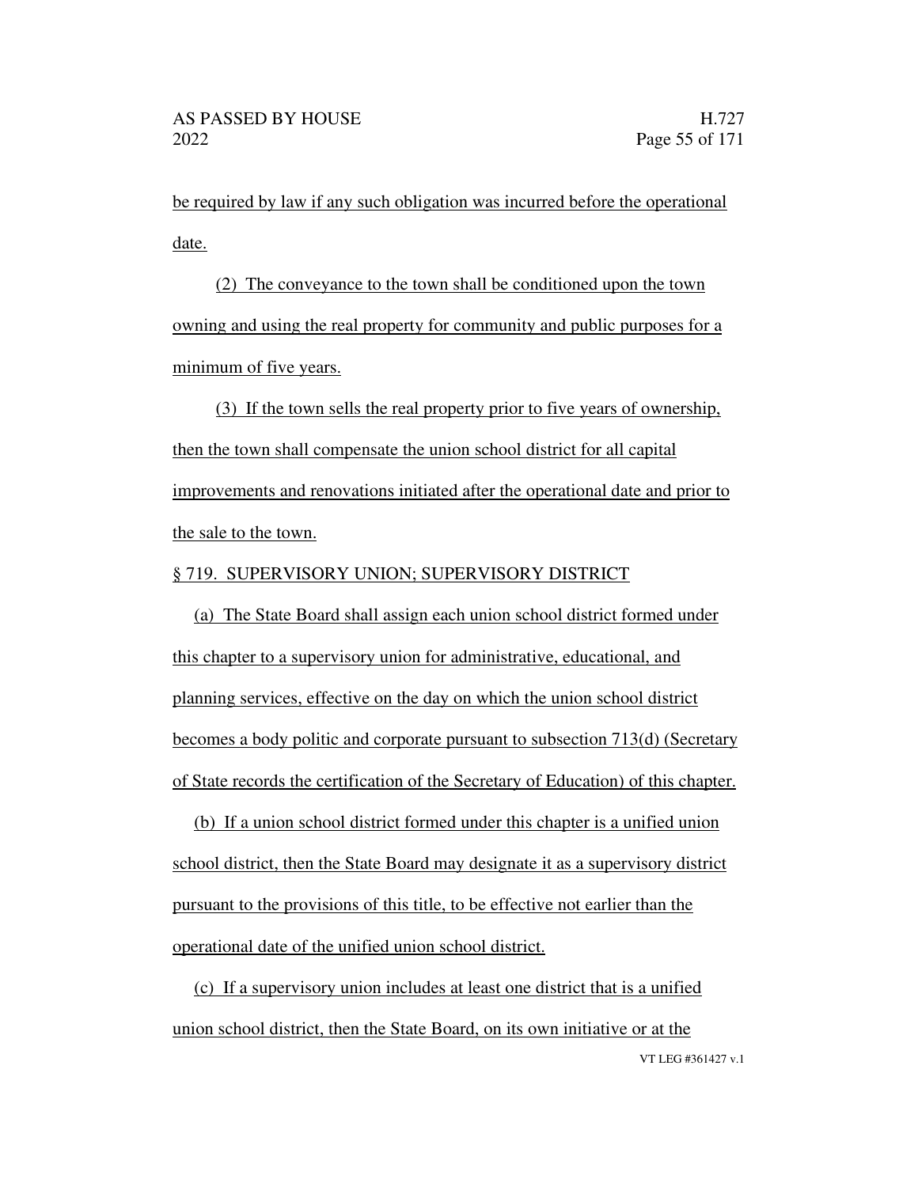be required by law if any such obligation was incurred before the operational date.

(2) The conveyance to the town shall be conditioned upon the town owning and using the real property for community and public purposes for a minimum of five years.

(3) If the town sells the real property prior to five years of ownership, then the town shall compensate the union school district for all capital improvements and renovations initiated after the operational date and prior to the sale to the town.

§ 719. SUPERVISORY UNION; SUPERVISORY DISTRICT

(a) The State Board shall assign each union school district formed under this chapter to a supervisory union for administrative, educational, and planning services, effective on the day on which the union school district becomes a body politic and corporate pursuant to subsection 713(d) (Secretary of State records the certification of the Secretary of Education) of this chapter.

(b) If a union school district formed under this chapter is a unified union school district, then the State Board may designate it as a supervisory district pursuant to the provisions of this title, to be effective not earlier than the operational date of the unified union school district.

(c) If a supervisory union includes at least one district that is a unified union school district, then the State Board, on its own initiative or at the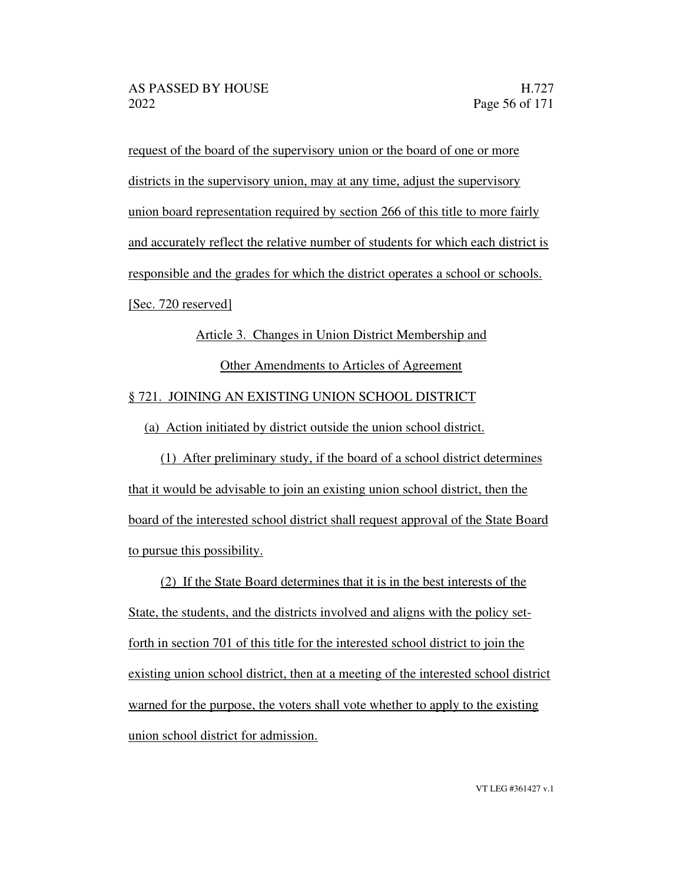request of the board of the supervisory union or the board of one or more districts in the supervisory union, may at any time, adjust the supervisory union board representation required by section 266 of this title to more fairly and accurately reflect the relative number of students for which each district is responsible and the grades for which the district operates a school or schools.

[Sec. 720 reserved]

Article 3. Changes in Union District Membership and Other Amendments to Articles of Agreement

§ 721. JOINING AN EXISTING UNION SCHOOL DISTRICT

(a) Action initiated by district outside the union school district.

(1) After preliminary study, if the board of a school district determines that it would be advisable to join an existing union school district, then the board of the interested school district shall request approval of the State Board to pursue this possibility.

(2) If the State Board determines that it is in the best interests of the State, the students, and the districts involved and aligns with the policy set-forth in section 701 of this title for the interested school district to join the existing union school district, then at a meeting of the interested school district warned for the purpose, the voters shall vote whether to apply to the existing union school district for admission.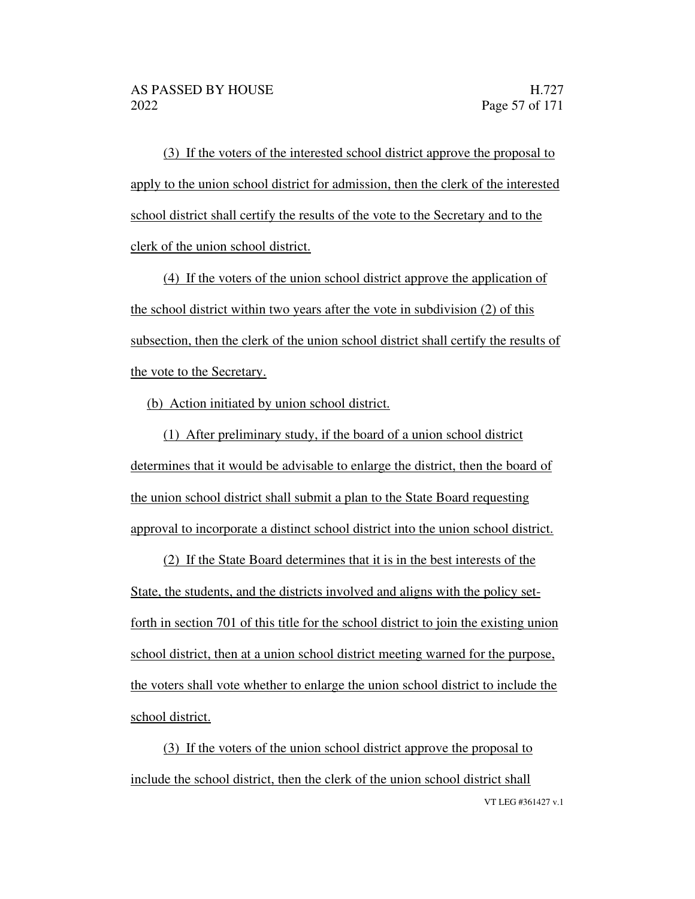(3) If the voters of the interested school district approve the proposal to apply to the union school district for admission, then the clerk of the interested school district shall certify the results of the vote to the Secretary and to the clerk of the union school district.

(4) If the voters of the union school district approve the application of the school district within two years after the vote in subdivision (2) of this subsection, then the clerk of the union school district shall certify the results of the vote to the Secretary.

(b) Action initiated by union school district.

(1) After preliminary study, if the board of a union school district determines that it would be advisable to enlarge the district, then the board of the union school district shall submit a plan to the State Board requesting approval to incorporate a distinct school district into the union school district.

(2) If the State Board determines that it is in the best interests of the State, the students, and the districts involved and aligns with the policy set-forth in section 701 of this title for the school district to join the existing union school district, then at a union school district meeting warned for the purpose, the voters shall vote whether to enlarge the union school district to include the school district.

(3) If the voters of the union school district approve the proposal to include the school district, then the clerk of the union school district shall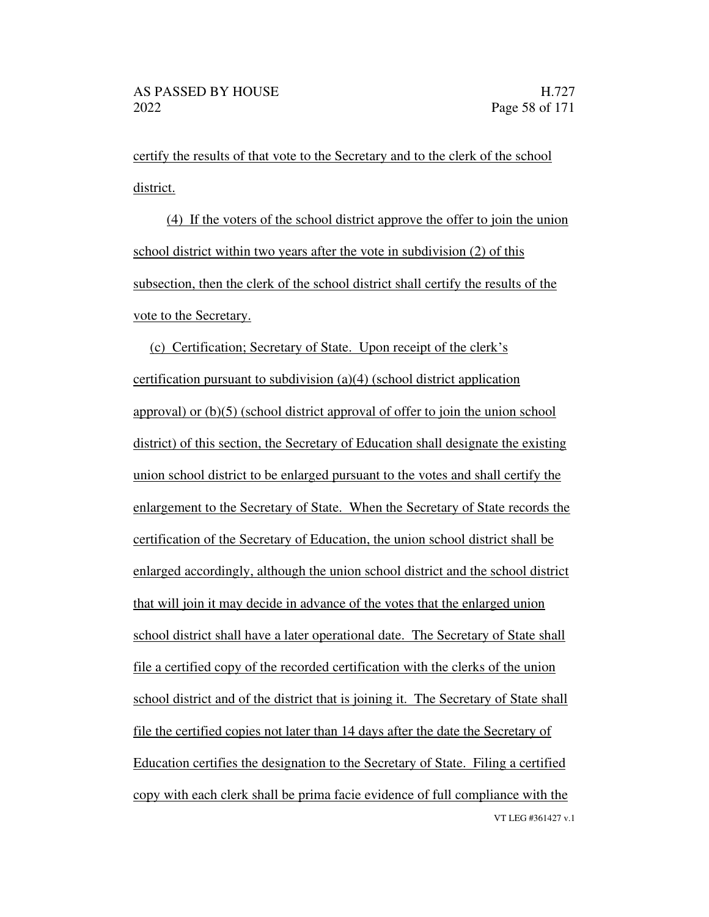certify the results of that vote to the Secretary and to the clerk of the school district.

(4) If the voters of the school district approve the offer to join the union school district within two years after the vote in subdivision (2) of this subsection, then the clerk of the school district shall certify the results of the vote to the Secretary.

(c) Certification; Secretary of State. Upon receipt of the clerk's certification pursuant to subdivision (a)(4) (school district application approval) or (b)(5) (school district approval of offer to join the union school district) of this section, the Secretary of Education shall designate the existing union school district to be enlarged pursuant to the votes and shall certify the enlargement to the Secretary of State. When the Secretary of State records the certification of the Secretary of Education, the union school district shall be enlarged accordingly, although the union school district and the school district that will join it may decide in advance of the votes that the enlarged union school district shall have a later operational date. The Secretary of State shall file a certified copy of the recorded certification with the clerks of the union school district and of the district that is joining it. The Secretary of State shall file the certified copies not later than 14 days after the date the Secretary of Education certifies the designation to the Secretary of State. Filing a certified copy with each clerk shall be prima facie evidence of full compliance with the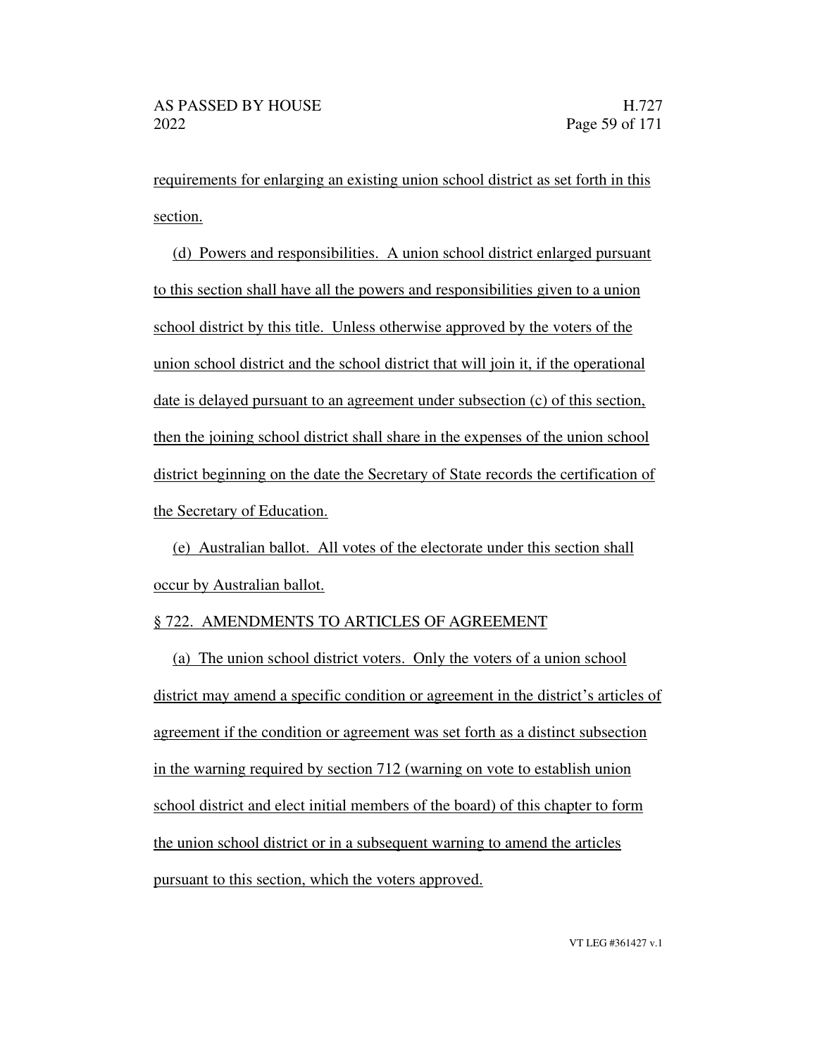requirements for enlarging an existing union school district as set forth in this section.

(d) Powers and responsibilities. A union school district enlarged pursuant to this section shall have all the powers and responsibilities given to a union school district by this title. Unless otherwise approved by the voters of the union school district and the school district that will join it, if the operational date is delayed pursuant to an agreement under subsection (c) of this section, then the joining school district shall share in the expenses of the union school district beginning on the date the Secretary of State records the certification of the Secretary of Education.

(e) Australian ballot. All votes of the electorate under this section shall occur by Australian ballot.

§ 722. AMENDMENTS TO ARTICLES OF AGREEMENT

(a) The union school district voters. Only the voters of a union school district may amend a specific condition or agreement in the district's articles of agreement if the condition or agreement was set forth as a distinct subsection in the warning required by section 712 (warning on vote to establish union school district and elect initial members of the board) of this chapter to form the union school district or in a subsequent warning to amend the articles pursuant to this section, which the voters approved.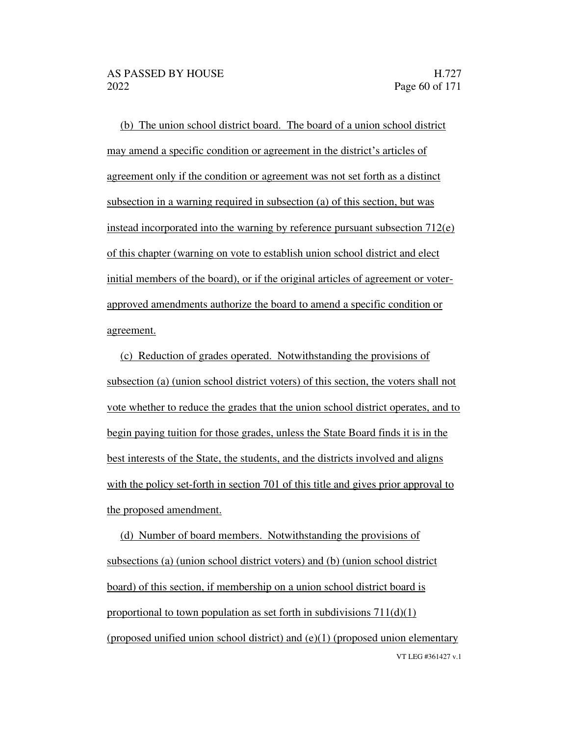(b) The union school district board. The board of a union school district may amend a specific condition or agreement in the district's articles of agreement only if the condition or agreement was not set forth as a distinct subsection in a warning required in subsection (a) of this section, but was instead incorporated into the warning by reference pursuant subsection 712(e) of this chapter (warning on vote to establish union school district and elect initial members of the board), or if the original articles of agreement or voter-approved amendments authorize the board to amend a specific condition or agreement.

(c) Reduction of grades operated. Notwithstanding the provisions of subsection (a) (union school district voters) of this section, the voters shall not vote whether to reduce the grades that the union school district operates, and to begin paying tuition for those grades, unless the State Board finds it is in the best interests of the State, the students, and the districts involved and aligns with the policy set-forth in section 701 of this title and gives prior approval to the proposed amendment.

(d) Number of board members. Notwithstanding the provisions of subsections (a) (union school district voters) and (b) (union school district board) of this section, if membership on a union school district board is proportional to town population as set forth in subdivisions 711(d)(1) (proposed unified union school district) and (e)(1) (proposed union elementary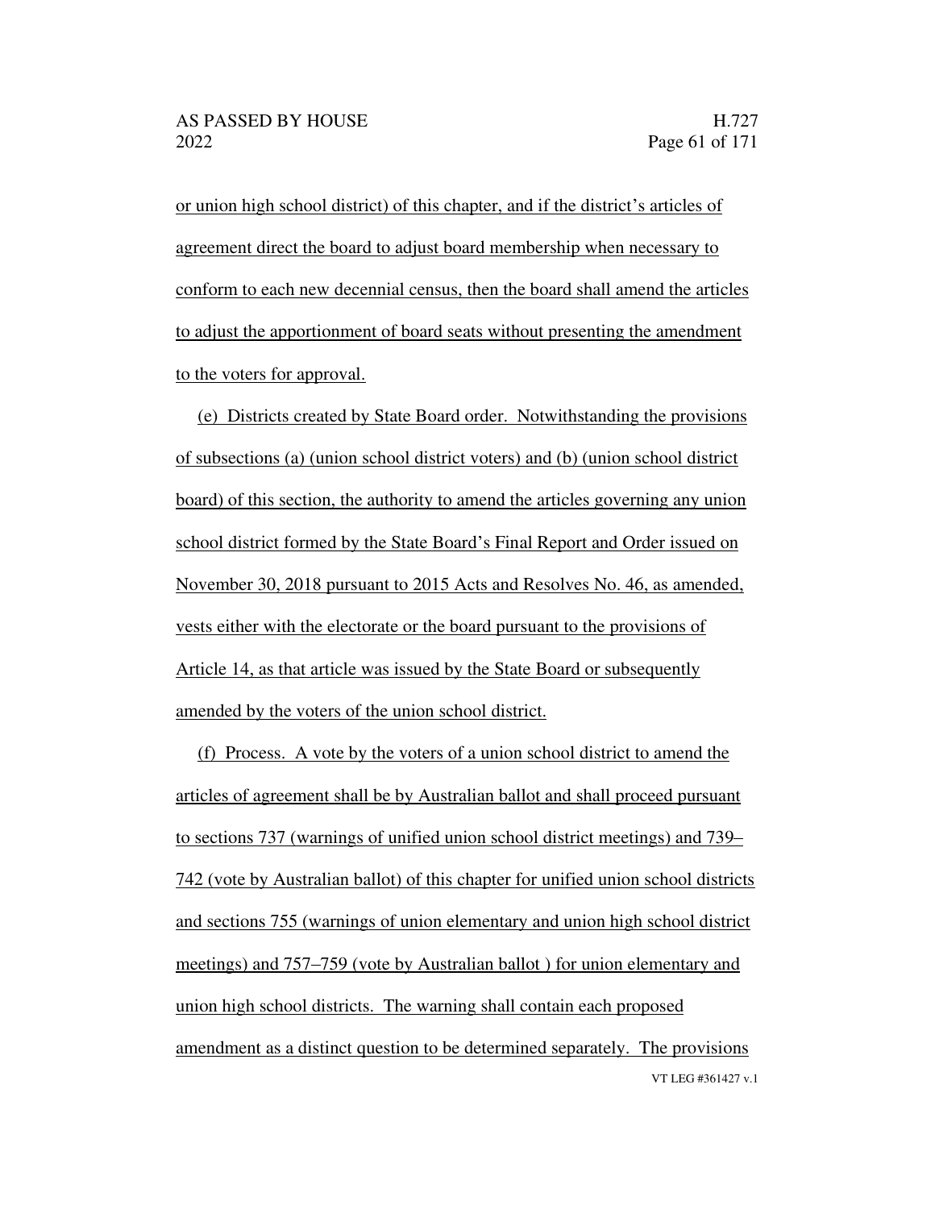or union high school district) of this chapter, and if the district's articles of agreement direct the board to adjust board membership when necessary to conform to each new decennial census, then the board shall amend the articles to adjust the apportionment of board seats without presenting the amendment to the voters for approval.

(e) Districts created by State Board order. Notwithstanding the provisions of subsections (a) (union school district voters) and (b) (union school district board) of this section, the authority to amend the articles governing any union school district formed by the State Board's Final Report and Order issued on November 30, 2018 pursuant to 2015 Acts and Resolves No. 46, as amended, vests either with the electorate or the board pursuant to the provisions of Article 14, as that article was issued by the State Board or subsequently amended by the voters of the union school district.

(f) Process. A vote by the voters of a union school district to amend the articles of agreement shall be by Australian ballot and shall proceed pursuant to sections 737 (warnings of unified union school district meetings) and 739–742 (vote by Australian ballot) of this chapter for unified union school districts and sections 755 (warnings of union elementary and union high school district meetings) and 757–759 (vote by Australian ballot ) for union elementary and union high school districts. The warning shall contain each proposed amendment as a distinct question to be determined separately. The provisions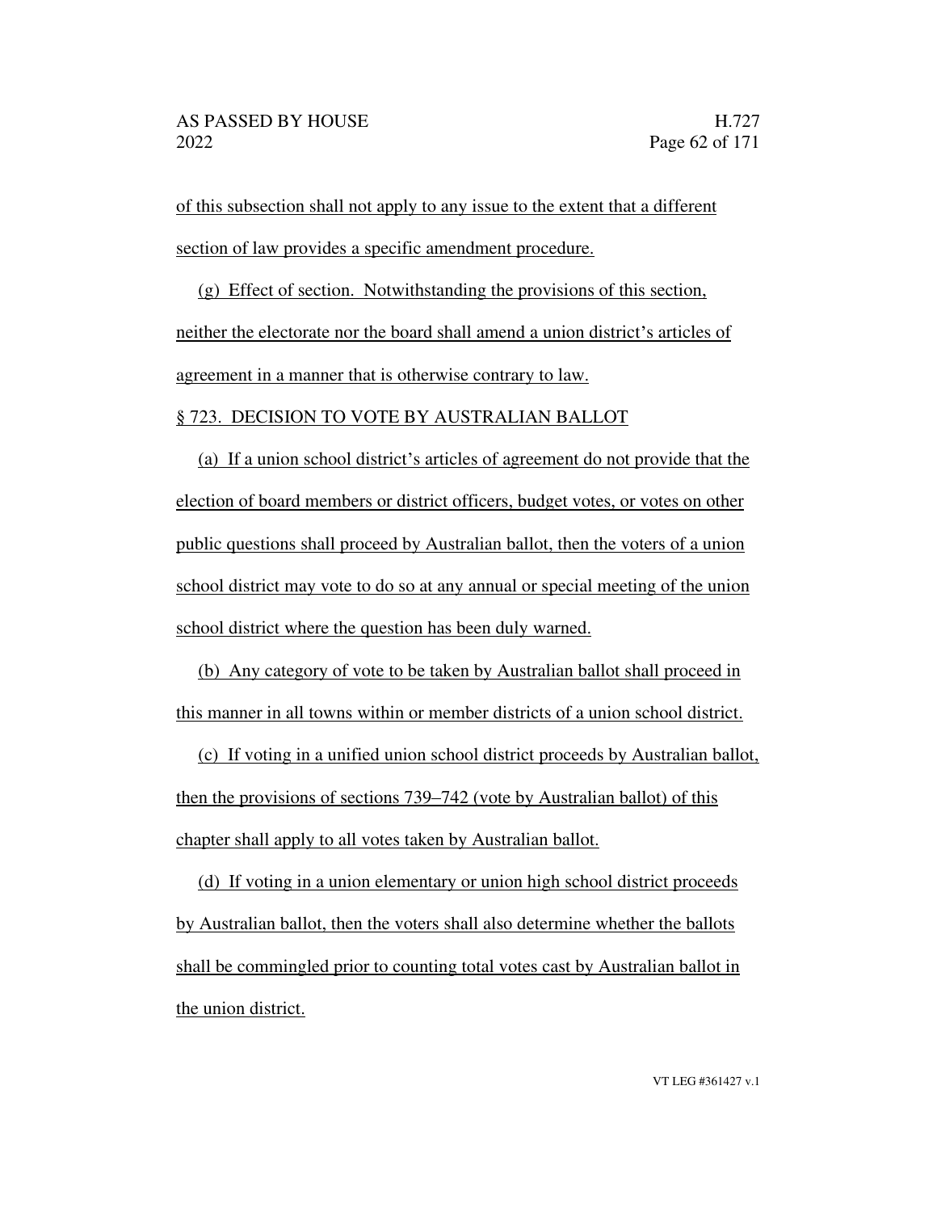of this subsection shall not apply to any issue to the extent that a different section of law provides a specific amendment procedure.

(g) Effect of section. Notwithstanding the provisions of this section, neither the electorate nor the board shall amend a union district's articles of agreement in a manner that is otherwise contrary to law.

§ 723. DECISION TO VOTE BY AUSTRALIAN BALLOT

(a) If a union school district's articles of agreement do not provide that the election of board members or district officers, budget votes, or votes on other public questions shall proceed by Australian ballot, then the voters of a union school district may vote to do so at any annual or special meeting of the union school district where the question has been duly warned.

(b) Any category of vote to be taken by Australian ballot shall proceed in this manner in all towns within or member districts of a union school district.

(c) If voting in a unified union school district proceeds by Australian ballot, then the provisions of sections 739–742 (vote by Australian ballot) of this chapter shall apply to all votes taken by Australian ballot.

(d) If voting in a union elementary or union high school district proceeds by Australian ballot, then the voters shall also determine whether the ballots shall be commingled prior to counting total votes cast by Australian ballot in the union district.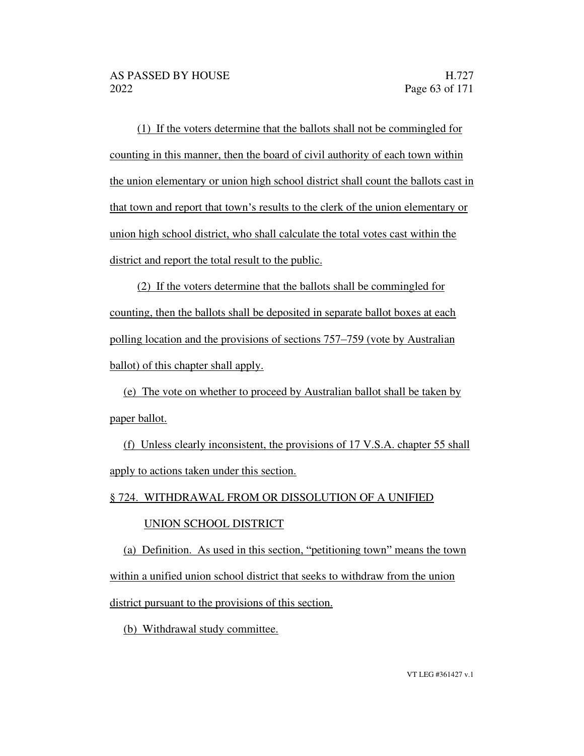(1) If the voters determine that the ballots shall not be commingled for counting in this manner, then the board of civil authority of each town within the union elementary or union high school district shall count the ballots cast in that town and report that town's results to the clerk of the union elementary or union high school district, who shall calculate the total votes cast within the district and report the total result to the public.

(2) If the voters determine that the ballots shall be commingled for counting, then the ballots shall be deposited in separate ballot boxes at each polling location and the provisions of sections 757–759 (vote by Australian ballot) of this chapter shall apply.

(e) The vote on whether to proceed by Australian ballot shall be taken by paper ballot.

(f) Unless clearly inconsistent, the provisions of 17 V.S.A. chapter 55 shall apply to actions taken under this section.

§ 724. WITHDRAWAL FROM OR DISSOLUTION OF A UNIFIED UNION SCHOOL DISTRICT

(a) Definition. As used in this section, "petitioning town" means the town within a unified union school district that seeks to withdraw from the union district pursuant to the provisions of this section.

(b) Withdrawal study committee.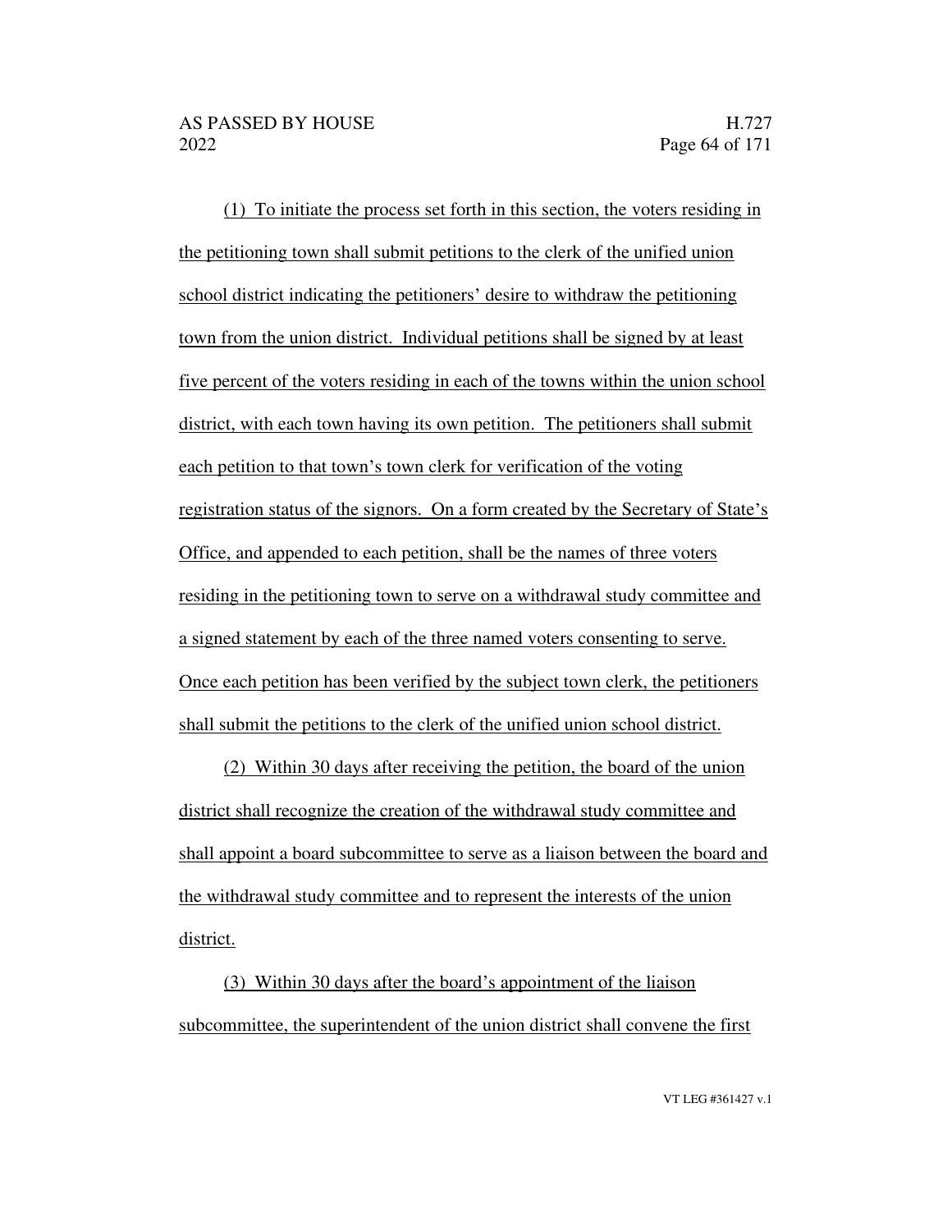(1) To initiate the process set forth in this section, the voters residing in the petitioning town shall submit petitions to the clerk of the unified union school district indicating the petitioners' desire to withdraw the petitioning town from the union district. Individual petitions shall be signed by at least five percent of the voters residing in each of the towns within the union school district, with each town having its own petition. The petitioners shall submit each petition to that town's town clerk for verification of the voting registration status of the signors. On a form created by the Secretary of State's Office, and appended to each petition, shall be the names of three voters residing in the petitioning town to serve on a withdrawal study committee and a signed statement by each of the three named voters consenting to serve. Once each petition has been verified by the subject town clerk, the petitioners shall submit the petitions to the clerk of the unified union school district.

(2) Within 30 days after receiving the petition, the board of the union district shall recognize the creation of the withdrawal study committee and shall appoint a board subcommittee to serve as a liaison between the board and the withdrawal study committee and to represent the interests of the union district.

(3) Within 30 days after the board's appointment of the liaison subcommittee, the superintendent of the union district shall convene the first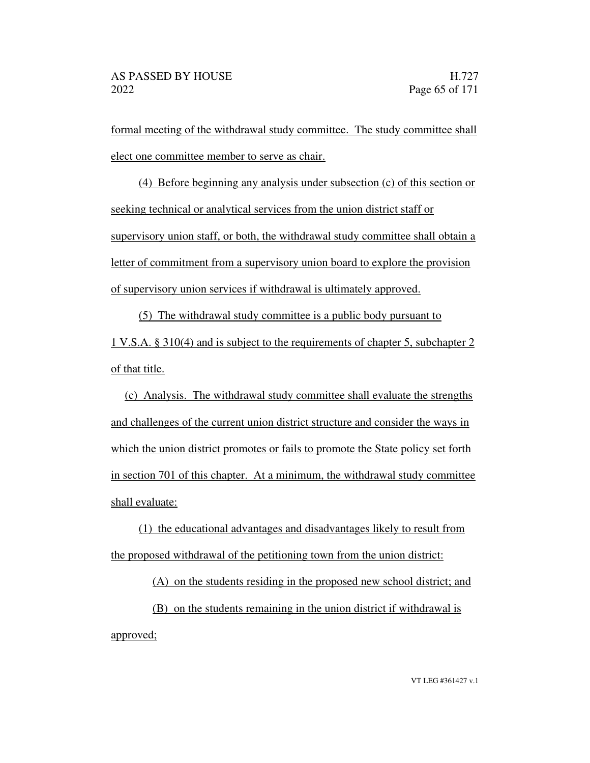formal meeting of the withdrawal study committee. The study committee shall elect one committee member to serve as chair.

(4) Before beginning any analysis under subsection (c) of this section or seeking technical or analytical services from the union district staff or supervisory union staff, or both, the withdrawal study committee shall obtain a letter of commitment from a supervisory union board to explore the provision of supervisory union services if withdrawal is ultimately approved.

(5) The withdrawal study committee is a public body pursuant to 1 V.S.A. § 310(4) and is subject to the requirements of chapter 5, subchapter 2 of that title.

(c) Analysis. The withdrawal study committee shall evaluate the strengths and challenges of the current union district structure and consider the ways in which the union district promotes or fails to promote the State policy set forth in section 701 of this chapter. At a minimum, the withdrawal study committee shall evaluate:

(1) the educational advantages and disadvantages likely to result from the proposed withdrawal of the petitioning town from the union district:

(A) on the students residing in the proposed new school district; and

(B) on the students remaining in the union district if withdrawal is approved;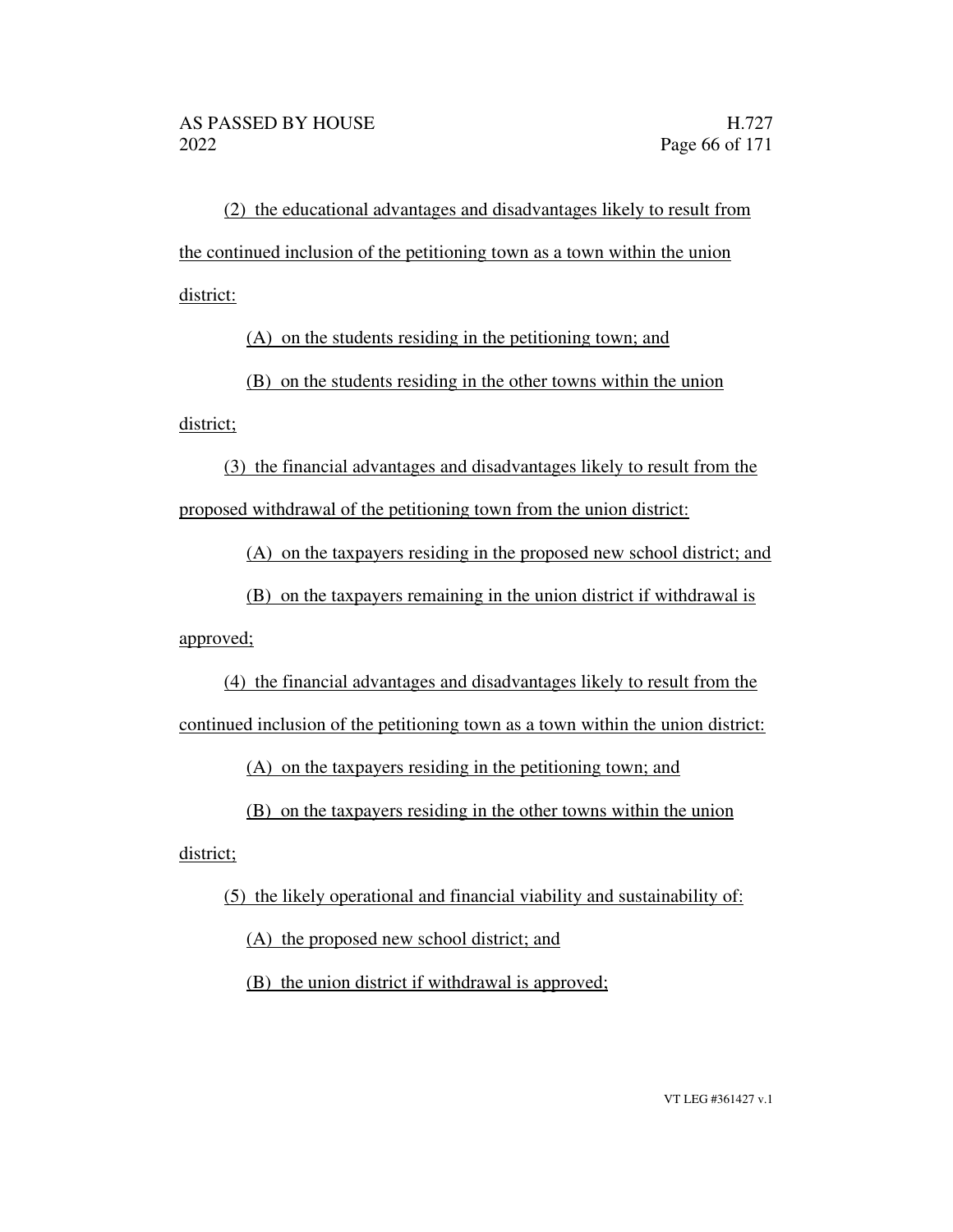(2) the educational advantages and disadvantages likely to result from the continued inclusion of the petitioning town as a town within the union district:

(A) on the students residing in the petitioning town; and

(B) on the students residing in the other towns within the union district;

(3) the financial advantages and disadvantages likely to result from the proposed withdrawal of the petitioning town from the union district:

(A) on the taxpayers residing in the proposed new school district; and

(B) on the taxpayers remaining in the union district if withdrawal is approved;

(4) the financial advantages and disadvantages likely to result from the continued inclusion of the petitioning town as a town within the union district:

(A) on the taxpayers residing in the petitioning town; and

(B) on the taxpayers residing in the other towns within the union district;

(5) the likely operational and financial viability and sustainability of:

(A) the proposed new school district; and

(B) the union district if withdrawal is approved;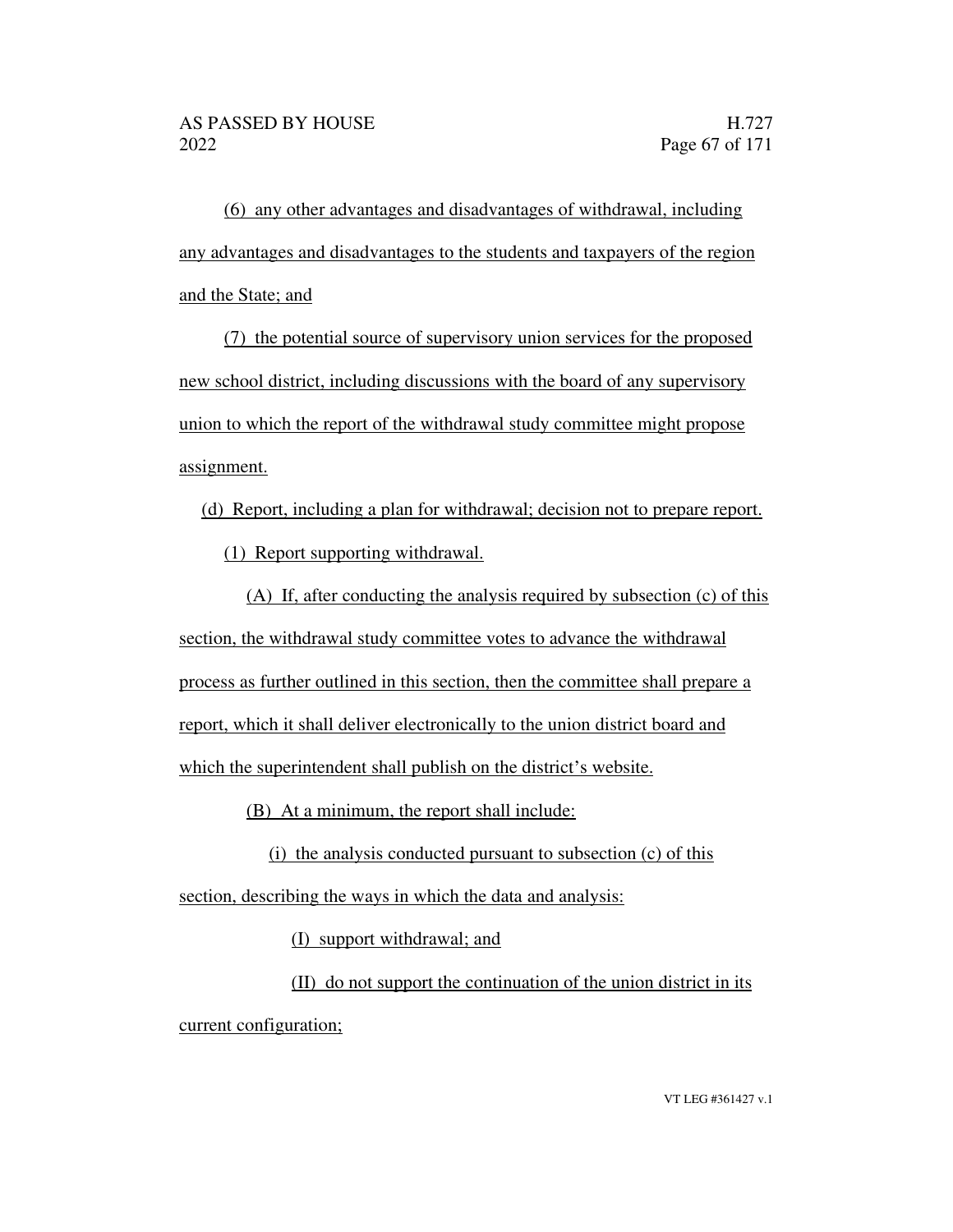(6) any other advantages and disadvantages of withdrawal, including any advantages and disadvantages to the students and taxpayers of the region and the State; and

(7) the potential source of supervisory union services for the proposed new school district, including discussions with the board of any supervisory union to which the report of the withdrawal study committee might propose assignment.

(d) Report, including a plan for withdrawal; decision not to prepare report.

(1) Report supporting withdrawal.

(A) If, after conducting the analysis required by subsection (c) of this section, the withdrawal study committee votes to advance the withdrawal process as further outlined in this section, then the committee shall prepare a report, which it shall deliver electronically to the union district board and which the superintendent shall publish on the district's website.

(B) At a minimum, the report shall include:

(i) the analysis conducted pursuant to subsection (c) of this section, describing the ways in which the data and analysis:

(I) support withdrawal; and

(II) do not support the continuation of the union district in its current configuration;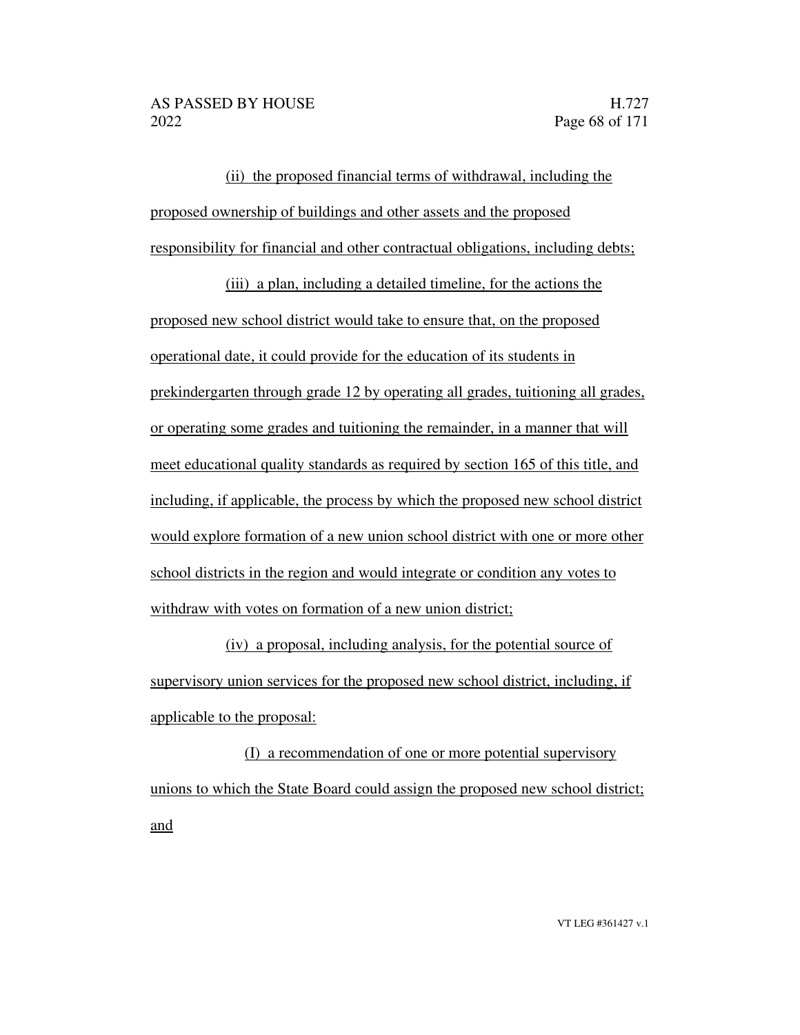(ii) the proposed financial terms of withdrawal, including the proposed ownership of buildings and other assets and the proposed responsibility for financial and other contractual obligations, including debts;

(iii) a plan, including a detailed timeline, for the actions the proposed new school district would take to ensure that, on the proposed operational date, it could provide for the education of its students in prekindergarten through grade 12 by operating all grades, tuitioning all grades, or operating some grades and tuitioning the remainder, in a manner that will meet educational quality standards as required by section 165 of this title, and including, if applicable, the process by which the proposed new school district would explore formation of a new union school district with one or more other school districts in the region and would integrate or condition any votes to withdraw with votes on formation of a new union district;

(iv) a proposal, including analysis, for the potential source of supervisory union services for the proposed new school district, including, if applicable to the proposal:

(I) a recommendation of one or more potential supervisory unions to which the State Board could assign the proposed new school district; and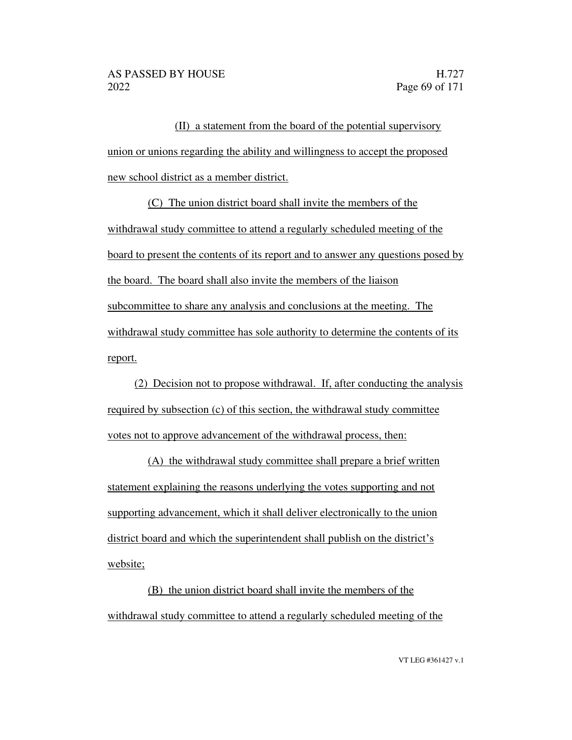(II) a statement from the board of the potential supervisory union or unions regarding the ability and willingness to accept the proposed new school district as a member district.

(C) The union district board shall invite the members of the withdrawal study committee to attend a regularly scheduled meeting of the board to present the contents of its report and to answer any questions posed by the board. The board shall also invite the members of the liaison subcommittee to share any analysis and conclusions at the meeting. The withdrawal study committee has sole authority to determine the contents of its report.

(2) Decision not to propose withdrawal. If, after conducting the analysis required by subsection (c) of this section, the withdrawal study committee votes not to approve advancement of the withdrawal process, then:

(A) the withdrawal study committee shall prepare a brief written statement explaining the reasons underlying the votes supporting and not supporting advancement, which it shall deliver electronically to the union district board and which the superintendent shall publish on the district's website;

(B) the union district board shall invite the members of the withdrawal study committee to attend a regularly scheduled meeting of the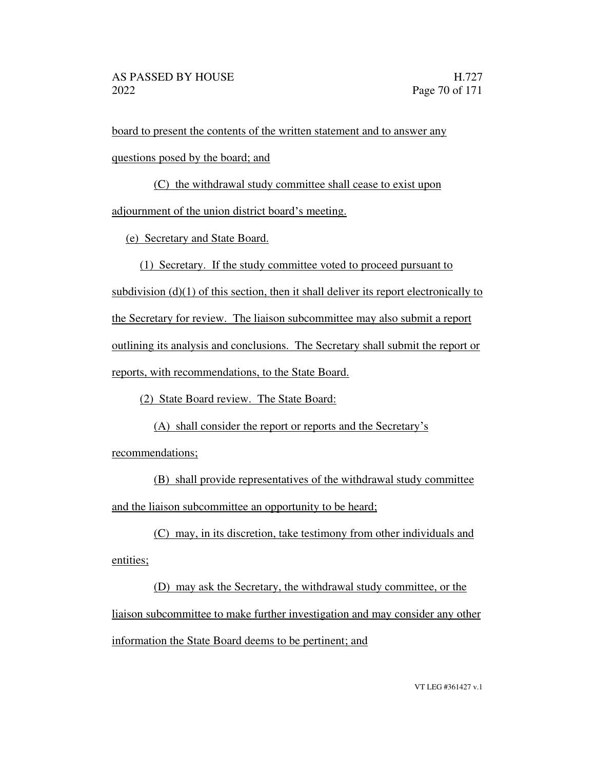board to present the contents of the written statement and to answer any questions posed by the board; and

(C) the withdrawal study committee shall cease to exist upon adjournment of the union district board's meeting.

(e) Secretary and State Board.

(1) Secretary. If the study committee voted to proceed pursuant to subdivision (d)(1) of this section, then it shall deliver its report electronically to the Secretary for review. The liaison subcommittee may also submit a report outlining its analysis and conclusions. The Secretary shall submit the report or reports, with recommendations, to the State Board.

(2) State Board review. The State Board:

(A) shall consider the report or reports and the Secretary's recommendations;

(B) shall provide representatives of the withdrawal study committee and the liaison subcommittee an opportunity to be heard;

(C) may, in its discretion, take testimony from other individuals and entities;

(D) may ask the Secretary, the withdrawal study committee, or the liaison subcommittee to make further investigation and may consider any other information the State Board deems to be pertinent; and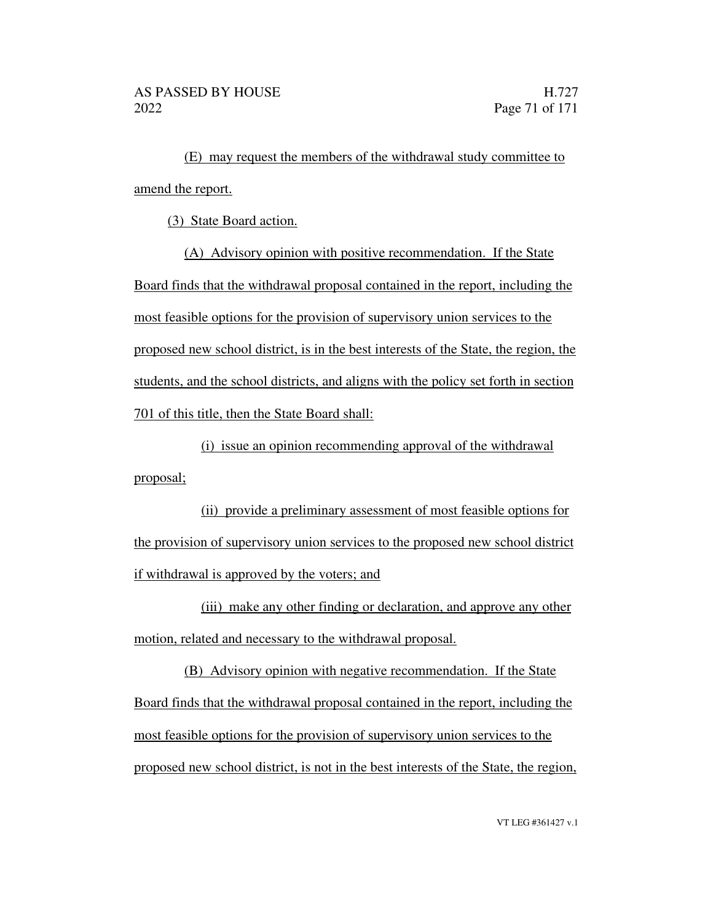(E) may request the members of the withdrawal study committee to amend the report.

(3) State Board action.

(A) Advisory opinion with positive recommendation. If the State Board finds that the withdrawal proposal contained in the report, including the most feasible options for the provision of supervisory union services to the proposed new school district, is in the best interests of the State, the region, the students, and the school districts, and aligns with the policy set forth in section 701 of this title, then the State Board shall:

(i) issue an opinion recommending approval of the withdrawal proposal;

(ii) provide a preliminary assessment of most feasible options for the provision of supervisory union services to the proposed new school district if withdrawal is approved by the voters; and

(iii) make any other finding or declaration, and approve any other motion, related and necessary to the withdrawal proposal.

(B) Advisory opinion with negative recommendation. If the State Board finds that the withdrawal proposal contained in the report, including the most feasible options for the provision of supervisory union services to the proposed new school district, is not in the best interests of the State, the region,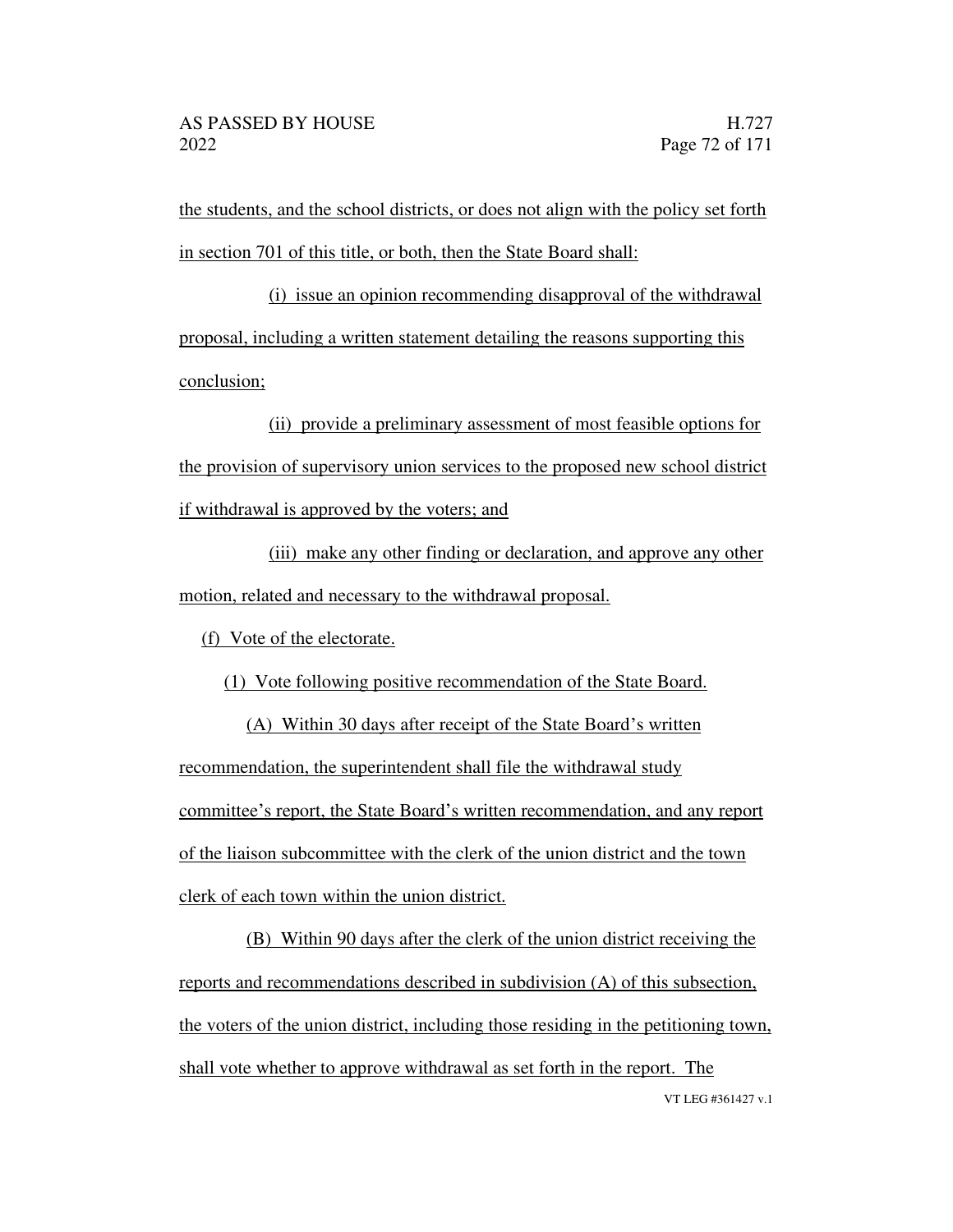the students, and the school districts, or does not align with the policy set forth in section 701 of this title, or both, then the State Board shall:

(i) issue an opinion recommending disapproval of the withdrawal proposal, including a written statement detailing the reasons supporting this conclusion;

(ii) provide a preliminary assessment of most feasible options for the provision of supervisory union services to the proposed new school district if withdrawal is approved by the voters; and

(iii) make any other finding or declaration, and approve any other motion, related and necessary to the withdrawal proposal.

(f) Vote of the electorate.

(1) Vote following positive recommendation of the State Board.

(A) Within 30 days after receipt of the State Board's written recommendation, the superintendent shall file the withdrawal study committee's report, the State Board's written recommendation, and any report of the liaison subcommittee with the clerk of the union district and the town clerk of each town within the union district.

(B) Within 90 days after the clerk of the union district receiving the reports and recommendations described in subdivision (A) of this subsection, the voters of the union district, including those residing in the petitioning town, shall vote whether to approve withdrawal as set forth in the report. The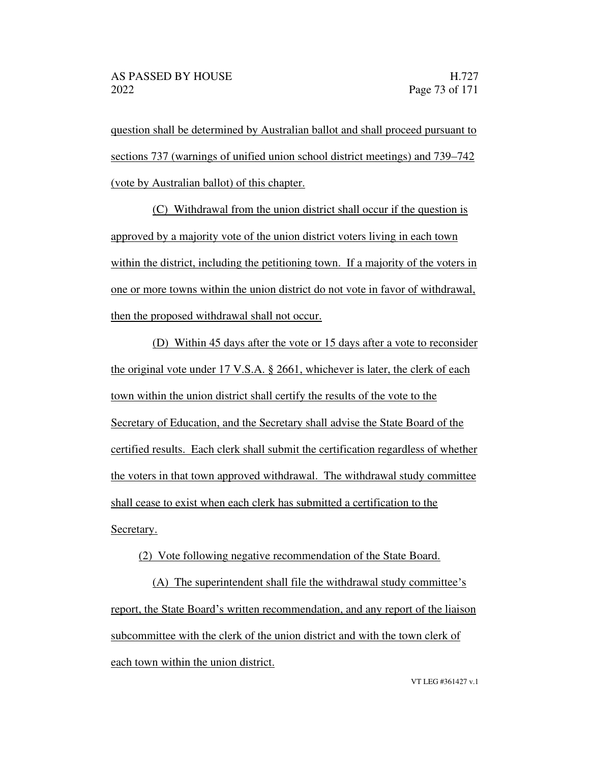question shall be determined by Australian ballot and shall proceed pursuant to sections 737 (warnings of unified union school district meetings) and 739–742 (vote by Australian ballot) of this chapter.

(C) Withdrawal from the union district shall occur if the question is approved by a majority vote of the union district voters living in each town within the district, including the petitioning town. If a majority of the voters in one or more towns within the union district do not vote in favor of withdrawal, then the proposed withdrawal shall not occur.

(D) Within 45 days after the vote or 15 days after a vote to reconsider the original vote under 17 V.S.A. § 2661, whichever is later, the clerk of each town within the union district shall certify the results of the vote to the Secretary of Education, and the Secretary shall advise the State Board of the certified results. Each clerk shall submit the certification regardless of whether the voters in that town approved withdrawal. The withdrawal study committee shall cease to exist when each clerk has submitted a certification to the Secretary.

(2) Vote following negative recommendation of the State Board.

(A) The superintendent shall file the withdrawal study committee's report, the State Board's written recommendation, and any report of the liaison subcommittee with the clerk of the union district and with the town clerk of each town within the union district.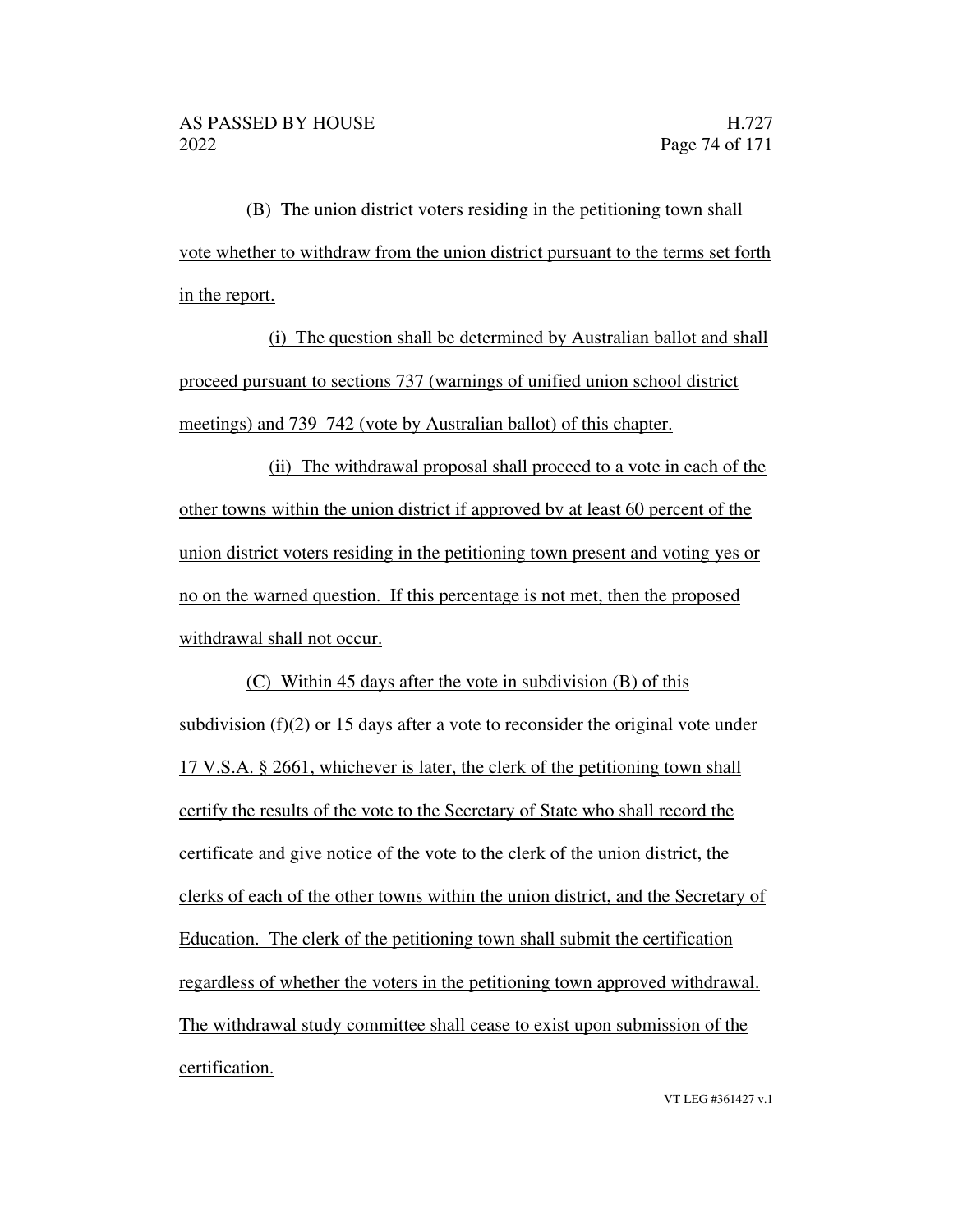(B) The union district voters residing in the petitioning town shall vote whether to withdraw from the union district pursuant to the terms set forth in the report.

(i) The question shall be determined by Australian ballot and shall proceed pursuant to sections 737 (warnings of unified union school district meetings) and 739–742 (vote by Australian ballot) of this chapter.

(ii) The withdrawal proposal shall proceed to a vote in each of the other towns within the union district if approved by at least 60 percent of the union district voters residing in the petitioning town present and voting yes or no on the warned question. If this percentage is not met, then the proposed withdrawal shall not occur.

(C) Within 45 days after the vote in subdivision (B) of this subdivision (f)(2) or 15 days after a vote to reconsider the original vote under 17 V.S.A. § 2661, whichever is later, the clerk of the petitioning town shall certify the results of the vote to the Secretary of State who shall record the certificate and give notice of the vote to the clerk of the union district, the clerks of each of the other towns within the union district, and the Secretary of Education. The clerk of the petitioning town shall submit the certification regardless of whether the voters in the petitioning town approved withdrawal. The withdrawal study committee shall cease to exist upon submission of the certification.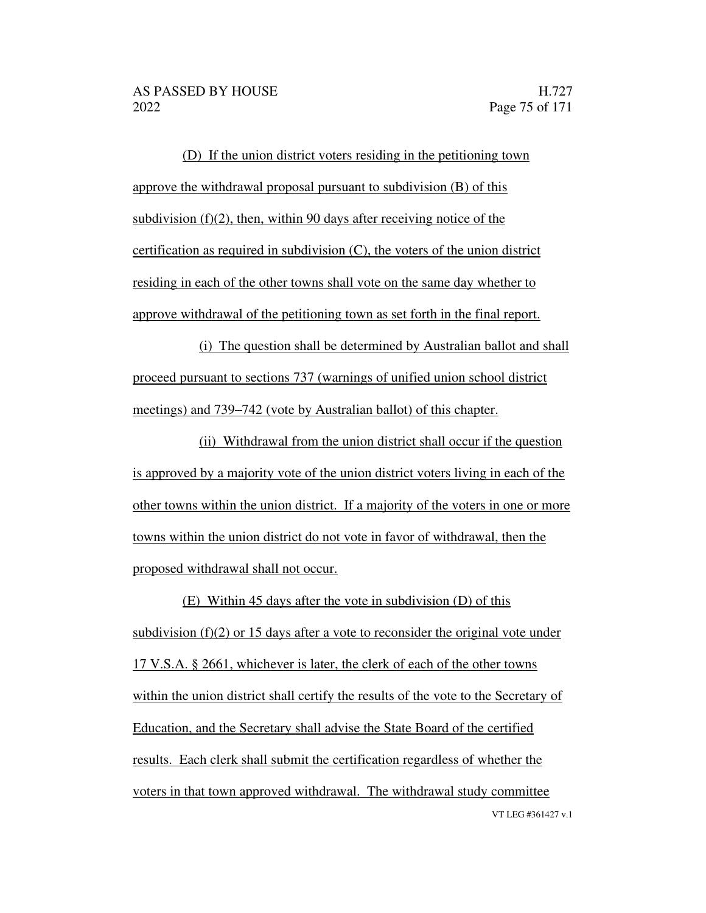(D) If the union district voters residing in the petitioning town approve the withdrawal proposal pursuant to subdivision (B) of this subdivision (f)(2), then, within 90 days after receiving notice of the certification as required in subdivision (C), the voters of the union district residing in each of the other towns shall vote on the same day whether to approve withdrawal of the petitioning town as set forth in the final report.

(i) The question shall be determined by Australian ballot and shall proceed pursuant to sections 737 (warnings of unified union school district meetings) and 739–742 (vote by Australian ballot) of this chapter.

(ii) Withdrawal from the union district shall occur if the question is approved by a majority vote of the union district voters living in each of the other towns within the union district. If a majority of the voters in one or more towns within the union district do not vote in favor of withdrawal, then the proposed withdrawal shall not occur.

(E) Within 45 days after the vote in subdivision (D) of this subdivision (f)(2) or 15 days after a vote to reconsider the original vote under 17 V.S.A. § 2661, whichever is later, the clerk of each of the other towns within the union district shall certify the results of the vote to the Secretary of Education, and the Secretary shall advise the State Board of the certified results. Each clerk shall submit the certification regardless of whether the voters in that town approved withdrawal. The withdrawal study committee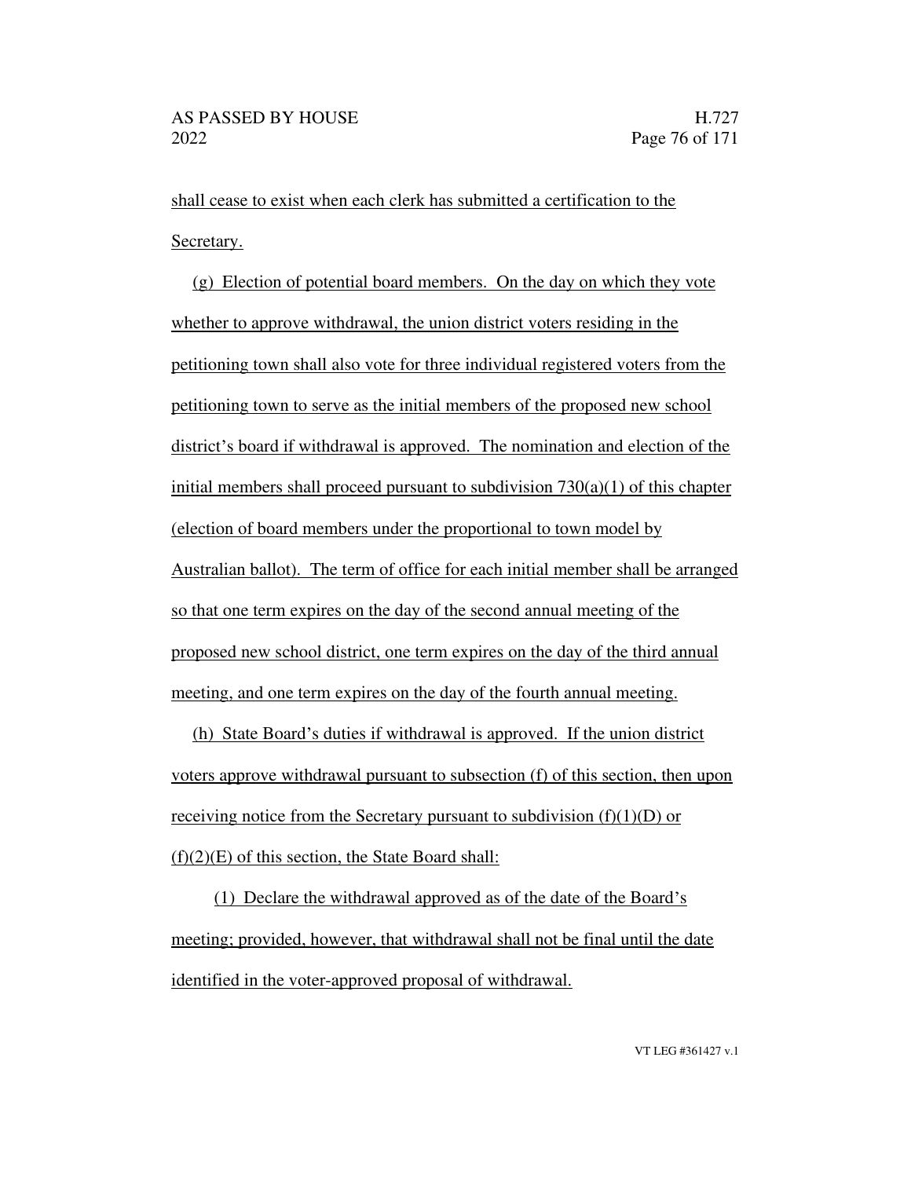shall cease to exist when each clerk has submitted a certification to the Secretary.

(g) Election of potential board members. On the day on which they vote whether to approve withdrawal, the union district voters residing in the petitioning town shall also vote for three individual registered voters from the petitioning town to serve as the initial members of the proposed new school district's board if withdrawal is approved. The nomination and election of the initial members shall proceed pursuant to subdivision 730(a)(1) of this chapter (election of board members under the proportional to town model by Australian ballot). The term of office for each initial member shall be arranged so that one term expires on the day of the second annual meeting of the proposed new school district, one term expires on the day of the third annual meeting, and one term expires on the day of the fourth annual meeting.

(h) State Board's duties if withdrawal is approved. If the union district voters approve withdrawal pursuant to subsection (f) of this section, then upon receiving notice from the Secretary pursuant to subdivision (f)(1)(D) or (f)(2)(E) of this section, the State Board shall:

(1) Declare the withdrawal approved as of the date of the Board's meeting; provided, however, that withdrawal shall not be final until the date identified in the voter-approved proposal of withdrawal.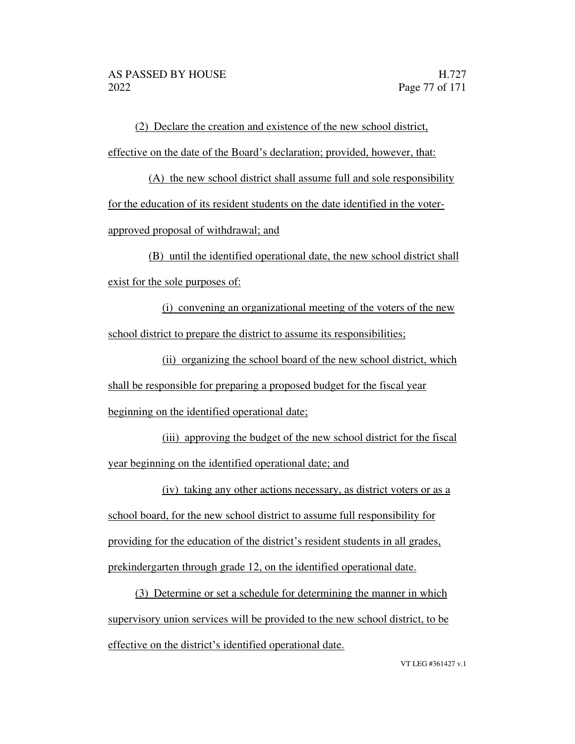(2) Declare the creation and existence of the new school district, effective on the date of the Board's declaration; provided, however, that:

(A) the new school district shall assume full and sole responsibility for the education of its resident students on the date identified in the voter-approved proposal of withdrawal; and

(B) until the identified operational date, the new school district shall exist for the sole purposes of:

(i) convening an organizational meeting of the voters of the new school district to prepare the district to assume its responsibilities;

(ii) organizing the school board of the new school district, which shall be responsible for preparing a proposed budget for the fiscal year beginning on the identified operational date;

(iii) approving the budget of the new school district for the fiscal year beginning on the identified operational date; and

(iv) taking any other actions necessary, as district voters or as a school board, for the new school district to assume full responsibility for providing for the education of the district's resident students in all grades, prekindergarten through grade 12, on the identified operational date.

(3) Determine or set a schedule for determining the manner in which supervisory union services will be provided to the new school district, to be effective on the district's identified operational date.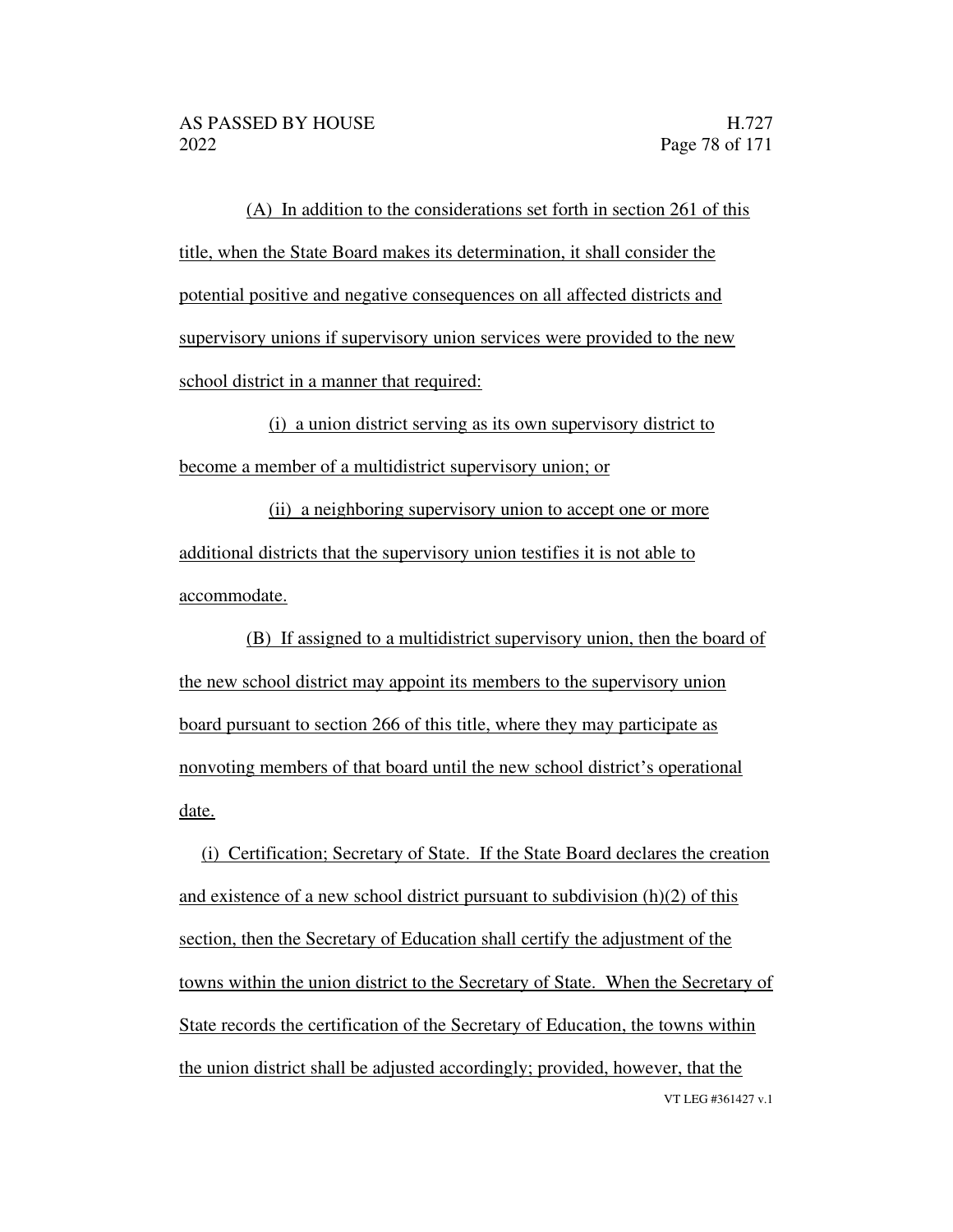(A) In addition to the considerations set forth in section 261 of this title, when the State Board makes its determination, it shall consider the potential positive and negative consequences on all affected districts and supervisory unions if supervisory union services were provided to the new school district in a manner that required:

(i) a union district serving as its own supervisory district to become a member of a multidistrict supervisory union; or

(ii) a neighboring supervisory union to accept one or more additional districts that the supervisory union testifies it is not able to accommodate.

(B) If assigned to a multidistrict supervisory union, then the board of the new school district may appoint its members to the supervisory union board pursuant to section 266 of this title, where they may participate as nonvoting members of that board until the new school district's operational date.

(i) Certification; Secretary of State. If the State Board declares the creation and existence of a new school district pursuant to subdivision (h)(2) of this section, then the Secretary of Education shall certify the adjustment of the towns within the union district to the Secretary of State. When the Secretary of State records the certification of the Secretary of Education, the towns within the union district shall be adjusted accordingly; provided, however, that the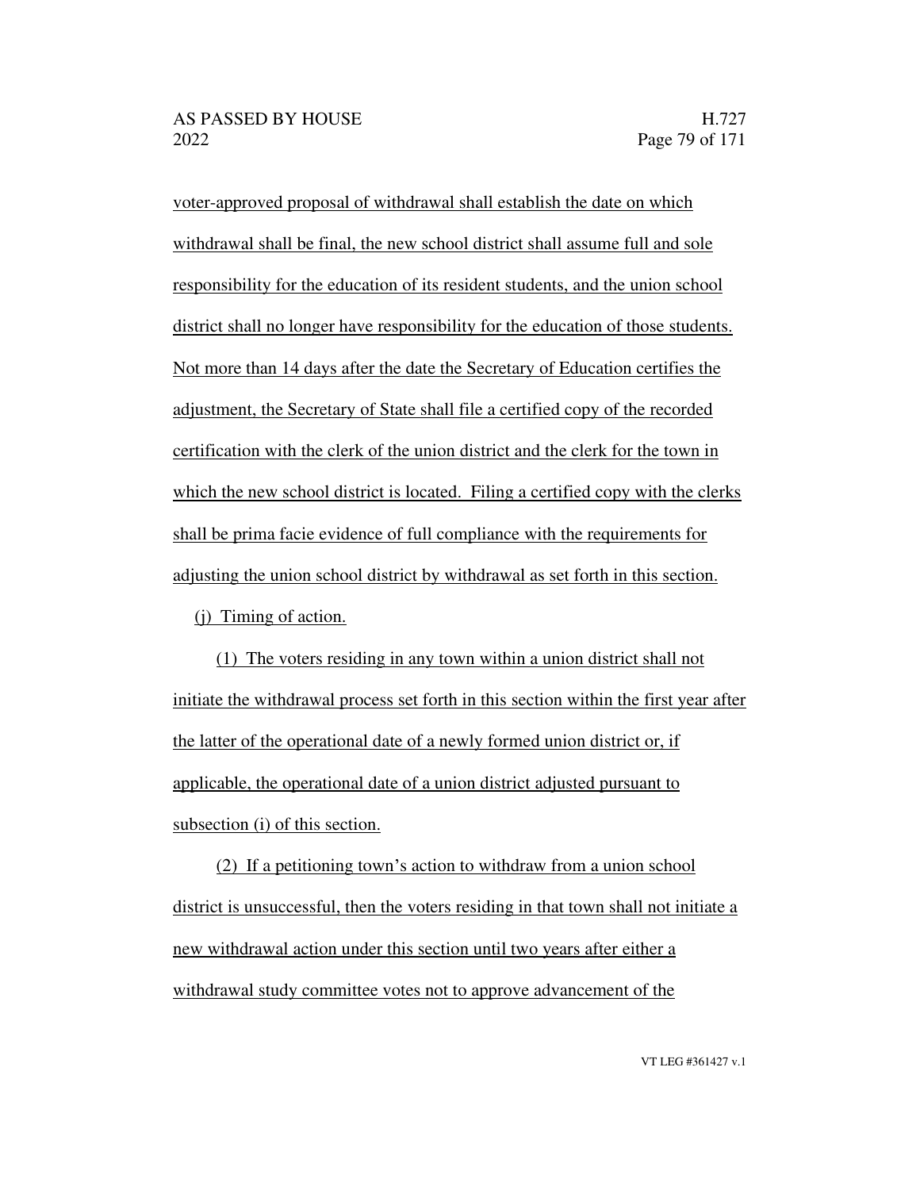voter-approved proposal of withdrawal shall establish the date on which withdrawal shall be final, the new school district shall assume full and sole responsibility for the education of its resident students, and the union school district shall no longer have responsibility for the education of those students. Not more than 14 days after the date the Secretary of Education certifies the adjustment, the Secretary of State shall file a certified copy of the recorded certification with the clerk of the union district and the clerk for the town in which the new school district is located. Filing a certified copy with the clerks shall be prima facie evidence of full compliance with the requirements for adjusting the union school district by withdrawal as set forth in this section.

(j) Timing of action.

(1) The voters residing in any town within a union district shall not initiate the withdrawal process set forth in this section within the first year after the latter of the operational date of a newly formed union district or, if applicable, the operational date of a union district adjusted pursuant to subsection (i) of this section.

(2) If a petitioning town's action to withdraw from a union school district is unsuccessful, then the voters residing in that town shall not initiate a new withdrawal action under this section until two years after either a withdrawal study committee votes not to approve advancement of the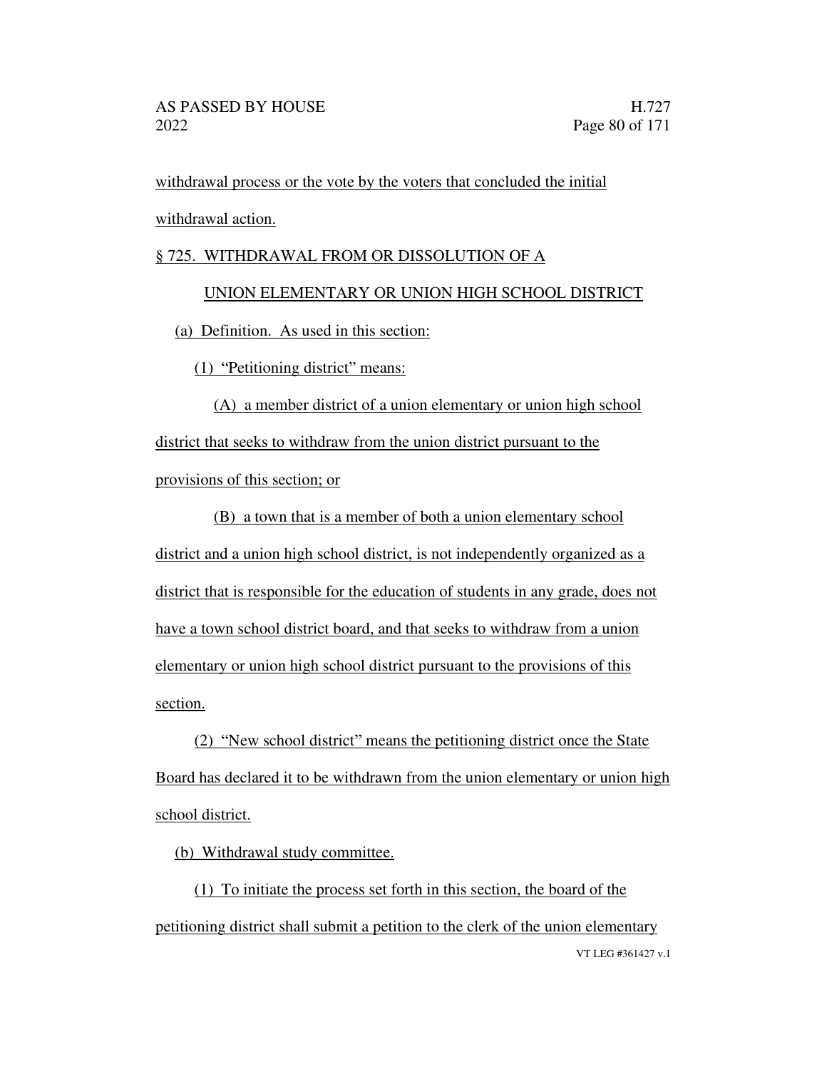withdrawal process or the vote by the voters that concluded the initial withdrawal action.

§ 725. WITHDRAWAL FROM OR DISSOLUTION OF A UNION ELEMENTARY OR UNION HIGH SCHOOL DISTRICT

(a) Definition. As used in this section:

(1) "Petitioning district" means:

(A) a member district of a union elementary or union high school district that seeks to withdraw from the union district pursuant to the provisions of this section; or

(B) a town that is a member of both a union elementary school district and a union high school district, is not independently organized as a district that is responsible for the education of students in any grade, does not have a town school district board, and that seeks to withdraw from a union elementary or union high school district pursuant to the provisions of this section.

(2) "New school district" means the petitioning district once the State Board has declared it to be withdrawn from the union elementary or union high school district.

(b) Withdrawal study committee.

(1) To initiate the process set forth in this section, the board of the petitioning district shall submit a petition to the clerk of the union elementary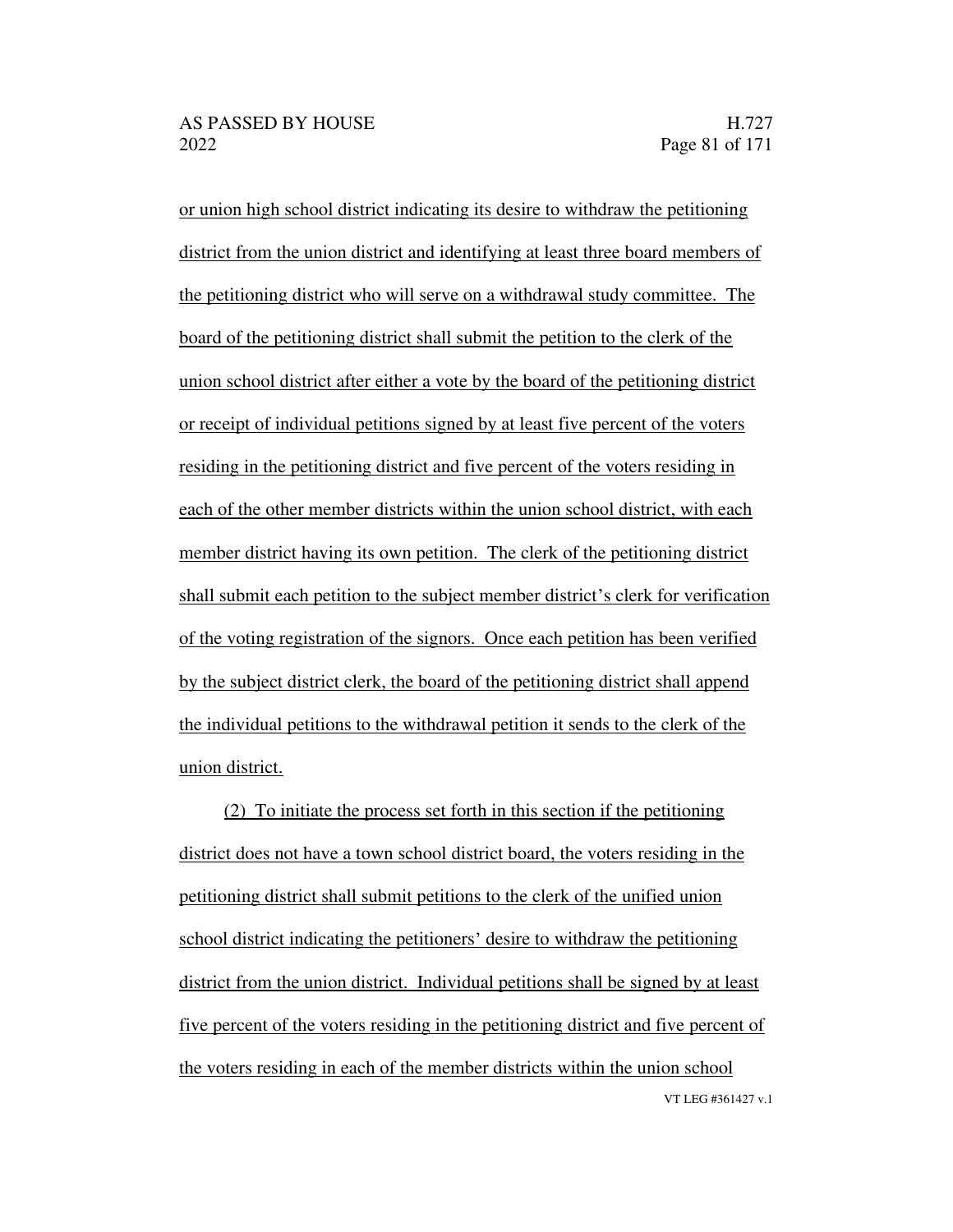or union high school district indicating its desire to withdraw the petitioning district from the union district and identifying at least three board members of the petitioning district who will serve on a withdrawal study committee. The board of the petitioning district shall submit the petition to the clerk of the union school district after either a vote by the board of the petitioning district or receipt of individual petitions signed by at least five percent of the voters residing in the petitioning district and five percent of the voters residing in each of the other member districts within the union school district, with each member district having its own petition. The clerk of the petitioning district shall submit each petition to the subject member district's clerk for verification of the voting registration of the signors. Once each petition has been verified by the subject district clerk, the board of the petitioning district shall append the individual petitions to the withdrawal petition it sends to the clerk of the union district.

(2) To initiate the process set forth in this section if the petitioning district does not have a town school district board, the voters residing in the petitioning district shall submit petitions to the clerk of the unified union school district indicating the petitioners' desire to withdraw the petitioning district from the union district. Individual petitions shall be signed by at least five percent of the voters residing in the petitioning district and five percent of the voters residing in each of the member districts within the union school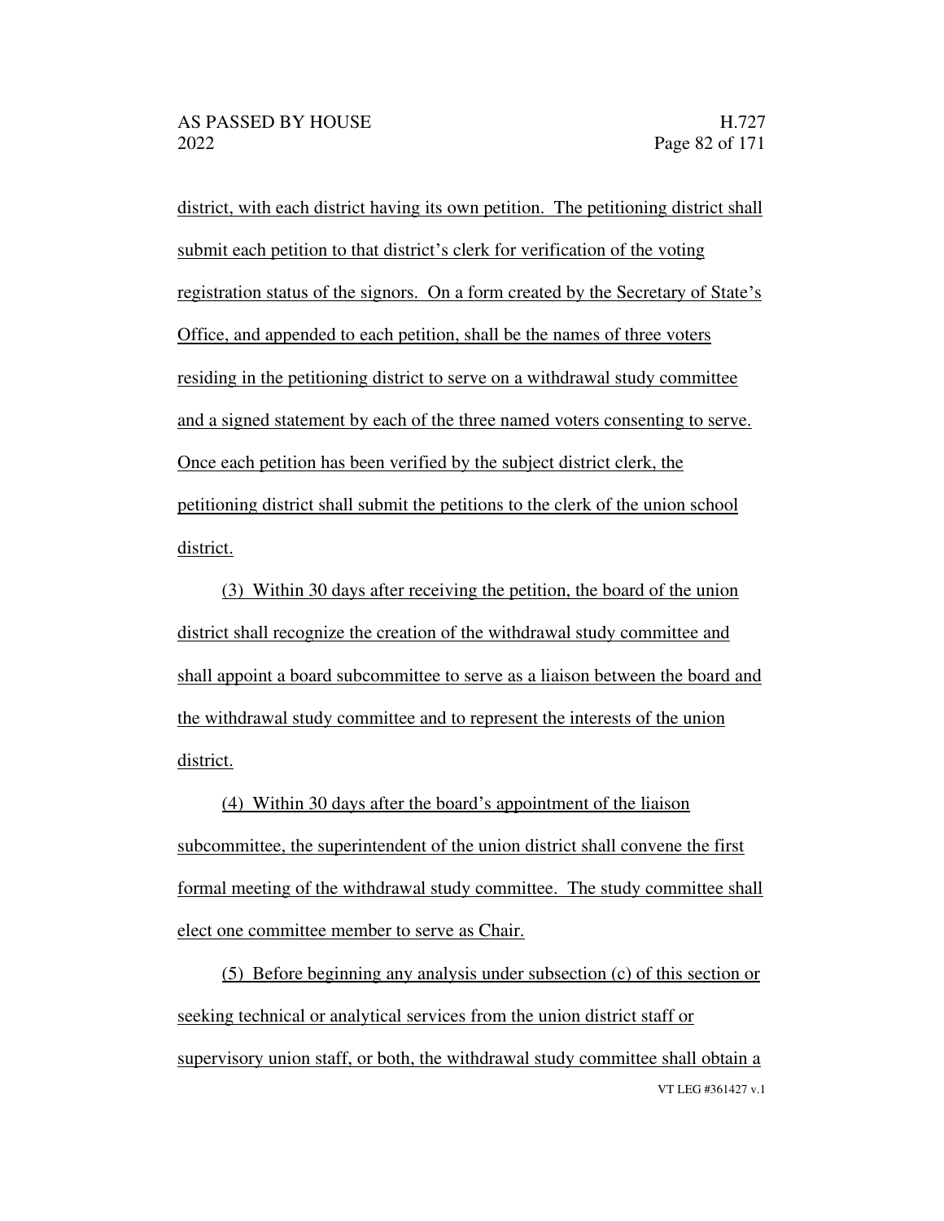district, with each district having its own petition. The petitioning district shall submit each petition to that district's clerk for verification of the voting registration status of the signors. On a form created by the Secretary of State's Office, and appended to each petition, shall be the names of three voters residing in the petitioning district to serve on a withdrawal study committee and a signed statement by each of the three named voters consenting to serve. Once each petition has been verified by the subject district clerk, the petitioning district shall submit the petitions to the clerk of the union school district.

(3) Within 30 days after receiving the petition, the board of the union district shall recognize the creation of the withdrawal study committee and shall appoint a board subcommittee to serve as a liaison between the board and the withdrawal study committee and to represent the interests of the union district.

(4) Within 30 days after the board's appointment of the liaison subcommittee, the superintendent of the union district shall convene the first formal meeting of the withdrawal study committee. The study committee shall elect one committee member to serve as Chair.

(5) Before beginning any analysis under subsection (c) of this section or seeking technical or analytical services from the union district staff or supervisory union staff, or both, the withdrawal study committee shall obtain a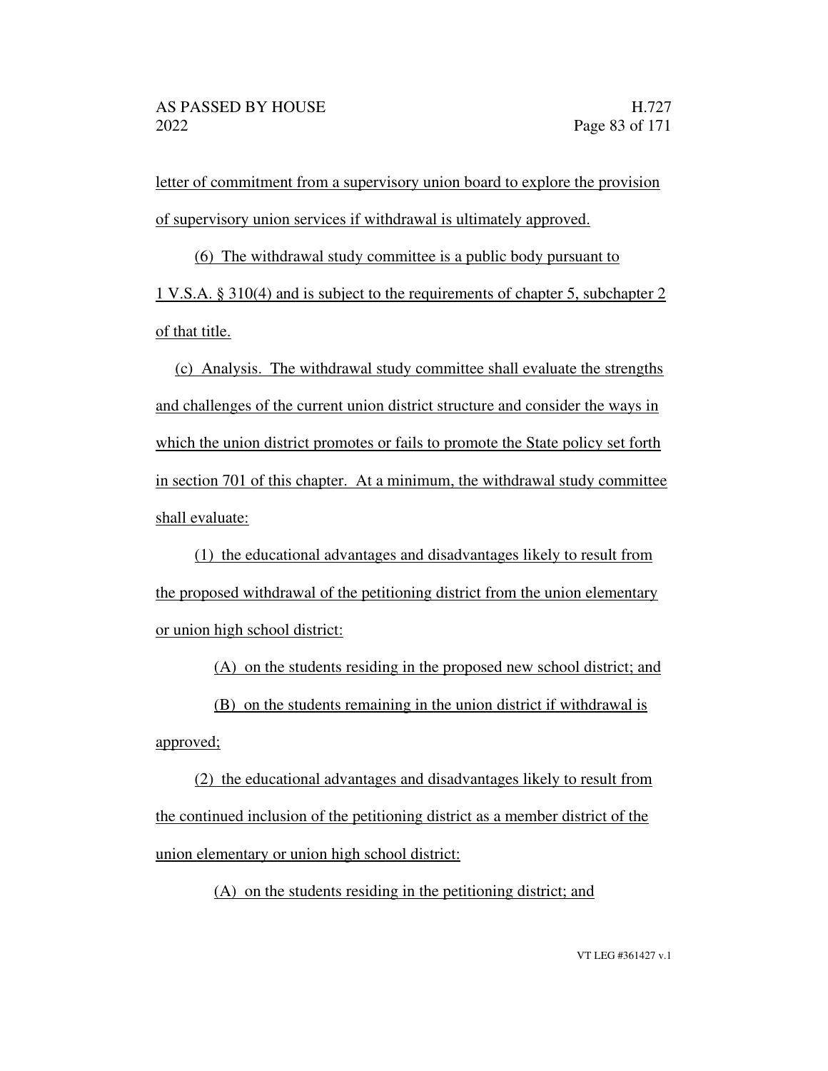letter of commitment from a supervisory union board to explore the provision of supervisory union services if withdrawal is ultimately approved.

(6) The withdrawal study committee is a public body pursuant to 1 V.S.A. § 310(4) and is subject to the requirements of chapter 5, subchapter 2 of that title.

(c) Analysis. The withdrawal study committee shall evaluate the strengths and challenges of the current union district structure and consider the ways in which the union district promotes or fails to promote the State policy set forth in section 701 of this chapter. At a minimum, the withdrawal study committee shall evaluate:

(1) the educational advantages and disadvantages likely to result from the proposed withdrawal of the petitioning district from the union elementary or union high school district:

(A) on the students residing in the proposed new school district; and

(B) on the students remaining in the union district if withdrawal is approved;

(2) the educational advantages and disadvantages likely to result from the continued inclusion of the petitioning district as a member district of the union elementary or union high school district:

(A) on the students residing in the petitioning district; and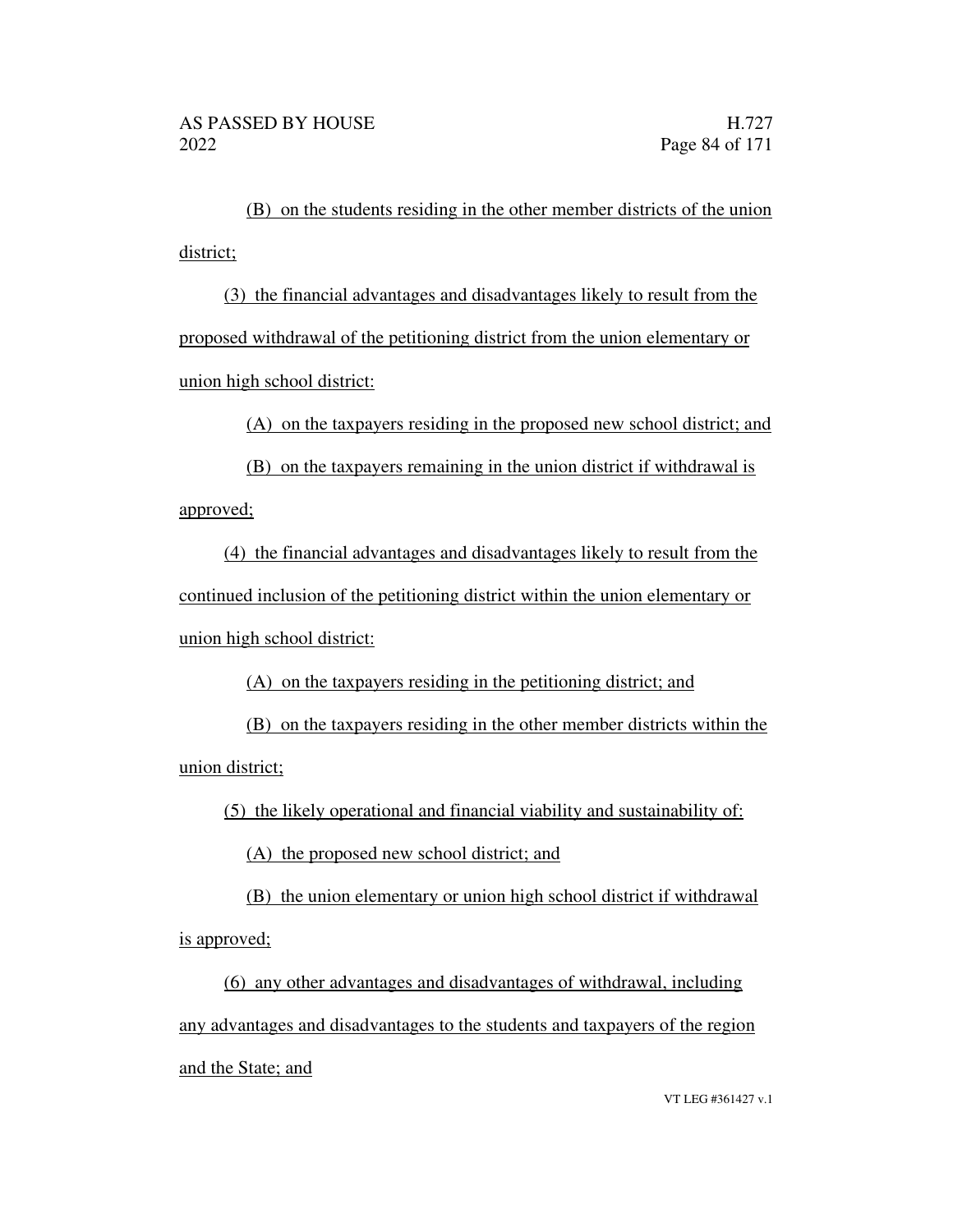(B) on the students residing in the other member districts of the union district;

(3) the financial advantages and disadvantages likely to result from the proposed withdrawal of the petitioning district from the union elementary or union high school district:

(A) on the taxpayers residing in the proposed new school district; and

(B) on the taxpayers remaining in the union district if withdrawal is approved;

(4) the financial advantages and disadvantages likely to result from the continued inclusion of the petitioning district within the union elementary or union high school district:

(A) on the taxpayers residing in the petitioning district; and

(B) on the taxpayers residing in the other member districts within the union district;

(5) the likely operational and financial viability and sustainability of:

(A) the proposed new school district; and

(B) the union elementary or union high school district if withdrawal is approved;

(6) any other advantages and disadvantages of withdrawal, including any advantages and disadvantages to the students and taxpayers of the region and the State; and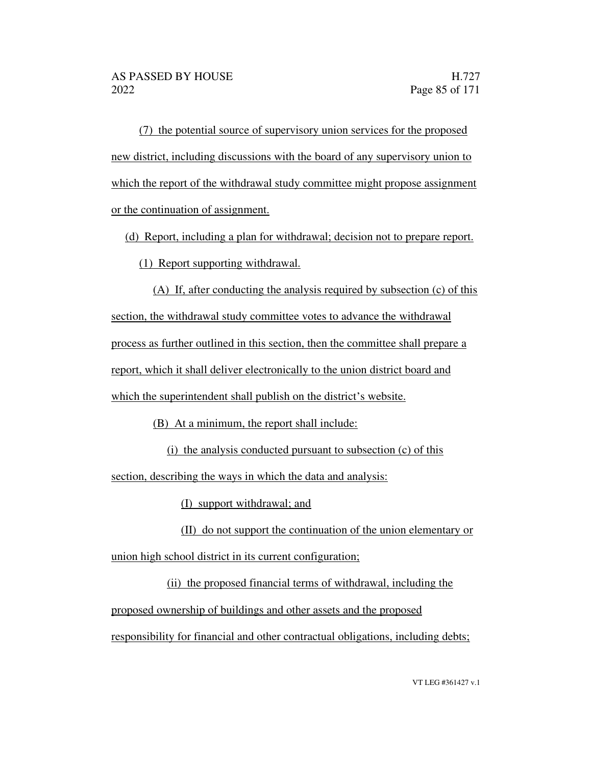(7) the potential source of supervisory union services for the proposed new district, including discussions with the board of any supervisory union to which the report of the withdrawal study committee might propose assignment or the continuation of assignment.

(d) Report, including a plan for withdrawal; decision not to prepare report.

(1) Report supporting withdrawal.

(A) If, after conducting the analysis required by subsection (c) of this section, the withdrawal study committee votes to advance the withdrawal process as further outlined in this section, then the committee shall prepare a report, which it shall deliver electronically to the union district board and which the superintendent shall publish on the district's website.

(B) At a minimum, the report shall include:

(i) the analysis conducted pursuant to subsection (c) of this section, describing the ways in which the data and analysis:

(I) support withdrawal; and

(II) do not support the continuation of the union elementary or union high school district in its current configuration;

(ii) the proposed financial terms of withdrawal, including the proposed ownership of buildings and other assets and the proposed responsibility for financial and other contractual obligations, including debts;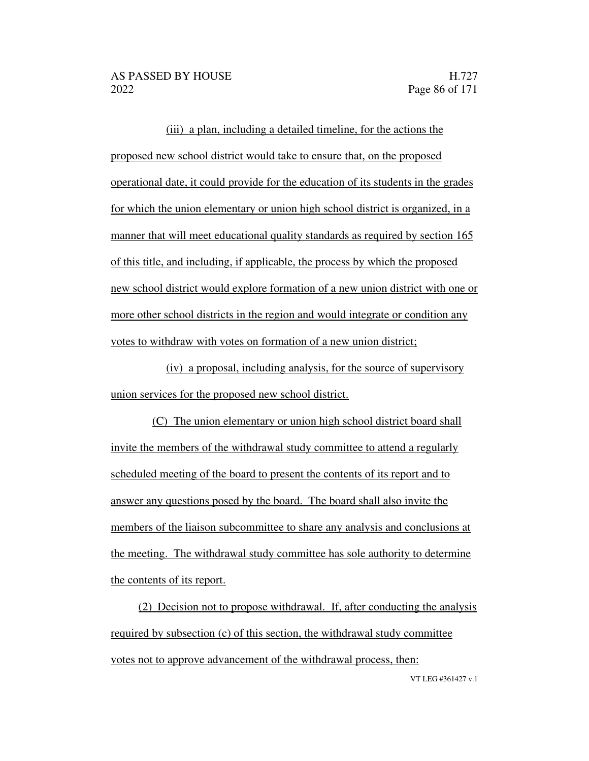(iii) a plan, including a detailed timeline, for the actions the proposed new school district would take to ensure that, on the proposed operational date, it could provide for the education of its students in the grades for which the union elementary or union high school district is organized, in a manner that will meet educational quality standards as required by section 165 of this title, and including, if applicable, the process by which the proposed new school district would explore formation of a new union district with one or more other school districts in the region and would integrate or condition any votes to withdraw with votes on formation of a new union district;

(iv) a proposal, including analysis, for the source of supervisory union services for the proposed new school district.

(C) The union elementary or union high school district board shall invite the members of the withdrawal study committee to attend a regularly scheduled meeting of the board to present the contents of its report and to answer any questions posed by the board. The board shall also invite the members of the liaison subcommittee to share any analysis and conclusions at the meeting. The withdrawal study committee has sole authority to determine the contents of its report.

(2) Decision not to propose withdrawal. If, after conducting the analysis required by subsection (c) of this section, the withdrawal study committee votes not to approve advancement of the withdrawal process, then: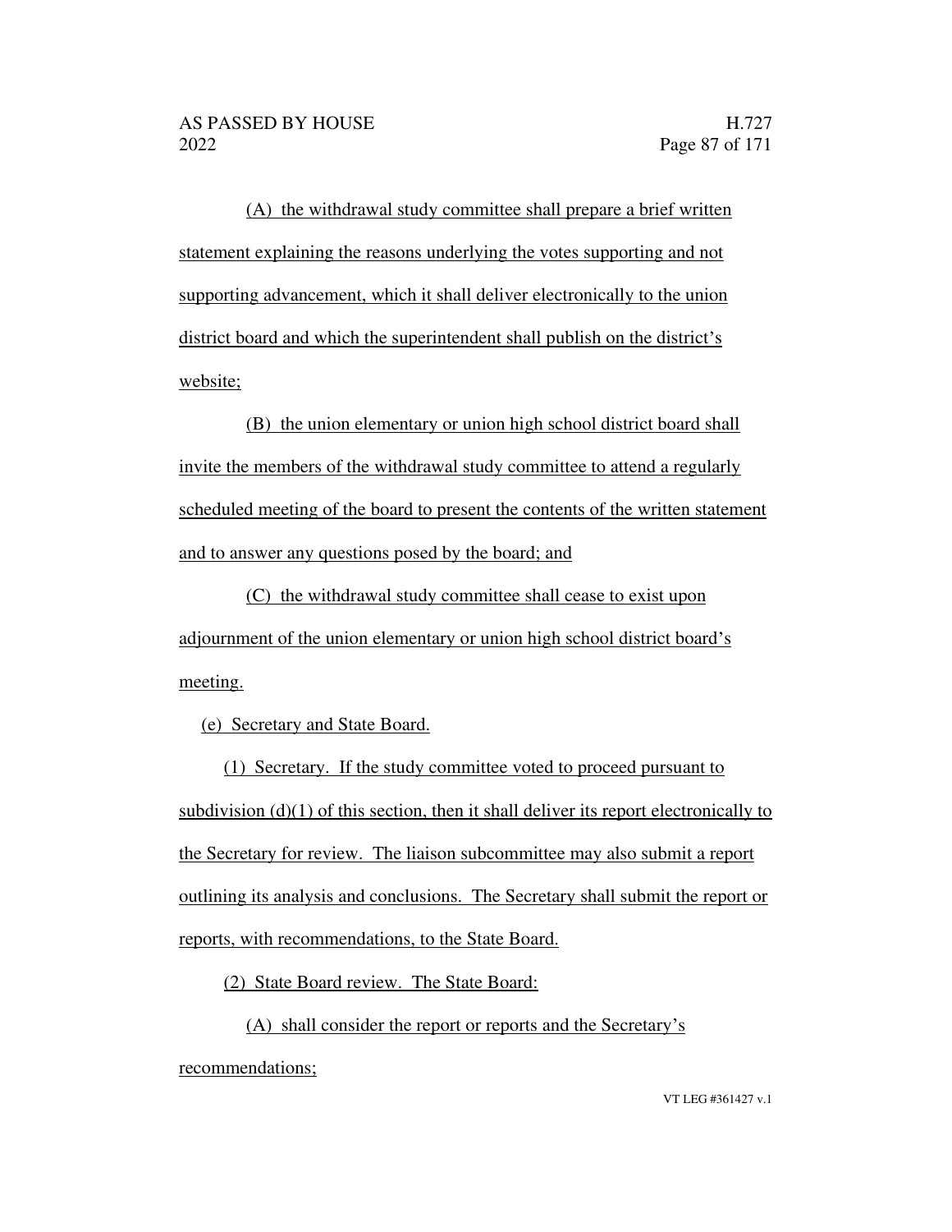(A) the withdrawal study committee shall prepare a brief written statement explaining the reasons underlying the votes supporting and not supporting advancement, which it shall deliver electronically to the union district board and which the superintendent shall publish on the district's website;

(B) the union elementary or union high school district board shall invite the members of the withdrawal study committee to attend a regularly scheduled meeting of the board to present the contents of the written statement and to answer any questions posed by the board; and

(C) the withdrawal study committee shall cease to exist upon adjournment of the union elementary or union high school district board's meeting.

(e) Secretary and State Board.

(1) Secretary. If the study committee voted to proceed pursuant to subdivision (d)(1) of this section, then it shall deliver its report electronically to the Secretary for review. The liaison subcommittee may also submit a report outlining its analysis and conclusions. The Secretary shall submit the report or reports, with recommendations, to the State Board.

(2) State Board review. The State Board:

(A) shall consider the report or reports and the Secretary's recommendations;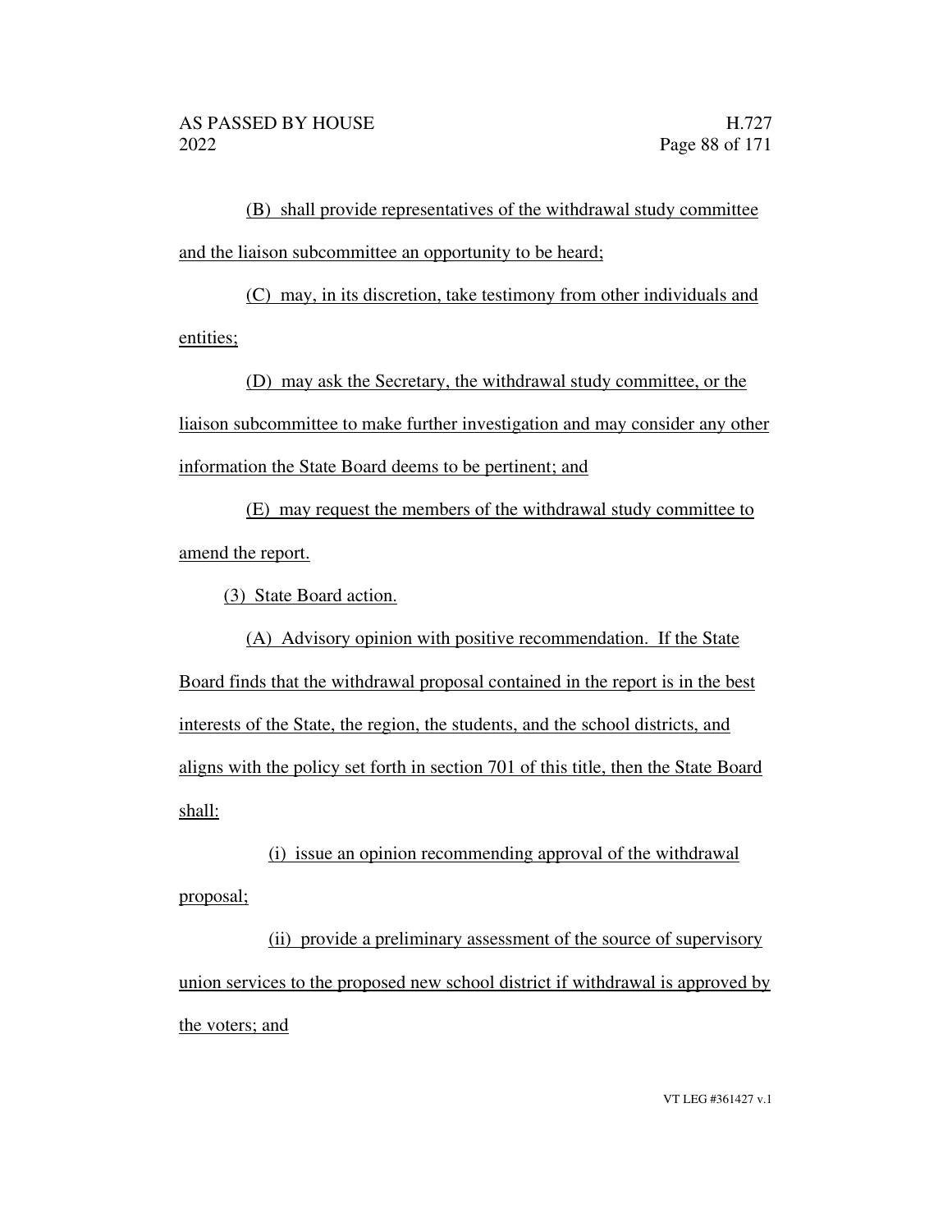(B) shall provide representatives of the withdrawal study committee and the liaison subcommittee an opportunity to be heard;

(C) may, in its discretion, take testimony from other individuals and entities;

(D) may ask the Secretary, the withdrawal study committee, or the liaison subcommittee to make further investigation and may consider any other information the State Board deems to be pertinent; and

(E) may request the members of the withdrawal study committee to amend the report.

(3) State Board action.

(A) Advisory opinion with positive recommendation. If the State Board finds that the withdrawal proposal contained in the report is in the best interests of the State, the region, the students, and the school districts, and aligns with the policy set forth in section 701 of this title, then the State Board shall:

(i) issue an opinion recommending approval of the withdrawal proposal;

(ii) provide a preliminary assessment of the source of supervisory union services to the proposed new school district if withdrawal is approved by the voters; and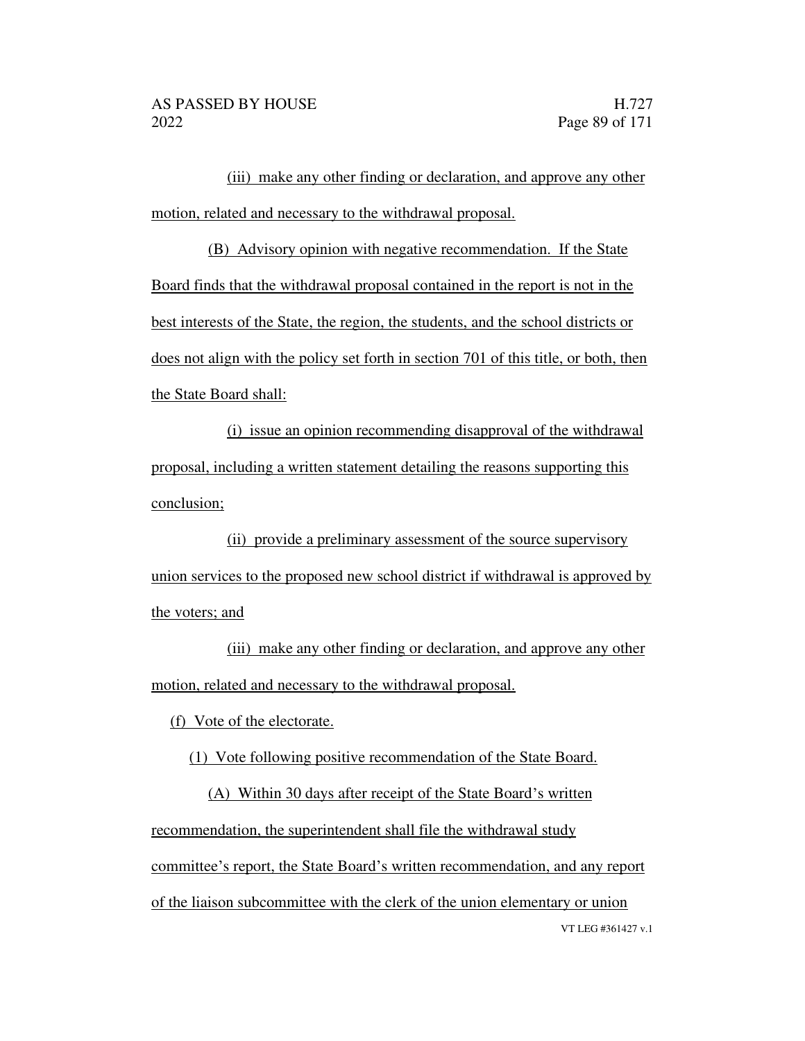(iii) make any other finding or declaration, and approve any other motion, related and necessary to the withdrawal proposal.

(B) Advisory opinion with negative recommendation. If the State Board finds that the withdrawal proposal contained in the report is not in the best interests of the State, the region, the students, and the school districts or does not align with the policy set forth in section 701 of this title, or both, then the State Board shall:

(i) issue an opinion recommending disapproval of the withdrawal proposal, including a written statement detailing the reasons supporting this conclusion;

(ii) provide a preliminary assessment of the source supervisory union services to the proposed new school district if withdrawal is approved by the voters; and

(iii) make any other finding or declaration, and approve any other motion, related and necessary to the withdrawal proposal.

(f) Vote of the electorate.

(1) Vote following positive recommendation of the State Board.

(A) Within 30 days after receipt of the State Board's written recommendation, the superintendent shall file the withdrawal study committee's report, the State Board's written recommendation, and any report of the liaison subcommittee with the clerk of the union elementary or union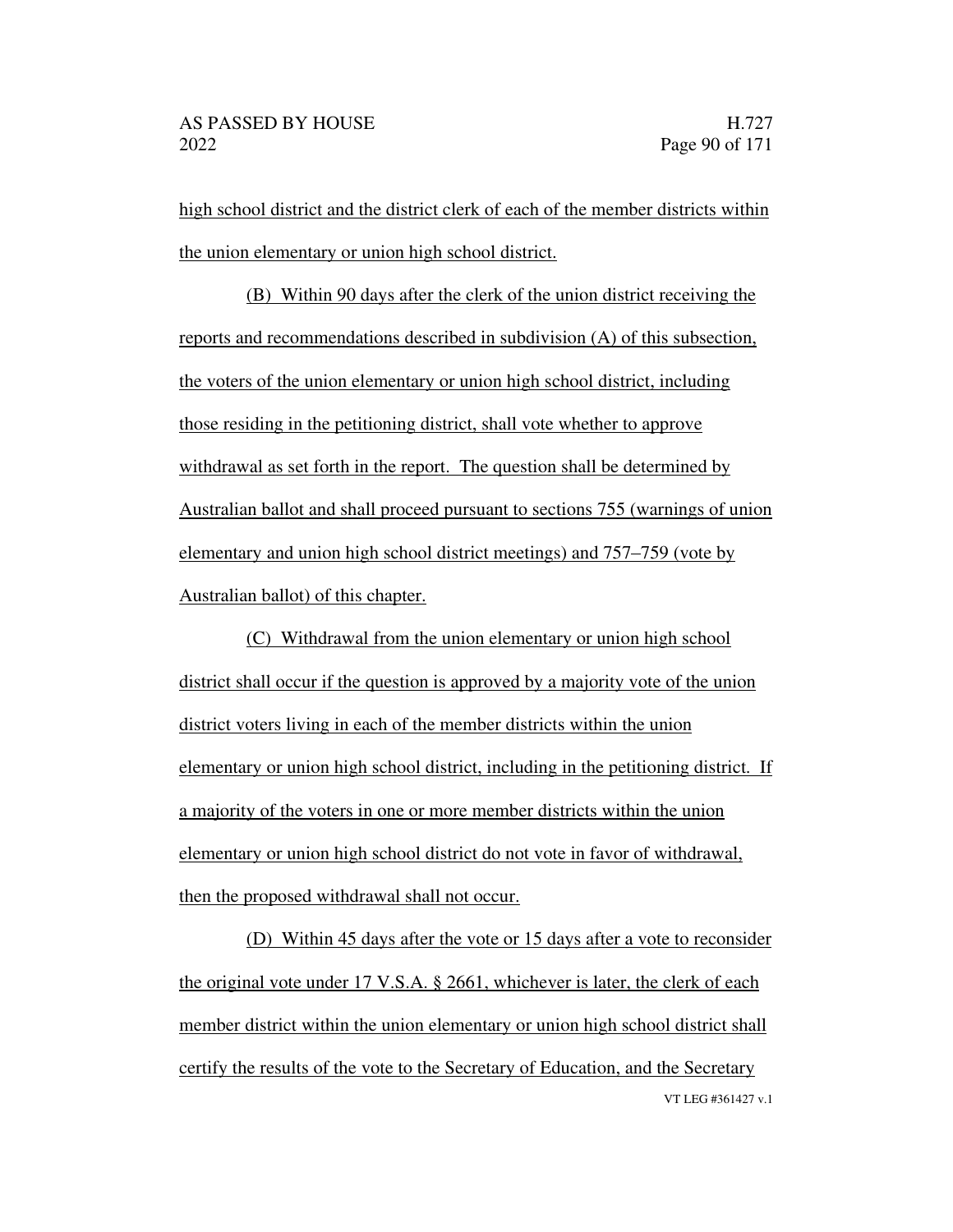high school district and the district clerk of each of the member districts within the union elementary or union high school district.

(B) Within 90 days after the clerk of the union district receiving the reports and recommendations described in subdivision (A) of this subsection, the voters of the union elementary or union high school district, including those residing in the petitioning district, shall vote whether to approve withdrawal as set forth in the report. The question shall be determined by Australian ballot and shall proceed pursuant to sections 755 (warnings of union elementary and union high school district meetings) and 757–759 (vote by Australian ballot) of this chapter.

(C) Withdrawal from the union elementary or union high school district shall occur if the question is approved by a majority vote of the union district voters living in each of the member districts within the union elementary or union high school district, including in the petitioning district. If a majority of the voters in one or more member districts within the union elementary or union high school district do not vote in favor of withdrawal, then the proposed withdrawal shall not occur.

(D) Within 45 days after the vote or 15 days after a vote to reconsider the original vote under 17 V.S.A. § 2661, whichever is later, the clerk of each member district within the union elementary or union high school district shall certify the results of the vote to the Secretary of Education, and the Secretary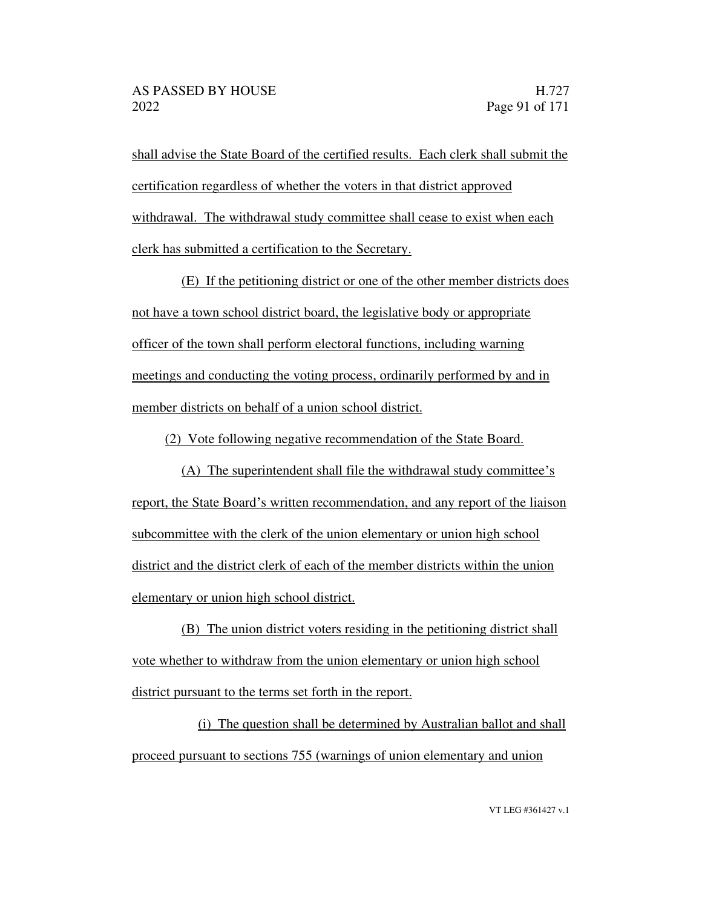shall advise the State Board of the certified results. Each clerk shall submit the certification regardless of whether the voters in that district approved withdrawal. The withdrawal study committee shall cease to exist when each clerk has submitted a certification to the Secretary.

(E) If the petitioning district or one of the other member districts does not have a town school district board, the legislative body or appropriate officer of the town shall perform electoral functions, including warning meetings and conducting the voting process, ordinarily performed by and in member districts on behalf of a union school district.

(2) Vote following negative recommendation of the State Board.

(A) The superintendent shall file the withdrawal study committee's report, the State Board's written recommendation, and any report of the liaison subcommittee with the clerk of the union elementary or union high school district and the district clerk of each of the member districts within the union elementary or union high school district.

(B) The union district voters residing in the petitioning district shall vote whether to withdraw from the union elementary or union high school district pursuant to the terms set forth in the report.

(i) The question shall be determined by Australian ballot and shall proceed pursuant to sections 755 (warnings of union elementary and union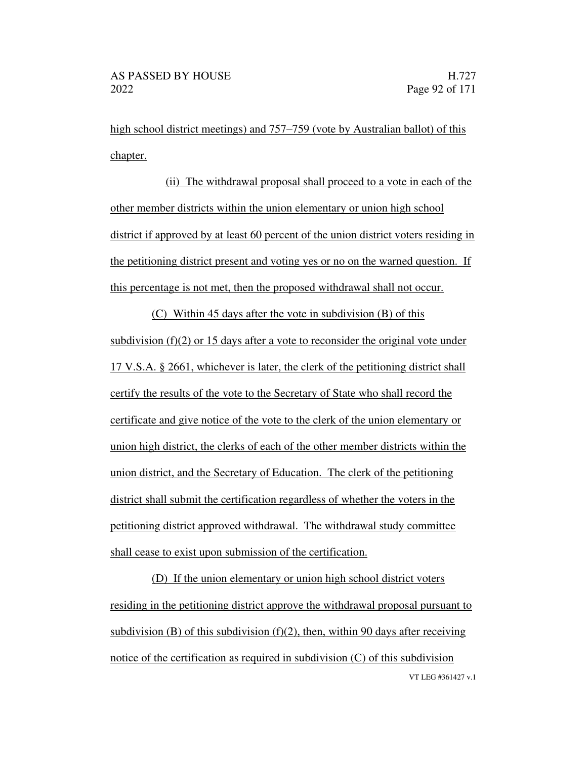high school district meetings) and 757–759 (vote by Australian ballot) of this chapter.

(ii) The withdrawal proposal shall proceed to a vote in each of the other member districts within the union elementary or union high school district if approved by at least 60 percent of the union district voters residing in the petitioning district present and voting yes or no on the warned question. If this percentage is not met, then the proposed withdrawal shall not occur.

(C) Within 45 days after the vote in subdivision (B) of this subdivision (f)(2) or 15 days after a vote to reconsider the original vote under 17 V.S.A. § 2661, whichever is later, the clerk of the petitioning district shall certify the results of the vote to the Secretary of State who shall record the certificate and give notice of the vote to the clerk of the union elementary or union high district, the clerks of each of the other member districts within the union district, and the Secretary of Education. The clerk of the petitioning district shall submit the certification regardless of whether the voters in the petitioning district approved withdrawal. The withdrawal study committee shall cease to exist upon submission of the certification.

(D) If the union elementary or union high school district voters residing in the petitioning district approve the withdrawal proposal pursuant to subdivision (B) of this subdivision (f)(2), then, within 90 days after receiving notice of the certification as required in subdivision (C) of this subdivision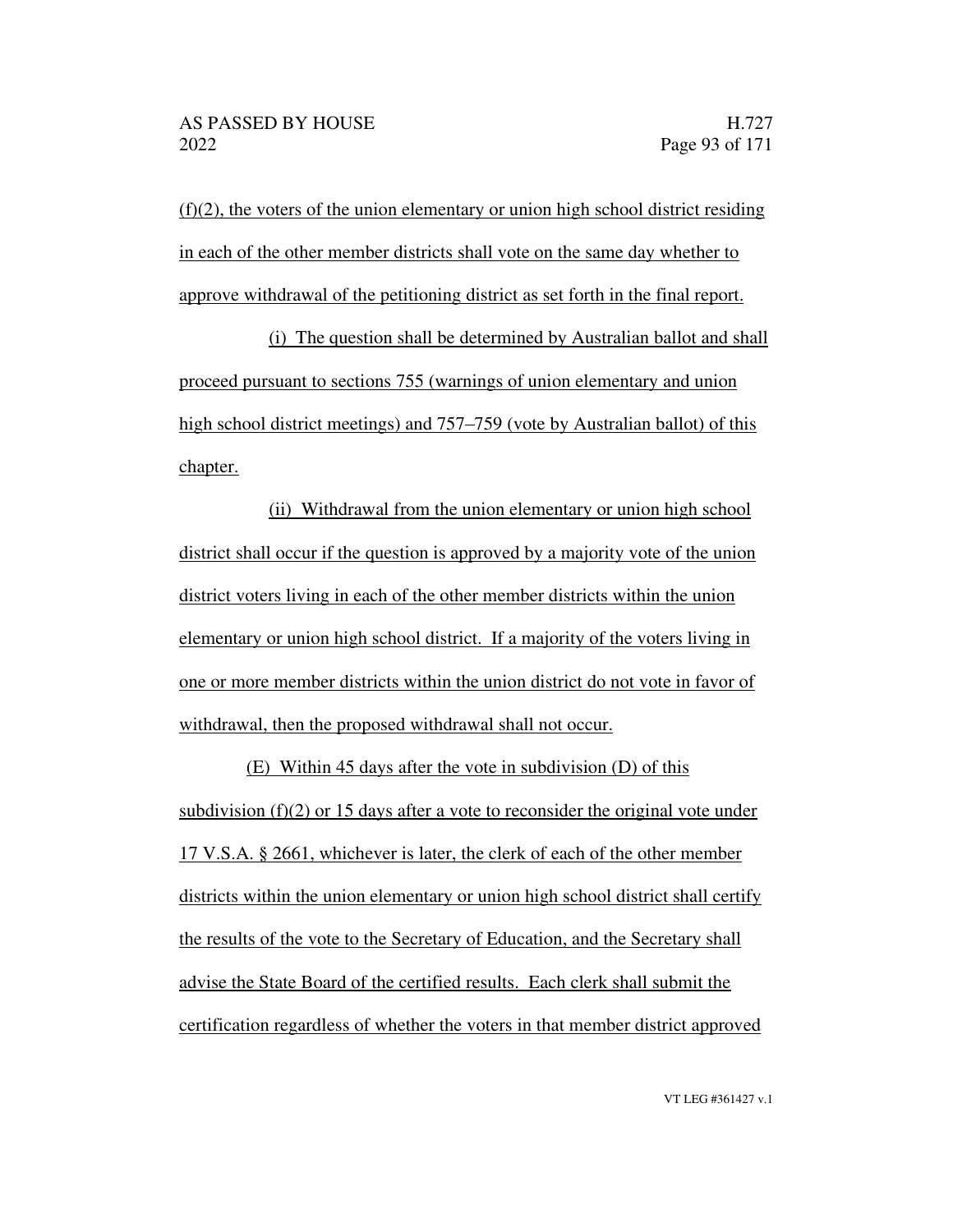(f)(2), the voters of the union elementary or union high school district residing in each of the other member districts shall vote on the same day whether to approve withdrawal of the petitioning district as set forth in the final report.

(i) The question shall be determined by Australian ballot and shall proceed pursuant to sections 755 (warnings of union elementary and union high school district meetings) and 757–759 (vote by Australian ballot) of this chapter.

(ii) Withdrawal from the union elementary or union high school district shall occur if the question is approved by a majority vote of the union district voters living in each of the other member districts within the union elementary or union high school district. If a majority of the voters living in one or more member districts within the union district do not vote in favor of withdrawal, then the proposed withdrawal shall not occur.

(E) Within 45 days after the vote in subdivision (D) of this subdivision (f)(2) or 15 days after a vote to reconsider the original vote under 17 V.S.A. § 2661, whichever is later, the clerk of each of the other member districts within the union elementary or union high school district shall certify the results of the vote to the Secretary of Education, and the Secretary shall advise the State Board of the certified results. Each clerk shall submit the certification regardless of whether the voters in that member district approved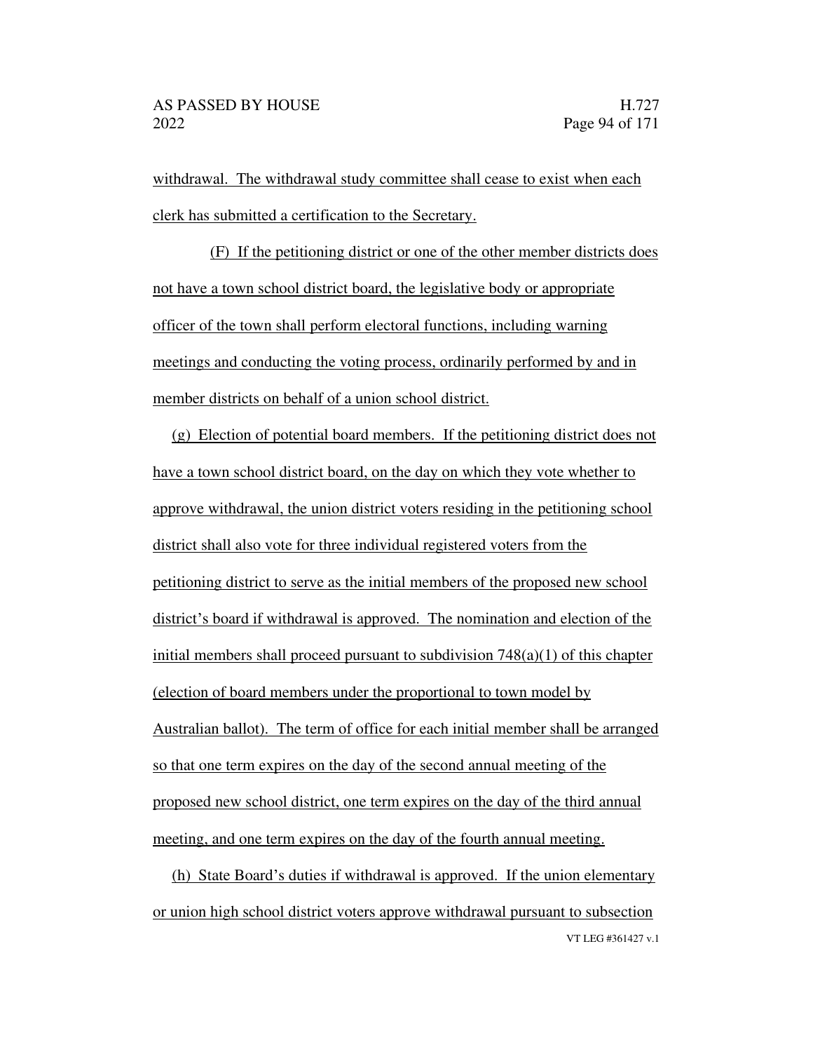withdrawal. The withdrawal study committee shall cease to exist when each clerk has submitted a certification to the Secretary.

(F) If the petitioning district or one of the other member districts does not have a town school district board, the legislative body or appropriate officer of the town shall perform electoral functions, including warning meetings and conducting the voting process, ordinarily performed by and in member districts on behalf of a union school district.

(g) Election of potential board members. If the petitioning district does not have a town school district board, on the day on which they vote whether to approve withdrawal, the union district voters residing in the petitioning school district shall also vote for three individual registered voters from the petitioning district to serve as the initial members of the proposed new school district's board if withdrawal is approved. The nomination and election of the initial members shall proceed pursuant to subdivision 748(a)(1) of this chapter (election of board members under the proportional to town model by Australian ballot). The term of office for each initial member shall be arranged so that one term expires on the day of the second annual meeting of the proposed new school district, one term expires on the day of the third annual meeting, and one term expires on the day of the fourth annual meeting.

(h) State Board's duties if withdrawal is approved. If the union elementary or union high school district voters approve withdrawal pursuant to subsection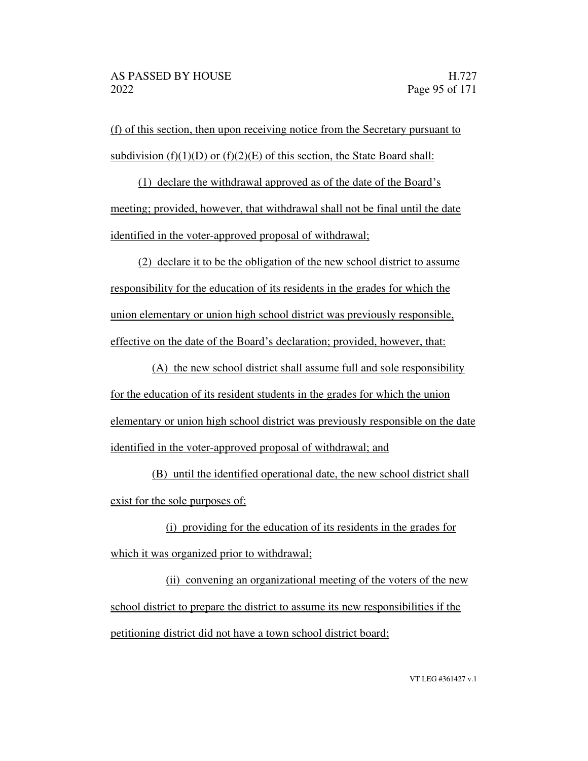(f) of this section, then upon receiving notice from the Secretary pursuant to subdivision (f)(1)(D) or (f)(2)(E) of this section, the State Board shall:

(1) declare the withdrawal approved as of the date of the Board's meeting; provided, however, that withdrawal shall not be final until the date identified in the voter-approved proposal of withdrawal;

(2) declare it to be the obligation of the new school district to assume responsibility for the education of its residents in the grades for which the union elementary or union high school district was previously responsible, effective on the date of the Board's declaration; provided, however, that:

(A) the new school district shall assume full and sole responsibility for the education of its resident students in the grades for which the union elementary or union high school district was previously responsible on the date identified in the voter-approved proposal of withdrawal; and

(B) until the identified operational date, the new school district shall exist for the sole purposes of:

(i) providing for the education of its residents in the grades for which it was organized prior to withdrawal;

(ii) convening an organizational meeting of the voters of the new school district to prepare the district to assume its new responsibilities if the petitioning district did not have a town school district board;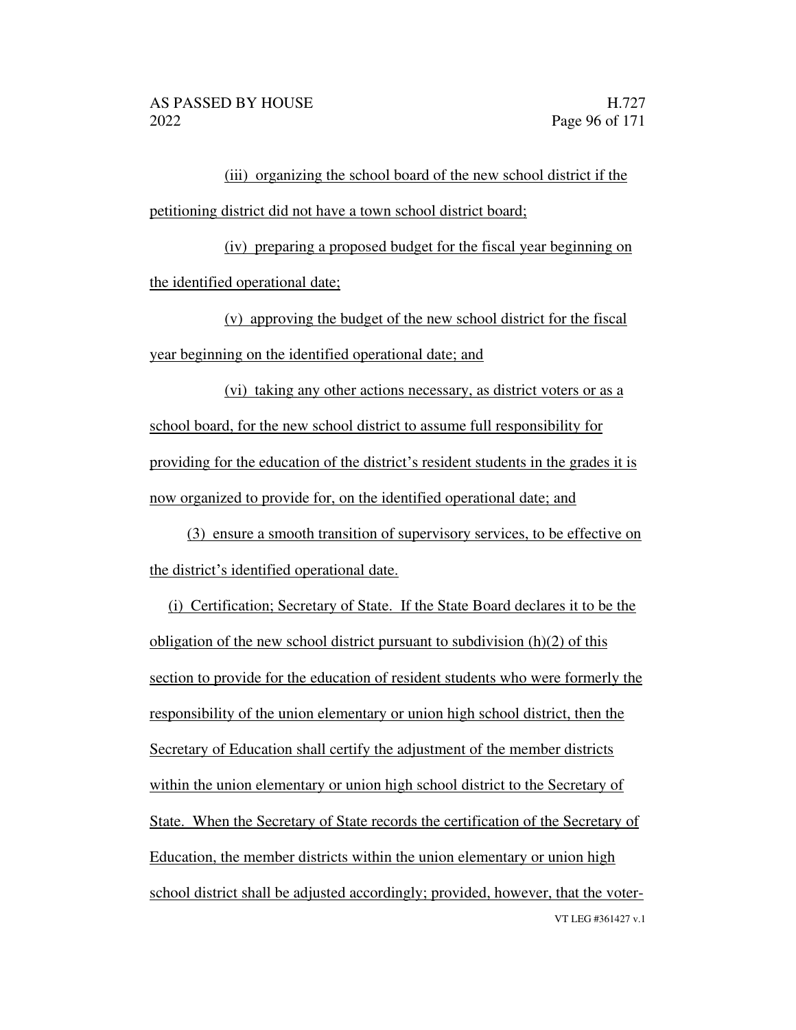(iii) organizing the school board of the new school district if the petitioning district did not have a town school district board;

(iv) preparing a proposed budget for the fiscal year beginning on the identified operational date;

(v) approving the budget of the new school district for the fiscal year beginning on the identified operational date; and

(vi) taking any other actions necessary, as district voters or as a school board, for the new school district to assume full responsibility for providing for the education of the district's resident students in the grades it is now organized to provide for, on the identified operational date; and

(3) ensure a smooth transition of supervisory services, to be effective on the district's identified operational date.

(i) Certification; Secretary of State. If the State Board declares it to be the obligation of the new school district pursuant to subdivision (h)(2) of this section to provide for the education of resident students who were formerly the responsibility of the union elementary or union high school district, then the Secretary of Education shall certify the adjustment of the member districts within the union elementary or union high school district to the Secretary of State. When the Secretary of State records the certification of the Secretary of Education, the member districts within the union elementary or union high school district shall be adjusted accordingly; provided, however, that the voter-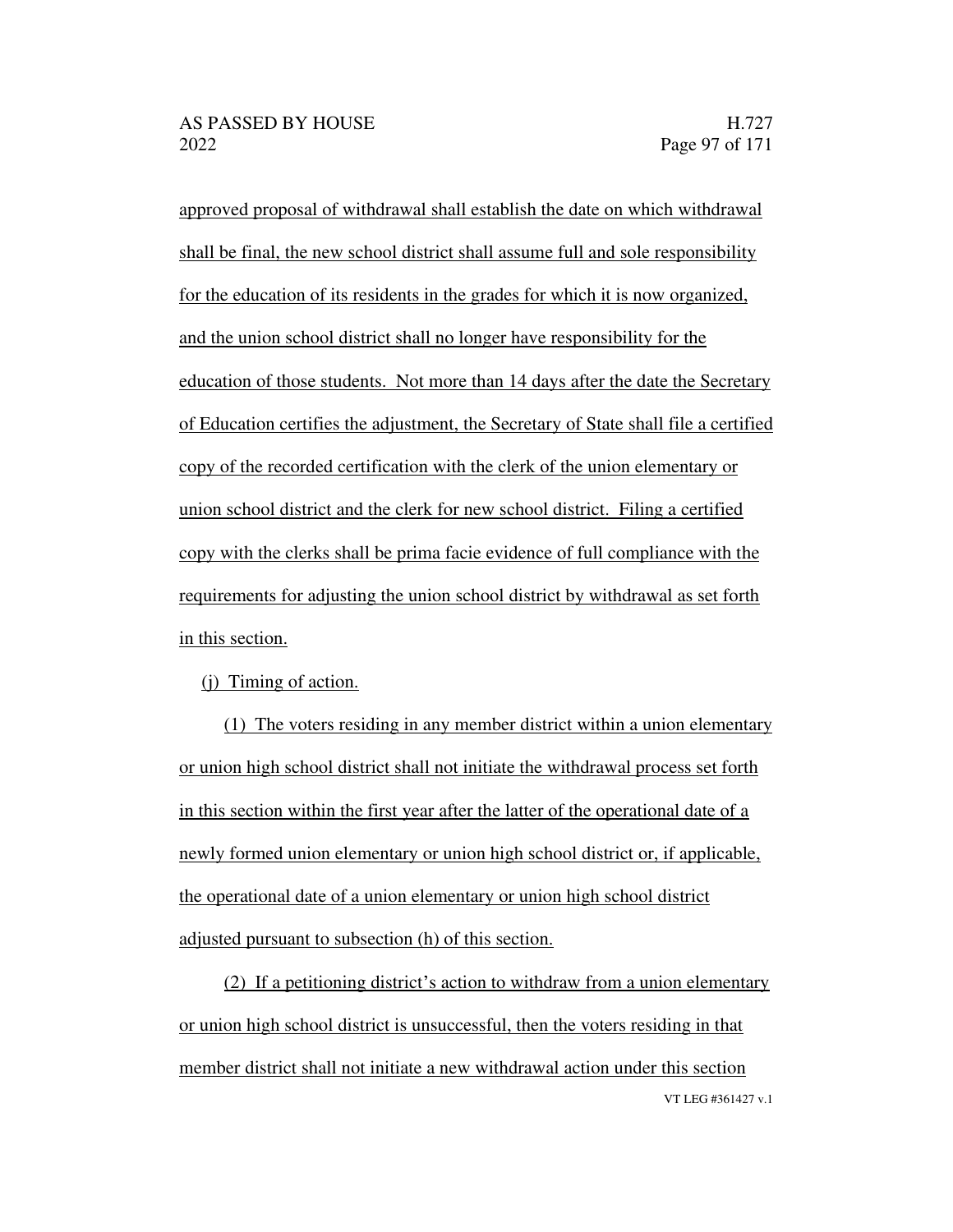approved proposal of withdrawal shall establish the date on which withdrawal shall be final, the new school district shall assume full and sole responsibility for the education of its residents in the grades for which it is now organized, and the union school district shall no longer have responsibility for the education of those students. Not more than 14 days after the date the Secretary of Education certifies the adjustment, the Secretary of State shall file a certified copy of the recorded certification with the clerk of the union elementary or union school district and the clerk for new school district. Filing a certified copy with the clerks shall be prima facie evidence of full compliance with the requirements for adjusting the union school district by withdrawal as set forth in this section.

(j) Timing of action.

(1) The voters residing in any member district within a union elementary or union high school district shall not initiate the withdrawal process set forth in this section within the first year after the latter of the operational date of a newly formed union elementary or union high school district or, if applicable, the operational date of a union elementary or union high school district adjusted pursuant to subsection (h) of this section.

(2) If a petitioning district's action to withdraw from a union elementary or union high school district is unsuccessful, then the voters residing in that member district shall not initiate a new withdrawal action under this section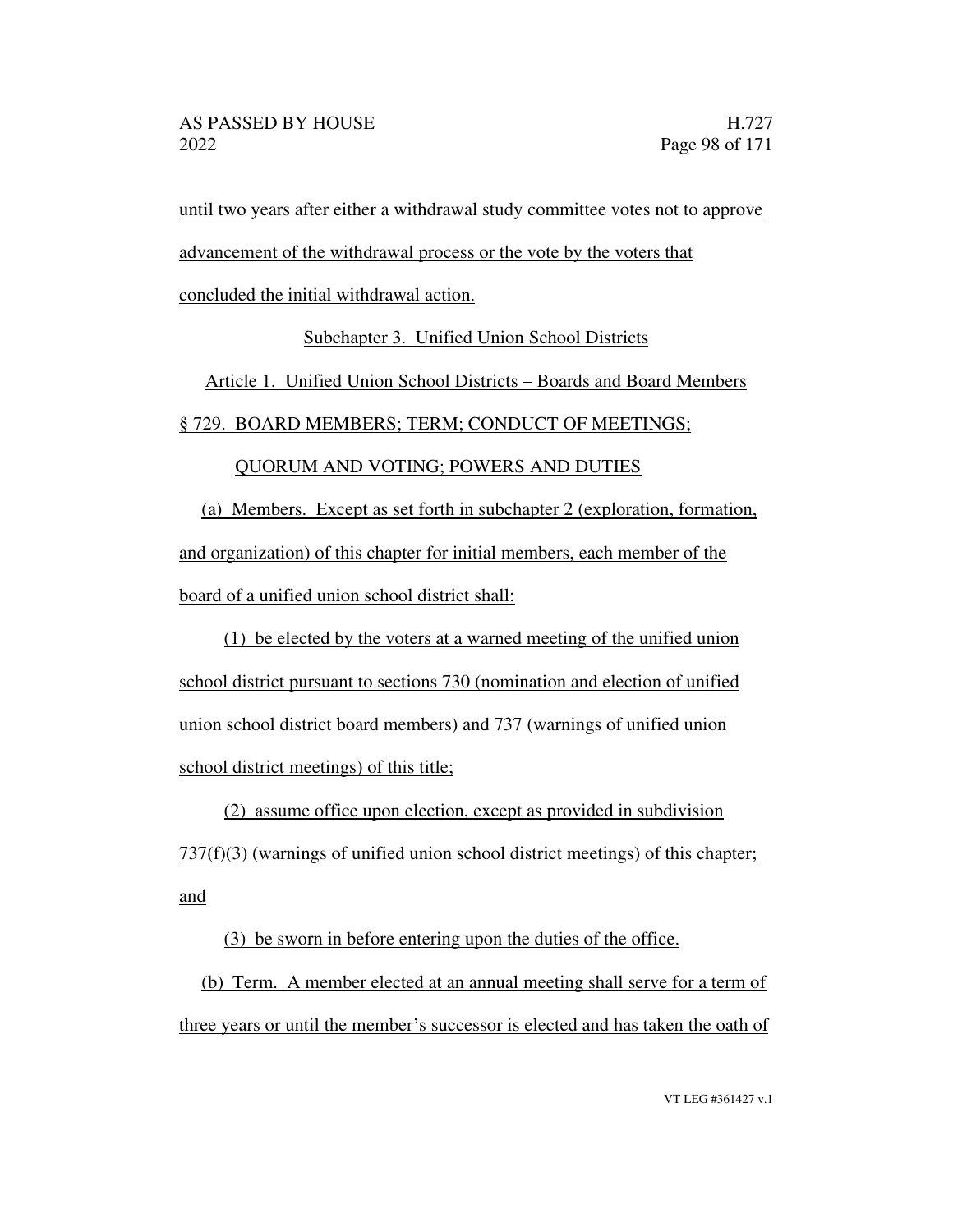until two years after either a withdrawal study committee votes not to approve advancement of the withdrawal process or the vote by the voters that concluded the initial withdrawal action.

Subchapter 3. Unified Union School Districts

Article 1. Unified Union School Districts – Boards and Board Members

§ 729. BOARD MEMBERS; TERM; CONDUCT OF MEETINGS; QUORUM AND VOTING; POWERS AND DUTIES

(a) Members. Except as set forth in subchapter 2 (exploration, formation, and organization) of this chapter for initial members, each member of the board of a unified union school district shall:

(1) be elected by the voters at a warned meeting of the unified union school district pursuant to sections 730 (nomination and election of unified union school district board members) and 737 (warnings of unified union school district meetings) of this title;

(2) assume office upon election, except as provided in subdivision 737(f)(3) (warnings of unified union school district meetings) of this chapter; and

(3) be sworn in before entering upon the duties of the office.

(b) Term. A member elected at an annual meeting shall serve for a term of three years or until the member's successor is elected and has taken the oath of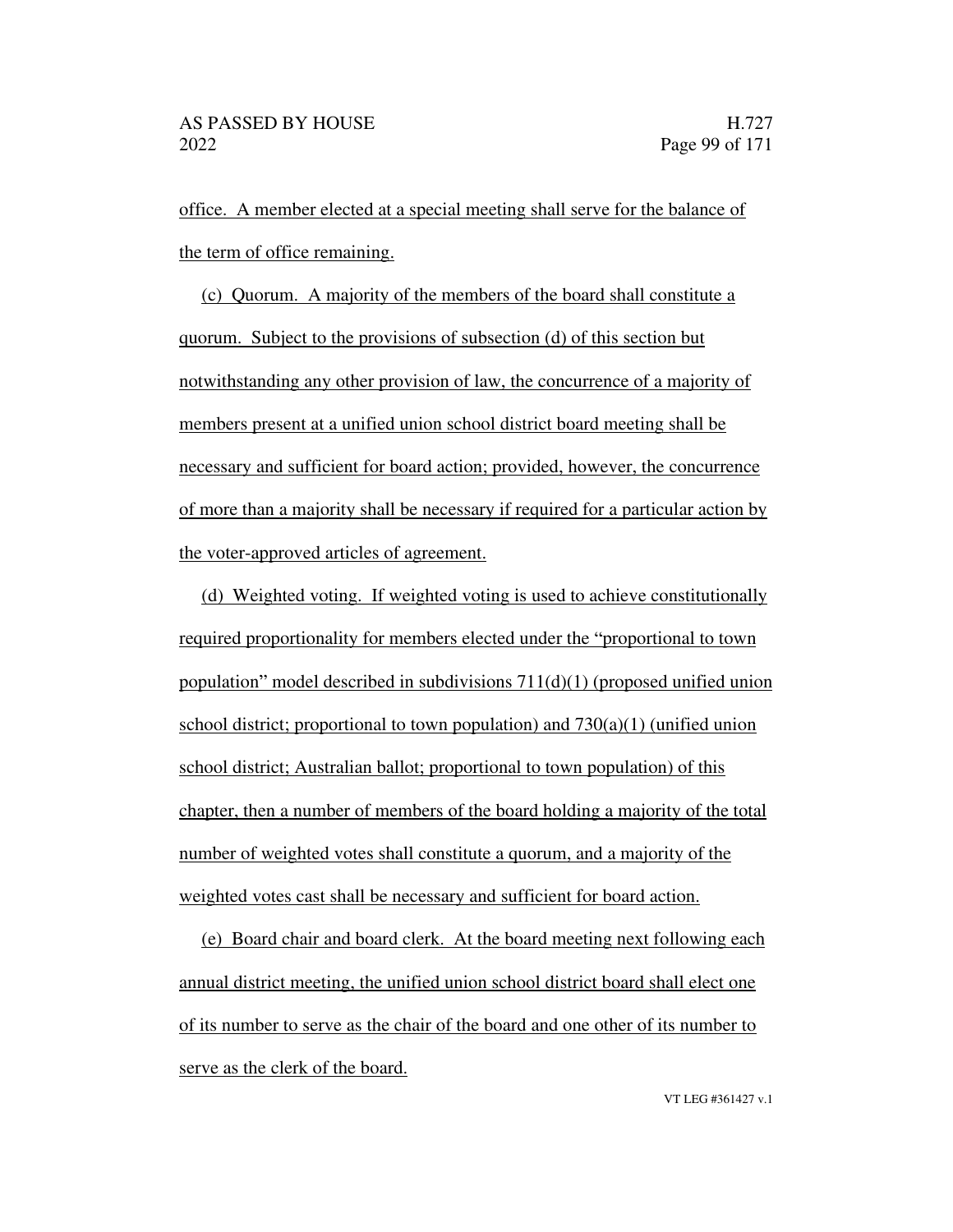office. A member elected at a special meeting shall serve for the balance of the term of office remaining.

(c) Quorum. A majority of the members of the board shall constitute a quorum. Subject to the provisions of subsection (d) of this section but notwithstanding any other provision of law, the concurrence of a majority of members present at a unified union school district board meeting shall be necessary and sufficient for board action; provided, however, the concurrence of more than a majority shall be necessary if required for a particular action by the voter-approved articles of agreement.

(d) Weighted voting. If weighted voting is used to achieve constitutionally required proportionality for members elected under the "proportional to town population" model described in subdivisions 711(d)(1) (proposed unified union school district; proportional to town population) and 730(a)(1) (unified union school district; Australian ballot; proportional to town population) of this chapter, then a number of members of the board holding a majority of the total number of weighted votes shall constitute a quorum, and a majority of the weighted votes cast shall be necessary and sufficient for board action.

(e) Board chair and board clerk. At the board meeting next following each annual district meeting, the unified union school district board shall elect one of its number to serve as the chair of the board and one other of its number to serve as the clerk of the board.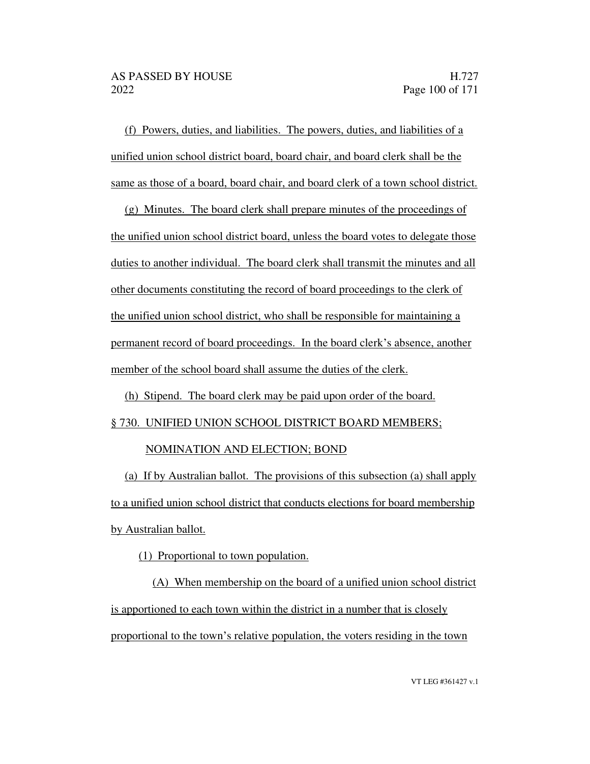(f) Powers, duties, and liabilities. The powers, duties, and liabilities of a unified union school district board, board chair, and board clerk shall be the same as those of a board, board chair, and board clerk of a town school district.

(g) Minutes. The board clerk shall prepare minutes of the proceedings of the unified union school district board, unless the board votes to delegate those duties to another individual. The board clerk shall transmit the minutes and all other documents constituting the record of board proceedings to the clerk of the unified union school district, who shall be responsible for maintaining a permanent record of board proceedings. In the board clerk's absence, another member of the school board shall assume the duties of the clerk.

(h) Stipend. The board clerk may be paid upon order of the board.

§ 730. UNIFIED UNION SCHOOL DISTRICT BOARD MEMBERS; NOMINATION AND ELECTION; BOND

(a) If by Australian ballot. The provisions of this subsection (a) shall apply to a unified union school district that conducts elections for board membership by Australian ballot.

(1) Proportional to town population.

(A) When membership on the board of a unified union school district is apportioned to each town within the district in a number that is closely proportional to the town's relative population, the voters residing in the town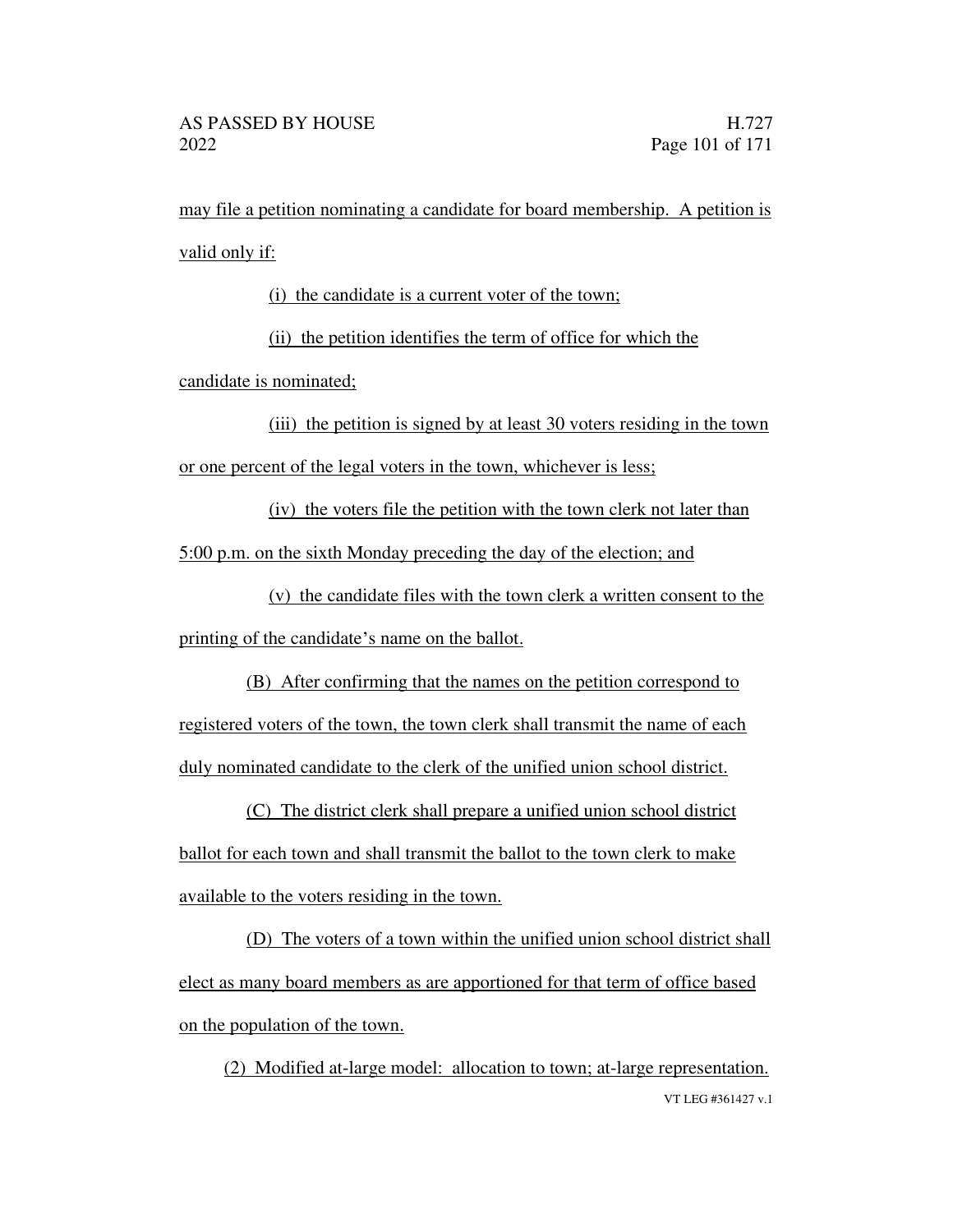may file a petition nominating a candidate for board membership. A petition is valid only if:

(i) the candidate is a current voter of the town;

(ii) the petition identifies the term of office for which the candidate is nominated;

(iii) the petition is signed by at least 30 voters residing in the town or one percent of the legal voters in the town, whichever is less;

(iv) the voters file the petition with the town clerk not later than 5:00 p.m. on the sixth Monday preceding the day of the election; and

(v) the candidate files with the town clerk a written consent to the printing of the candidate's name on the ballot.

(B) After confirming that the names on the petition correspond to registered voters of the town, the town clerk shall transmit the name of each duly nominated candidate to the clerk of the unified union school district.

(C) The district clerk shall prepare a unified union school district ballot for each town and shall transmit the ballot to the town clerk to make available to the voters residing in the town.

(D) The voters of a town within the unified union school district shall elect as many board members as are apportioned for that term of office based on the population of the town.

(2) Modified at-large model: allocation to town; at-large representation.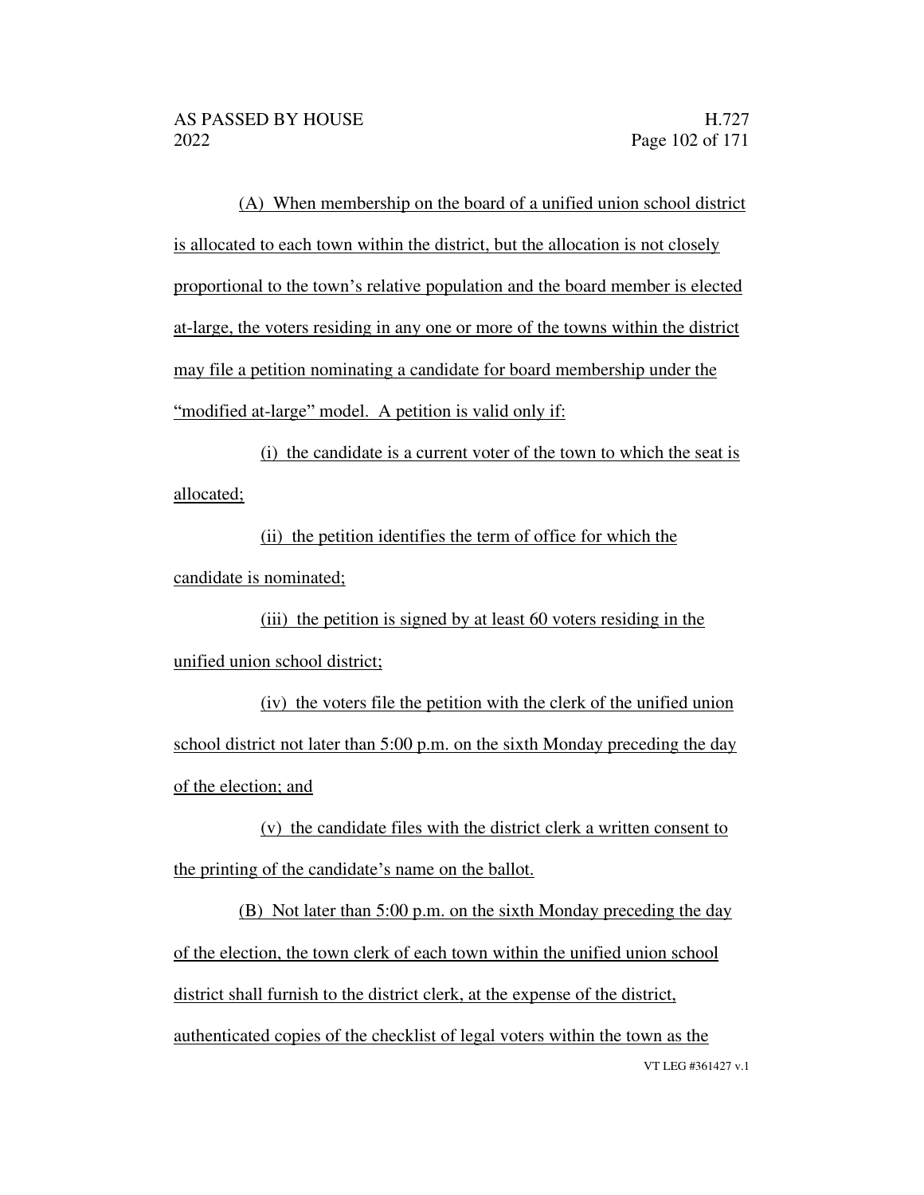(A) When membership on the board of a unified union school district is allocated to each town within the district, but the allocation is not closely proportional to the town's relative population and the board member is elected at-large, the voters residing in any one or more of the towns within the district may file a petition nominating a candidate for board membership under the "modified at-large" model. A petition is valid only if:

(i) the candidate is a current voter of the town to which the seat is allocated;

(ii) the petition identifies the term of office for which the candidate is nominated;

(iii) the petition is signed by at least 60 voters residing in the unified union school district;

(iv) the voters file the petition with the clerk of the unified union school district not later than 5:00 p.m. on the sixth Monday preceding the day of the election; and

(v) the candidate files with the district clerk a written consent to the printing of the candidate's name on the ballot.

(B) Not later than 5:00 p.m. on the sixth Monday preceding the day of the election, the town clerk of each town within the unified union school district shall furnish to the district clerk, at the expense of the district, authenticated copies of the checklist of legal voters within the town as the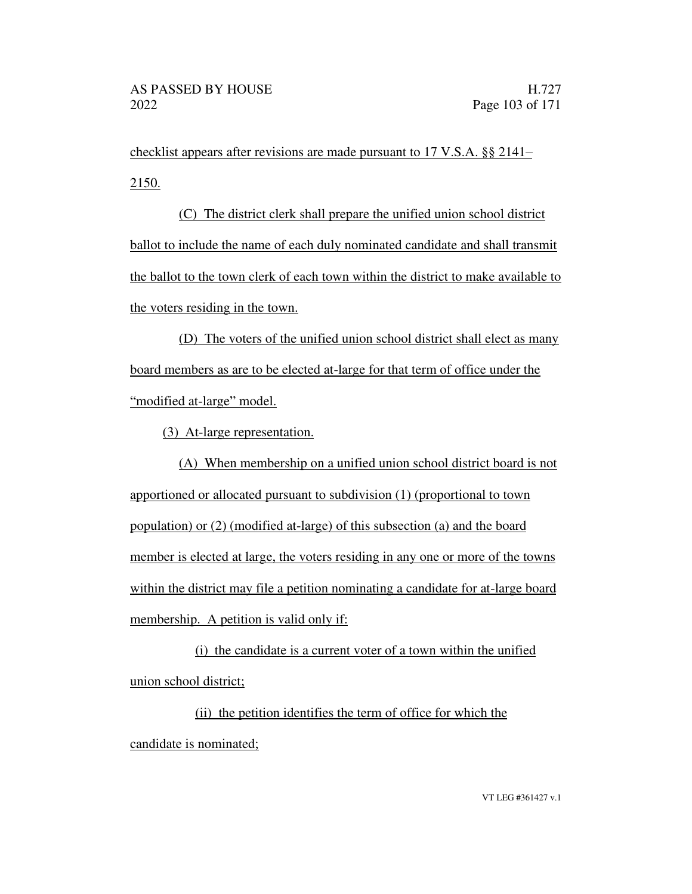checklist appears after revisions are made pursuant to 17 V.S.A. §§ 2141–2150.

(C) The district clerk shall prepare the unified union school district ballot to include the name of each duly nominated candidate and shall transmit the ballot to the town clerk of each town within the district to make available to the voters residing in the town.

(D) The voters of the unified union school district shall elect as many board members as are to be elected at-large for that term of office under the "modified at-large" model.

(3) At-large representation.

(A) When membership on a unified union school district board is not apportioned or allocated pursuant to subdivision (1) (proportional to town population) or (2) (modified at-large) of this subsection (a) and the board member is elected at large, the voters residing in any one or more of the towns within the district may file a petition nominating a candidate for at-large board membership. A petition is valid only if:

(i) the candidate is a current voter of a town within the unified union school district;

(ii) the petition identifies the term of office for which the candidate is nominated;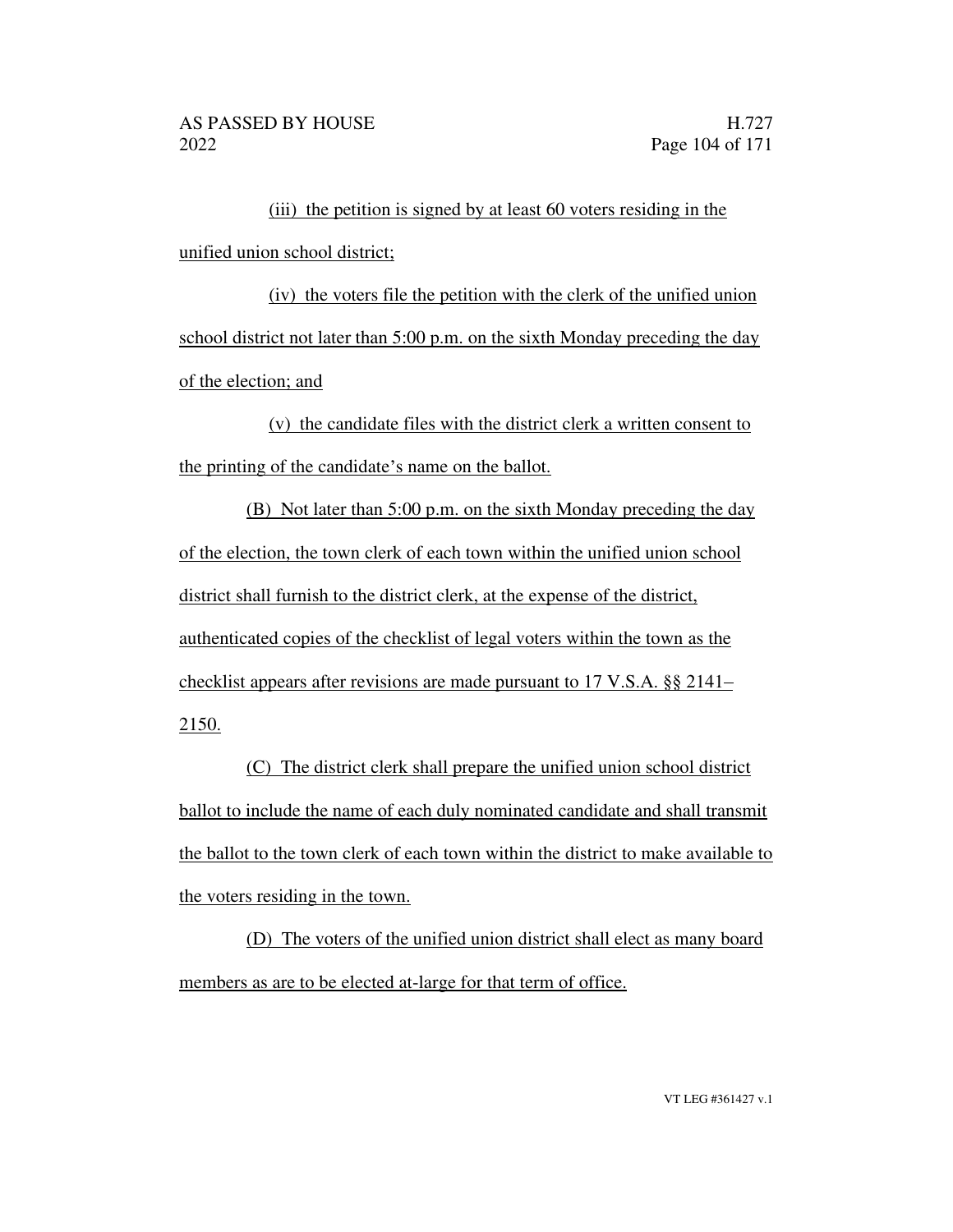(iii) the petition is signed by at least 60 voters residing in the unified union school district;

(iv) the voters file the petition with the clerk of the unified union school district not later than 5:00 p.m. on the sixth Monday preceding the day of the election; and

(v) the candidate files with the district clerk a written consent to the printing of the candidate's name on the ballot.

(B) Not later than 5:00 p.m. on the sixth Monday preceding the day of the election, the town clerk of each town within the unified union school district shall furnish to the district clerk, at the expense of the district, authenticated copies of the checklist of legal voters within the town as the checklist appears after revisions are made pursuant to 17 V.S.A. §§ 2141–2150.

(C) The district clerk shall prepare the unified union school district ballot to include the name of each duly nominated candidate and shall transmit the ballot to the town clerk of each town within the district to make available to the voters residing in the town.

(D) The voters of the unified union district shall elect as many board members as are to be elected at-large for that term of office.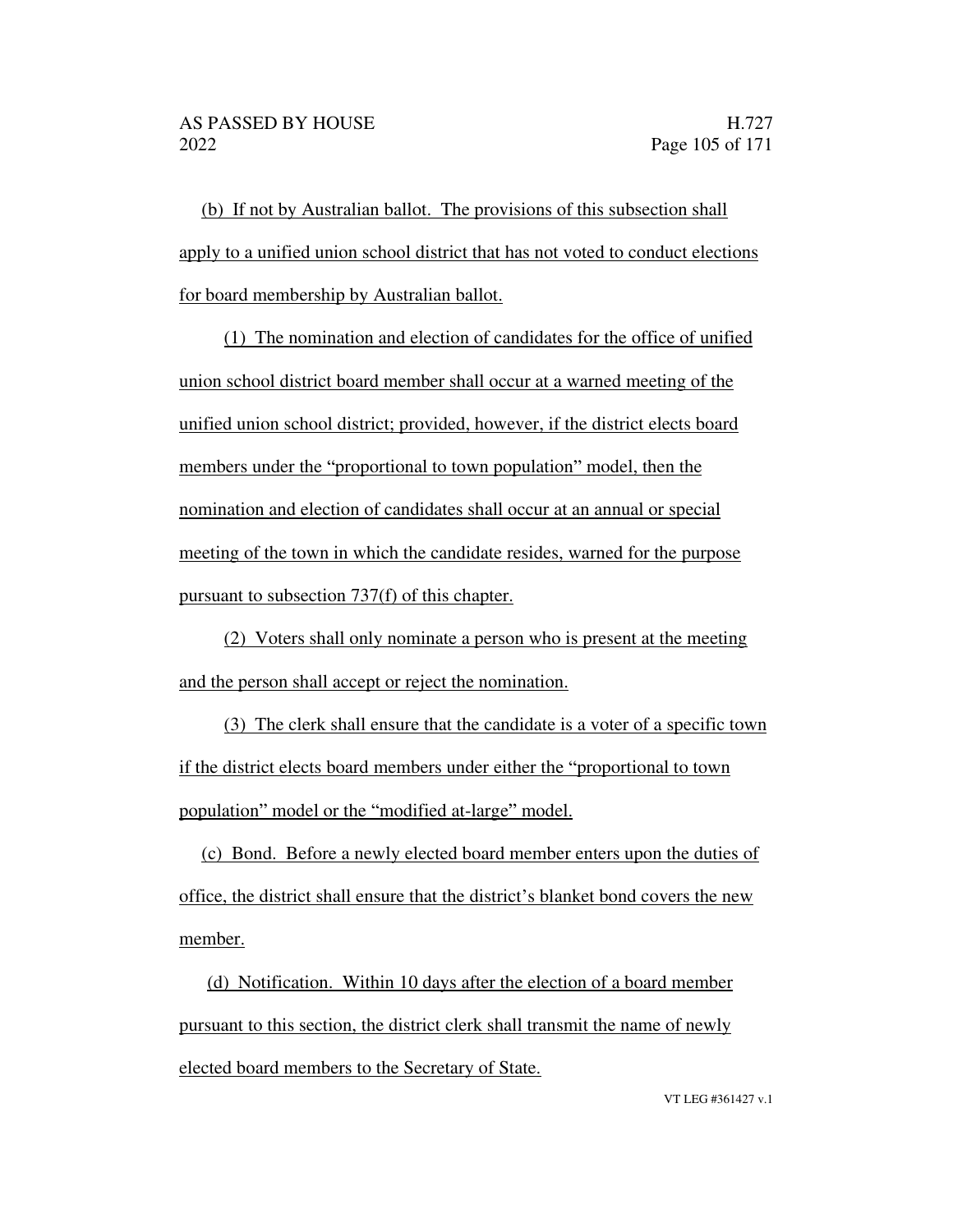(b) If not by Australian ballot. The provisions of this subsection shall apply to a unified union school district that has not voted to conduct elections for board membership by Australian ballot.

(1) The nomination and election of candidates for the office of unified union school district board member shall occur at a warned meeting of the unified union school district; provided, however, if the district elects board members under the "proportional to town population" model, then the nomination and election of candidates shall occur at an annual or special meeting of the town in which the candidate resides, warned for the purpose pursuant to subsection 737(f) of this chapter.

(2) Voters shall only nominate a person who is present at the meeting and the person shall accept or reject the nomination.

(3) The clerk shall ensure that the candidate is a voter of a specific town if the district elects board members under either the "proportional to town population" model or the "modified at-large" model.

(c) Bond. Before a newly elected board member enters upon the duties of office, the district shall ensure that the district's blanket bond covers the new member.

(d) Notification. Within 10 days after the election of a board member pursuant to this section, the district clerk shall transmit the name of newly elected board members to the Secretary of State.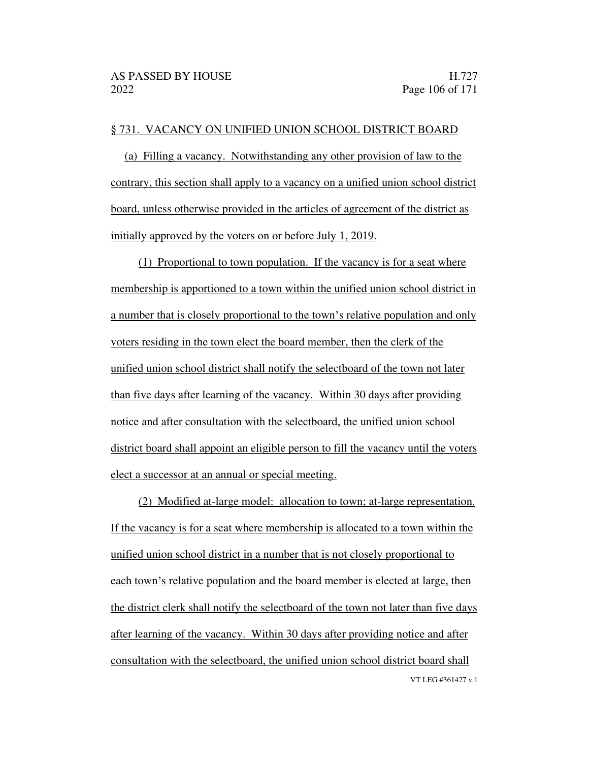§ 731. VACANCY ON UNIFIED UNION SCHOOL DISTRICT BOARD

(a) Filling a vacancy. Notwithstanding any other provision of law to the contrary, this section shall apply to a vacancy on a unified union school district board, unless otherwise provided in the articles of agreement of the district as initially approved by the voters on or before July 1, 2019.

(1) Proportional to town population. If the vacancy is for a seat where membership is apportioned to a town within the unified union school district in a number that is closely proportional to the town's relative population and only voters residing in the town elect the board member, then the clerk of the unified union school district shall notify the selectboard of the town not later than five days after learning of the vacancy. Within 30 days after providing notice and after consultation with the selectboard, the unified union school district board shall appoint an eligible person to fill the vacancy until the voters elect a successor at an annual or special meeting.

(2) Modified at-large model: allocation to town; at-large representation. If the vacancy is for a seat where membership is allocated to a town within the unified union school district in a number that is not closely proportional to each town's relative population and the board member is elected at large, then the district clerk shall notify the selectboard of the town not later than five days after learning of the vacancy. Within 30 days after providing notice and after consultation with the selectboard, the unified union school district board shall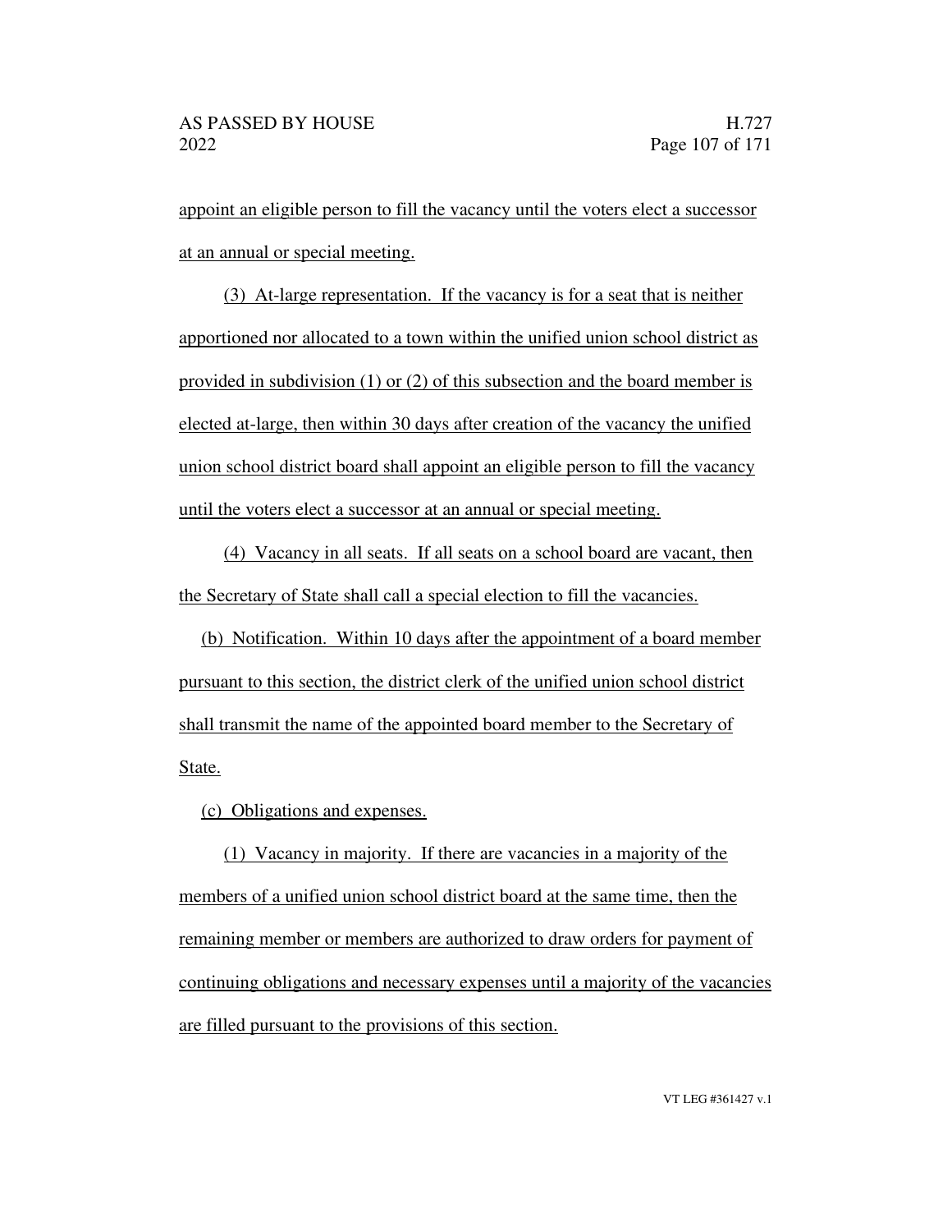appoint an eligible person to fill the vacancy until the voters elect a successor at an annual or special meeting.

(3) At-large representation. If the vacancy is for a seat that is neither apportioned nor allocated to a town within the unified union school district as provided in subdivision (1) or (2) of this subsection and the board member is elected at-large, then within 30 days after creation of the vacancy the unified union school district board shall appoint an eligible person to fill the vacancy until the voters elect a successor at an annual or special meeting.

(4) Vacancy in all seats. If all seats on a school board are vacant, then the Secretary of State shall call a special election to fill the vacancies.

(b) Notification. Within 10 days after the appointment of a board member pursuant to this section, the district clerk of the unified union school district shall transmit the name of the appointed board member to the Secretary of State.

(c) Obligations and expenses.

(1) Vacancy in majority. If there are vacancies in a majority of the members of a unified union school district board at the same time, then the remaining member or members are authorized to draw orders for payment of continuing obligations and necessary expenses until a majority of the vacancies are filled pursuant to the provisions of this section.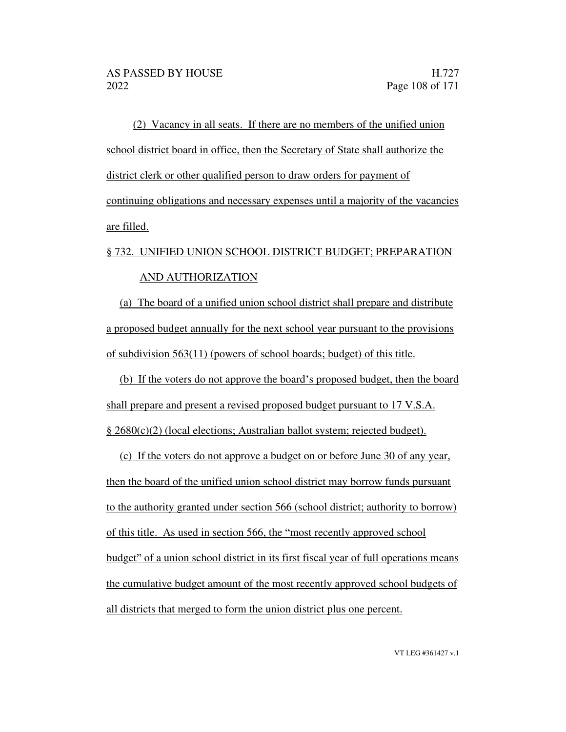(2) Vacancy in all seats. If there are no members of the unified union school district board in office, then the Secretary of State shall authorize the district clerk or other qualified person to draw orders for payment of continuing obligations and necessary expenses until a majority of the vacancies are filled.

§ 732. UNIFIED UNION SCHOOL DISTRICT BUDGET; PREPARATION AND AUTHORIZATION

(a) The board of a unified union school district shall prepare and distribute a proposed budget annually for the next school year pursuant to the provisions of subdivision 563(11) (powers of school boards; budget) of this title.

(b) If the voters do not approve the board's proposed budget, then the board shall prepare and present a revised proposed budget pursuant to 17 V.S.A. § 2680(c)(2) (local elections; Australian ballot system; rejected budget).

(c) If the voters do not approve a budget on or before June 30 of any year, then the board of the unified union school district may borrow funds pursuant to the authority granted under section 566 (school district; authority to borrow) of this title. As used in section 566, the "most recently approved school budget" of a union school district in its first fiscal year of full operations means the cumulative budget amount of the most recently approved school budgets of all districts that merged to form the union district plus one percent.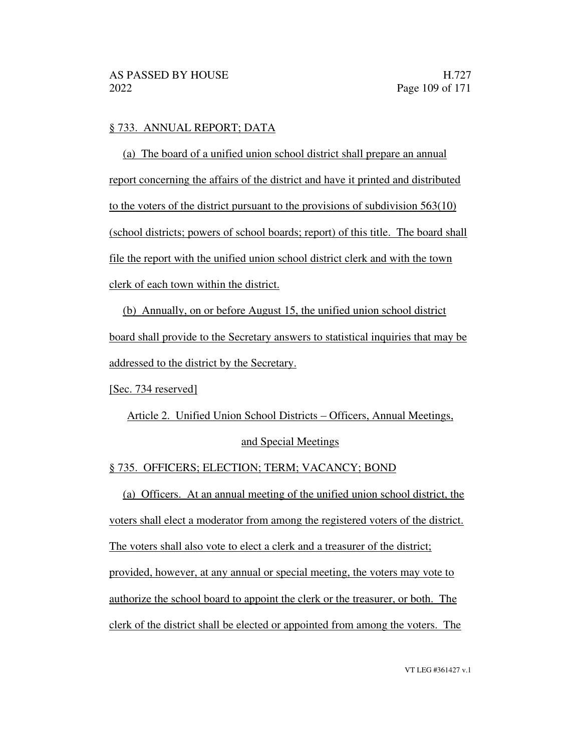§ 733. ANNUAL REPORT; DATA

(a) The board of a unified union school district shall prepare an annual report concerning the affairs of the district and have it printed and distributed to the voters of the district pursuant to the provisions of subdivision 563(10) (school districts; powers of school boards; report) of this title. The board shall file the report with the unified union school district clerk and with the town clerk of each town within the district.

(b) Annually, on or before August 15, the unified union school district board shall provide to the Secretary answers to statistical inquiries that may be addressed to the district by the Secretary.

[Sec. 734 reserved]

Article 2. Unified Union School Districts – Officers, Annual Meetings, and Special Meetings

§ 735. OFFICERS; ELECTION; TERM; VACANCY; BOND

(a) Officers. At an annual meeting of the unified union school district, the voters shall elect a moderator from among the registered voters of the district. The voters shall also vote to elect a clerk and a treasurer of the district; provided, however, at any annual or special meeting, the voters may vote to authorize the school board to appoint the clerk or the treasurer, or both. The clerk of the district shall be elected or appointed from among the voters. The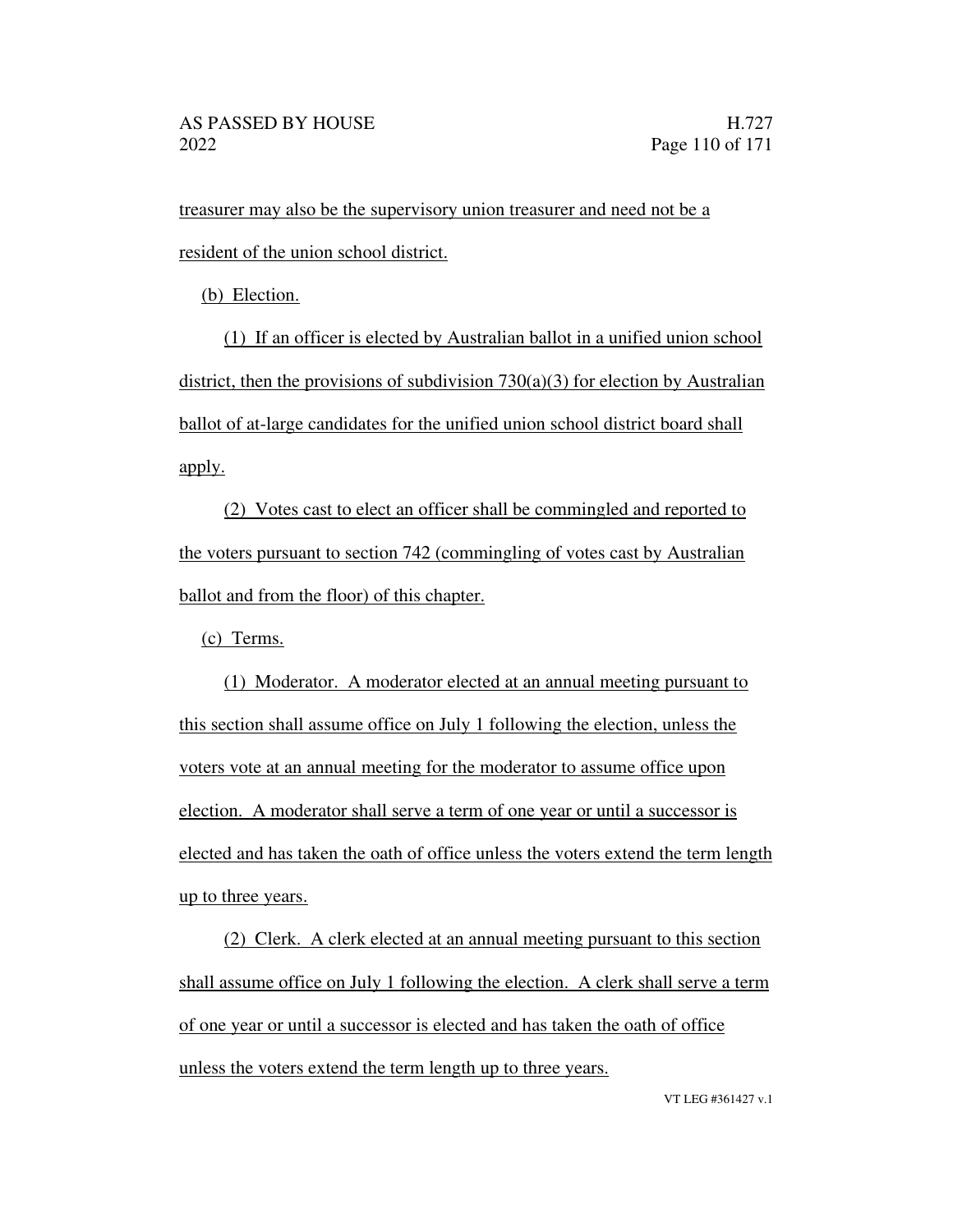treasurer may also be the supervisory union treasurer and need not be a resident of the union school district.

(b) Election.

(1) If an officer is elected by Australian ballot in a unified union school district, then the provisions of subdivision 730(a)(3) for election by Australian ballot of at-large candidates for the unified union school district board shall apply.

(2) Votes cast to elect an officer shall be commingled and reported to the voters pursuant to section 742 (commingling of votes cast by Australian ballot and from the floor) of this chapter.

(c) Terms.

(1) Moderator. A moderator elected at an annual meeting pursuant to this section shall assume office on July 1 following the election, unless the voters vote at an annual meeting for the moderator to assume office upon election. A moderator shall serve a term of one year or until a successor is elected and has taken the oath of office unless the voters extend the term length up to three years.

(2) Clerk. A clerk elected at an annual meeting pursuant to this section shall assume office on July 1 following the election. A clerk shall serve a term of one year or until a successor is elected and has taken the oath of office unless the voters extend the term length up to three years.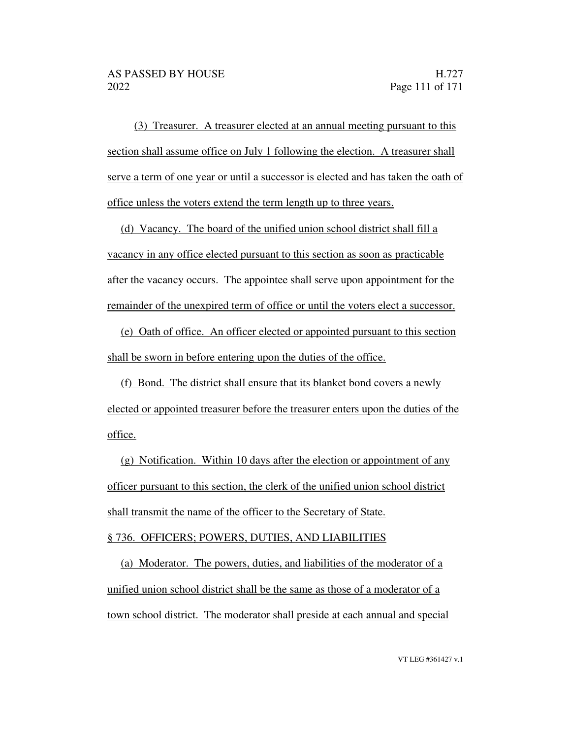(3) Treasurer. A treasurer elected at an annual meeting pursuant to this section shall assume office on July 1 following the election. A treasurer shall serve a term of one year or until a successor is elected and has taken the oath of office unless the voters extend the term length up to three years.

(d) Vacancy. The board of the unified union school district shall fill a vacancy in any office elected pursuant to this section as soon as practicable after the vacancy occurs. The appointee shall serve upon appointment for the remainder of the unexpired term of office or until the voters elect a successor.

(e) Oath of office. An officer elected or appointed pursuant to this section shall be sworn in before entering upon the duties of the office.

(f) Bond. The district shall ensure that its blanket bond covers a newly elected or appointed treasurer before the treasurer enters upon the duties of the office.

(g) Notification. Within 10 days after the election or appointment of any officer pursuant to this section, the clerk of the unified union school district shall transmit the name of the officer to the Secretary of State.

§ 736. OFFICERS; POWERS, DUTIES, AND LIABILITIES

(a) Moderator. The powers, duties, and liabilities of the moderator of a unified union school district shall be the same as those of a moderator of a town school district. The moderator shall preside at each annual and special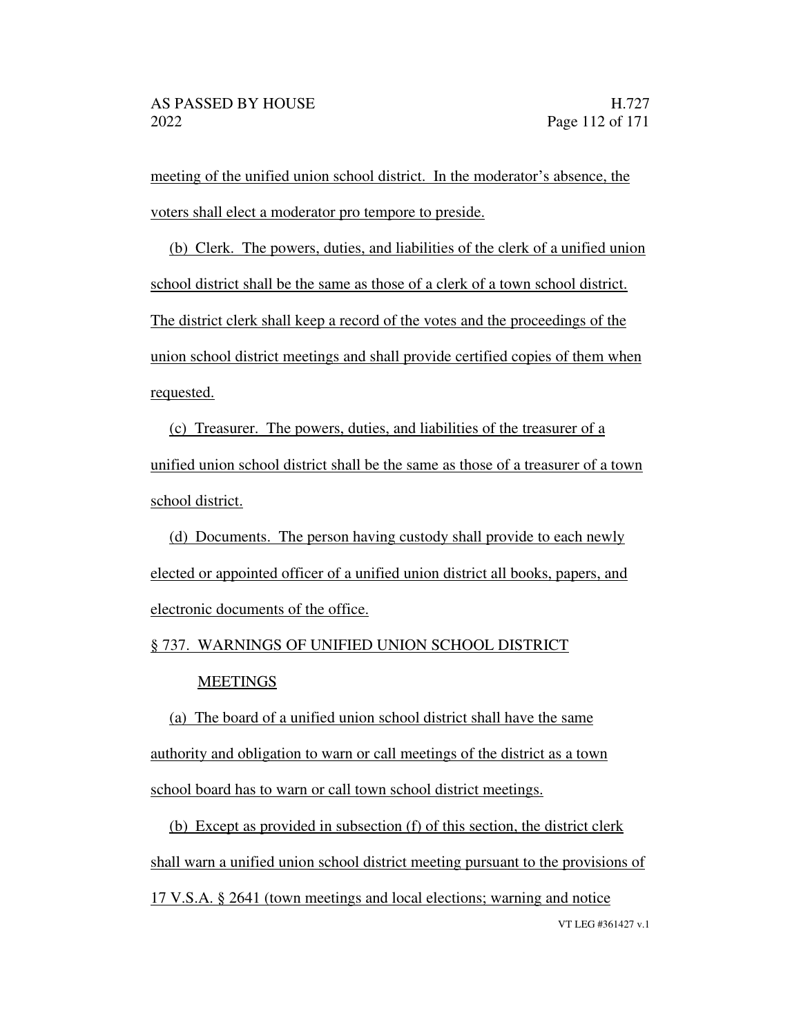meeting of the unified union school district. In the moderator's absence, the voters shall elect a moderator pro tempore to preside.

(b) Clerk. The powers, duties, and liabilities of the clerk of a unified union school district shall be the same as those of a clerk of a town school district. The district clerk shall keep a record of the votes and the proceedings of the union school district meetings and shall provide certified copies of them when requested.

(c) Treasurer. The powers, duties, and liabilities of the treasurer of a unified union school district shall be the same as those of a treasurer of a town school district.

(d) Documents. The person having custody shall provide to each newly elected or appointed officer of a unified union district all books, papers, and electronic documents of the office.

§ 737. WARNINGS OF UNIFIED UNION SCHOOL DISTRICT MEETINGS

(a) The board of a unified union school district shall have the same authority and obligation to warn or call meetings of the district as a town school board has to warn or call town school district meetings.

(b) Except as provided in subsection (f) of this section, the district clerk shall warn a unified union school district meeting pursuant to the provisions of 17 V.S.A. § 2641 (town meetings and local elections; warning and notice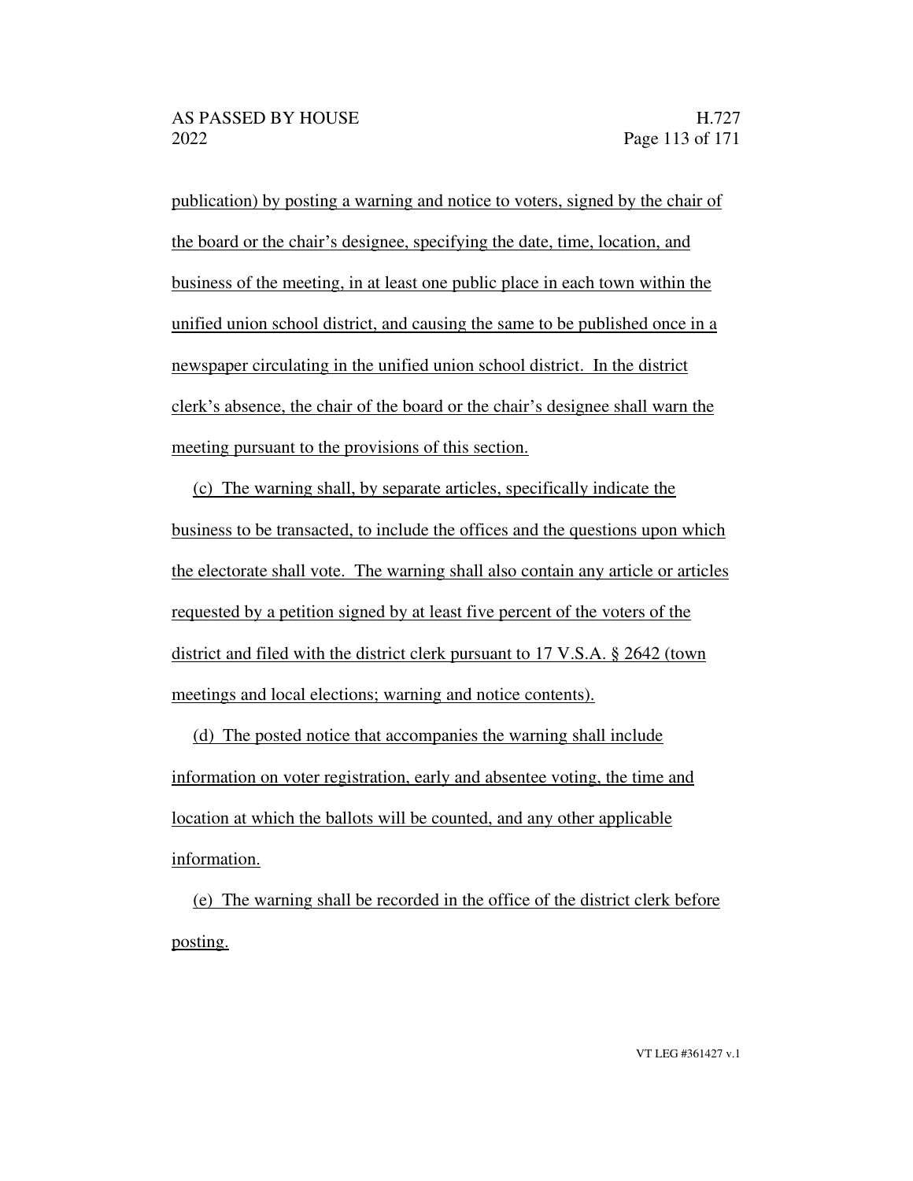publication) by posting a warning and notice to voters, signed by the chair of the board or the chair's designee, specifying the date, time, location, and business of the meeting, in at least one public place in each town within the unified union school district, and causing the same to be published once in a newspaper circulating in the unified union school district. In the district clerk's absence, the chair of the board or the chair's designee shall warn the meeting pursuant to the provisions of this section.

(c) The warning shall, by separate articles, specifically indicate the business to be transacted, to include the offices and the questions upon which the electorate shall vote. The warning shall also contain any article or articles requested by a petition signed by at least five percent of the voters of the district and filed with the district clerk pursuant to 17 V.S.A. § 2642 (town meetings and local elections; warning and notice contents).

(d) The posted notice that accompanies the warning shall include information on voter registration, early and absentee voting, the time and location at which the ballots will be counted, and any other applicable information.

(e) The warning shall be recorded in the office of the district clerk before posting.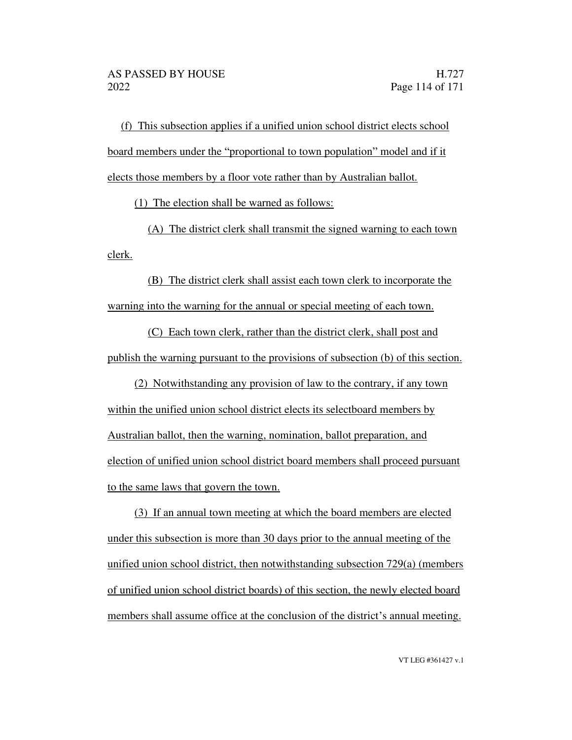(f) This subsection applies if a unified union school district elects school board members under the "proportional to town population" model and if it elects those members by a floor vote rather than by Australian ballot.

(1) The election shall be warned as follows:

(A) The district clerk shall transmit the signed warning to each town clerk.

(B) The district clerk shall assist each town clerk to incorporate the warning into the warning for the annual or special meeting of each town.

(C) Each town clerk, rather than the district clerk, shall post and publish the warning pursuant to the provisions of subsection (b) of this section.

(2) Notwithstanding any provision of law to the contrary, if any town within the unified union school district elects its selectboard members by Australian ballot, then the warning, nomination, ballot preparation, and election of unified union school district board members shall proceed pursuant to the same laws that govern the town.

(3) If an annual town meeting at which the board members are elected under this subsection is more than 30 days prior to the annual meeting of the unified union school district, then notwithstanding subsection 729(a) (members of unified union school district boards) of this section, the newly elected board members shall assume office at the conclusion of the district's annual meeting.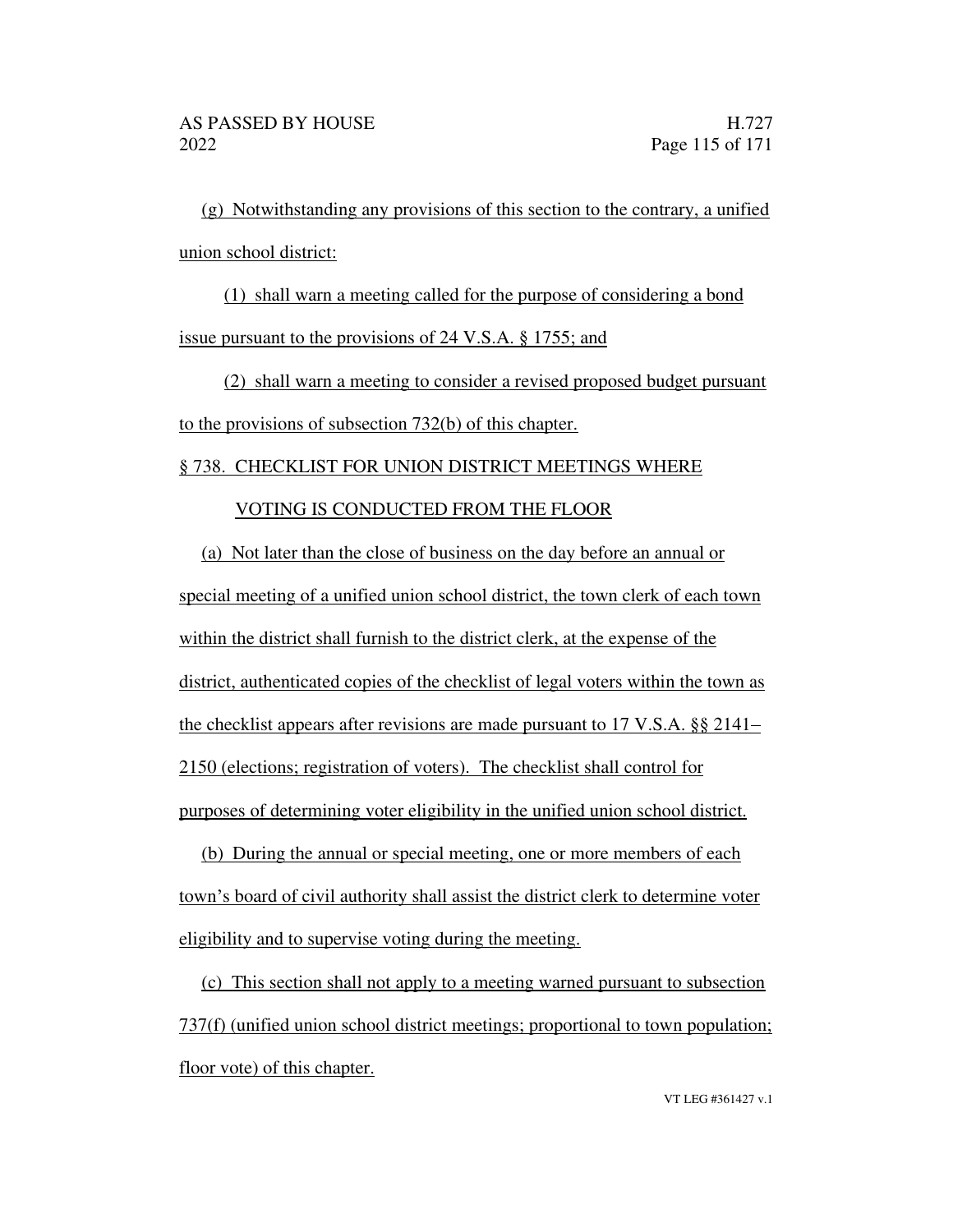(g) Notwithstanding any provisions of this section to the contrary, a unified union school district:

(1) shall warn a meeting called for the purpose of considering a bond issue pursuant to the provisions of 24 V.S.A. § 1755; and

(2) shall warn a meeting to consider a revised proposed budget pursuant to the provisions of subsection 732(b) of this chapter.

§ 738. CHECKLIST FOR UNION DISTRICT MEETINGS WHERE VOTING IS CONDUCTED FROM THE FLOOR

(a) Not later than the close of business on the day before an annual or special meeting of a unified union school district, the town clerk of each town within the district shall furnish to the district clerk, at the expense of the district, authenticated copies of the checklist of legal voters within the town as the checklist appears after revisions are made pursuant to 17 V.S.A. §§ 2141–2150 (elections; registration of voters). The checklist shall control for purposes of determining voter eligibility in the unified union school district.

(b) During the annual or special meeting, one or more members of each town's board of civil authority shall assist the district clerk to determine voter eligibility and to supervise voting during the meeting.

(c) This section shall not apply to a meeting warned pursuant to subsection 737(f) (unified union school district meetings; proportional to town population; floor vote) of this chapter.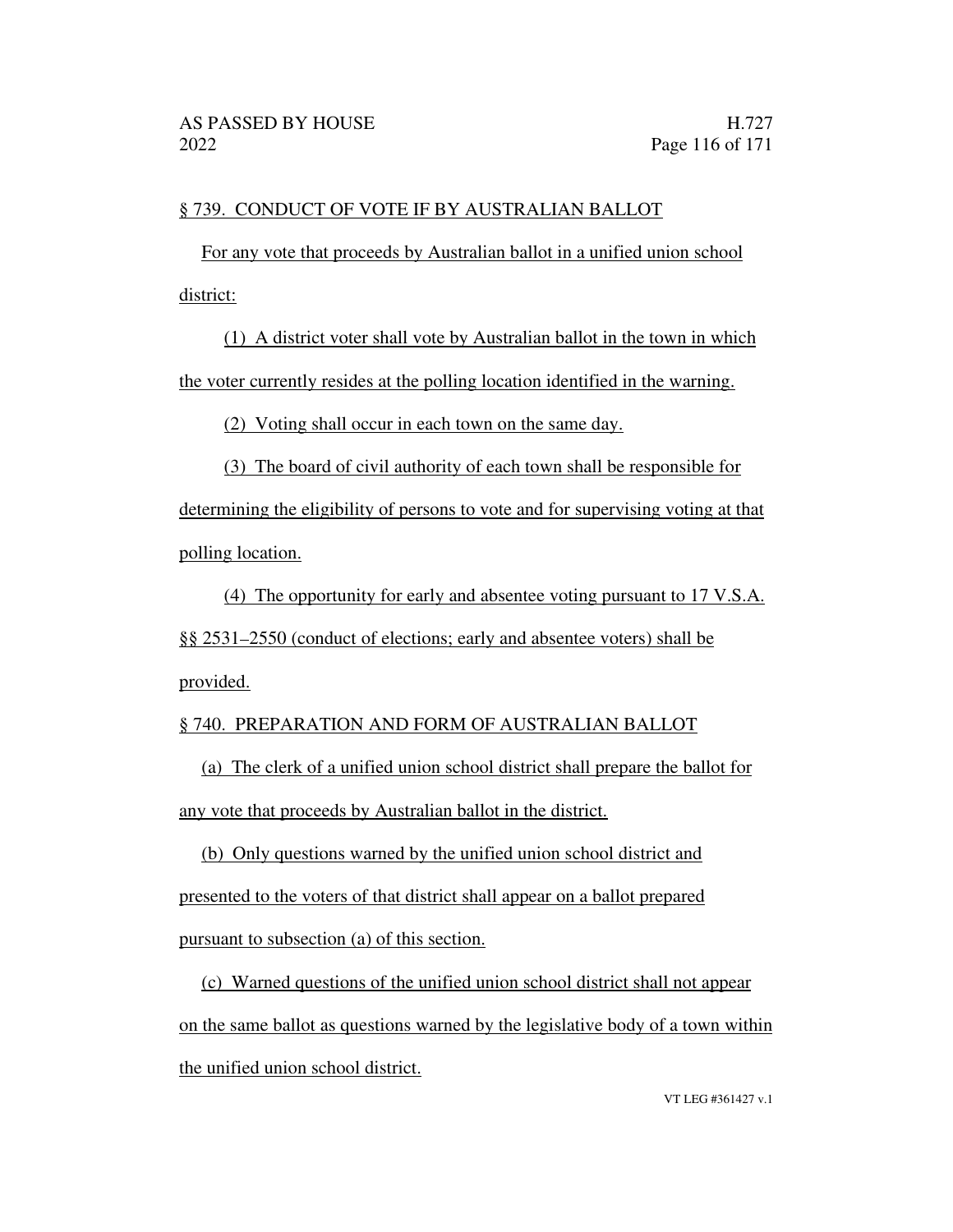§ 739. CONDUCT OF VOTE IF BY AUSTRALIAN BALLOT

For any vote that proceeds by Australian ballot in a unified union school district:

(1) A district voter shall vote by Australian ballot in the town in which the voter currently resides at the polling location identified in the warning.

(2) Voting shall occur in each town on the same day.

(3) The board of civil authority of each town shall be responsible for determining the eligibility of persons to vote and for supervising voting at that polling location.

(4) The opportunity for early and absentee voting pursuant to 17 V.S.A. §§ 2531–2550 (conduct of elections; early and absentee voters) shall be provided.

§ 740. PREPARATION AND FORM OF AUSTRALIAN BALLOT

(a) The clerk of a unified union school district shall prepare the ballot for any vote that proceeds by Australian ballot in the district.

(b) Only questions warned by the unified union school district and presented to the voters of that district shall appear on a ballot prepared pursuant to subsection (a) of this section.

(c) Warned questions of the unified union school district shall not appear on the same ballot as questions warned by the legislative body of a town within the unified union school district.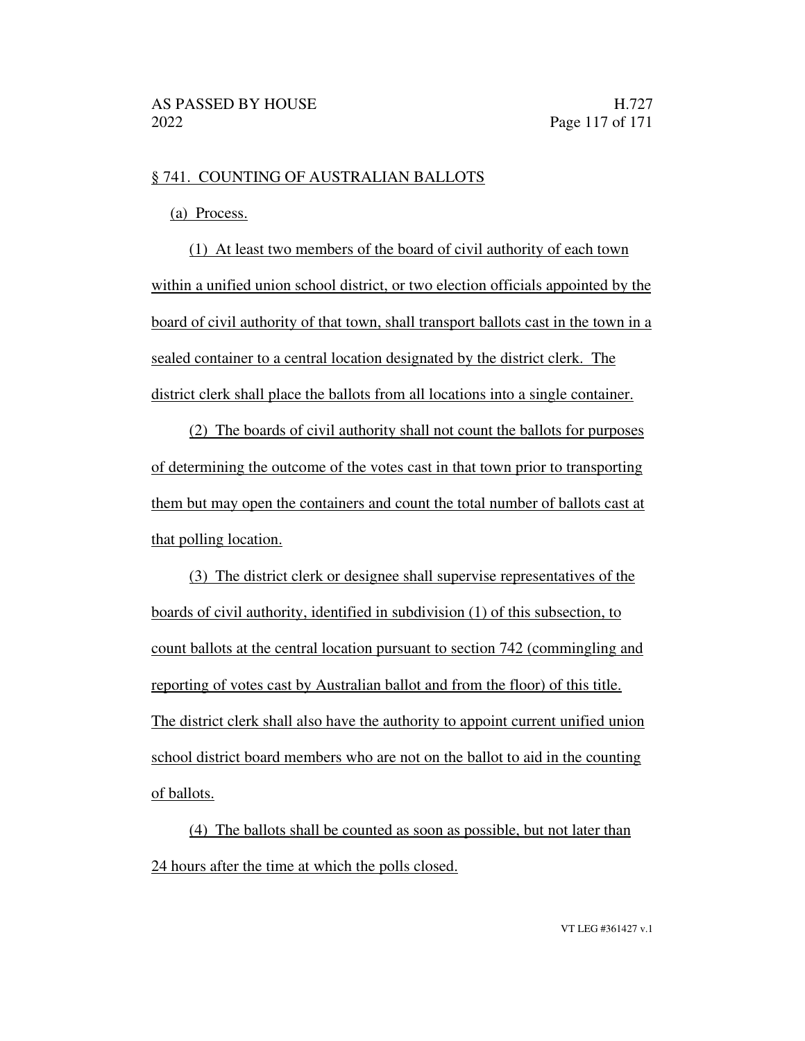§ 741. COUNTING OF AUSTRALIAN BALLOTS

(a) Process.

(1) At least two members of the board of civil authority of each town within a unified union school district, or two election officials appointed by the board of civil authority of that town, shall transport ballots cast in the town in a sealed container to a central location designated by the district clerk. The district clerk shall place the ballots from all locations into a single container.

(2) The boards of civil authority shall not count the ballots for purposes of determining the outcome of the votes cast in that town prior to transporting them but may open the containers and count the total number of ballots cast at that polling location.

(3) The district clerk or designee shall supervise representatives of the boards of civil authority, identified in subdivision (1) of this subsection, to count ballots at the central location pursuant to section 742 (commingling and reporting of votes cast by Australian ballot and from the floor) of this title. The district clerk shall also have the authority to appoint current unified union school district board members who are not on the ballot to aid in the counting of ballots.

(4) The ballots shall be counted as soon as possible, but not later than 24 hours after the time at which the polls closed.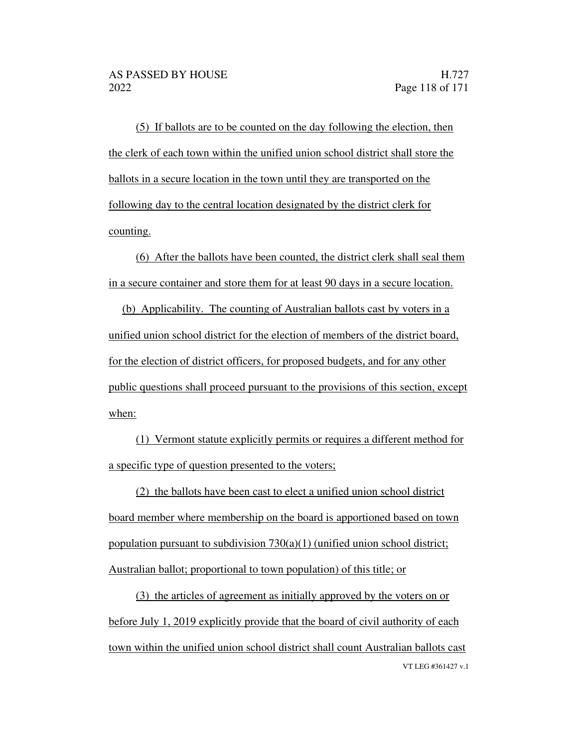(5) If ballots are to be counted on the day following the election, then the clerk of each town within the unified union school district shall store the ballots in a secure location in the town until they are transported on the following day to the central location designated by the district clerk for counting.

(6) After the ballots have been counted, the district clerk shall seal them in a secure container and store them for at least 90 days in a secure location.

(b) Applicability. The counting of Australian ballots cast by voters in a unified union school district for the election of members of the district board, for the election of district officers, for proposed budgets, and for any other public questions shall proceed pursuant to the provisions of this section, except when:

(1) Vermont statute explicitly permits or requires a different method for a specific type of question presented to the voters;

(2) the ballots have been cast to elect a unified union school district board member where membership on the board is apportioned based on town population pursuant to subdivision 730(a)(1) (unified union school district; Australian ballot; proportional to town population) of this title; or

(3) the articles of agreement as initially approved by the voters on or before July 1, 2019 explicitly provide that the board of civil authority of each town within the unified union school district shall count Australian ballots cast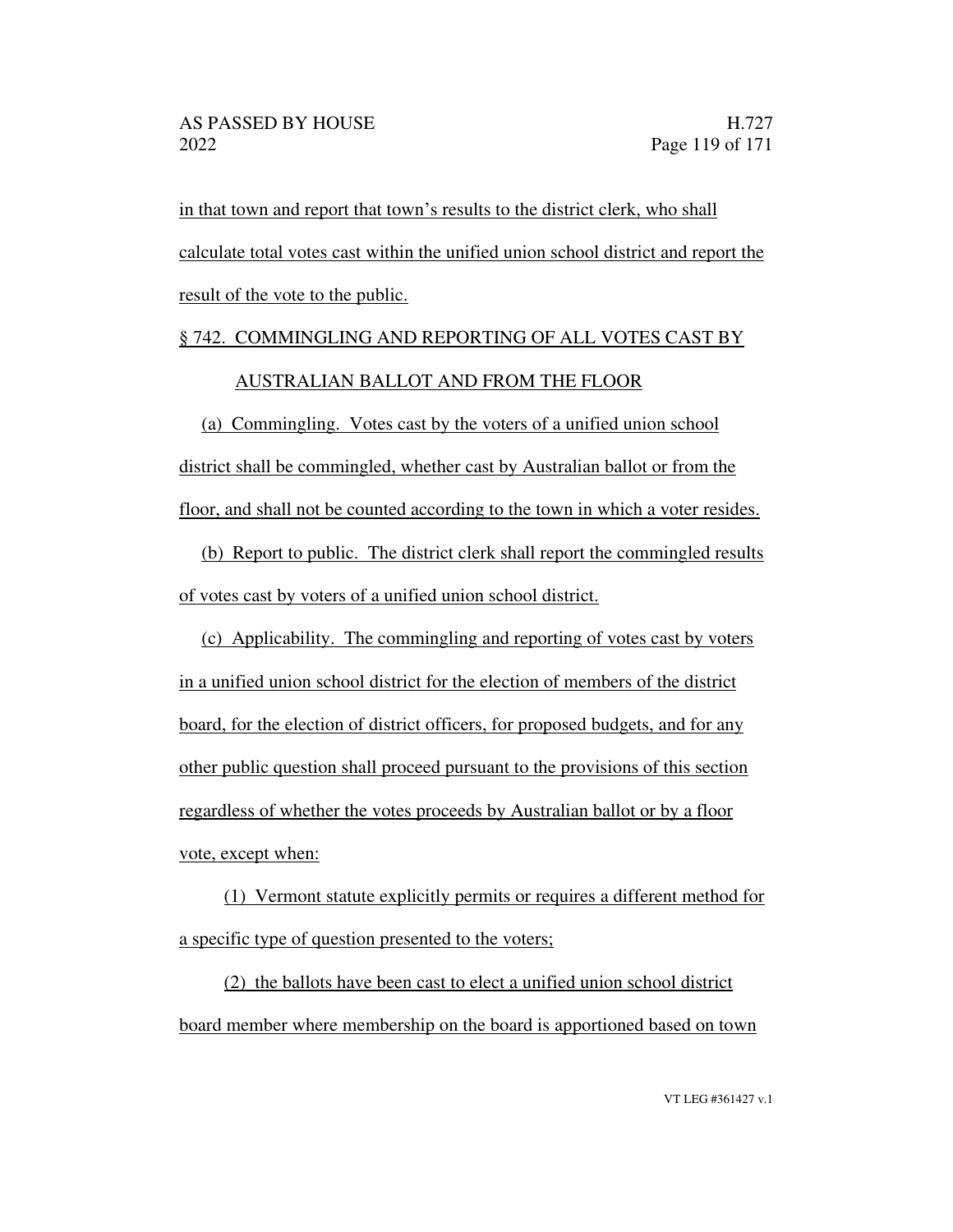in that town and report that town's results to the district clerk, who shall calculate total votes cast within the unified union school district and report the result of the vote to the public.

§ 742. COMMINGLING AND REPORTING OF ALL VOTES CAST BY AUSTRALIAN BALLOT AND FROM THE FLOOR

(a) Commingling. Votes cast by the voters of a unified union school district shall be commingled, whether cast by Australian ballot or from the floor, and shall not be counted according to the town in which a voter resides.

(b) Report to public. The district clerk shall report the commingled results of votes cast by voters of a unified union school district.

(c) Applicability. The commingling and reporting of votes cast by voters in a unified union school district for the election of members of the district board, for the election of district officers, for proposed budgets, and for any other public question shall proceed pursuant to the provisions of this section regardless of whether the votes proceeds by Australian ballot or by a floor vote, except when:

(1) Vermont statute explicitly permits or requires a different method for a specific type of question presented to the voters;

(2) the ballots have been cast to elect a unified union school district board member where membership on the board is apportioned based on town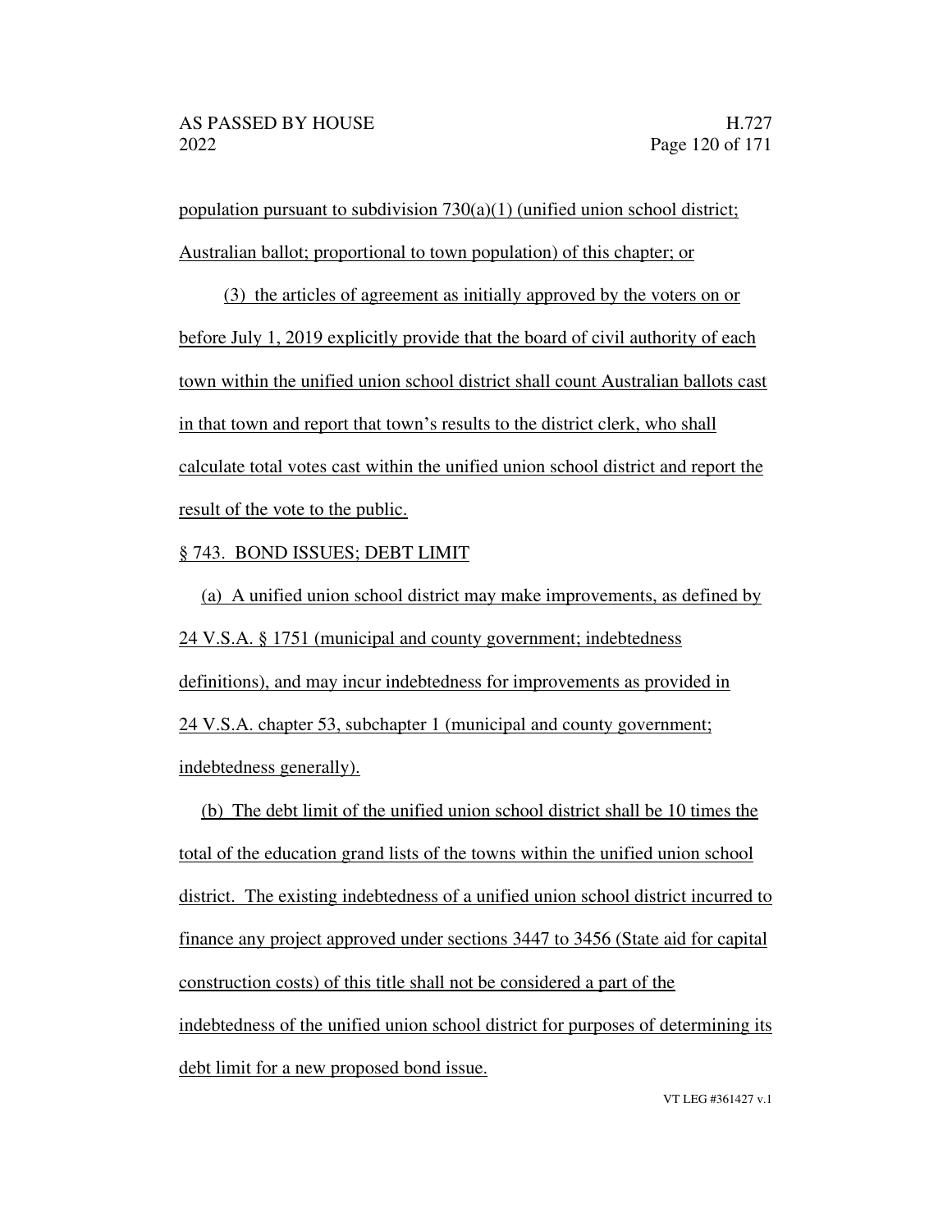population pursuant to subdivision 730(a)(1) (unified union school district; Australian ballot; proportional to town population) of this chapter; or

(3) the articles of agreement as initially approved by the voters on or before July 1, 2019 explicitly provide that the board of civil authority of each town within the unified union school district shall count Australian ballots cast in that town and report that town's results to the district clerk, who shall calculate total votes cast within the unified union school district and report the result of the vote to the public.

§ 743. BOND ISSUES; DEBT LIMIT

(a) A unified union school district may make improvements, as defined by 24 V.S.A. § 1751 (municipal and county government; indebtedness definitions), and may incur indebtedness for improvements as provided in 24 V.S.A. chapter 53, subchapter 1 (municipal and county government; indebtedness generally).

(b) The debt limit of the unified union school district shall be 10 times the total of the education grand lists of the towns within the unified union school district. The existing indebtedness of a unified union school district incurred to finance any project approved under sections 3447 to 3456 (State aid for capital construction costs) of this title shall not be considered a part of the indebtedness of the unified union school district for purposes of determining its debt limit for a new proposed bond issue.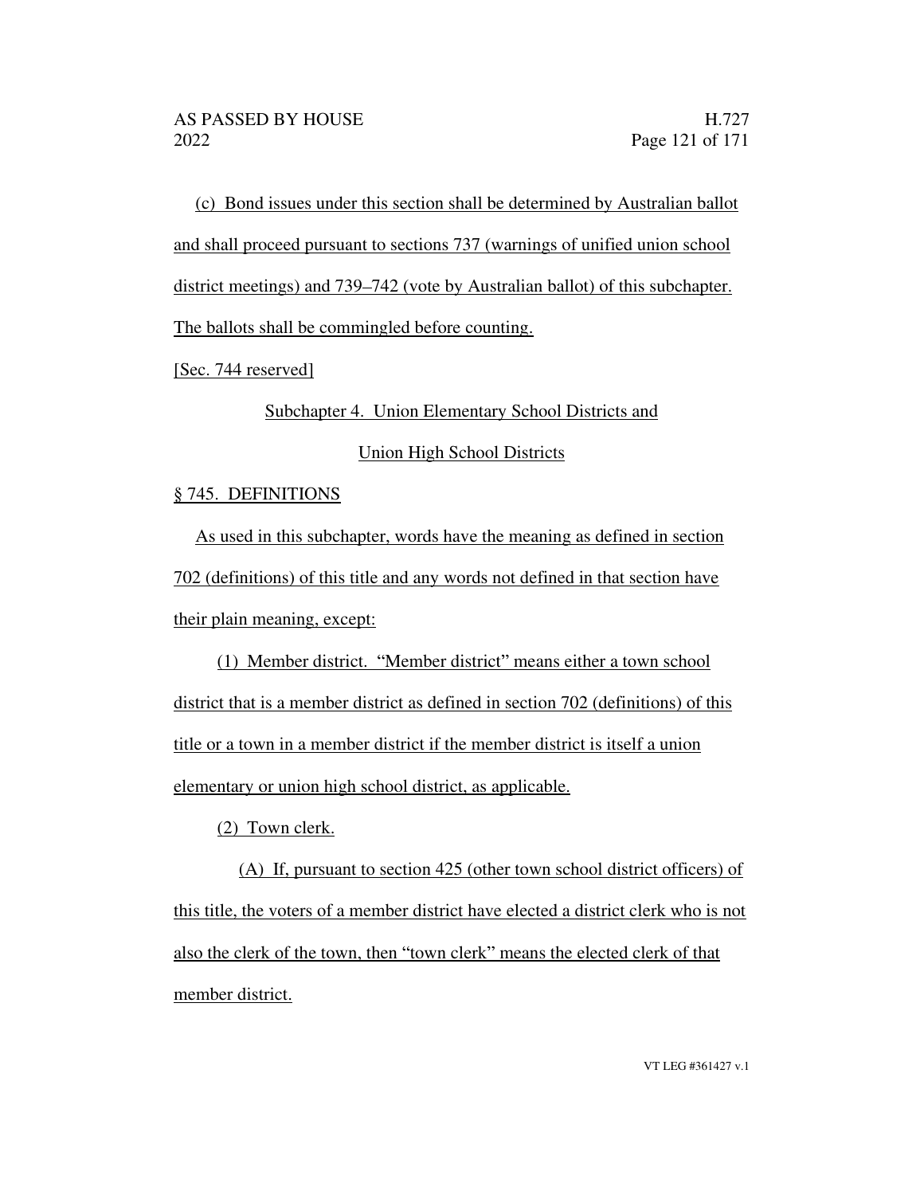(c) Bond issues under this section shall be determined by Australian ballot and shall proceed pursuant to sections 737 (warnings of unified union school district meetings) and 739–742 (vote by Australian ballot) of this subchapter. The ballots shall be commingled before counting.

[Sec. 744 reserved]

Subchapter 4. Union Elementary School Districts and

Union High School Districts

§ 745. DEFINITIONS

As used in this subchapter, words have the meaning as defined in section 702 (definitions) of this title and any words not defined in that section have their plain meaning, except:

(1) Member district. "Member district" means either a town school district that is a member district as defined in section 702 (definitions) of this title or a town in a member district if the member district is itself a union elementary or union high school district, as applicable.

(2) Town clerk.

(A) If, pursuant to section 425 (other town school district officers) of this title, the voters of a member district have elected a district clerk who is not also the clerk of the town, then "town clerk" means the elected clerk of that member district.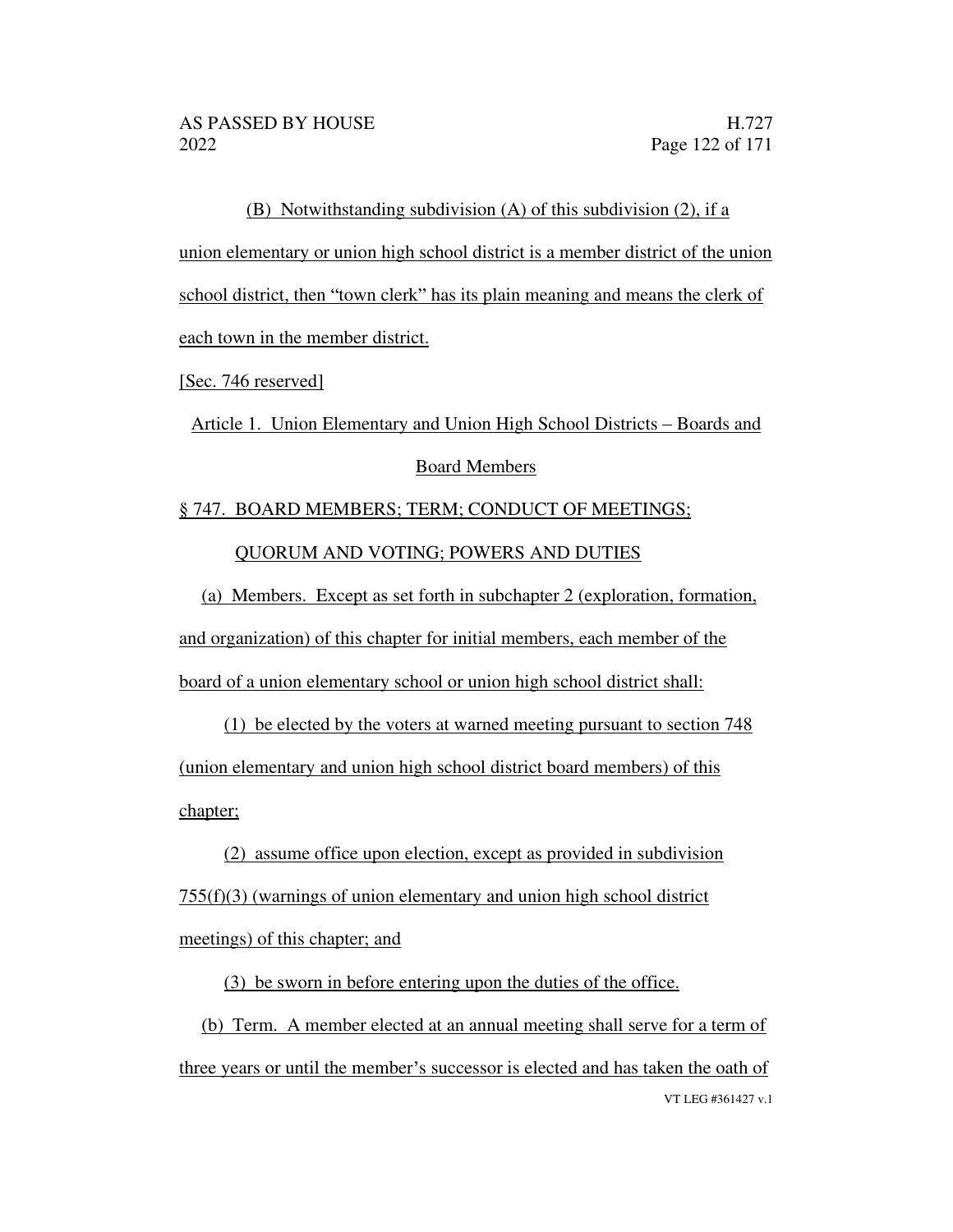(B) Notwithstanding subdivision (A) of this subdivision (2), if a union elementary or union high school district is a member district of the union school district, then "town clerk" has its plain meaning and means the clerk of each town in the member district.

[Sec. 746 reserved]

Article 1. Union Elementary and Union High School Districts – Boards and Board Members

§ 747. BOARD MEMBERS; TERM; CONDUCT OF MEETINGS; QUORUM AND VOTING; POWERS AND DUTIES

(a) Members. Except as set forth in subchapter 2 (exploration, formation, and organization) of this chapter for initial members, each member of the board of a union elementary school or union high school district shall:

(1) be elected by the voters at warned meeting pursuant to section 748 (union elementary and union high school district board members) of this chapter;

(2) assume office upon election, except as provided in subdivision 755(f)(3) (warnings of union elementary and union high school district meetings) of this chapter; and

(3) be sworn in before entering upon the duties of the office.

(b) Term. A member elected at an annual meeting shall serve for a term of three years or until the member's successor is elected and has taken the oath of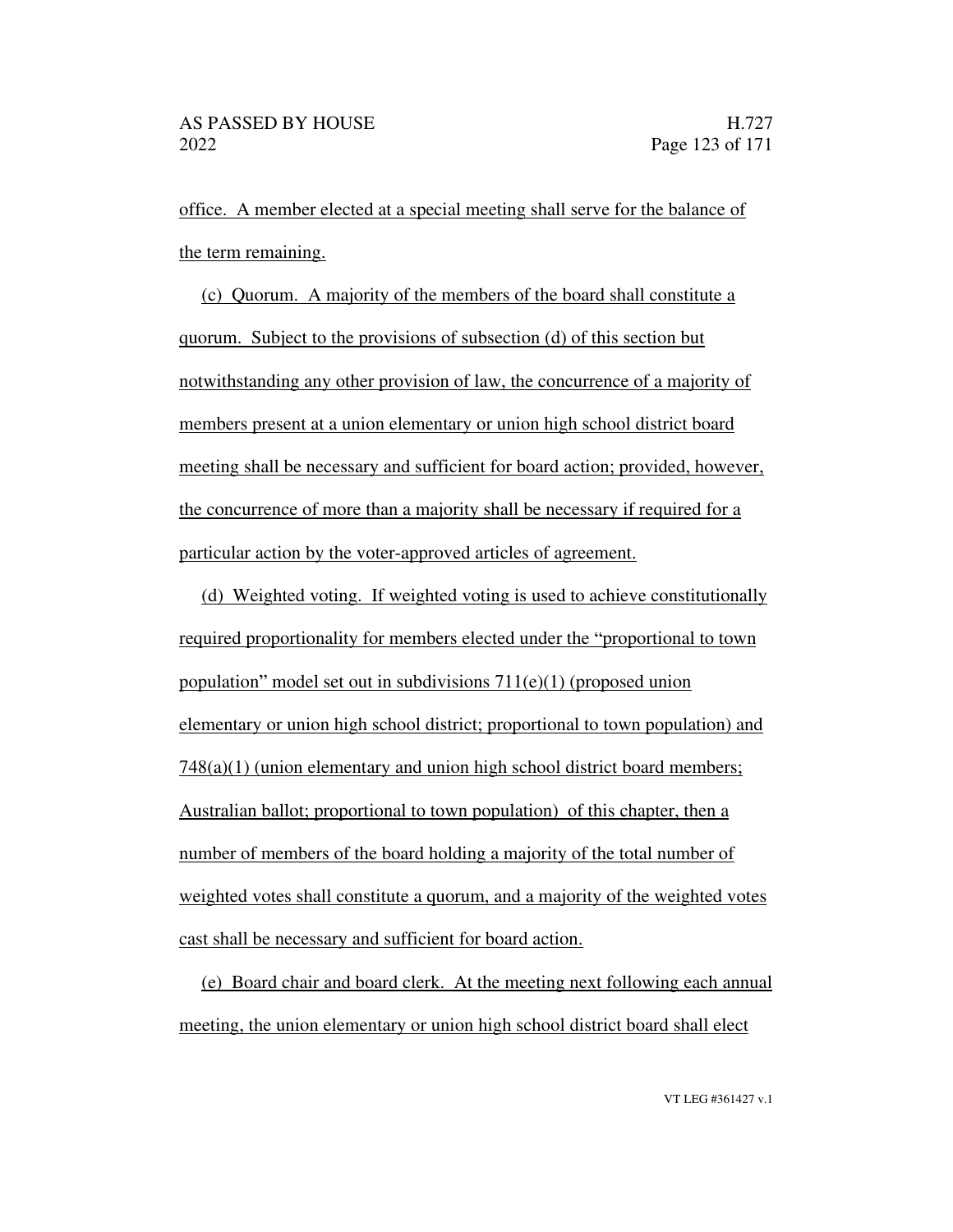office. A member elected at a special meeting shall serve for the balance of the term remaining.

(c) Quorum. A majority of the members of the board shall constitute a quorum. Subject to the provisions of subsection (d) of this section but notwithstanding any other provision of law, the concurrence of a majority of members present at a union elementary or union high school district board meeting shall be necessary and sufficient for board action; provided, however, the concurrence of more than a majority shall be necessary if required for a particular action by the voter-approved articles of agreement.

(d) Weighted voting. If weighted voting is used to achieve constitutionally required proportionality for members elected under the "proportional to town population" model set out in subdivisions 711(e)(1) (proposed union elementary or union high school district; proportional to town population) and 748(a)(1) (union elementary and union high school district board members; Australian ballot; proportional to town population) of this chapter, then a number of members of the board holding a majority of the total number of weighted votes shall constitute a quorum, and a majority of the weighted votes cast shall be necessary and sufficient for board action.

(e) Board chair and board clerk. At the meeting next following each annual meeting, the union elementary or union high school district board shall elect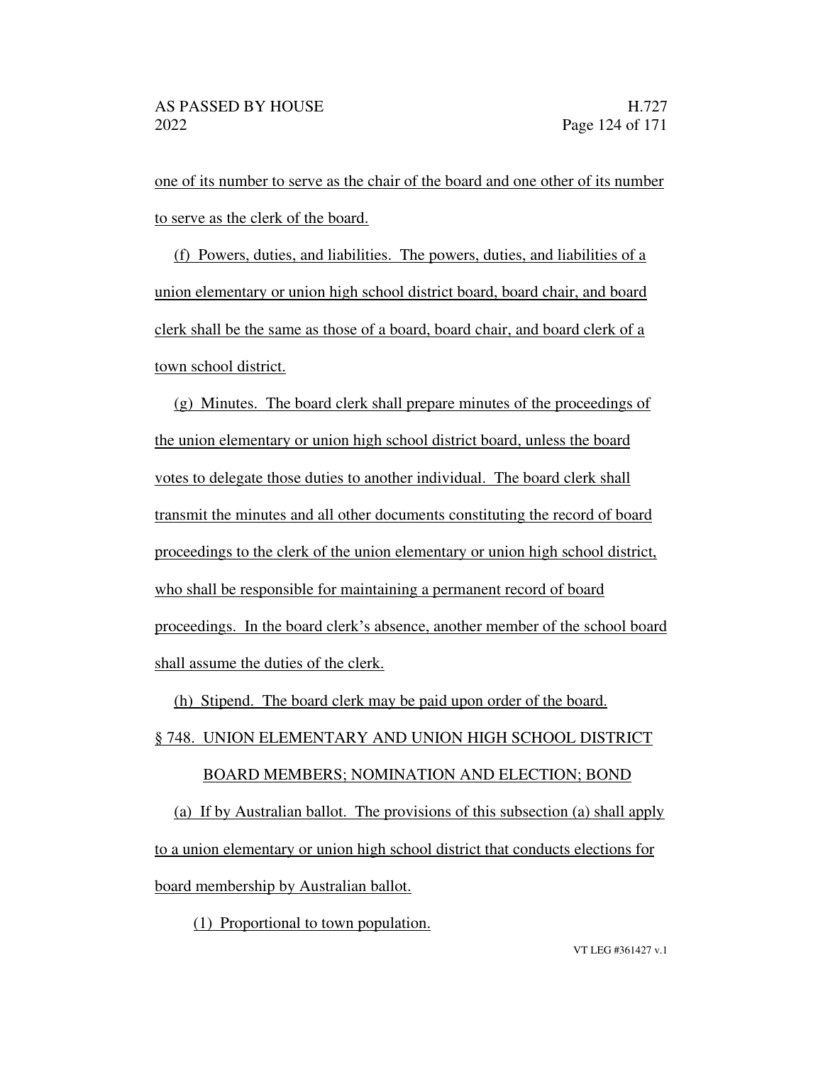one of its number to serve as the chair of the board and one other of its number to serve as the clerk of the board.

(f) Powers, duties, and liabilities. The powers, duties, and liabilities of a union elementary or union high school district board, board chair, and board clerk shall be the same as those of a board, board chair, and board clerk of a town school district.

(g) Minutes. The board clerk shall prepare minutes of the proceedings of the union elementary or union high school district board, unless the board votes to delegate those duties to another individual. The board clerk shall transmit the minutes and all other documents constituting the record of board proceedings to the clerk of the union elementary or union high school district, who shall be responsible for maintaining a permanent record of board proceedings. In the board clerk's absence, another member of the school board shall assume the duties of the clerk.

(h) Stipend. The board clerk may be paid upon order of the board.

§ 748. UNION ELEMENTARY AND UNION HIGH SCHOOL DISTRICT BOARD MEMBERS; NOMINATION AND ELECTION; BOND

(a) If by Australian ballot. The provisions of this subsection (a) shall apply to a union elementary or union high school district that conducts elections for board membership by Australian ballot.

(1) Proportional to town population.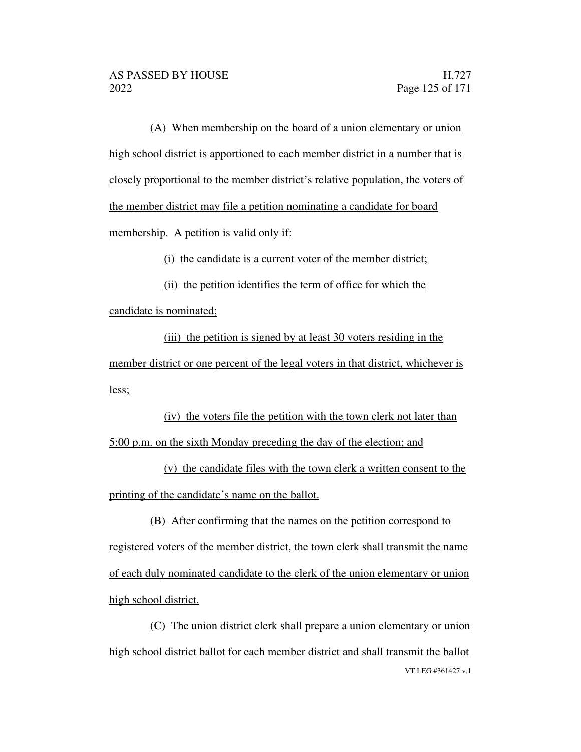(A) When membership on the board of a union elementary or union high school district is apportioned to each member district in a number that is closely proportional to the member district's relative population, the voters of the member district may file a petition nominating a candidate for board membership. A petition is valid only if:

(i) the candidate is a current voter of the member district;

(ii) the petition identifies the term of office for which the candidate is nominated;

(iii) the petition is signed by at least 30 voters residing in the member district or one percent of the legal voters in that district, whichever is less;

(iv) the voters file the petition with the town clerk not later than 5:00 p.m. on the sixth Monday preceding the day of the election; and

(v) the candidate files with the town clerk a written consent to the printing of the candidate's name on the ballot.

(B) After confirming that the names on the petition correspond to registered voters of the member district, the town clerk shall transmit the name of each duly nominated candidate to the clerk of the union elementary or union high school district.

(C) The union district clerk shall prepare a union elementary or union high school district ballot for each member district and shall transmit the ballot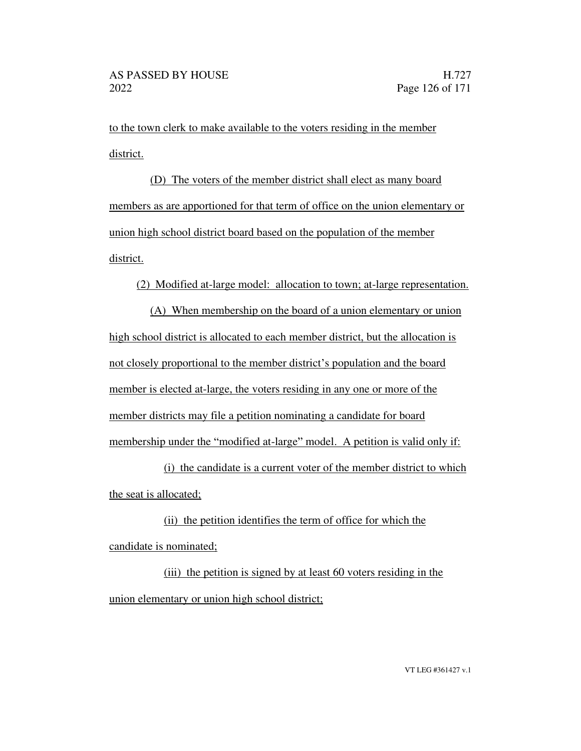to the town clerk to make available to the voters residing in the member district.

(D) The voters of the member district shall elect as many board members as are apportioned for that term of office on the union elementary or union high school district board based on the population of the member district.

(2) Modified at-large model: allocation to town; at-large representation.

(A) When membership on the board of a union elementary or union high school district is allocated to each member district, but the allocation is not closely proportional to the member district's population and the board member is elected at-large, the voters residing in any one or more of the member districts may file a petition nominating a candidate for board membership under the "modified at-large" model. A petition is valid only if:

(i) the candidate is a current voter of the member district to which the seat is allocated;

(ii) the petition identifies the term of office for which the candidate is nominated;

(iii) the petition is signed by at least 60 voters residing in the union elementary or union high school district;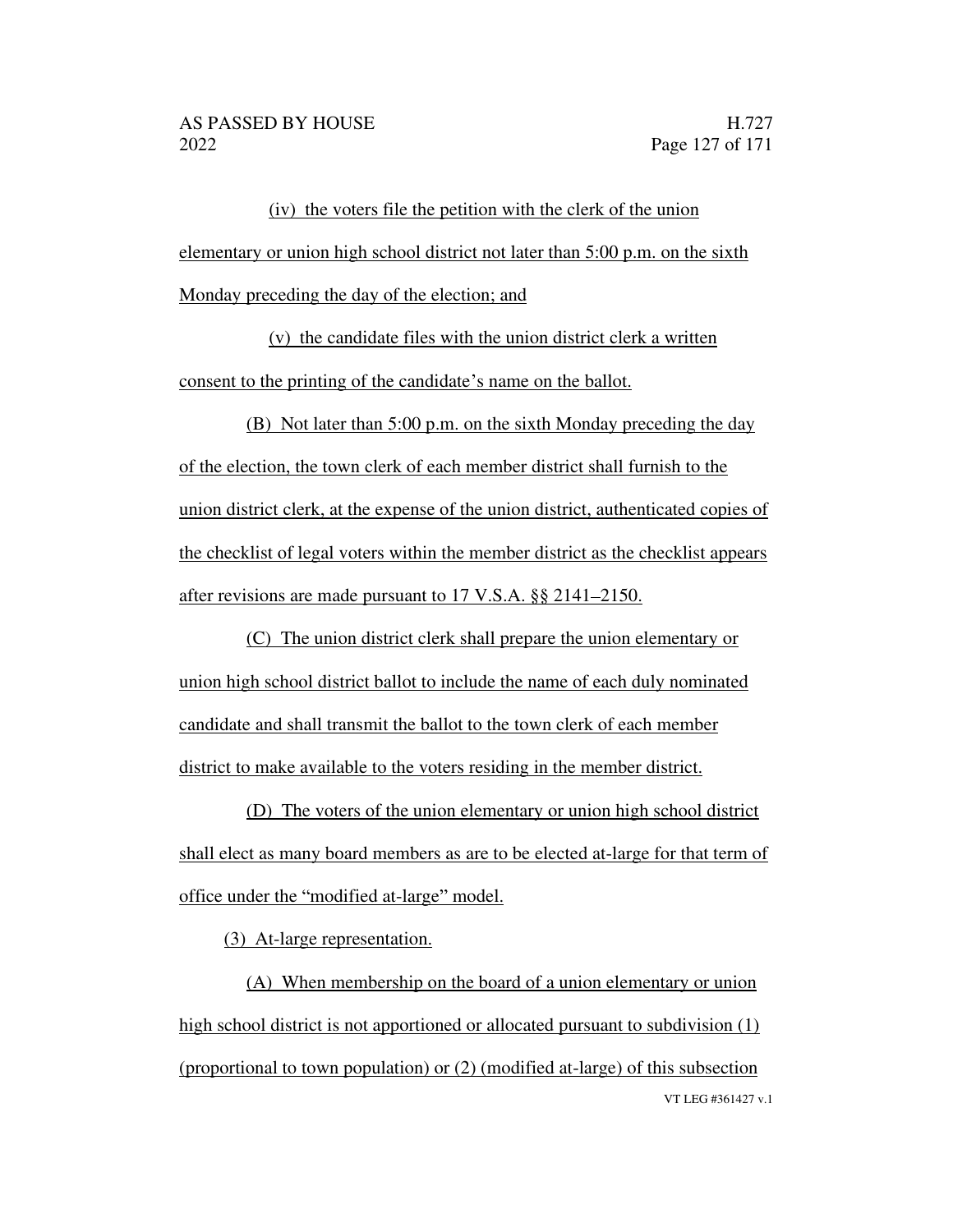(iv) the voters file the petition with the clerk of the union elementary or union high school district not later than 5:00 p.m. on the sixth Monday preceding the day of the election; and

(v) the candidate files with the union district clerk a written consent to the printing of the candidate's name on the ballot.

(B) Not later than 5:00 p.m. on the sixth Monday preceding the day of the election, the town clerk of each member district shall furnish to the union district clerk, at the expense of the union district, authenticated copies of the checklist of legal voters within the member district as the checklist appears after revisions are made pursuant to 17 V.S.A. §§ 2141–2150.

(C) The union district clerk shall prepare the union elementary or union high school district ballot to include the name of each duly nominated candidate and shall transmit the ballot to the town clerk of each member district to make available to the voters residing in the member district.

(D) The voters of the union elementary or union high school district shall elect as many board members as are to be elected at-large for that term of office under the "modified at-large" model.

(3) At-large representation.

(A) When membership on the board of a union elementary or union high school district is not apportioned or allocated pursuant to subdivision (1) (proportional to town population) or (2) (modified at-large) of this subsection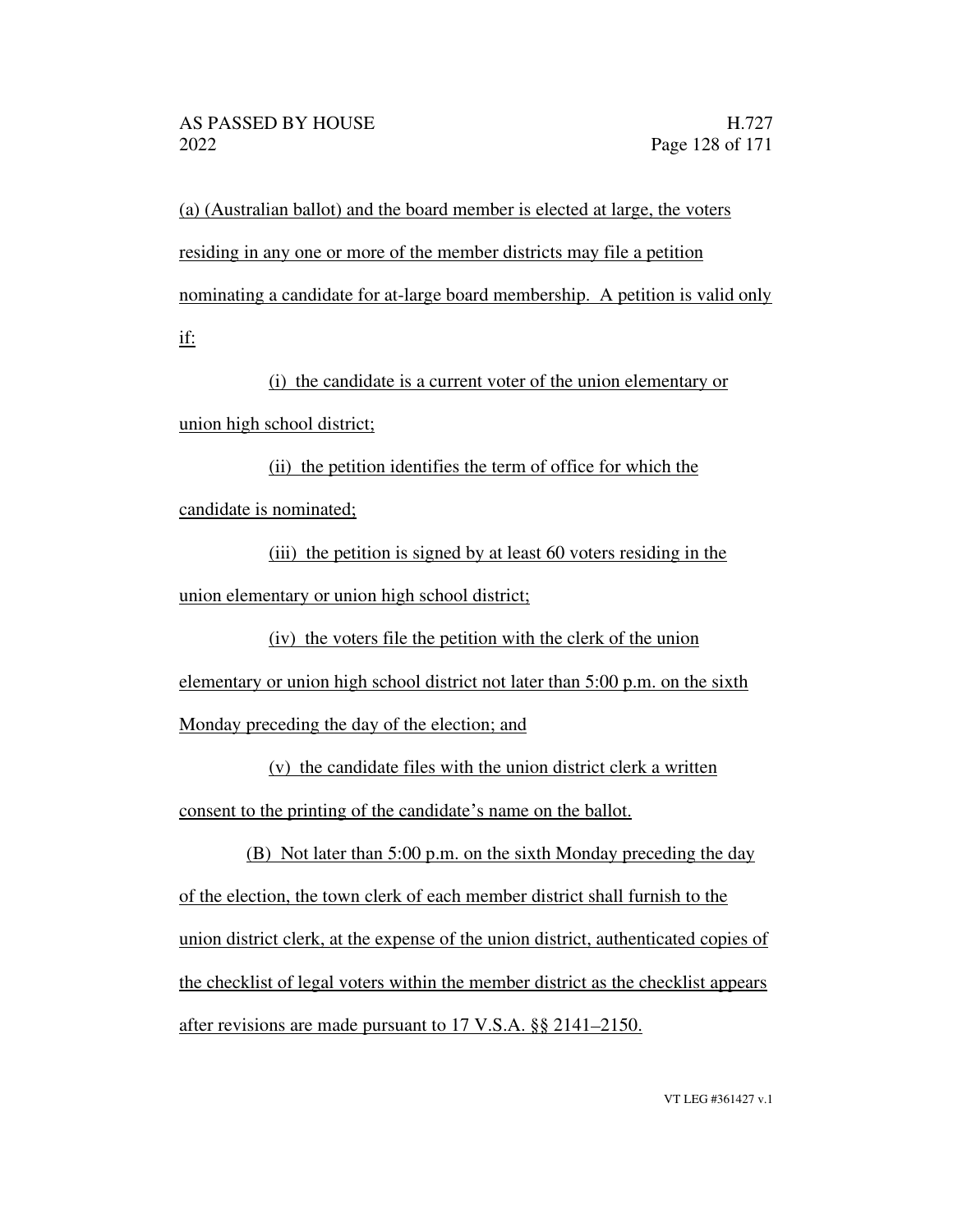(a) (Australian ballot) and the board member is elected at large, the voters residing in any one or more of the member districts may file a petition nominating a candidate for at-large board membership. A petition is valid only if:

(i) the candidate is a current voter of the union elementary or union high school district;

(ii) the petition identifies the term of office for which the candidate is nominated;

(iii) the petition is signed by at least 60 voters residing in the union elementary or union high school district;

(iv) the voters file the petition with the clerk of the union elementary or union high school district not later than 5:00 p.m. on the sixth Monday preceding the day of the election; and

(v) the candidate files with the union district clerk a written consent to the printing of the candidate's name on the ballot.

(B) Not later than 5:00 p.m. on the sixth Monday preceding the day of the election, the town clerk of each member district shall furnish to the union district clerk, at the expense of the union district, authenticated copies of the checklist of legal voters within the member district as the checklist appears after revisions are made pursuant to 17 V.S.A. §§ 2141–2150.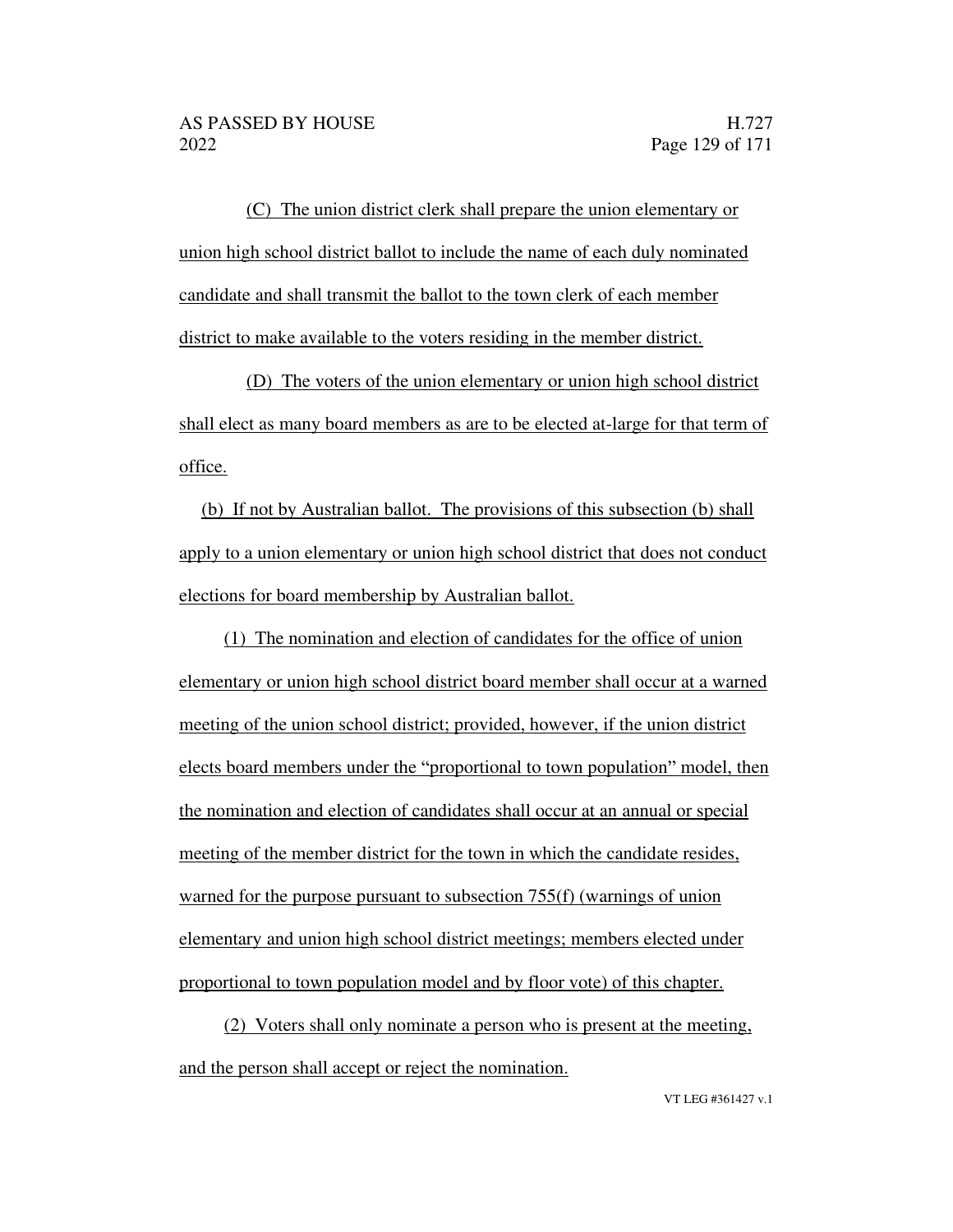(C) The union district clerk shall prepare the union elementary or union high school district ballot to include the name of each duly nominated candidate and shall transmit the ballot to the town clerk of each member district to make available to the voters residing in the member district.

(D) The voters of the union elementary or union high school district shall elect as many board members as are to be elected at-large for that term of office.

(b) If not by Australian ballot. The provisions of this subsection (b) shall apply to a union elementary or union high school district that does not conduct elections for board membership by Australian ballot.

(1) The nomination and election of candidates for the office of union elementary or union high school district board member shall occur at a warned meeting of the union school district; provided, however, if the union district elects board members under the "proportional to town population" model, then the nomination and election of candidates shall occur at an annual or special meeting of the member district for the town in which the candidate resides, warned for the purpose pursuant to subsection 755(f) (warnings of union elementary and union high school district meetings; members elected under proportional to town population model and by floor vote) of this chapter.

(2) Voters shall only nominate a person who is present at the meeting, and the person shall accept or reject the nomination.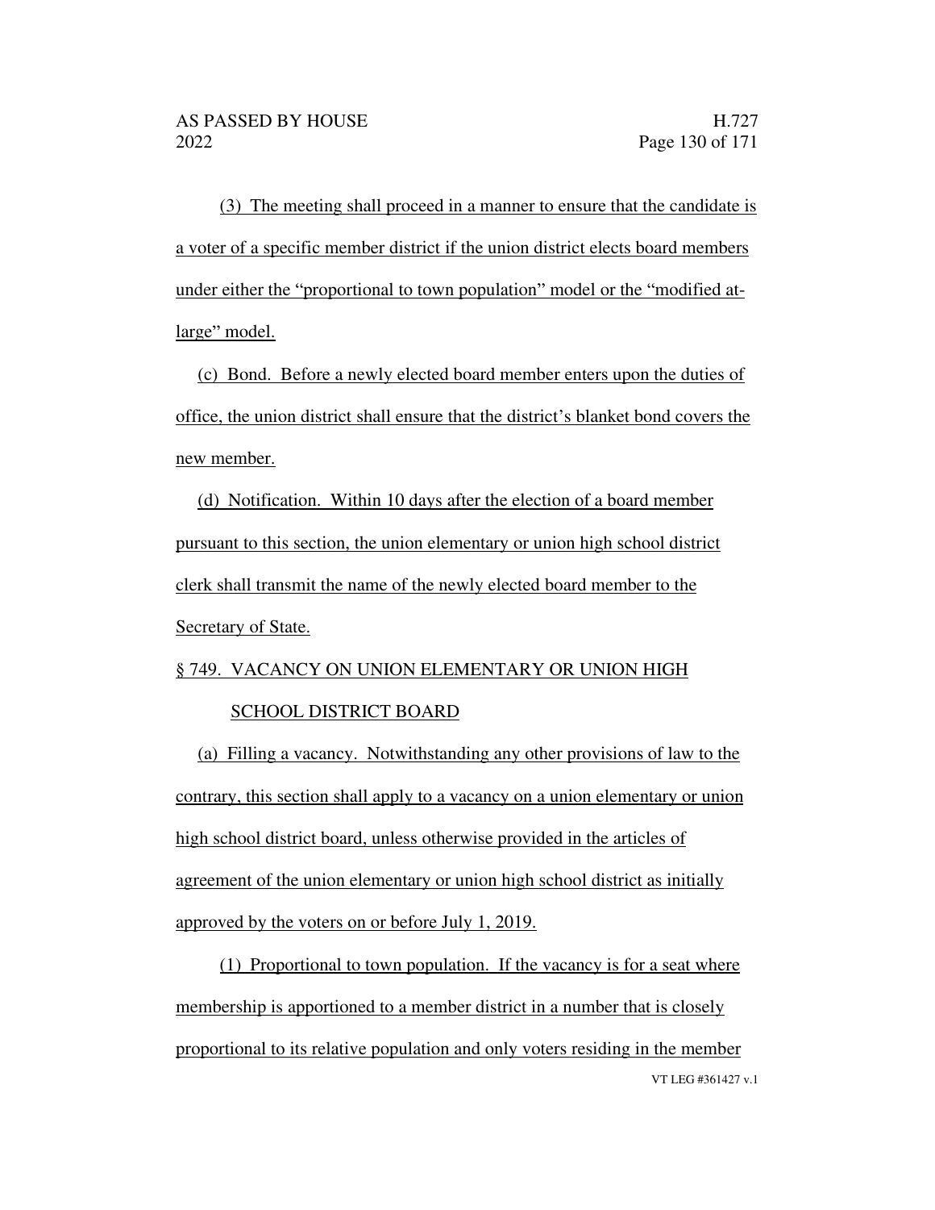(3) The meeting shall proceed in a manner to ensure that the candidate is a voter of a specific member district if the union district elects board members under either the "proportional to town population" model or the "modified at-large" model.

(c) Bond. Before a newly elected board member enters upon the duties of office, the union district shall ensure that the district's blanket bond covers the new member.

(d) Notification. Within 10 days after the election of a board member pursuant to this section, the union elementary or union high school district clerk shall transmit the name of the newly elected board member to the Secretary of State.

§ 749. VACANCY ON UNION ELEMENTARY OR UNION HIGH SCHOOL DISTRICT BOARD

(a) Filling a vacancy. Notwithstanding any other provisions of law to the contrary, this section shall apply to a vacancy on a union elementary or union high school district board, unless otherwise provided in the articles of agreement of the union elementary or union high school district as initially approved by the voters on or before July 1, 2019.

(1) Proportional to town population. If the vacancy is for a seat where membership is apportioned to a member district in a number that is closely proportional to its relative population and only voters residing in the member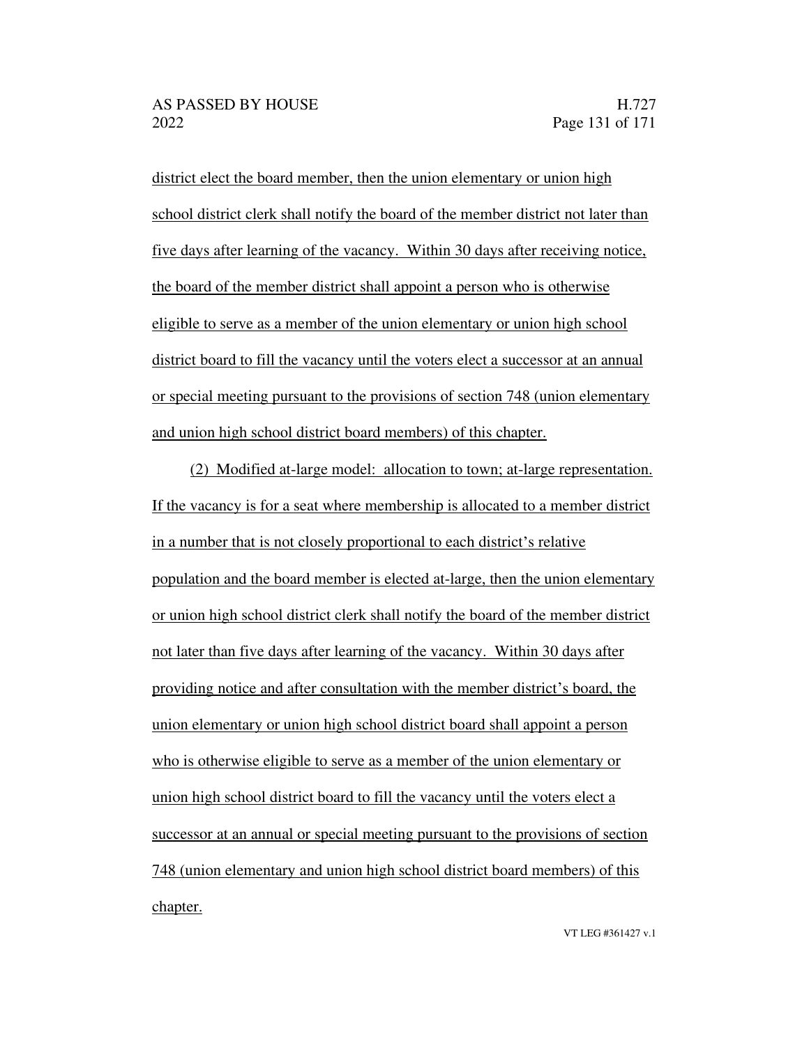district elect the board member, then the union elementary or union high school district clerk shall notify the board of the member district not later than five days after learning of the vacancy. Within 30 days after receiving notice, the board of the member district shall appoint a person who is otherwise eligible to serve as a member of the union elementary or union high school district board to fill the vacancy until the voters elect a successor at an annual or special meeting pursuant to the provisions of section 748 (union elementary and union high school district board members) of this chapter.

(2) Modified at-large model: allocation to town; at-large representation. If the vacancy is for a seat where membership is allocated to a member district in a number that is not closely proportional to each district's relative population and the board member is elected at-large, then the union elementary or union high school district clerk shall notify the board of the member district not later than five days after learning of the vacancy. Within 30 days after providing notice and after consultation with the member district's board, the union elementary or union high school district board shall appoint a person who is otherwise eligible to serve as a member of the union elementary or union high school district board to fill the vacancy until the voters elect a successor at an annual or special meeting pursuant to the provisions of section 748 (union elementary and union high school district board members) of this chapter.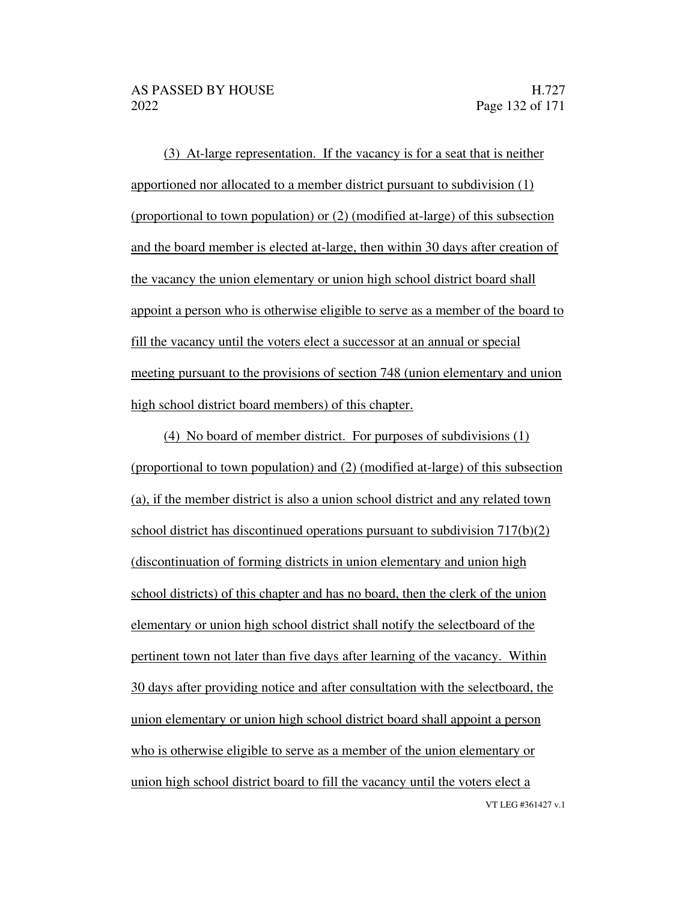(3) At-large representation. If the vacancy is for a seat that is neither apportioned nor allocated to a member district pursuant to subdivision (1) (proportional to town population) or (2) (modified at-large) of this subsection and the board member is elected at-large, then within 30 days after creation of the vacancy the union elementary or union high school district board shall appoint a person who is otherwise eligible to serve as a member of the board to fill the vacancy until the voters elect a successor at an annual or special meeting pursuant to the provisions of section 748 (union elementary and union high school district board members) of this chapter.

(4) No board of member district. For purposes of subdivisions (1) (proportional to town population) and (2) (modified at-large) of this subsection (a), if the member district is also a union school district and any related town school district has discontinued operations pursuant to subdivision 717(b)(2) (discontinuation of forming districts in union elementary and union high school districts) of this chapter and has no board, then the clerk of the union elementary or union high school district shall notify the selectboard of the pertinent town not later than five days after learning of the vacancy. Within 30 days after providing notice and after consultation with the selectboard, the union elementary or union high school district board shall appoint a person who is otherwise eligible to serve as a member of the union elementary or union high school district board to fill the vacancy until the voters elect a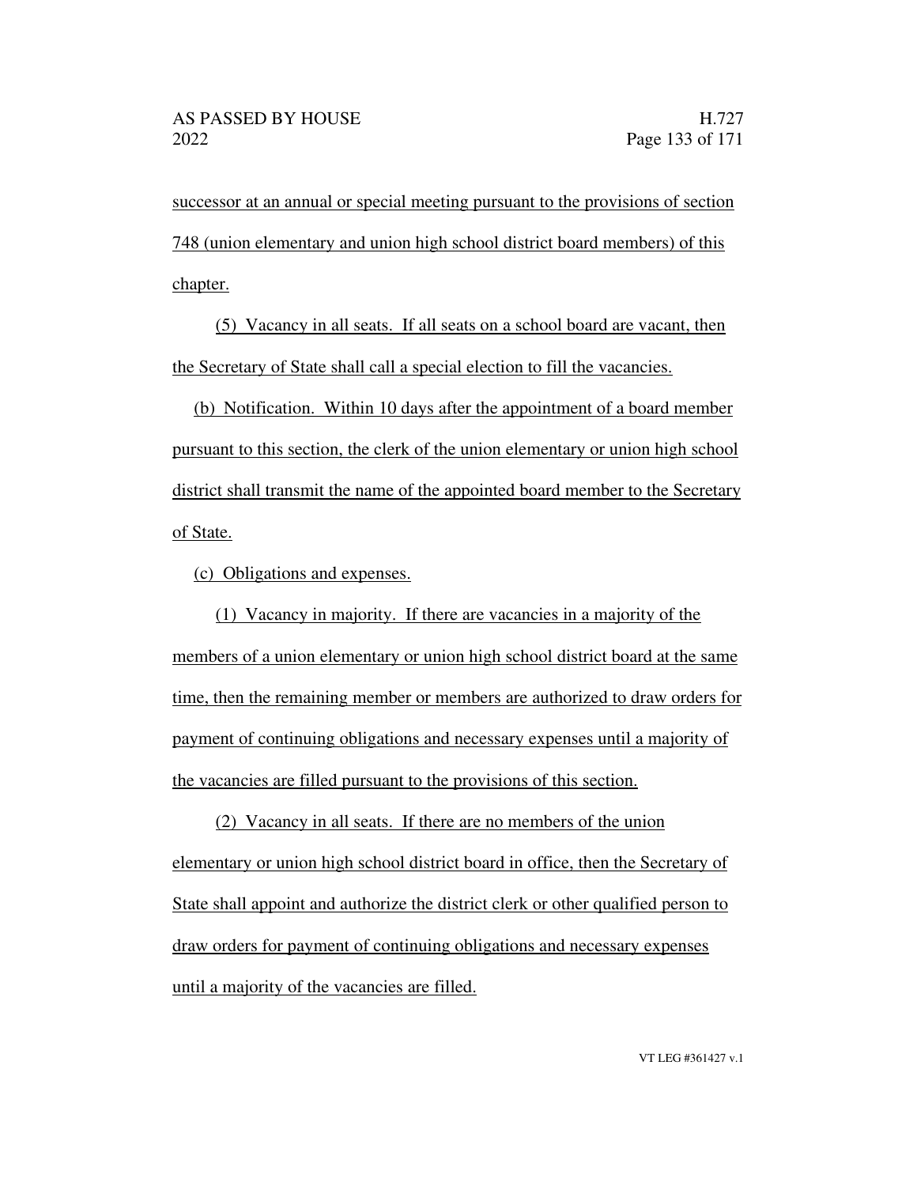successor at an annual or special meeting pursuant to the provisions of section 748 (union elementary and union high school district board members) of this chapter.

(5) Vacancy in all seats. If all seats on a school board are vacant, then the Secretary of State shall call a special election to fill the vacancies.

(b) Notification. Within 10 days after the appointment of a board member pursuant to this section, the clerk of the union elementary or union high school district shall transmit the name of the appointed board member to the Secretary of State.

(c) Obligations and expenses.

(1) Vacancy in majority. If there are vacancies in a majority of the members of a union elementary or union high school district board at the same time, then the remaining member or members are authorized to draw orders for payment of continuing obligations and necessary expenses until a majority of the vacancies are filled pursuant to the provisions of this section.

(2) Vacancy in all seats. If there are no members of the union elementary or union high school district board in office, then the Secretary of State shall appoint and authorize the district clerk or other qualified person to draw orders for payment of continuing obligations and necessary expenses until a majority of the vacancies are filled.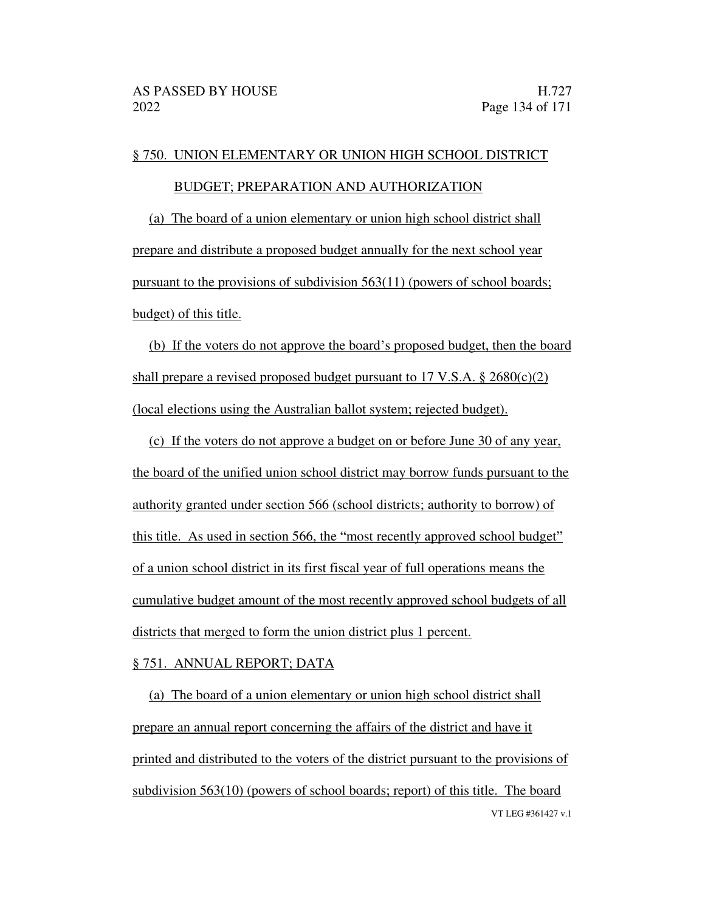§ 750. UNION ELEMENTARY OR UNION HIGH SCHOOL DISTRICT BUDGET; PREPARATION AND AUTHORIZATION

(a) The board of a union elementary or union high school district shall prepare and distribute a proposed budget annually for the next school year pursuant to the provisions of subdivision 563(11) (powers of school boards; budget) of this title.

(b) If the voters do not approve the board's proposed budget, then the board shall prepare a revised proposed budget pursuant to 17 V.S.A. § 2680(c)(2) (local elections using the Australian ballot system; rejected budget).

(c) If the voters do not approve a budget on or before June 30 of any year, the board of the unified union school district may borrow funds pursuant to the authority granted under section 566 (school districts; authority to borrow) of this title. As used in section 566, the "most recently approved school budget" of a union school district in its first fiscal year of full operations means the cumulative budget amount of the most recently approved school budgets of all districts that merged to form the union district plus 1 percent.

§ 751. ANNUAL REPORT; DATA

(a) The board of a union elementary or union high school district shall prepare an annual report concerning the affairs of the district and have it printed and distributed to the voters of the district pursuant to the provisions of subdivision 563(10) (powers of school boards; report) of this title. The board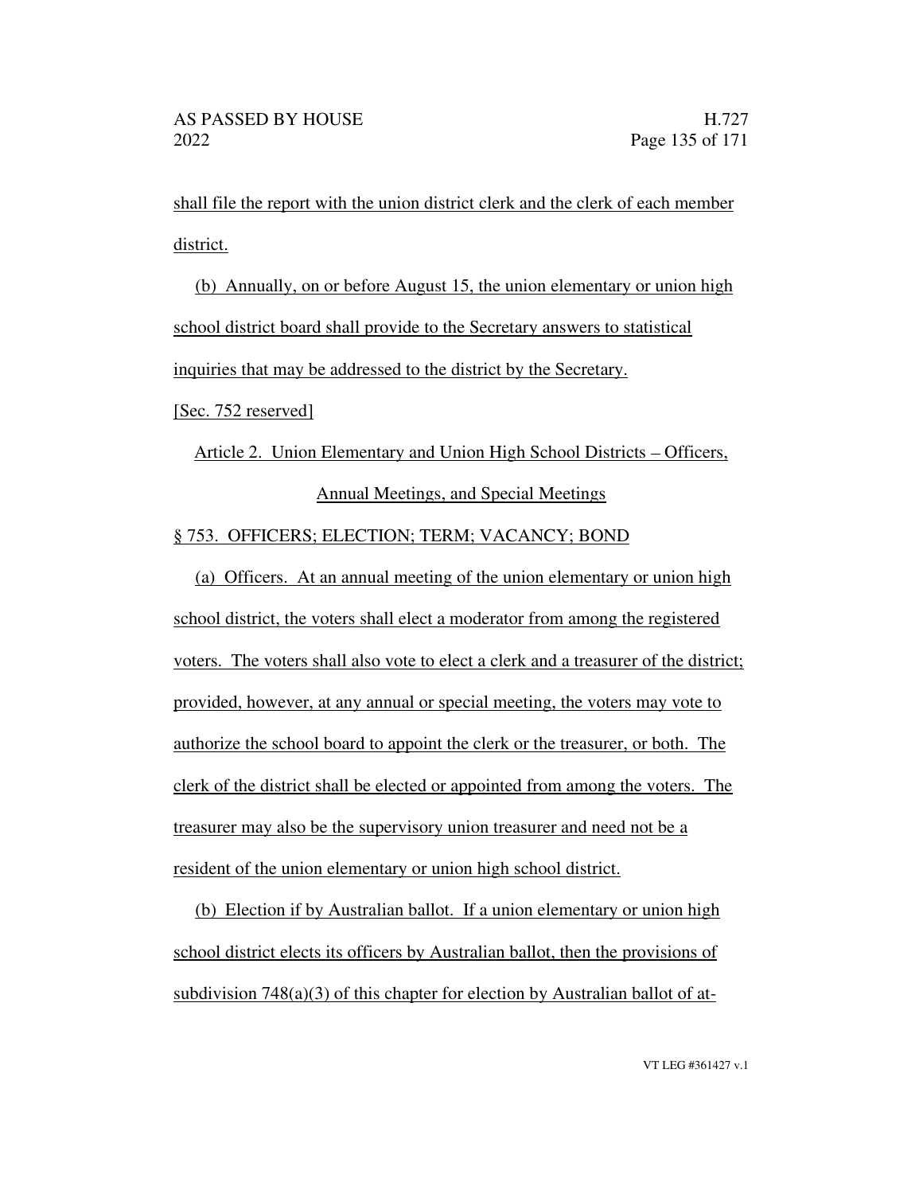shall file the report with the union district clerk and the clerk of each member district.

(b) Annually, on or before August 15, the union elementary or union high school district board shall provide to the Secretary answers to statistical inquiries that may be addressed to the district by the Secretary.

[Sec. 752 reserved]

Article 2. Union Elementary and Union High School Districts – Officers, Annual Meetings, and Special Meetings

§ 753. OFFICERS; ELECTION; TERM; VACANCY; BOND

(a) Officers. At an annual meeting of the union elementary or union high school district, the voters shall elect a moderator from among the registered voters. The voters shall also vote to elect a clerk and a treasurer of the district; provided, however, at any annual or special meeting, the voters may vote to authorize the school board to appoint the clerk or the treasurer, or both. The clerk of the district shall be elected or appointed from among the voters. The treasurer may also be the supervisory union treasurer and need not be a resident of the union elementary or union high school district.

(b) Election if by Australian ballot. If a union elementary or union high school district elects its officers by Australian ballot, then the provisions of subdivision 748(a)(3) of this chapter for election by Australian ballot of at-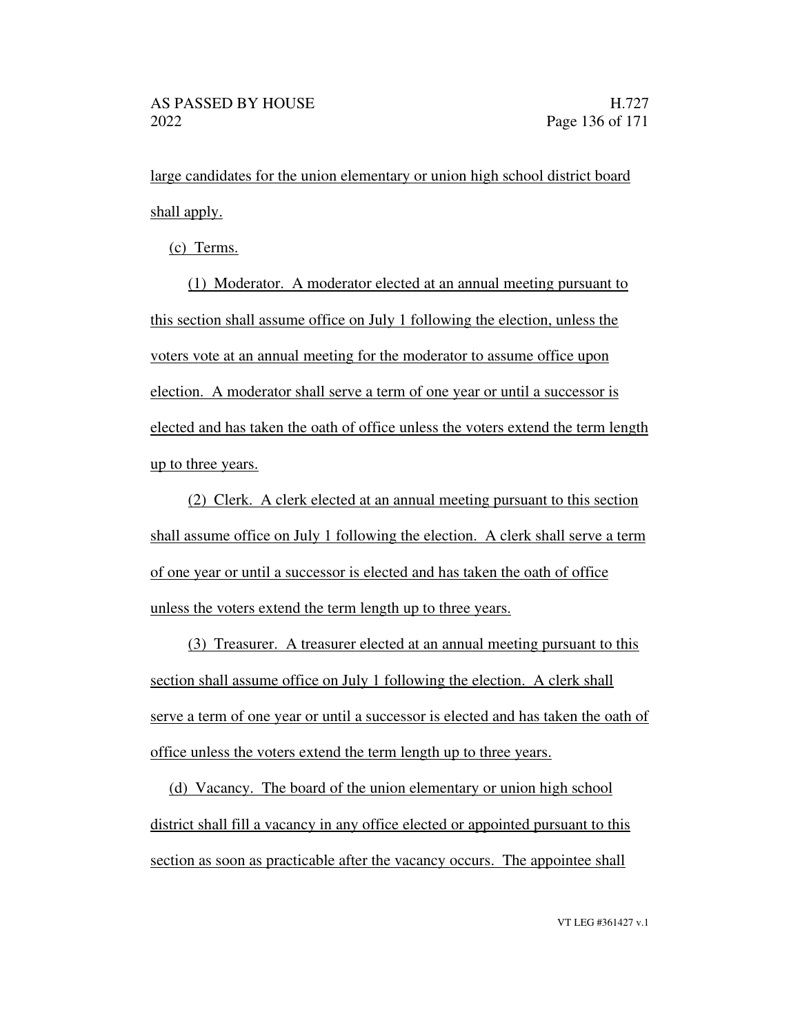large candidates for the union elementary or union high school district board shall apply.

(c) Terms.

(1) Moderator. A moderator elected at an annual meeting pursuant to this section shall assume office on July 1 following the election, unless the voters vote at an annual meeting for the moderator to assume office upon election. A moderator shall serve a term of one year or until a successor is elected and has taken the oath of office unless the voters extend the term length up to three years.

(2) Clerk. A clerk elected at an annual meeting pursuant to this section shall assume office on July 1 following the election. A clerk shall serve a term of one year or until a successor is elected and has taken the oath of office unless the voters extend the term length up to three years.

(3) Treasurer. A treasurer elected at an annual meeting pursuant to this section shall assume office on July 1 following the election. A clerk shall serve a term of one year or until a successor is elected and has taken the oath of office unless the voters extend the term length up to three years.

(d) Vacancy. The board of the union elementary or union high school district shall fill a vacancy in any office elected or appointed pursuant to this section as soon as practicable after the vacancy occurs. The appointee shall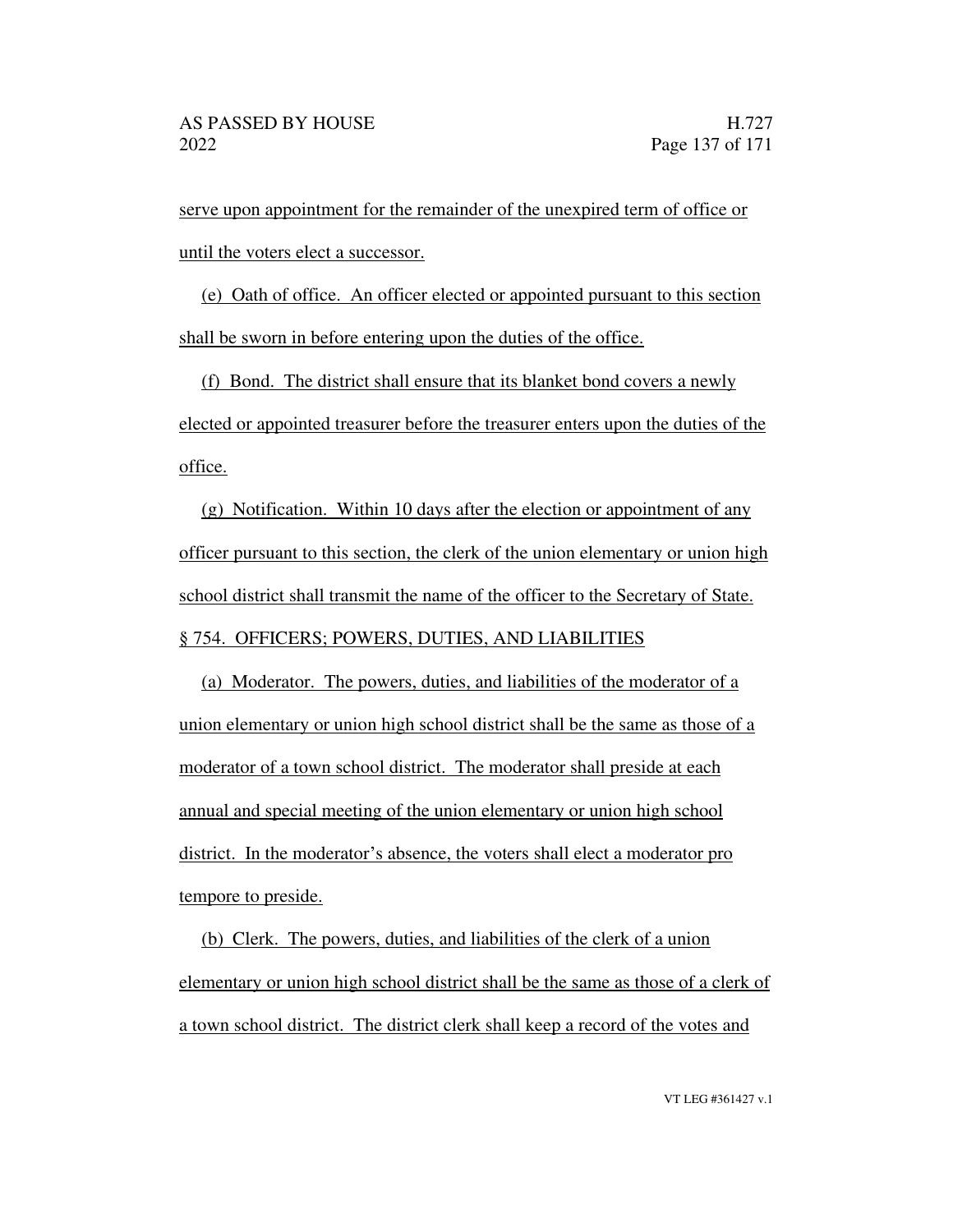serve upon appointment for the remainder of the unexpired term of office or until the voters elect a successor.

(e) Oath of office. An officer elected or appointed pursuant to this section shall be sworn in before entering upon the duties of the office.

(f) Bond. The district shall ensure that its blanket bond covers a newly elected or appointed treasurer before the treasurer enters upon the duties of the office.

(g) Notification. Within 10 days after the election or appointment of any officer pursuant to this section, the clerk of the union elementary or union high school district shall transmit the name of the officer to the Secretary of State.

§ 754. OFFICERS; POWERS, DUTIES, AND LIABILITIES

(a) Moderator. The powers, duties, and liabilities of the moderator of a union elementary or union high school district shall be the same as those of a moderator of a town school district. The moderator shall preside at each annual and special meeting of the union elementary or union high school district. In the moderator's absence, the voters shall elect a moderator pro tempore to preside.

(b) Clerk. The powers, duties, and liabilities of the clerk of a union elementary or union high school district shall be the same as those of a clerk of a town school district. The district clerk shall keep a record of the votes and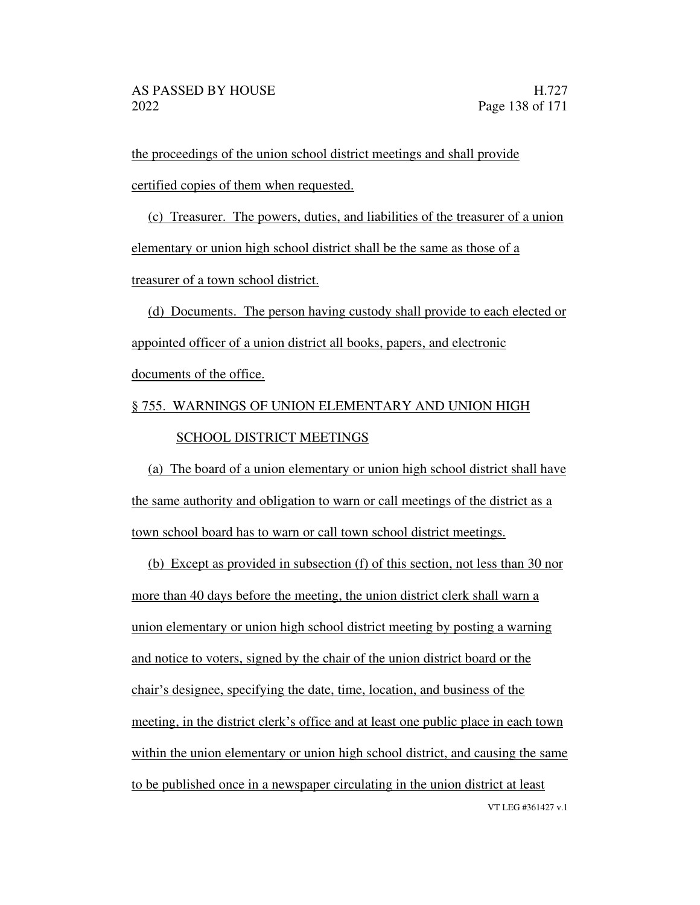the proceedings of the union school district meetings and shall provide certified copies of them when requested.

(c) Treasurer. The powers, duties, and liabilities of the treasurer of a union elementary or union high school district shall be the same as those of a treasurer of a town school district.

(d) Documents. The person having custody shall provide to each elected or appointed officer of a union district all books, papers, and electronic documents of the office.

§ 755. WARNINGS OF UNION ELEMENTARY AND UNION HIGH SCHOOL DISTRICT MEETINGS

(a) The board of a union elementary or union high school district shall have the same authority and obligation to warn or call meetings of the district as a town school board has to warn or call town school district meetings.

(b) Except as provided in subsection (f) of this section, not less than 30 nor more than 40 days before the meeting, the union district clerk shall warn a union elementary or union high school district meeting by posting a warning and notice to voters, signed by the chair of the union district board or the chair's designee, specifying the date, time, location, and business of the meeting, in the district clerk's office and at least one public place in each town within the union elementary or union high school district, and causing the same to be published once in a newspaper circulating in the union district at least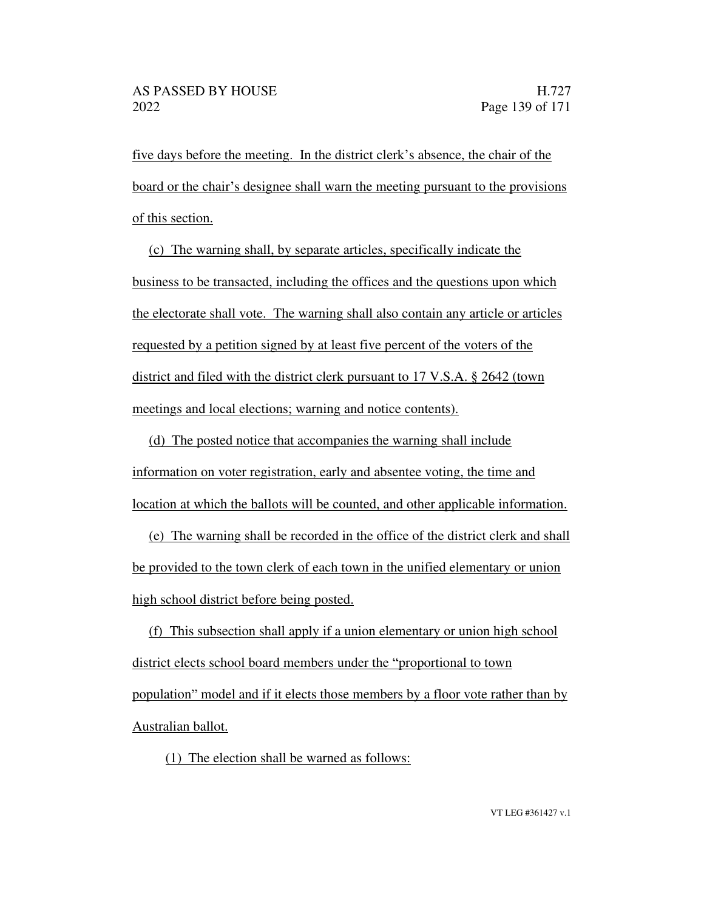five days before the meeting. In the district clerk's absence, the chair of the board or the chair's designee shall warn the meeting pursuant to the provisions of this section.

(c) The warning shall, by separate articles, specifically indicate the business to be transacted, including the offices and the questions upon which the electorate shall vote. The warning shall also contain any article or articles requested by a petition signed by at least five percent of the voters of the district and filed with the district clerk pursuant to 17 V.S.A. § 2642 (town meetings and local elections; warning and notice contents).

(d) The posted notice that accompanies the warning shall include information on voter registration, early and absentee voting, the time and location at which the ballots will be counted, and other applicable information.

(e) The warning shall be recorded in the office of the district clerk and shall be provided to the town clerk of each town in the unified elementary or union high school district before being posted.

(f) This subsection shall apply if a union elementary or union high school district elects school board members under the "proportional to town population" model and if it elects those members by a floor vote rather than by Australian ballot.

(1) The election shall be warned as follows: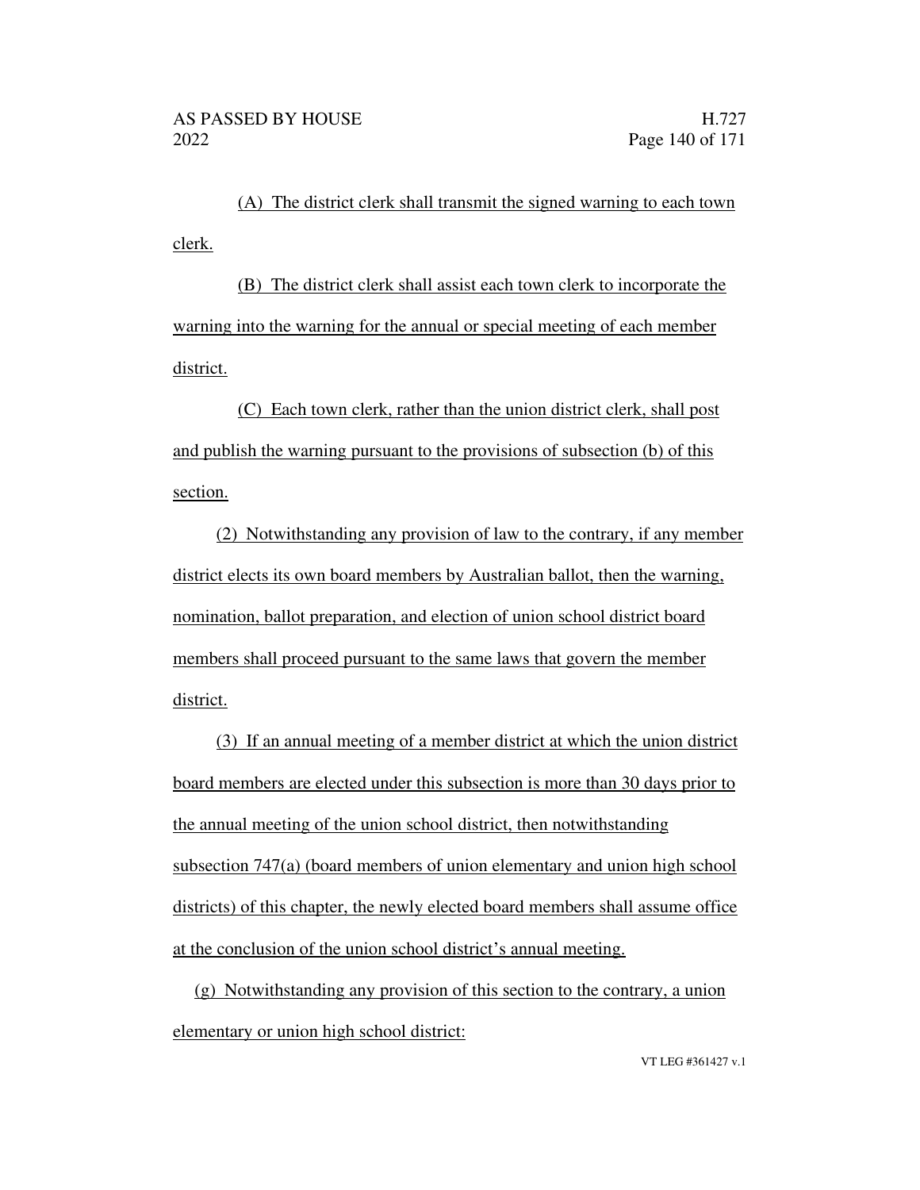(A) The district clerk shall transmit the signed warning to each town clerk.

(B) The district clerk shall assist each town clerk to incorporate the warning into the warning for the annual or special meeting of each member district.

(C) Each town clerk, rather than the union district clerk, shall post and publish the warning pursuant to the provisions of subsection (b) of this section.

(2) Notwithstanding any provision of law to the contrary, if any member district elects its own board members by Australian ballot, then the warning, nomination, ballot preparation, and election of union school district board members shall proceed pursuant to the same laws that govern the member district.

(3) If an annual meeting of a member district at which the union district board members are elected under this subsection is more than 30 days prior to the annual meeting of the union school district, then notwithstanding subsection 747(a) (board members of union elementary and union high school districts) of this chapter, the newly elected board members shall assume office at the conclusion of the union school district's annual meeting.

(g) Notwithstanding any provision of this section to the contrary, a union elementary or union high school district: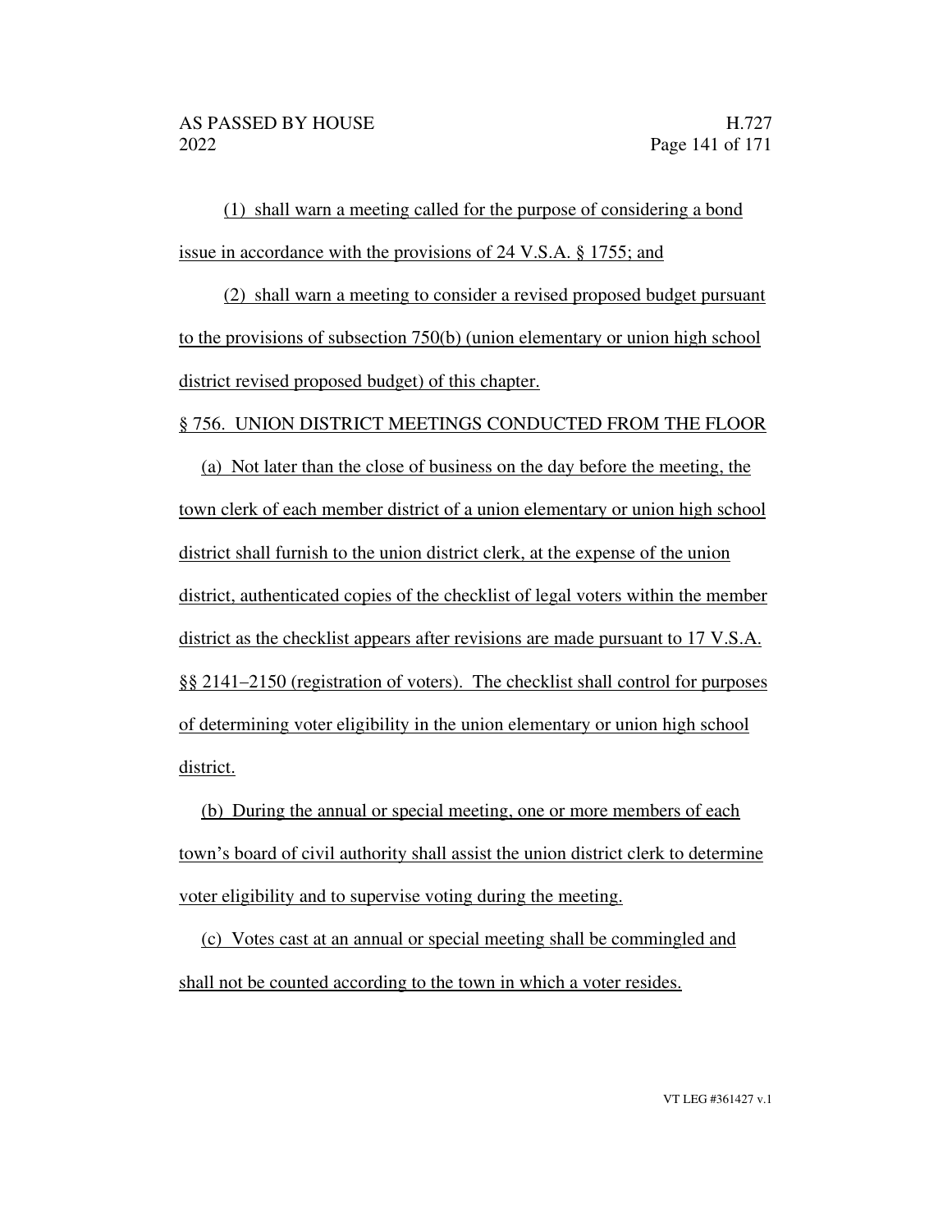(1) shall warn a meeting called for the purpose of considering a bond issue in accordance with the provisions of 24 V.S.A. § 1755; and

(2) shall warn a meeting to consider a revised proposed budget pursuant to the provisions of subsection 750(b) (union elementary or union high school district revised proposed budget) of this chapter.

§ 756. UNION DISTRICT MEETINGS CONDUCTED FROM THE FLOOR

(a) Not later than the close of business on the day before the meeting, the town clerk of each member district of a union elementary or union high school district shall furnish to the union district clerk, at the expense of the union district, authenticated copies of the checklist of legal voters within the member district as the checklist appears after revisions are made pursuant to 17 V.S.A. §§ 2141–2150 (registration of voters). The checklist shall control for purposes of determining voter eligibility in the union elementary or union high school district.

(b) During the annual or special meeting, one or more members of each town's board of civil authority shall assist the union district clerk to determine voter eligibility and to supervise voting during the meeting.

(c) Votes cast at an annual or special meeting shall be commingled and shall not be counted according to the town in which a voter resides.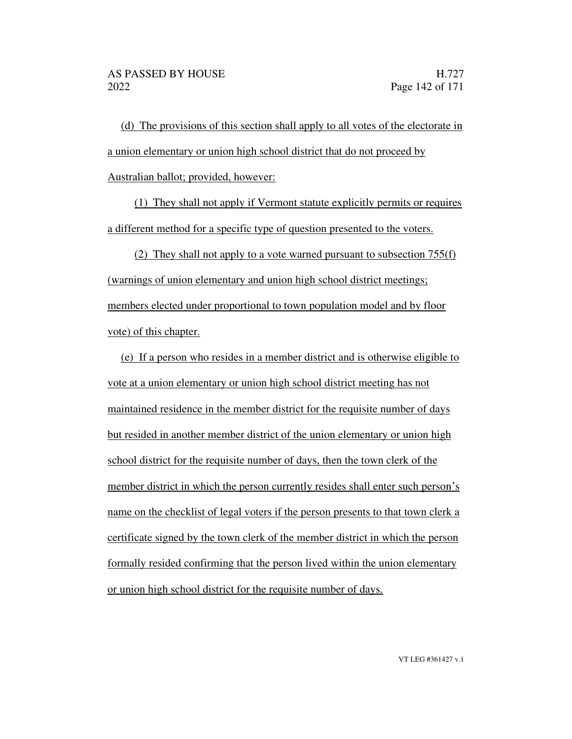(d) The provisions of this section shall apply to all votes of the electorate in a union elementary or union high school district that do not proceed by Australian ballot; provided, however:

(1) They shall not apply if Vermont statute explicitly permits or requires a different method for a specific type of question presented to the voters.

(2) They shall not apply to a vote warned pursuant to subsection 755(f) (warnings of union elementary and union high school district meetings; members elected under proportional to town population model and by floor vote) of this chapter.

(e) If a person who resides in a member district and is otherwise eligible to vote at a union elementary or union high school district meeting has not maintained residence in the member district for the requisite number of days but resided in another member district of the union elementary or union high school district for the requisite number of days, then the town clerk of the member district in which the person currently resides shall enter such person's name on the checklist of legal voters if the person presents to that town clerk a certificate signed by the town clerk of the member district in which the person formally resided confirming that the person lived within the union elementary or union high school district for the requisite number of days.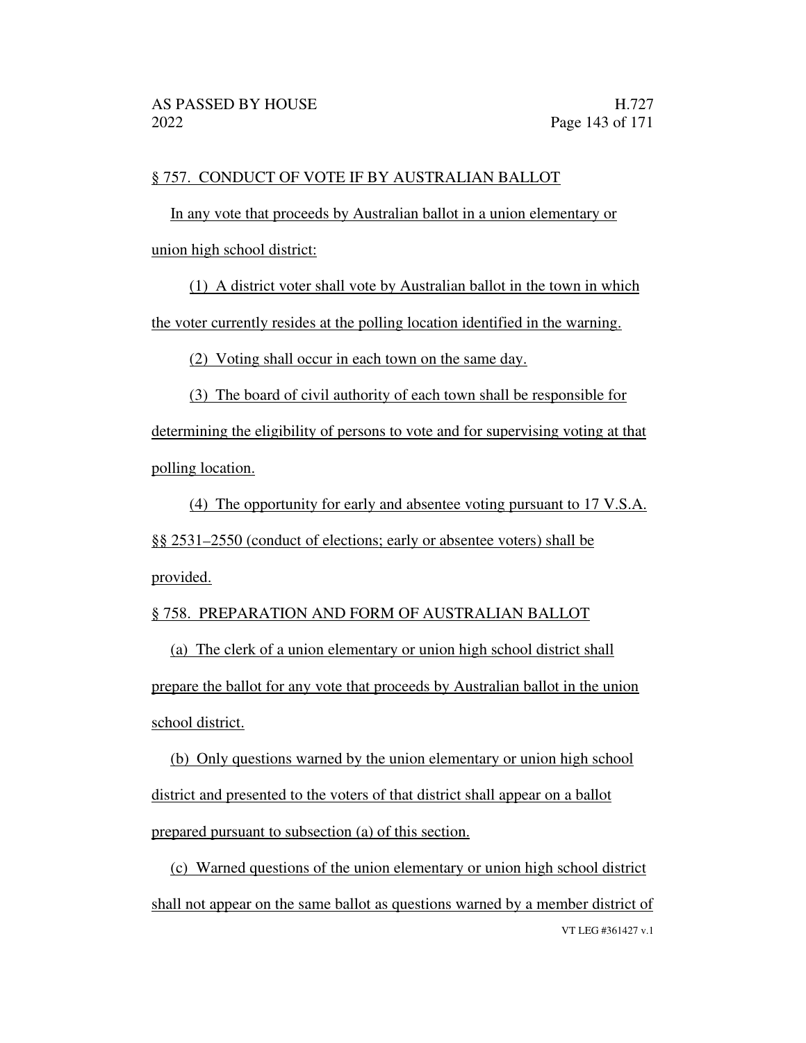§ 757. CONDUCT OF VOTE IF BY AUSTRALIAN BALLOT

In any vote that proceeds by Australian ballot in a union elementary or union high school district:

(1) A district voter shall vote by Australian ballot in the town in which the voter currently resides at the polling location identified in the warning.

(2) Voting shall occur in each town on the same day.

(3) The board of civil authority of each town shall be responsible for determining the eligibility of persons to vote and for supervising voting at that polling location.

(4) The opportunity for early and absentee voting pursuant to 17 V.S.A. §§ 2531–2550 (conduct of elections; early or absentee voters) shall be provided.

§ 758. PREPARATION AND FORM OF AUSTRALIAN BALLOT

(a) The clerk of a union elementary or union high school district shall prepare the ballot for any vote that proceeds by Australian ballot in the union school district.

(b) Only questions warned by the union elementary or union high school district and presented to the voters of that district shall appear on a ballot prepared pursuant to subsection (a) of this section.

(c) Warned questions of the union elementary or union high school district shall not appear on the same ballot as questions warned by a member district of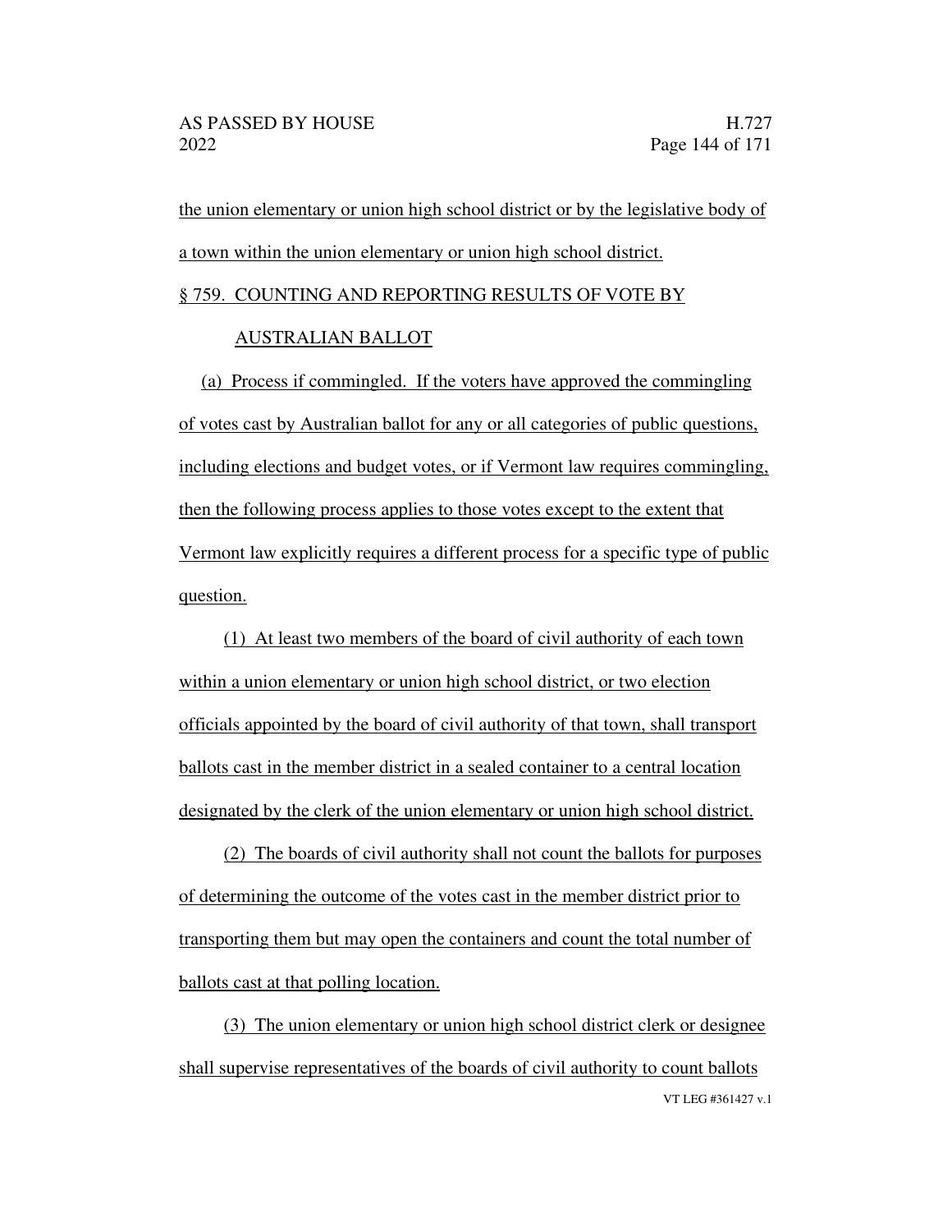the union elementary or union high school district or by the legislative body of a town within the union elementary or union high school district.

§ 759. COUNTING AND REPORTING RESULTS OF VOTE BY AUSTRALIAN BALLOT

(a) Process if commingled. If the voters have approved the commingling of votes cast by Australian ballot for any or all categories of public questions, including elections and budget votes, or if Vermont law requires commingling, then the following process applies to those votes except to the extent that Vermont law explicitly requires a different process for a specific type of public question.

(1) At least two members of the board of civil authority of each town within a union elementary or union high school district, or two election officials appointed by the board of civil authority of that town, shall transport ballots cast in the member district in a sealed container to a central location designated by the clerk of the union elementary or union high school district.

(2) The boards of civil authority shall not count the ballots for purposes of determining the outcome of the votes cast in the member district prior to transporting them but may open the containers and count the total number of ballots cast at that polling location.

(3) The union elementary or union high school district clerk or designee shall supervise representatives of the boards of civil authority to count ballots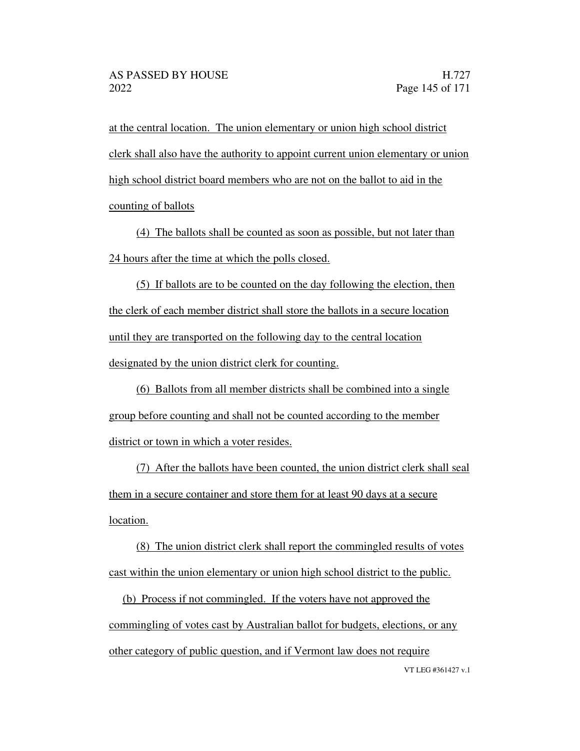at the central location. The union elementary or union high school district clerk shall also have the authority to appoint current union elementary or union high school district board members who are not on the ballot to aid in the counting of ballots

(4) The ballots shall be counted as soon as possible, but not later than 24 hours after the time at which the polls closed.

(5) If ballots are to be counted on the day following the election, then the clerk of each member district shall store the ballots in a secure location until they are transported on the following day to the central location designated by the union district clerk for counting.

(6) Ballots from all member districts shall be combined into a single group before counting and shall not be counted according to the member district or town in which a voter resides.

(7) After the ballots have been counted, the union district clerk shall seal them in a secure container and store them for at least 90 days at a secure location.

(8) The union district clerk shall report the commingled results of votes cast within the union elementary or union high school district to the public.

(b) Process if not commingled. If the voters have not approved the commingling of votes cast by Australian ballot for budgets, elections, or any other category of public question, and if Vermont law does not require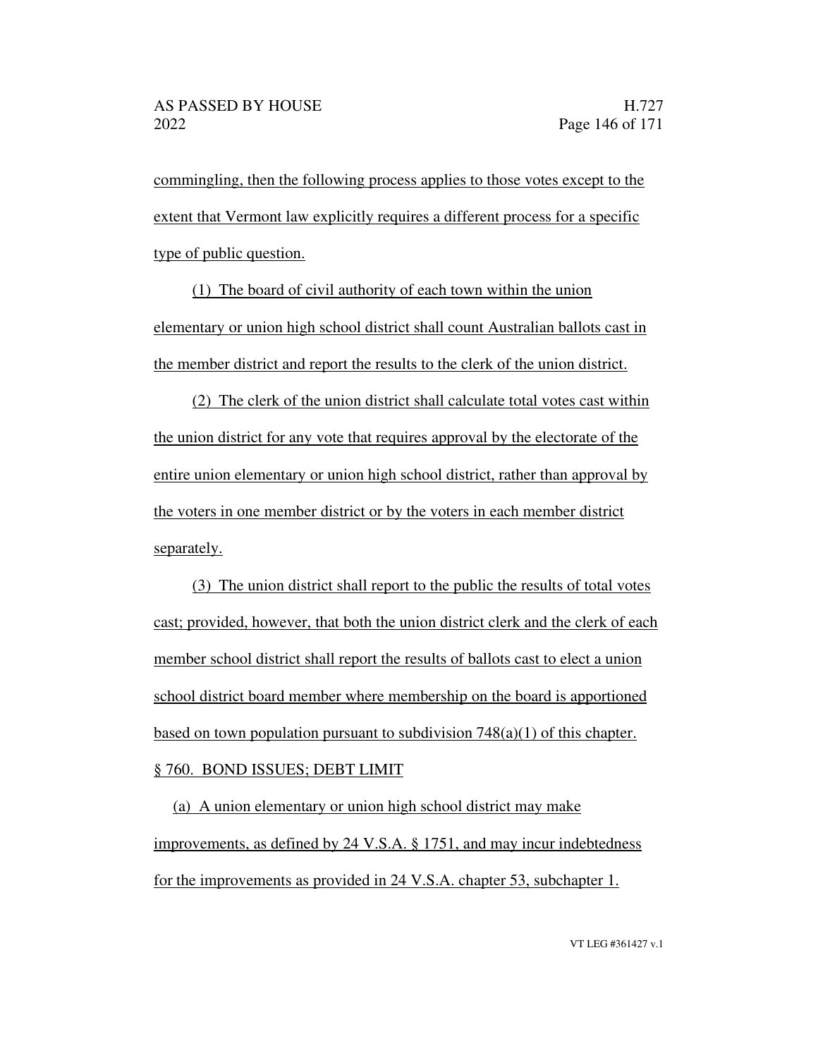commingling, then the following process applies to those votes except to the extent that Vermont law explicitly requires a different process for a specific type of public question.

(1) The board of civil authority of each town within the union elementary or union high school district shall count Australian ballots cast in the member district and report the results to the clerk of the union district.

(2) The clerk of the union district shall calculate total votes cast within the union district for any vote that requires approval by the electorate of the entire union elementary or union high school district, rather than approval by the voters in one member district or by the voters in each member district separately.

(3) The union district shall report to the public the results of total votes cast; provided, however, that both the union district clerk and the clerk of each member school district shall report the results of ballots cast to elect a union school district board member where membership on the board is apportioned based on town population pursuant to subdivision 748(a)(1) of this chapter.

§ 760. BOND ISSUES; DEBT LIMIT

(a) A union elementary or union high school district may make improvements, as defined by 24 V.S.A. § 1751, and may incur indebtedness for the improvements as provided in 24 V.S.A. chapter 53, subchapter 1.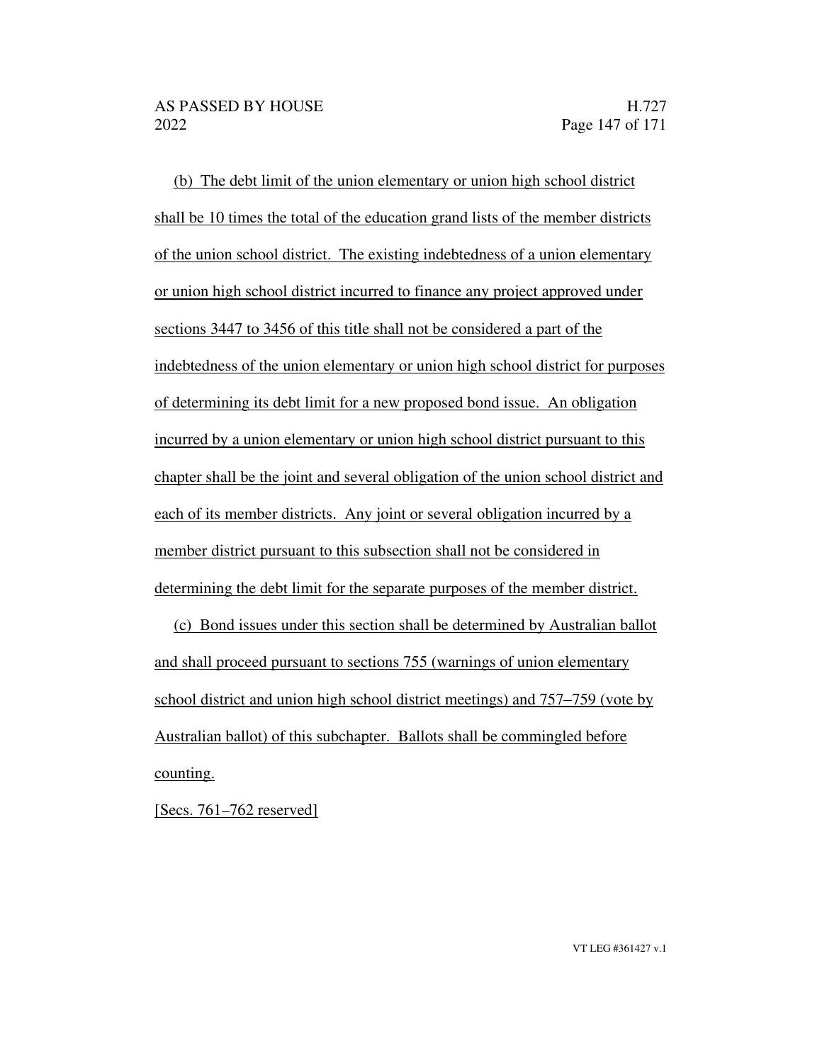(b) The debt limit of the union elementary or union high school district shall be 10 times the total of the education grand lists of the member districts of the union school district. The existing indebtedness of a union elementary or union high school district incurred to finance any project approved under sections 3447 to 3456 of this title shall not be considered a part of the indebtedness of the union elementary or union high school district for purposes of determining its debt limit for a new proposed bond issue. An obligation incurred by a union elementary or union high school district pursuant to this chapter shall be the joint and several obligation of the union school district and each of its member districts. Any joint or several obligation incurred by a member district pursuant to this subsection shall not be considered in determining the debt limit for the separate purposes of the member district.

(c) Bond issues under this section shall be determined by Australian ballot and shall proceed pursuant to sections 755 (warnings of union elementary school district and union high school district meetings) and 757–759 (vote by Australian ballot) of this subchapter. Ballots shall be commingled before counting.

[Secs. 761–762 reserved]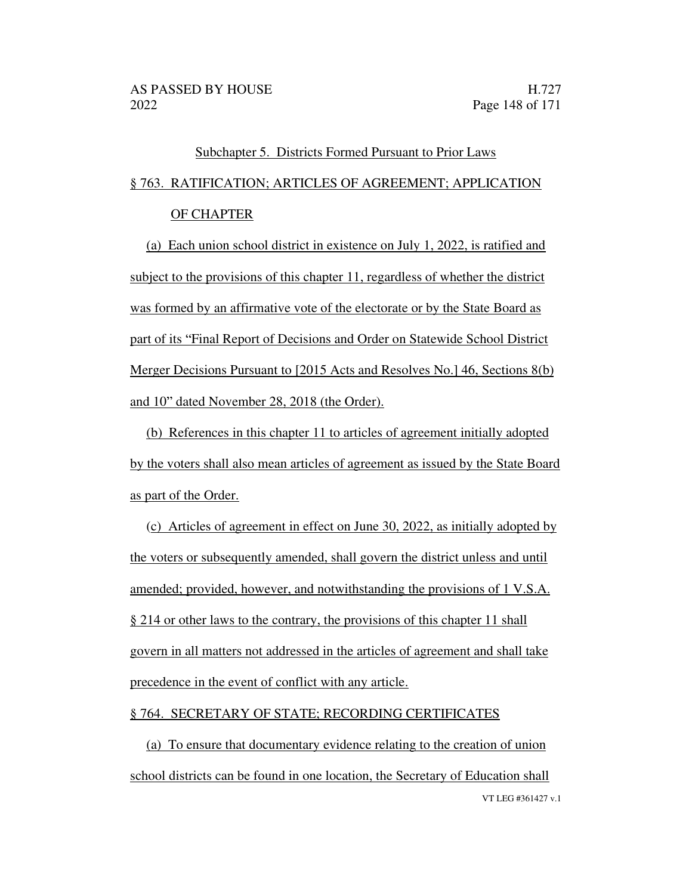Subchapter 5. Districts Formed Pursuant to Prior Laws

§ 763. RATIFICATION; ARTICLES OF AGREEMENT; APPLICATION OF CHAPTER

(a) Each union school district in existence on July 1, 2022, is ratified and subject to the provisions of this chapter 11, regardless of whether the district was formed by an affirmative vote of the electorate or by the State Board as part of its "Final Report of Decisions and Order on Statewide School District Merger Decisions Pursuant to [2015 Acts and Resolves No.] 46, Sections 8(b) and 10" dated November 28, 2018 (the Order).

(b) References in this chapter 11 to articles of agreement initially adopted by the voters shall also mean articles of agreement as issued by the State Board as part of the Order.

(c) Articles of agreement in effect on June 30, 2022, as initially adopted by the voters or subsequently amended, shall govern the district unless and until amended; provided, however, and notwithstanding the provisions of 1 V.S.A. § 214 or other laws to the contrary, the provisions of this chapter 11 shall govern in all matters not addressed in the articles of agreement and shall take precedence in the event of conflict with any article.

§ 764. SECRETARY OF STATE; RECORDING CERTIFICATES

(a) To ensure that documentary evidence relating to the creation of union school districts can be found in one location, the Secretary of Education shall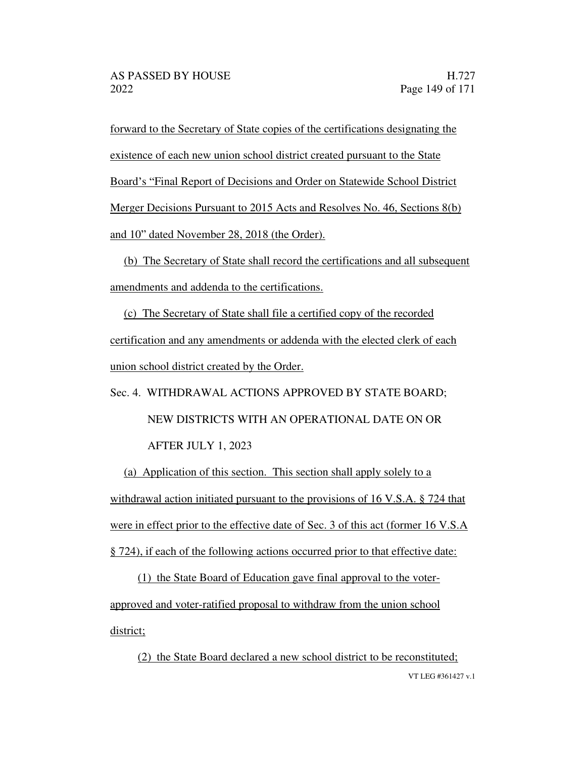forward to the Secretary of State copies of the certifications designating the existence of each new union school district created pursuant to the State Board's "Final Report of Decisions and Order on Statewide School District Merger Decisions Pursuant to 2015 Acts and Resolves No. 46, Sections 8(b) and 10" dated November 28, 2018 (the Order).

(b) The Secretary of State shall record the certifications and all subsequent amendments and addenda to the certifications.

(c) The Secretary of State shall file a certified copy of the recorded certification and any amendments or addenda with the elected clerk of each union school district created by the Order.

Sec. 4. WITHDRAWAL ACTIONS APPROVED BY STATE BOARD; NEW DISTRICTS WITH AN OPERATIONAL DATE ON OR AFTER JULY 1, 2023

(a) Application of this section. This section shall apply solely to a withdrawal action initiated pursuant to the provisions of 16 V.S.A. § 724 that were in effect prior to the effective date of Sec. 3 of this act (former 16 V.S.A § 724), if each of the following actions occurred prior to that effective date:

(1) the State Board of Education gave final approval to the voter-approved and voter-ratified proposal to withdraw from the union school district;

(2) the State Board declared a new school district to be reconstituted;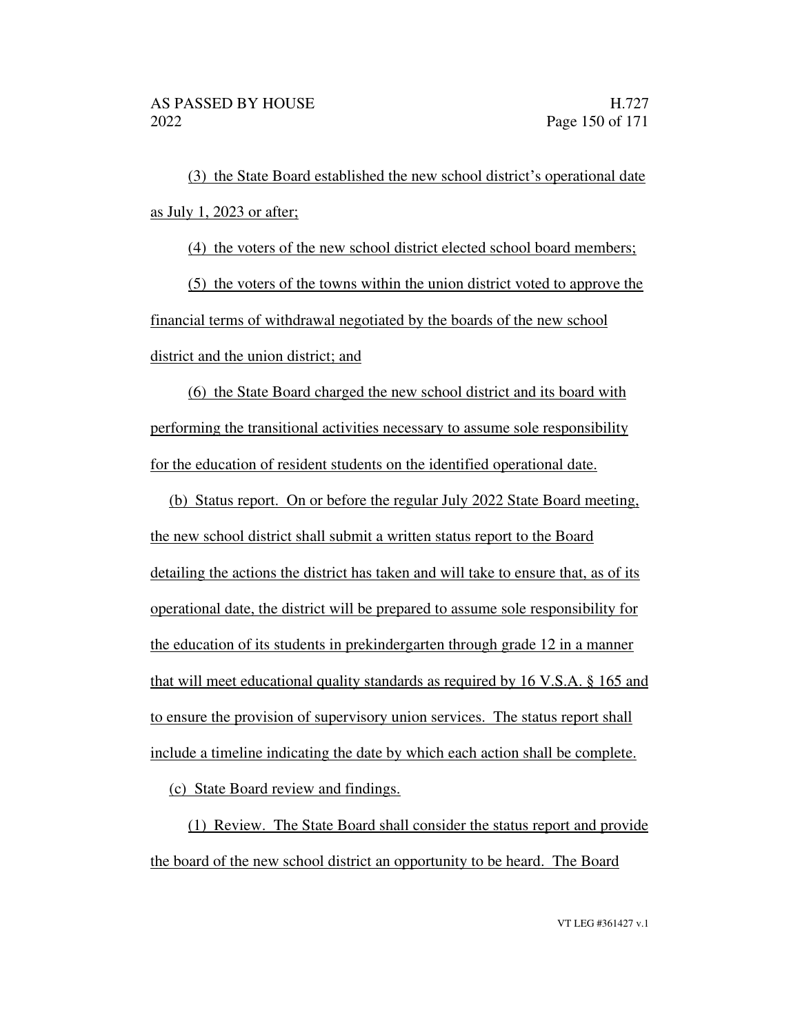(3) the State Board established the new school district's operational date as July 1, 2023 or after;

(4) the voters of the new school district elected school board members;

(5) the voters of the towns within the union district voted to approve the financial terms of withdrawal negotiated by the boards of the new school district and the union district; and

(6) the State Board charged the new school district and its board with performing the transitional activities necessary to assume sole responsibility for the education of resident students on the identified operational date.

(b) Status report. On or before the regular July 2022 State Board meeting, the new school district shall submit a written status report to the Board detailing the actions the district has taken and will take to ensure that, as of its operational date, the district will be prepared to assume sole responsibility for the education of its students in prekindergarten through grade 12 in a manner that will meet educational quality standards as required by 16 V.S.A. § 165 and to ensure the provision of supervisory union services. The status report shall include a timeline indicating the date by which each action shall be complete.

(c) State Board review and findings.

(1) Review. The State Board shall consider the status report and provide the board of the new school district an opportunity to be heard. The Board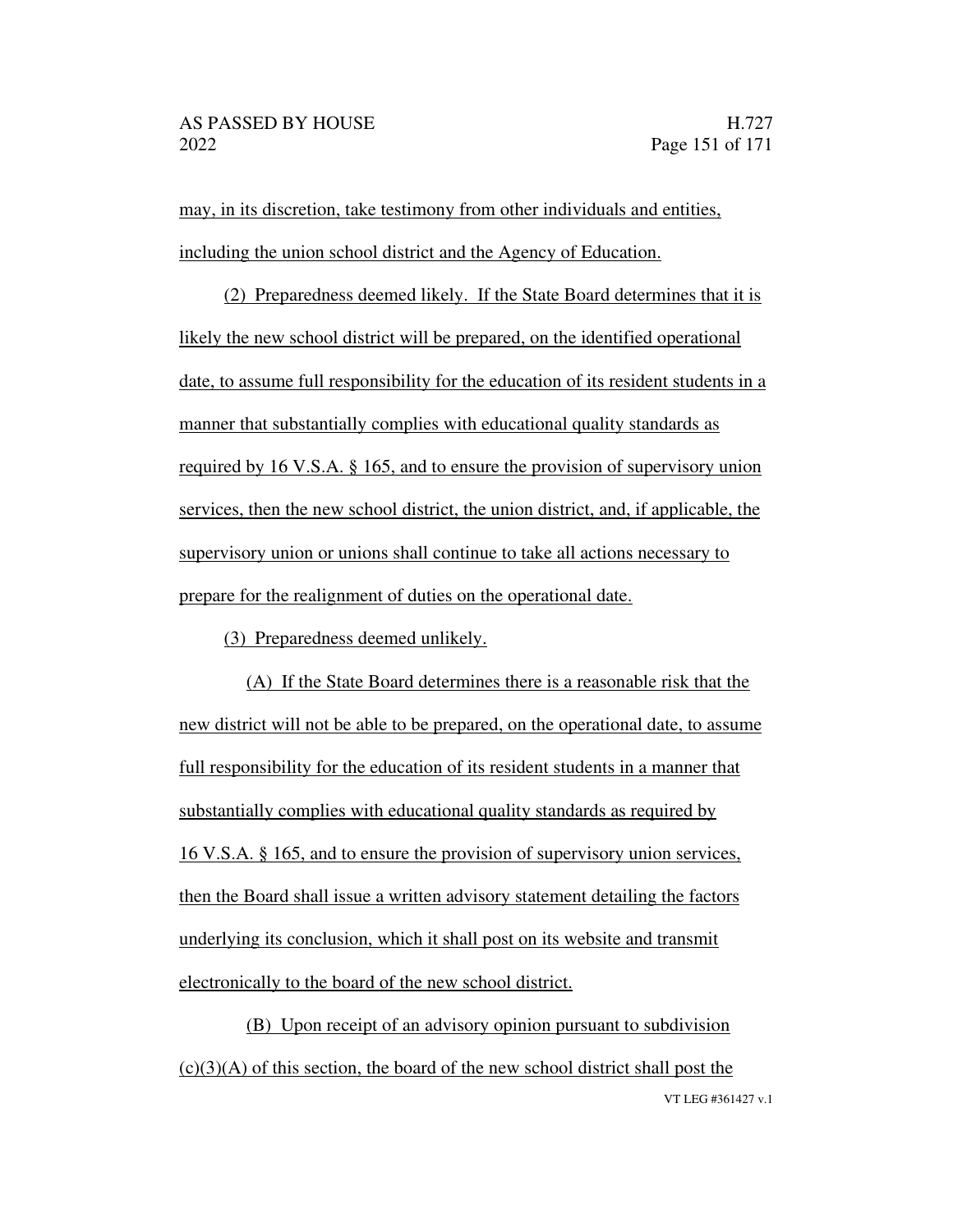may, in its discretion, take testimony from other individuals and entities, including the union school district and the Agency of Education.

(2) Preparedness deemed likely. If the State Board determines that it is likely the new school district will be prepared, on the identified operational date, to assume full responsibility for the education of its resident students in a manner that substantially complies with educational quality standards as required by 16 V.S.A. § 165, and to ensure the provision of supervisory union services, then the new school district, the union district, and, if applicable, the supervisory union or unions shall continue to take all actions necessary to prepare for the realignment of duties on the operational date.

(3) Preparedness deemed unlikely.

(A) If the State Board determines there is a reasonable risk that the new district will not be able to be prepared, on the operational date, to assume full responsibility for the education of its resident students in a manner that substantially complies with educational quality standards as required by 16 V.S.A. § 165, and to ensure the provision of supervisory union services, then the Board shall issue a written advisory statement detailing the factors underlying its conclusion, which it shall post on its website and transmit electronically to the board of the new school district.

(B) Upon receipt of an advisory opinion pursuant to subdivision (c)(3)(A) of this section, the board of the new school district shall post the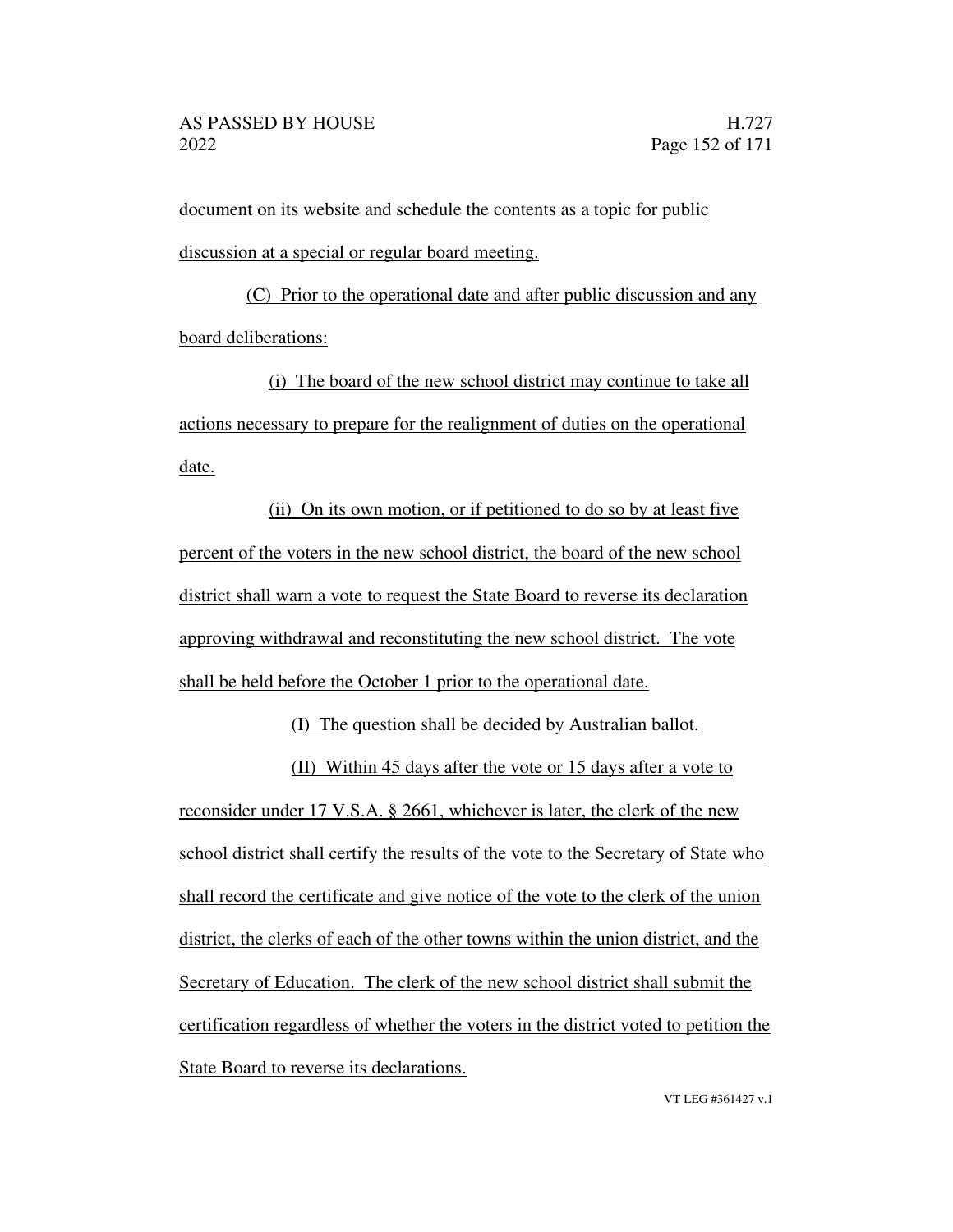document on its website and schedule the contents as a topic for public discussion at a special or regular board meeting.

(C) Prior to the operational date and after public discussion and any board deliberations:

(i) The board of the new school district may continue to take all actions necessary to prepare for the realignment of duties on the operational date.

(ii) On its own motion, or if petitioned to do so by at least five percent of the voters in the new school district, the board of the new school district shall warn a vote to request the State Board to reverse its declaration approving withdrawal and reconstituting the new school district. The vote shall be held before the October 1 prior to the operational date.

(I) The question shall be decided by Australian ballot.

(II) Within 45 days after the vote or 15 days after a vote to reconsider under 17 V.S.A. § 2661, whichever is later, the clerk of the new school district shall certify the results of the vote to the Secretary of State who shall record the certificate and give notice of the vote to the clerk of the union district, the clerks of each of the other towns within the union district, and the Secretary of Education. The clerk of the new school district shall submit the certification regardless of whether the voters in the district voted to petition the State Board to reverse its declarations.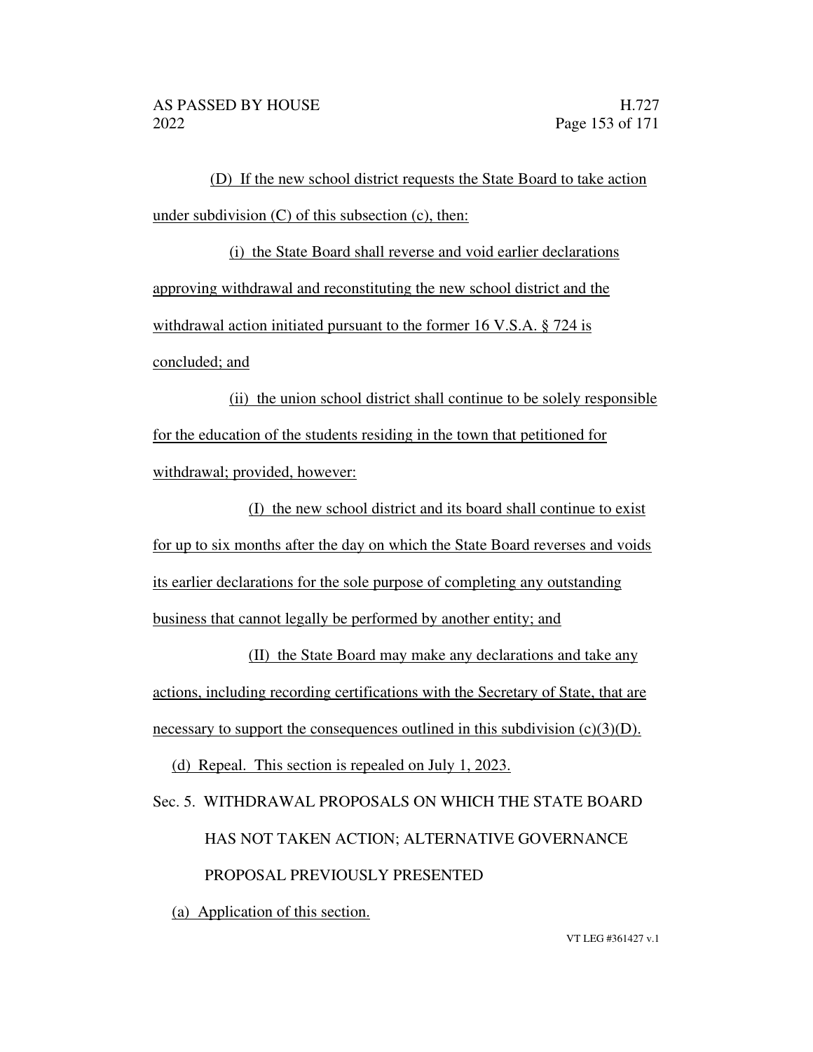(D) If the new school district requests the State Board to take action under subdivision (C) of this subsection (c), then:

(i) the State Board shall reverse and void earlier declarations approving withdrawal and reconstituting the new school district and the withdrawal action initiated pursuant to the former 16 V.S.A. § 724 is concluded; and

(ii) the union school district shall continue to be solely responsible for the education of the students residing in the town that petitioned for withdrawal; provided, however:

(I) the new school district and its board shall continue to exist for up to six months after the day on which the State Board reverses and voids its earlier declarations for the sole purpose of completing any outstanding business that cannot legally be performed by another entity; and

(II) the State Board may make any declarations and take any actions, including recording certifications with the Secretary of State, that are necessary to support the consequences outlined in this subdivision (c)(3)(D).

(d) Repeal. This section is repealed on July 1, 2023.

Sec. 5. WITHDRAWAL PROPOSALS ON WHICH THE STATE BOARD HAS NOT TAKEN ACTION; ALTERNATIVE GOVERNANCE PROPOSAL PREVIOUSLY PRESENTED

(a) Application of this section.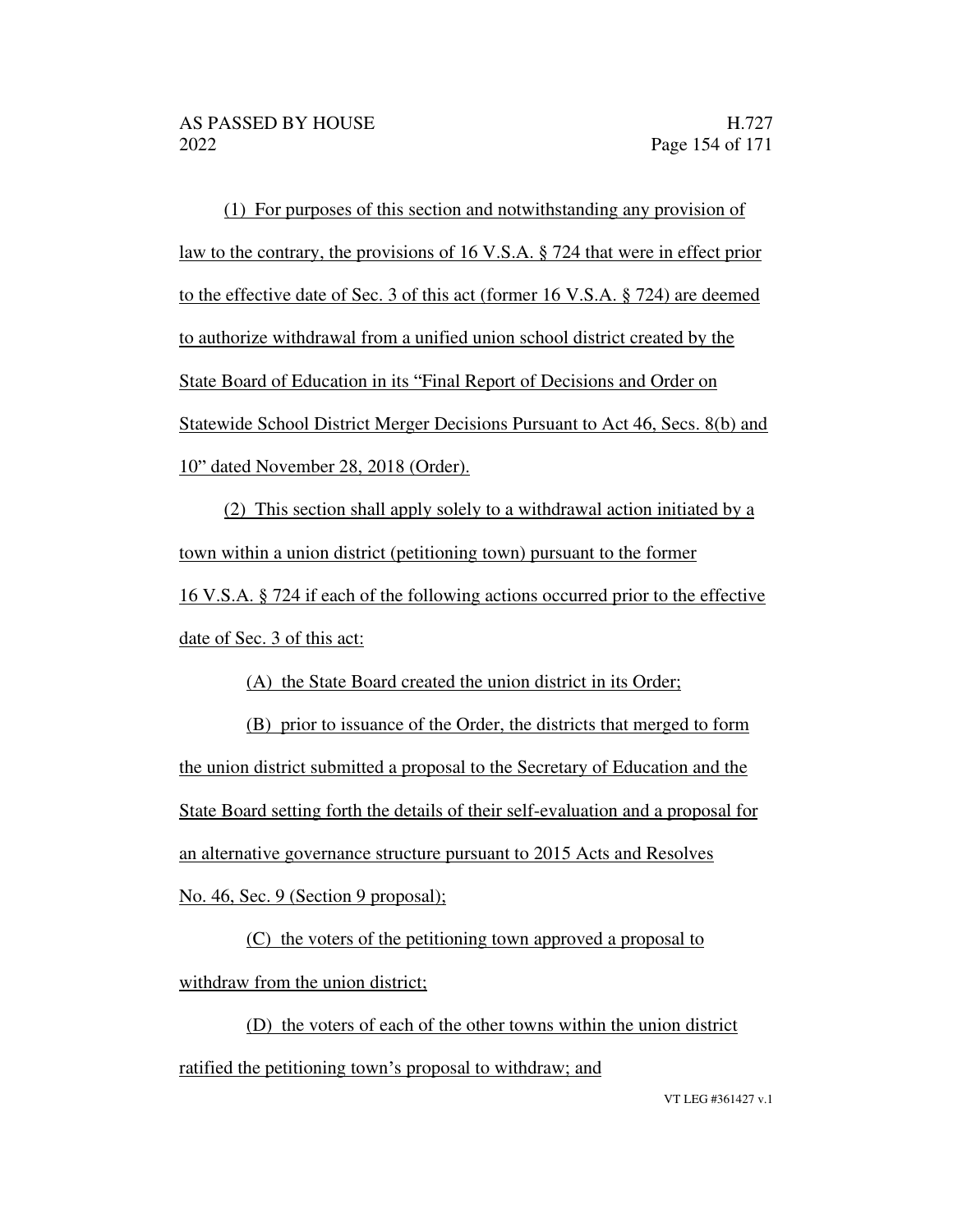(1) For purposes of this section and notwithstanding any provision of law to the contrary, the provisions of 16 V.S.A. § 724 that were in effect prior to the effective date of Sec. 3 of this act (former 16 V.S.A. § 724) are deemed to authorize withdrawal from a unified union school district created by the State Board of Education in its "Final Report of Decisions and Order on Statewide School District Merger Decisions Pursuant to Act 46, Secs. 8(b) and 10" dated November 28, 2018 (Order).

(2) This section shall apply solely to a withdrawal action initiated by a town within a union district (petitioning town) pursuant to the former 16 V.S.A. § 724 if each of the following actions occurred prior to the effective date of Sec. 3 of this act:

(A) the State Board created the union district in its Order;

(B) prior to issuance of the Order, the districts that merged to form the union district submitted a proposal to the Secretary of Education and the State Board setting forth the details of their self-evaluation and a proposal for an alternative governance structure pursuant to 2015 Acts and Resolves No. 46, Sec. 9 (Section 9 proposal);

(C) the voters of the petitioning town approved a proposal to withdraw from the union district;

(D) the voters of each of the other towns within the union district ratified the petitioning town's proposal to withdraw; and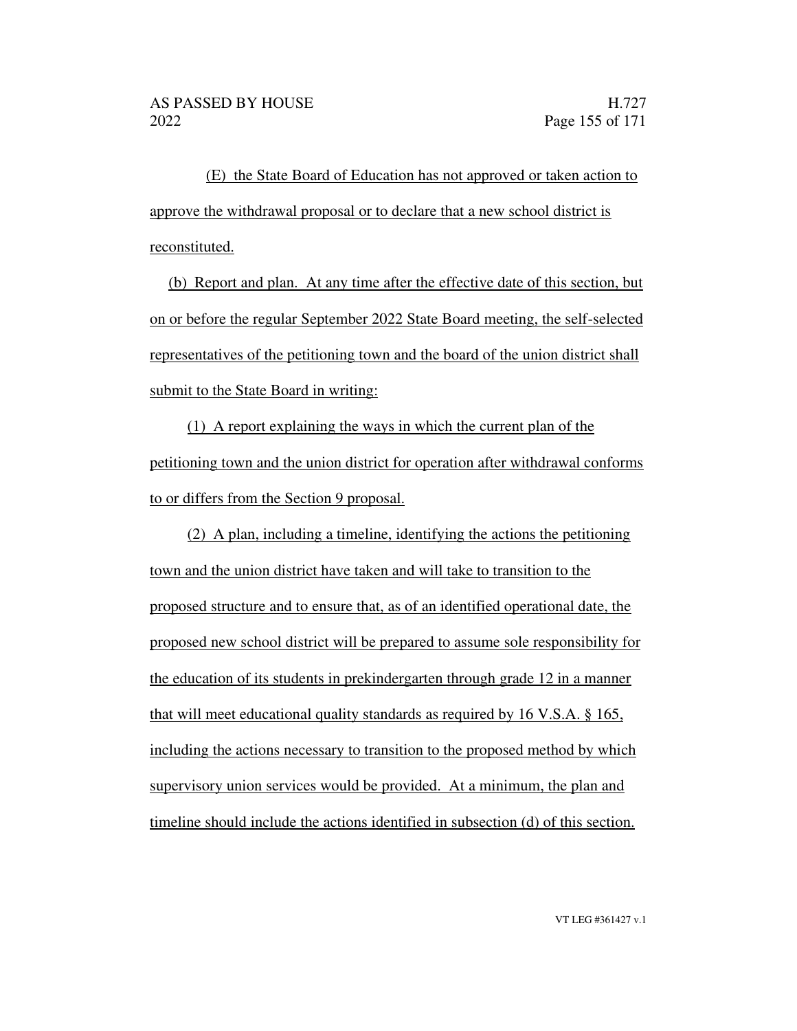(E) the State Board of Education has not approved or taken action to approve the withdrawal proposal or to declare that a new school district is reconstituted.

(b) Report and plan. At any time after the effective date of this section, but on or before the regular September 2022 State Board meeting, the self-selected representatives of the petitioning town and the board of the union district shall submit to the State Board in writing:

(1) A report explaining the ways in which the current plan of the petitioning town and the union district for operation after withdrawal conforms to or differs from the Section 9 proposal.

(2) A plan, including a timeline, identifying the actions the petitioning town and the union district have taken and will take to transition to the proposed structure and to ensure that, as of an identified operational date, the proposed new school district will be prepared to assume sole responsibility for the education of its students in prekindergarten through grade 12 in a manner that will meet educational quality standards as required by 16 V.S.A. § 165, including the actions necessary to transition to the proposed method by which supervisory union services would be provided. At a minimum, the plan and timeline should include the actions identified in subsection (d) of this section.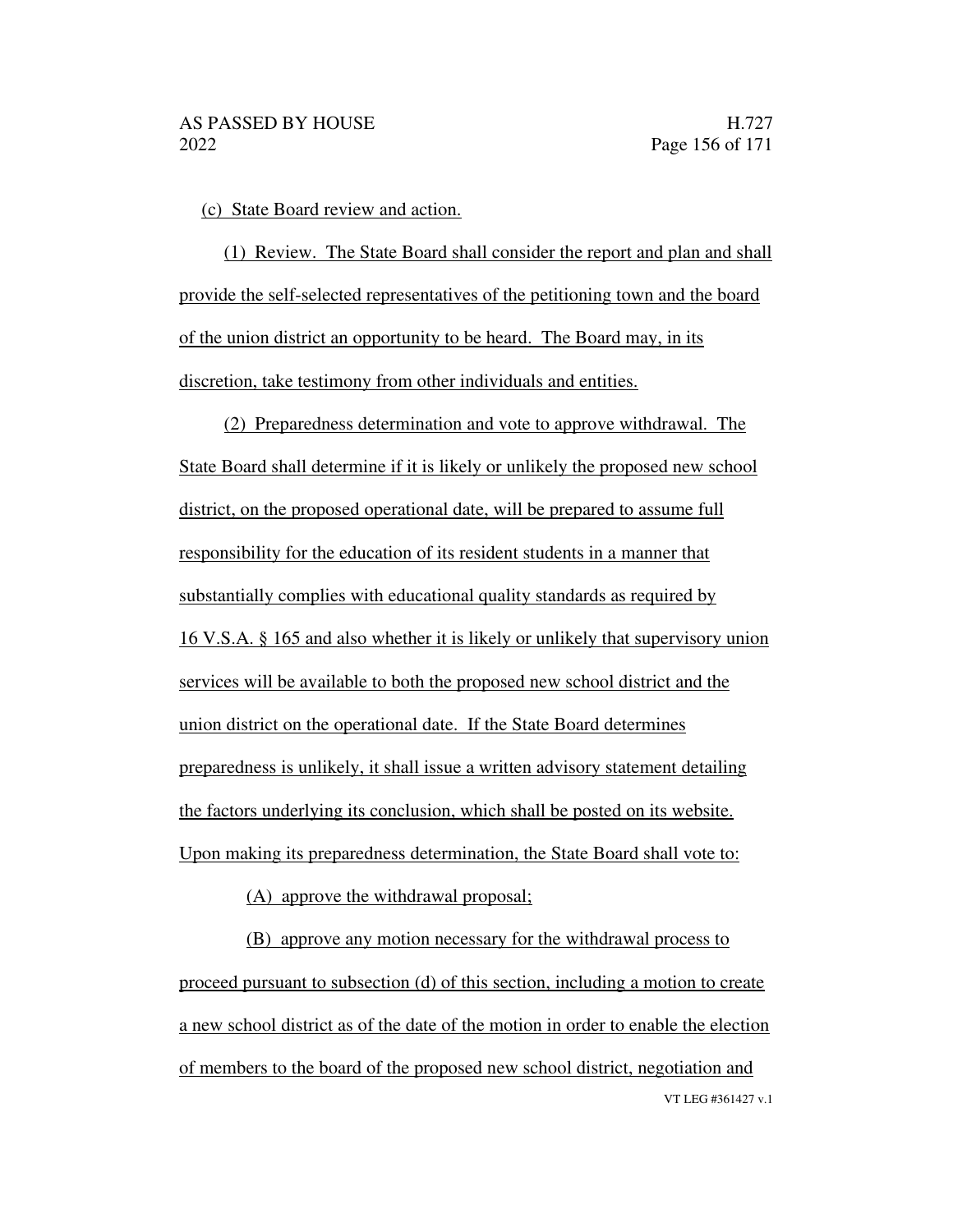(c) State Board review and action.

(1) Review. The State Board shall consider the report and plan and shall provide the self-selected representatives of the petitioning town and the board of the union district an opportunity to be heard. The Board may, in its discretion, take testimony from other individuals and entities.

(2) Preparedness determination and vote to approve withdrawal. The State Board shall determine if it is likely or unlikely the proposed new school district, on the proposed operational date, will be prepared to assume full responsibility for the education of its resident students in a manner that substantially complies with educational quality standards as required by 16 V.S.A. § 165 and also whether it is likely or unlikely that supervisory union services will be available to both the proposed new school district and the union district on the operational date. If the State Board determines preparedness is unlikely, it shall issue a written advisory statement detailing the factors underlying its conclusion, which shall be posted on its website. Upon making its preparedness determination, the State Board shall vote to:

(A) approve the withdrawal proposal;

(B) approve any motion necessary for the withdrawal process to proceed pursuant to subsection (d) of this section, including a motion to create a new school district as of the date of the motion in order to enable the election of members to the board of the proposed new school district, negotiation and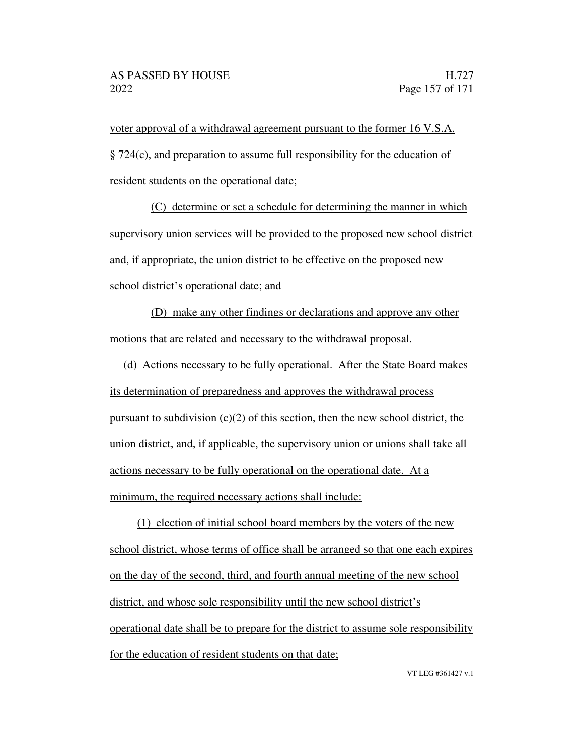voter approval of a withdrawal agreement pursuant to the former 16 V.S.A. § 724(c), and preparation to assume full responsibility for the education of resident students on the operational date;

(C) determine or set a schedule for determining the manner in which supervisory union services will be provided to the proposed new school district and, if appropriate, the union district to be effective on the proposed new school district's operational date; and

(D) make any other findings or declarations and approve any other motions that are related and necessary to the withdrawal proposal.

(d) Actions necessary to be fully operational. After the State Board makes its determination of preparedness and approves the withdrawal process pursuant to subdivision (c)(2) of this section, then the new school district, the union district, and, if applicable, the supervisory union or unions shall take all actions necessary to be fully operational on the operational date. At a minimum, the required necessary actions shall include:

(1) election of initial school board members by the voters of the new school district, whose terms of office shall be arranged so that one each expires on the day of the second, third, and fourth annual meeting of the new school district, and whose sole responsibility until the new school district's operational date shall be to prepare for the district to assume sole responsibility for the education of resident students on that date;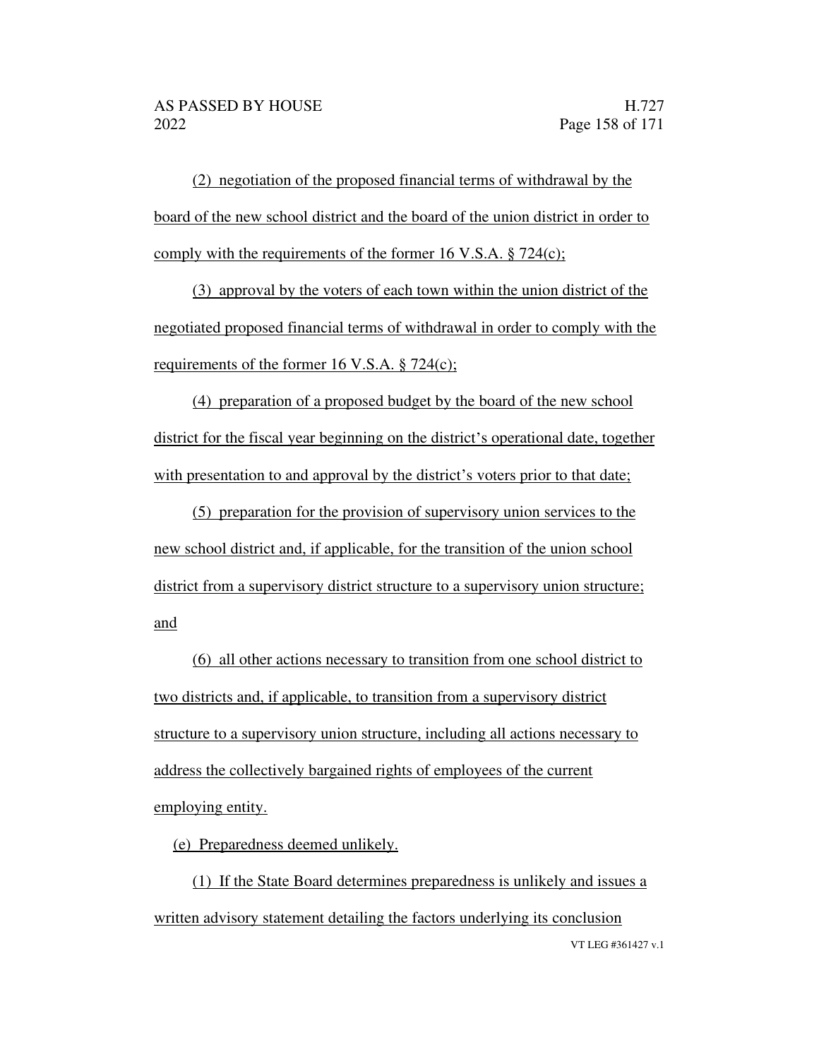(2) negotiation of the proposed financial terms of withdrawal by the board of the new school district and the board of the union district in order to comply with the requirements of the former 16 V.S.A. § 724(c);

(3) approval by the voters of each town within the union district of the negotiated proposed financial terms of withdrawal in order to comply with the requirements of the former 16 V.S.A. § 724(c);

(4) preparation of a proposed budget by the board of the new school district for the fiscal year beginning on the district's operational date, together with presentation to and approval by the district's voters prior to that date;

(5) preparation for the provision of supervisory union services to the new school district and, if applicable, for the transition of the union school district from a supervisory district structure to a supervisory union structure; and

(6) all other actions necessary to transition from one school district to two districts and, if applicable, to transition from a supervisory district structure to a supervisory union structure, including all actions necessary to address the collectively bargained rights of employees of the current employing entity.

(e) Preparedness deemed unlikely.

(1) If the State Board determines preparedness is unlikely and issues a written advisory statement detailing the factors underlying its conclusion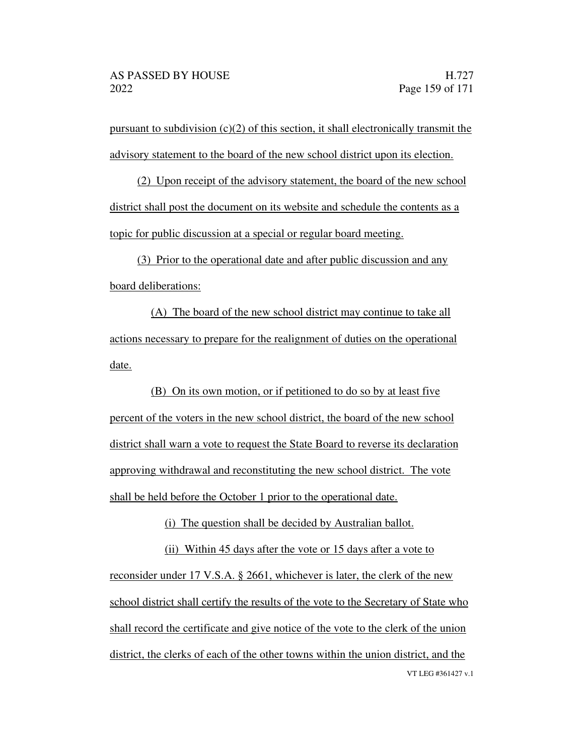pursuant to subdivision (c)(2) of this section, it shall electronically transmit the advisory statement to the board of the new school district upon its election.

(2) Upon receipt of the advisory statement, the board of the new school district shall post the document on its website and schedule the contents as a topic for public discussion at a special or regular board meeting.

(3) Prior to the operational date and after public discussion and any board deliberations:

(A) The board of the new school district may continue to take all actions necessary to prepare for the realignment of duties on the operational date.

(B) On its own motion, or if petitioned to do so by at least five percent of the voters in the new school district, the board of the new school district shall warn a vote to request the State Board to reverse its declaration approving withdrawal and reconstituting the new school district. The vote shall be held before the October 1 prior to the operational date.

(i) The question shall be decided by Australian ballot.

(ii) Within 45 days after the vote or 15 days after a vote to reconsider under 17 V.S.A. § 2661, whichever is later, the clerk of the new school district shall certify the results of the vote to the Secretary of State who shall record the certificate and give notice of the vote to the clerk of the union district, the clerks of each of the other towns within the union district, and the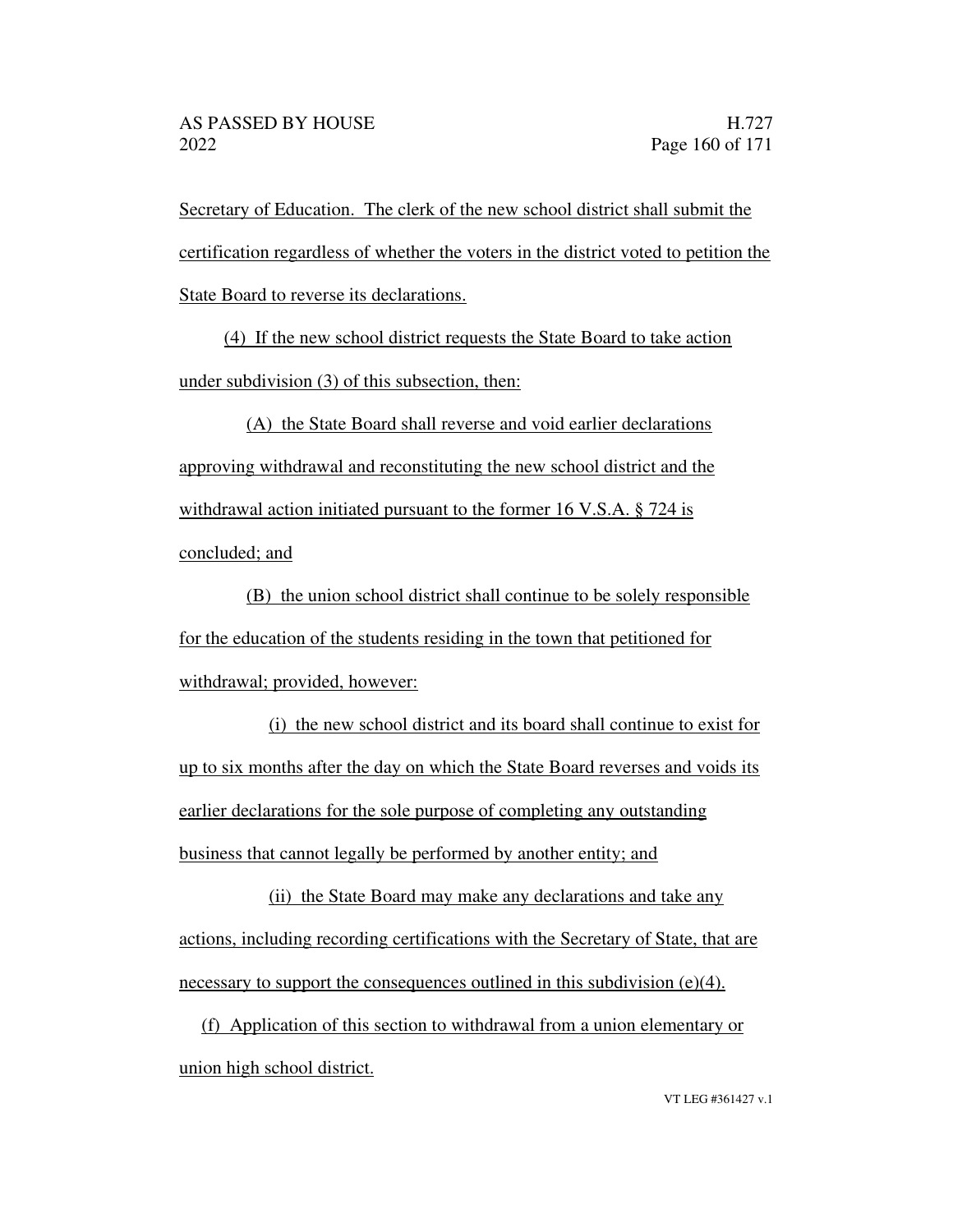Secretary of Education. The clerk of the new school district shall submit the certification regardless of whether the voters in the district voted to petition the State Board to reverse its declarations.

(4) If the new school district requests the State Board to take action under subdivision (3) of this subsection, then:

(A) the State Board shall reverse and void earlier declarations approving withdrawal and reconstituting the new school district and the withdrawal action initiated pursuant to the former 16 V.S.A. § 724 is concluded; and

(B) the union school district shall continue to be solely responsible for the education of the students residing in the town that petitioned for withdrawal; provided, however:

(i) the new school district and its board shall continue to exist for up to six months after the day on which the State Board reverses and voids its earlier declarations for the sole purpose of completing any outstanding business that cannot legally be performed by another entity; and

(ii) the State Board may make any declarations and take any actions, including recording certifications with the Secretary of State, that are necessary to support the consequences outlined in this subdivision (e)(4).

(f) Application of this section to withdrawal from a union elementary or union high school district.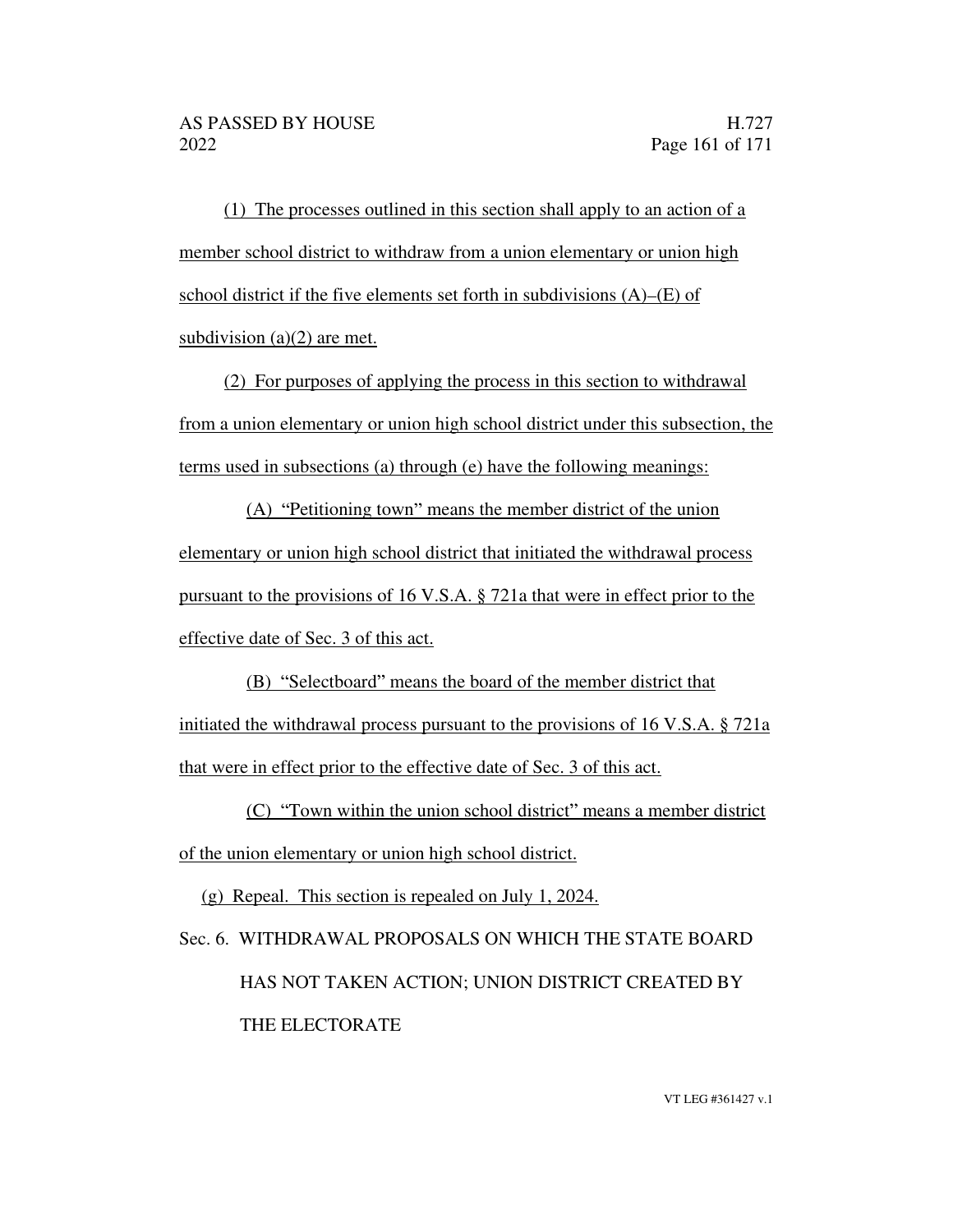(1) The processes outlined in this section shall apply to an action of a member school district to withdraw from a union elementary or union high school district if the five elements set forth in subdivisions (A)–(E) of subdivision (a)(2) are met.

(2) For purposes of applying the process in this section to withdrawal from a union elementary or union high school district under this subsection, the terms used in subsections (a) through (e) have the following meanings:

(A) "Petitioning town" means the member district of the union elementary or union high school district that initiated the withdrawal process pursuant to the provisions of 16 V.S.A. § 721a that were in effect prior to the effective date of Sec. 3 of this act.

(B) "Selectboard" means the board of the member district that initiated the withdrawal process pursuant to the provisions of 16 V.S.A. § 721a that were in effect prior to the effective date of Sec. 3 of this act.

(C) "Town within the union school district" means a member district of the union elementary or union high school district.

(g) Repeal. This section is repealed on July 1, 2024.

Sec. 6. WITHDRAWAL PROPOSALS ON WHICH THE STATE BOARD HAS NOT TAKEN ACTION; UNION DISTRICT CREATED BY THE ELECTORATE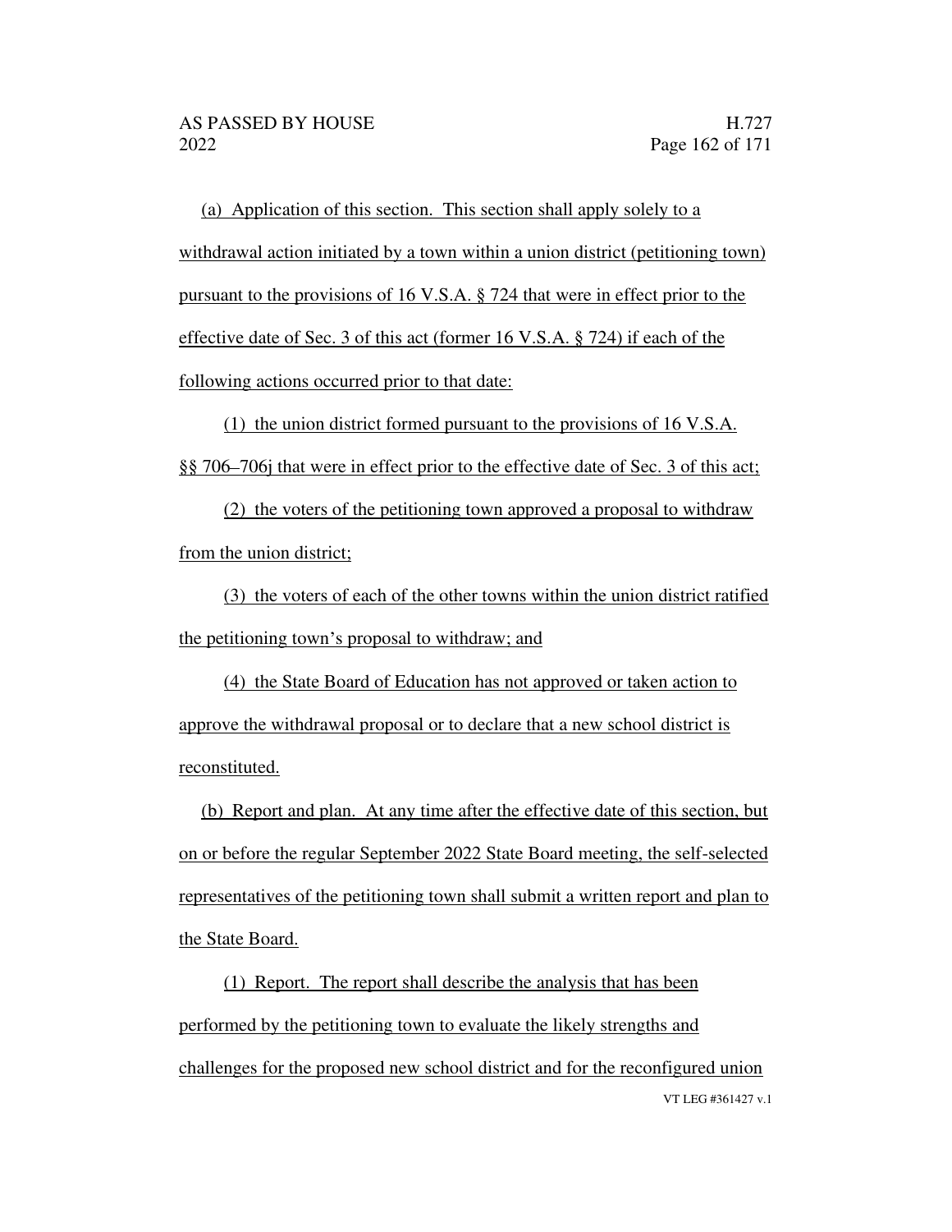(a) Application of this section. This section shall apply solely to a withdrawal action initiated by a town within a union district (petitioning town) pursuant to the provisions of 16 V.S.A. § 724 that were in effect prior to the effective date of Sec. 3 of this act (former 16 V.S.A. § 724) if each of the following actions occurred prior to that date:

(1) the union district formed pursuant to the provisions of 16 V.S.A. §§ 706–706j that were in effect prior to the effective date of Sec. 3 of this act;

(2) the voters of the petitioning town approved a proposal to withdraw from the union district;

(3) the voters of each of the other towns within the union district ratified the petitioning town's proposal to withdraw; and

(4) the State Board of Education has not approved or taken action to approve the withdrawal proposal or to declare that a new school district is reconstituted.

(b) Report and plan. At any time after the effective date of this section, but on or before the regular September 2022 State Board meeting, the self-selected representatives of the petitioning town shall submit a written report and plan to the State Board.

(1) Report. The report shall describe the analysis that has been performed by the petitioning town to evaluate the likely strengths and challenges for the proposed new school district and for the reconfigured union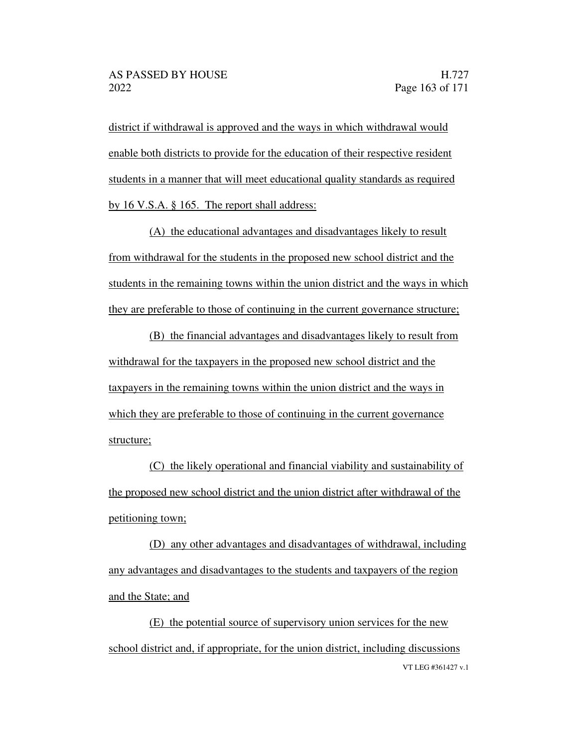district if withdrawal is approved and the ways in which withdrawal would enable both districts to provide for the education of their respective resident students in a manner that will meet educational quality standards as required by 16 V.S.A. § 165. The report shall address:

(A) the educational advantages and disadvantages likely to result from withdrawal for the students in the proposed new school district and the students in the remaining towns within the union district and the ways in which they are preferable to those of continuing in the current governance structure;

(B) the financial advantages and disadvantages likely to result from withdrawal for the taxpayers in the proposed new school district and the taxpayers in the remaining towns within the union district and the ways in which they are preferable to those of continuing in the current governance structure;

(C) the likely operational and financial viability and sustainability of the proposed new school district and the union district after withdrawal of the petitioning town;

(D) any other advantages and disadvantages of withdrawal, including any advantages and disadvantages to the students and taxpayers of the region and the State; and

(E) the potential source of supervisory union services for the new school district and, if appropriate, for the union district, including discussions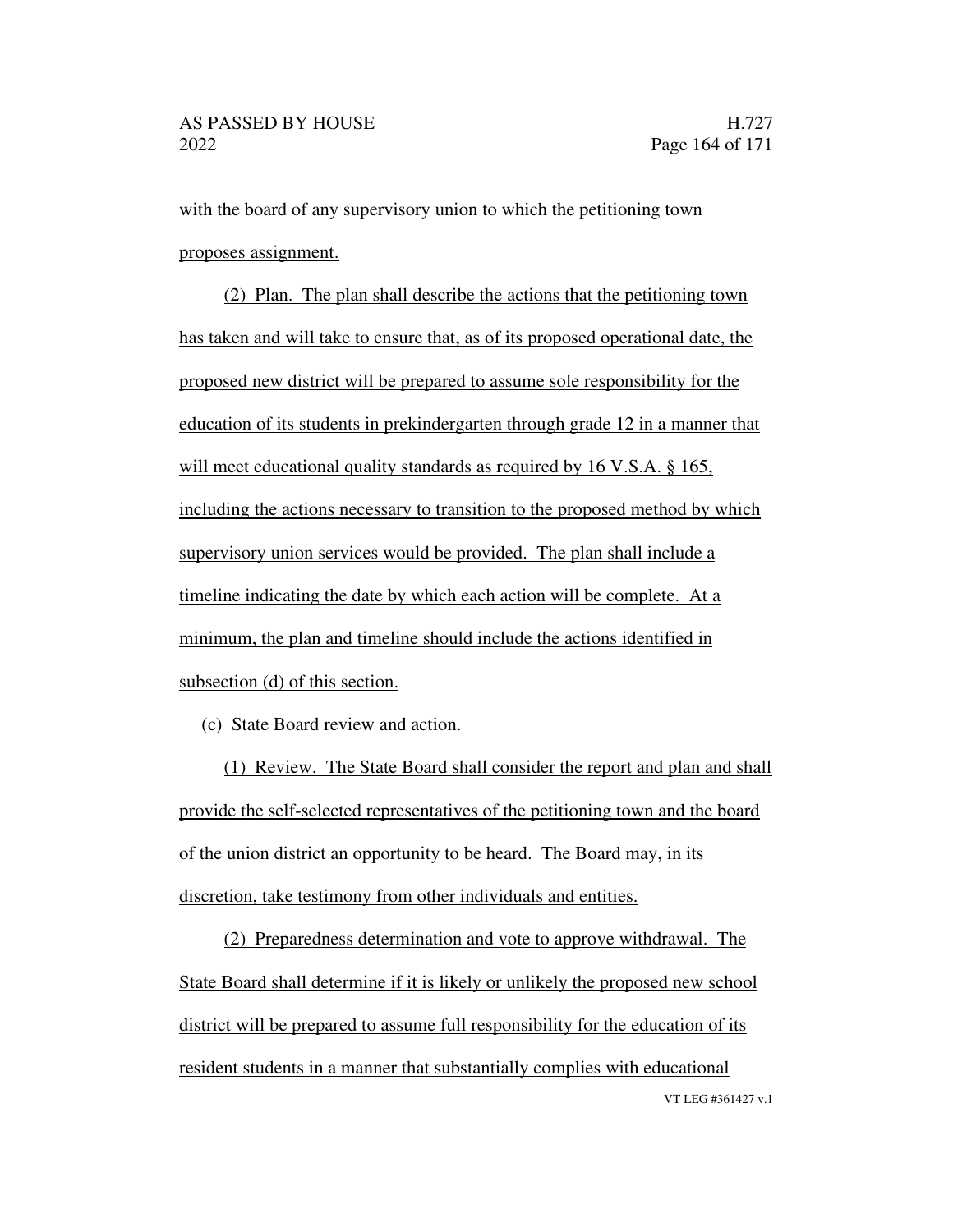with the board of any supervisory union to which the petitioning town proposes assignment.

(2) Plan. The plan shall describe the actions that the petitioning town has taken and will take to ensure that, as of its proposed operational date, the proposed new district will be prepared to assume sole responsibility for the education of its students in prekindergarten through grade 12 in a manner that will meet educational quality standards as required by 16 V.S.A. § 165, including the actions necessary to transition to the proposed method by which supervisory union services would be provided. The plan shall include a timeline indicating the date by which each action will be complete. At a minimum, the plan and timeline should include the actions identified in subsection (d) of this section.

(c) State Board review and action.

(1) Review. The State Board shall consider the report and plan and shall provide the self-selected representatives of the petitioning town and the board of the union district an opportunity to be heard. The Board may, in its discretion, take testimony from other individuals and entities.

(2) Preparedness determination and vote to approve withdrawal. The State Board shall determine if it is likely or unlikely the proposed new school district will be prepared to assume full responsibility for the education of its resident students in a manner that substantially complies with educational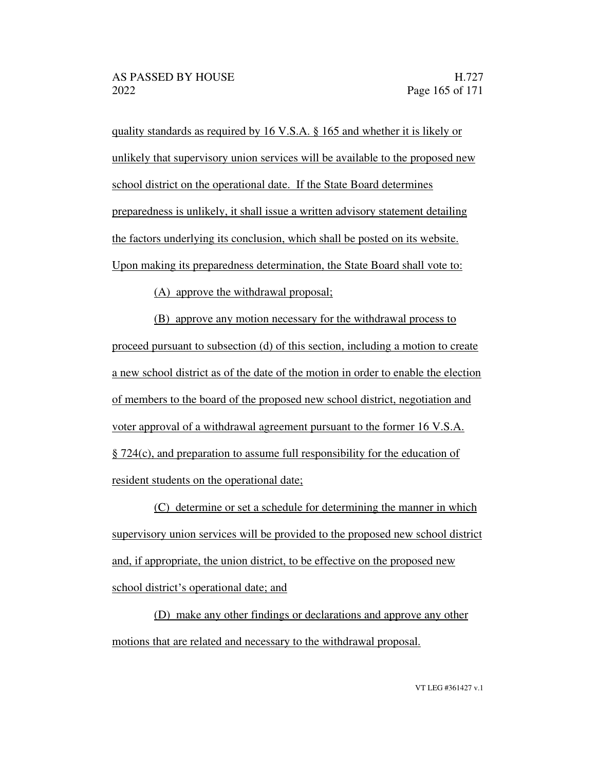quality standards as required by 16 V.S.A. § 165 and whether it is likely or unlikely that supervisory union services will be available to the proposed new school district on the operational date. If the State Board determines preparedness is unlikely, it shall issue a written advisory statement detailing the factors underlying its conclusion, which shall be posted on its website. Upon making its preparedness determination, the State Board shall vote to:

(A) approve the withdrawal proposal;

(B) approve any motion necessary for the withdrawal process to proceed pursuant to subsection (d) of this section, including a motion to create a new school district as of the date of the motion in order to enable the election of members to the board of the proposed new school district, negotiation and voter approval of a withdrawal agreement pursuant to the former 16 V.S.A. § 724(c), and preparation to assume full responsibility for the education of resident students on the operational date;

(C) determine or set a schedule for determining the manner in which supervisory union services will be provided to the proposed new school district and, if appropriate, the union district, to be effective on the proposed new school district's operational date; and

(D) make any other findings or declarations and approve any other motions that are related and necessary to the withdrawal proposal.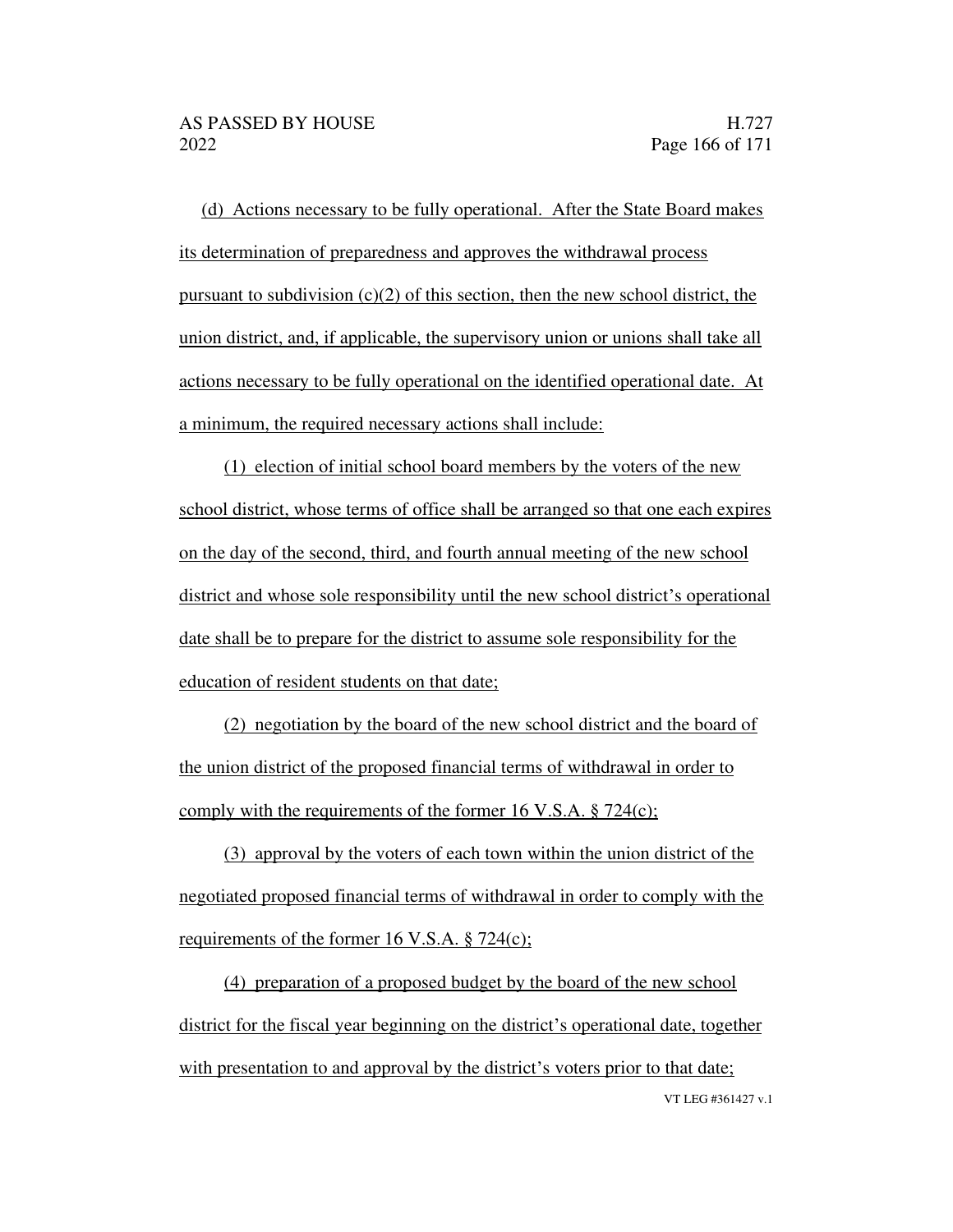(d) Actions necessary to be fully operational. After the State Board makes its determination of preparedness and approves the withdrawal process pursuant to subdivision (c)(2) of this section, then the new school district, the union district, and, if applicable, the supervisory union or unions shall take all actions necessary to be fully operational on the identified operational date. At a minimum, the required necessary actions shall include:

(1) election of initial school board members by the voters of the new school district, whose terms of office shall be arranged so that one each expires on the day of the second, third, and fourth annual meeting of the new school district and whose sole responsibility until the new school district's operational date shall be to prepare for the district to assume sole responsibility for the education of resident students on that date;

(2) negotiation by the board of the new school district and the board of the union district of the proposed financial terms of withdrawal in order to comply with the requirements of the former 16 V.S.A. § 724(c);

(3) approval by the voters of each town within the union district of the negotiated proposed financial terms of withdrawal in order to comply with the requirements of the former 16 V.S.A. § 724(c);

(4) preparation of a proposed budget by the board of the new school district for the fiscal year beginning on the district's operational date, together with presentation to and approval by the district's voters prior to that date;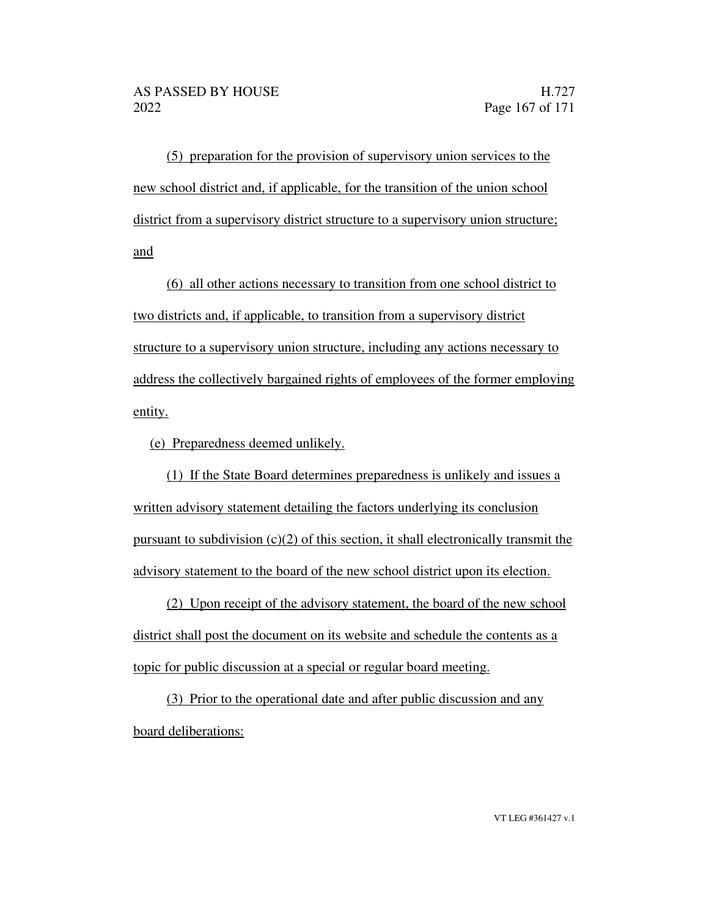(5) preparation for the provision of supervisory union services to the new school district and, if applicable, for the transition of the union school district from a supervisory district structure to a supervisory union structure; and

(6) all other actions necessary to transition from one school district to two districts and, if applicable, to transition from a supervisory district structure to a supervisory union structure, including any actions necessary to address the collectively bargained rights of employees of the former employing entity.

(e) Preparedness deemed unlikely.

(1) If the State Board determines preparedness is unlikely and issues a written advisory statement detailing the factors underlying its conclusion pursuant to subdivision (c)(2) of this section, it shall electronically transmit the advisory statement to the board of the new school district upon its election.

(2) Upon receipt of the advisory statement, the board of the new school district shall post the document on its website and schedule the contents as a topic for public discussion at a special or regular board meeting.

(3) Prior to the operational date and after public discussion and any board deliberations: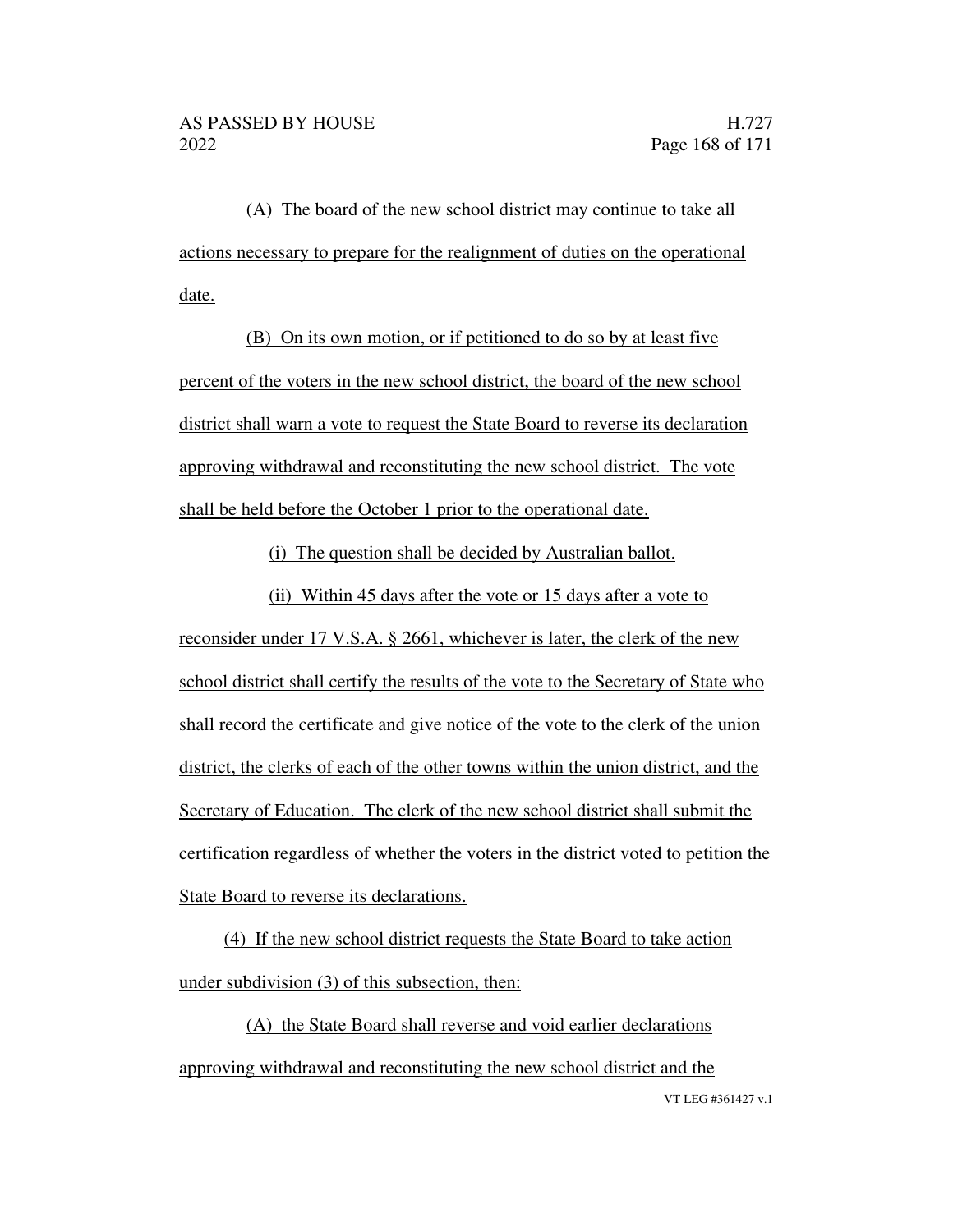(A) The board of the new school district may continue to take all actions necessary to prepare for the realignment of duties on the operational date.

(B) On its own motion, or if petitioned to do so by at least five percent of the voters in the new school district, the board of the new school district shall warn a vote to request the State Board to reverse its declaration approving withdrawal and reconstituting the new school district. The vote shall be held before the October 1 prior to the operational date.

(i) The question shall be decided by Australian ballot.

(ii) Within 45 days after the vote or 15 days after a vote to reconsider under 17 V.S.A. § 2661, whichever is later, the clerk of the new school district shall certify the results of the vote to the Secretary of State who shall record the certificate and give notice of the vote to the clerk of the union district, the clerks of each of the other towns within the union district, and the Secretary of Education. The clerk of the new school district shall submit the certification regardless of whether the voters in the district voted to petition the State Board to reverse its declarations.

(4) If the new school district requests the State Board to take action under subdivision (3) of this subsection, then:

(A) the State Board shall reverse and void earlier declarations approving withdrawal and reconstituting the new school district and the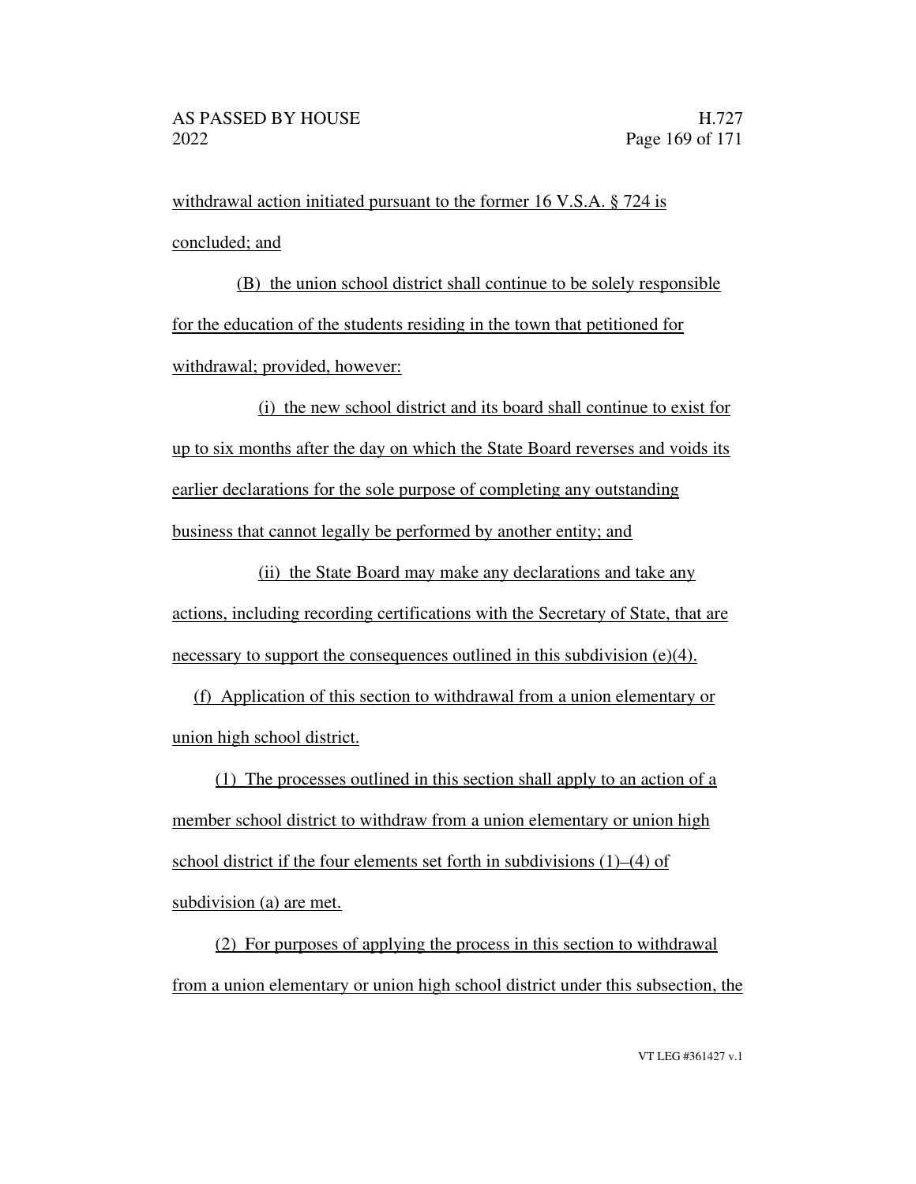withdrawal action initiated pursuant to the former 16 V.S.A. § 724 is concluded; and

(B) the union school district shall continue to be solely responsible for the education of the students residing in the town that petitioned for withdrawal; provided, however:

(i) the new school district and its board shall continue to exist for up to six months after the day on which the State Board reverses and voids its earlier declarations for the sole purpose of completing any outstanding business that cannot legally be performed by another entity; and

(ii) the State Board may make any declarations and take any actions, including recording certifications with the Secretary of State, that are necessary to support the consequences outlined in this subdivision (e)(4).

(f) Application of this section to withdrawal from a union elementary or union high school district.

(1) The processes outlined in this section shall apply to an action of a member school district to withdraw from a union elementary or union high school district if the four elements set forth in subdivisions (1)–(4) of subdivision (a) are met.

(2) For purposes of applying the process in this section to withdrawal from a union elementary or union high school district under this subsection, the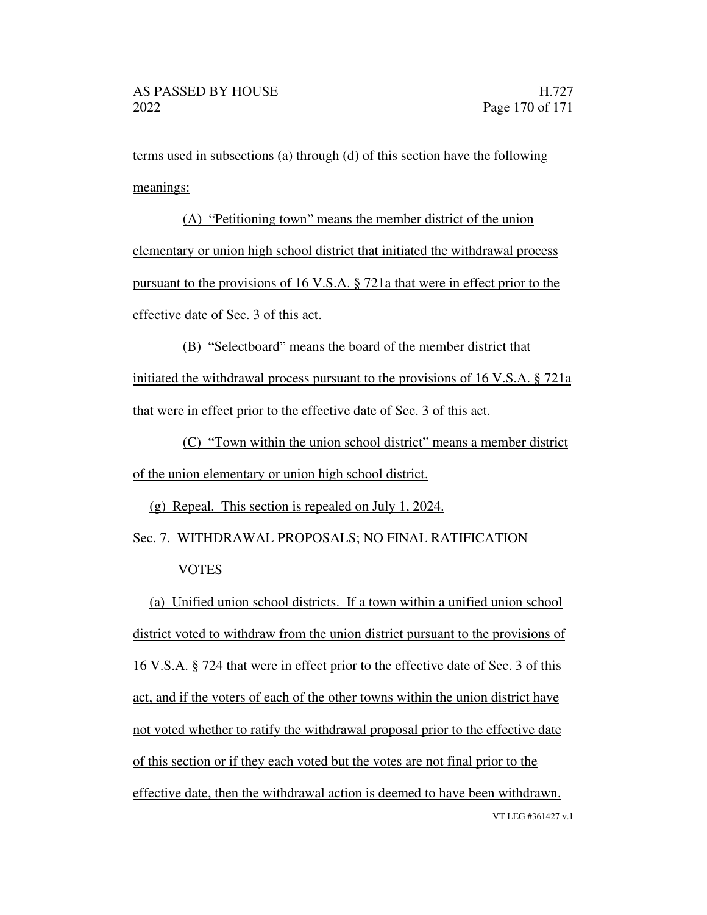terms used in subsections (a) through (d) of this section have the following meanings:

(A) "Petitioning town" means the member district of the union elementary or union high school district that initiated the withdrawal process pursuant to the provisions of 16 V.S.A. § 721a that were in effect prior to the effective date of Sec. 3 of this act.

(B) "Selectboard" means the board of the member district that initiated the withdrawal process pursuant to the provisions of 16 V.S.A. § 721a that were in effect prior to the effective date of Sec. 3 of this act.

(C) "Town within the union school district" means a member district of the union elementary or union high school district.

(g) Repeal. This section is repealed on July 1, 2024.

Sec. 7. WITHDRAWAL PROPOSALS; NO FINAL RATIFICATION VOTES

(a) Unified union school districts. If a town within a unified union school district voted to withdraw from the union district pursuant to the provisions of 16 V.S.A. § 724 that were in effect prior to the effective date of Sec. 3 of this act, and if the voters of each of the other towns within the union district have not voted whether to ratify the withdrawal proposal prior to the effective date of this section or if they each voted but the votes are not final prior to the effective date, then the withdrawal action is deemed to have been withdrawn.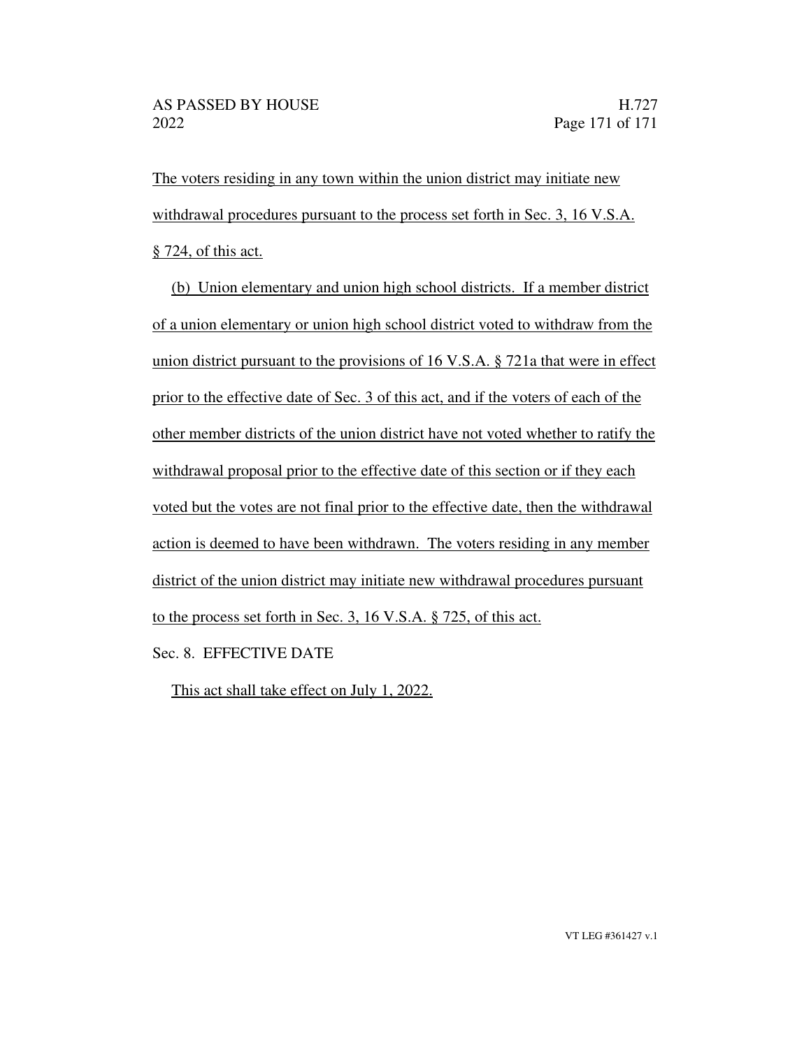The voters residing in any town within the union district may initiate new withdrawal procedures pursuant to the process set forth in Sec. 3, 16 V.S.A. § 724, of this act.

(b) Union elementary and union high school districts. If a member district of a union elementary or union high school district voted to withdraw from the union district pursuant to the provisions of 16 V.S.A. § 721a that were in effect prior to the effective date of Sec. 3 of this act, and if the voters of each of the other member districts of the union district have not voted whether to ratify the withdrawal proposal prior to the effective date of this section or if they each voted but the votes are not final prior to the effective date, then the withdrawal action is deemed to have been withdrawn. The voters residing in any member district of the union district may initiate new withdrawal procedures pursuant to the process set forth in Sec. 3, 16 V.S.A. § 725, of this act.

Sec. 8. EFFECTIVE DATE

This act shall take effect on July 1, 2022.